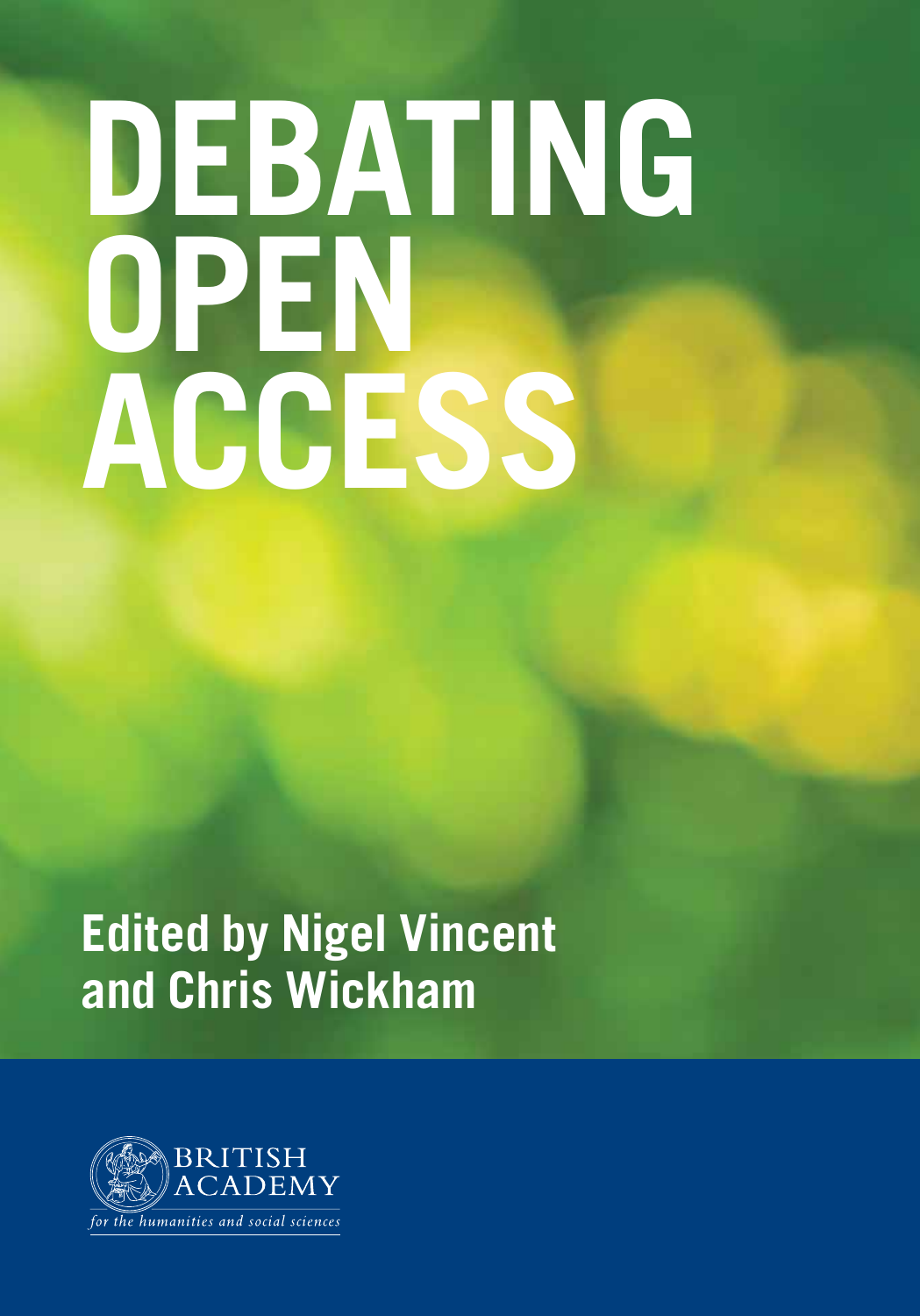# DEBATING OPEN ACCESS

**Edited by Nigel Vincent and Chris Wickham**

BRITISH ACADEMY

*for the humanities and social sciences*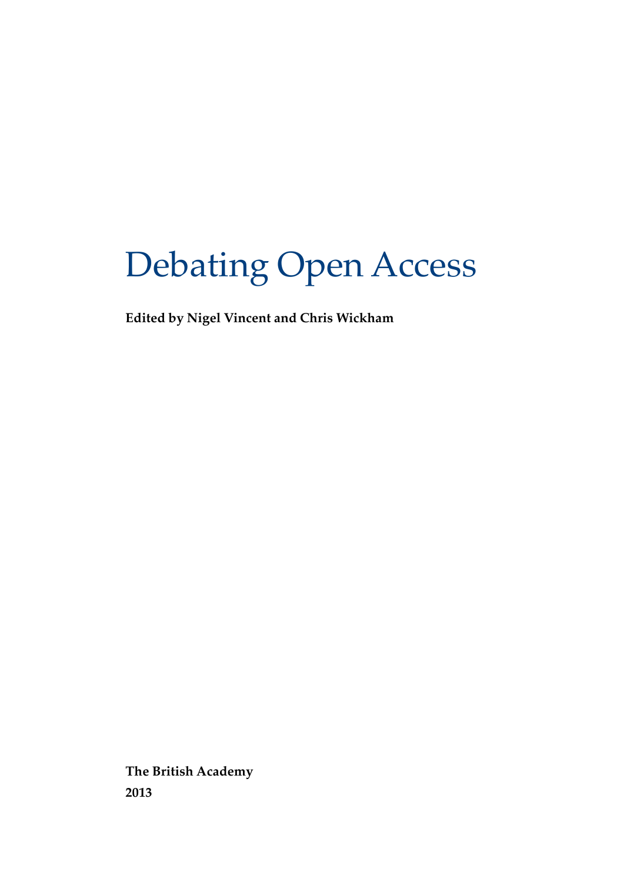# Debating Open Access

**Edited by Nigel Vincent and Chris Wickham**

**The British Academy**
**2013**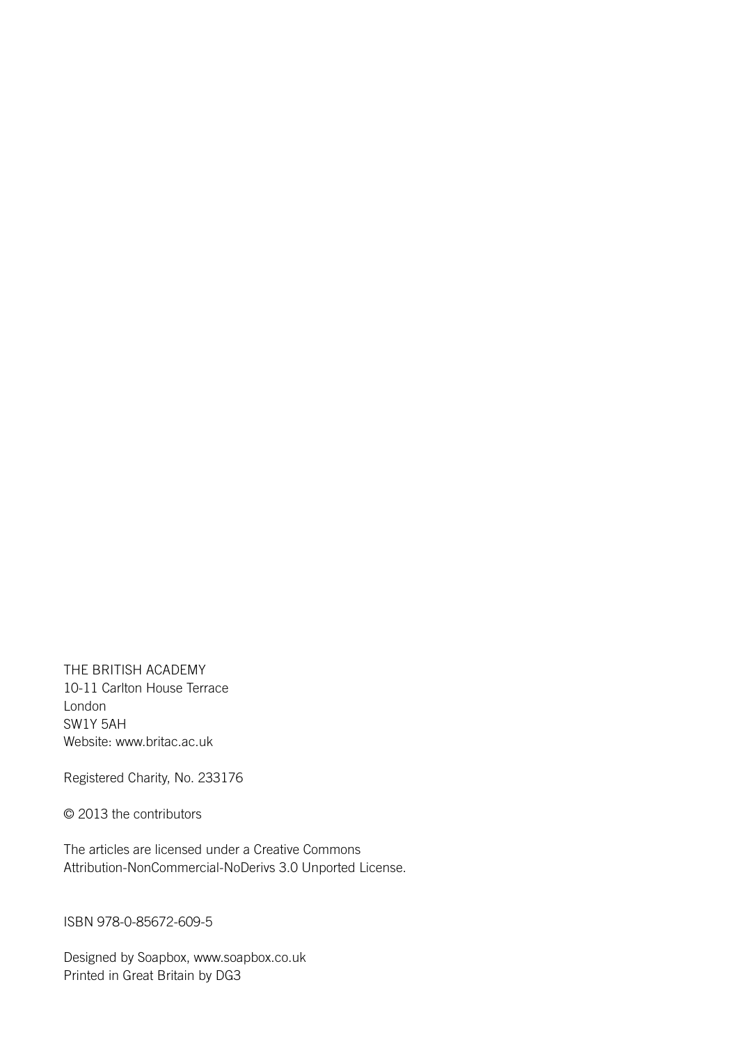THE BRITISH ACADEMY
10-11 Carlton House Terrace
London
SW1Y 5AH
Website: www.britac.ac.uk

Registered Charity, No. 233176

© 2013 the contributors

The articles are licensed under a Creative Commons Attribution-NonCommercial-NoDerivs 3.0 Unported License.

ISBN 978-0-85672-609-5

Designed by Soapbox, www.soapbox.co.uk
Printed in Great Britain by DG3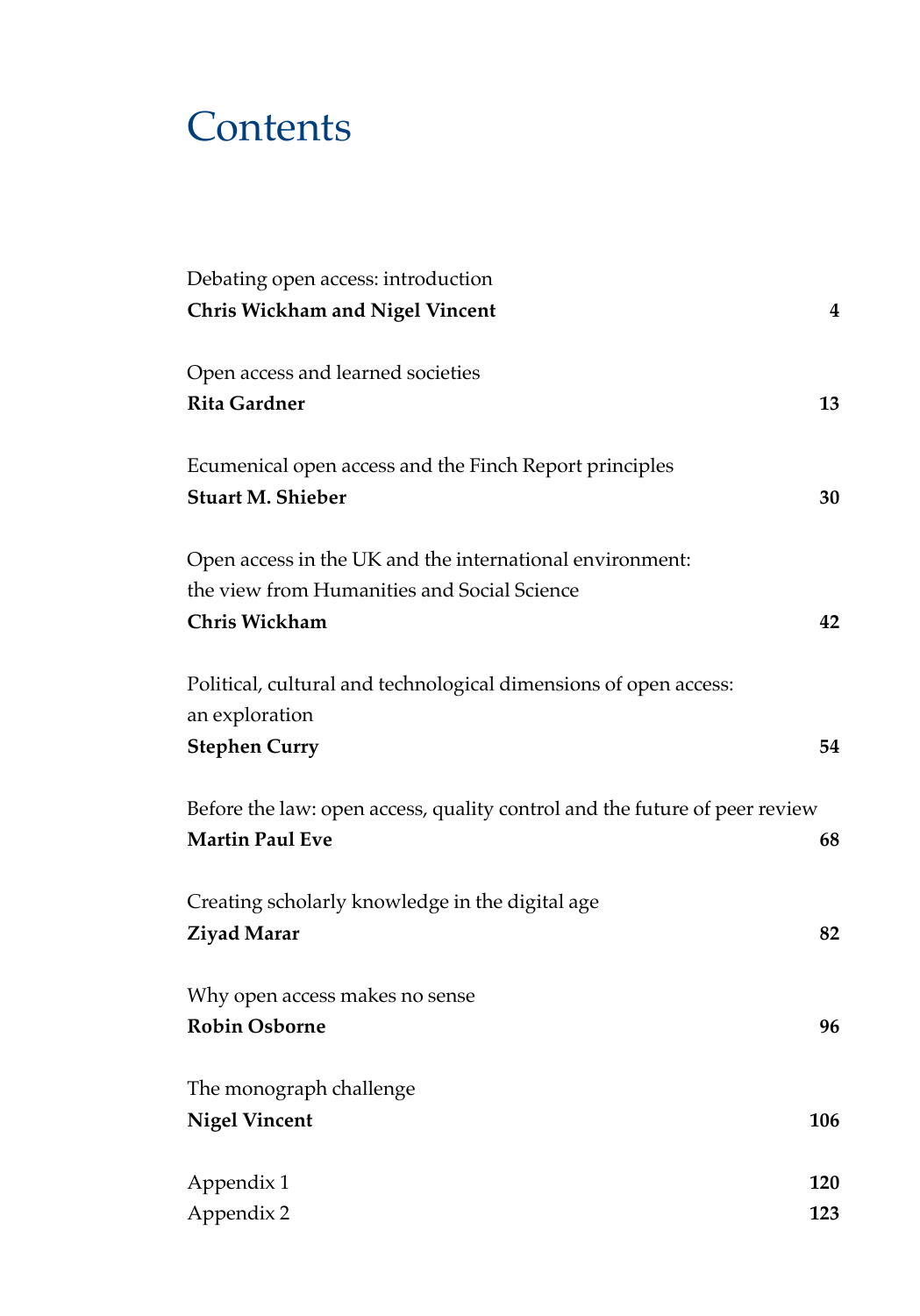# Contents

Debating open access: introduction
**Chris Wickham and Nigel Vincent** **4**

Open access and learned societies
**Rita Gardner** **13**

Ecumenical open access and the Finch Report principles
**Stuart M. Shieber** **30**

Open access in the UK and the international environment:
the view from Humanities and Social Science
**Chris Wickham** **42**

Political, cultural and technological dimensions of open access:
an exploration
**Stephen Curry** **54**

Before the law: open access, quality control and the future of peer review
**Martin Paul Eve** **68**

Creating scholarly knowledge in the digital age
**Ziyad Marar** **82**

Why open access makes no sense
**Robin Osborne** **96**

The monograph challenge
**Nigel Vincent** **106**

Appendix 1 **120**
Appendix 2 **123**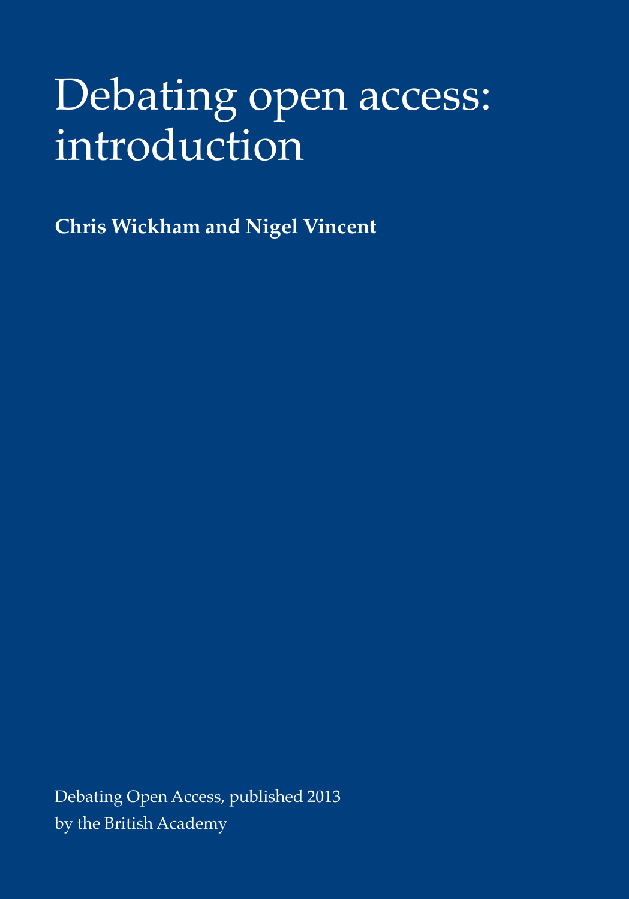# Debating open access: introduction

**Chris Wickham and Nigel Vincent**

Debating Open Access, published 2013
by the British Academy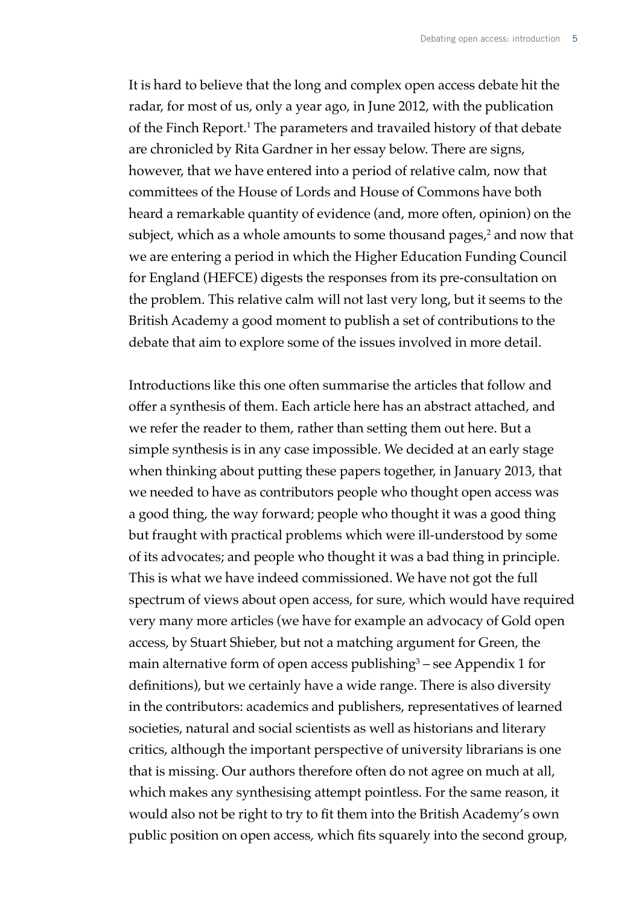It is hard to believe that the long and complex open access debate hit the radar, for most of us, only a year ago, in June 2012, with the publication of the Finch Report.[1] The parameters and travailed history of that debate are chronicled by Rita Gardner in her essay below. There are signs, however, that we have entered into a period of relative calm, now that committees of the House of Lords and House of Commons have both heard a remarkable quantity of evidence (and, more often, opinion) on the subject, which as a whole amounts to some thousand pages,[2] and now that we are entering a period in which the Higher Education Funding Council for England (HEFCE) digests the responses from its pre-consultation on the problem. This relative calm will not last very long, but it seems to the British Academy a good moment to publish a set of contributions to the debate that aim to explore some of the issues involved in more detail.

Introductions like this one often summarise the articles that follow and offer a synthesis of them. Each article here has an abstract attached, and we refer the reader to them, rather than setting them out here. But a simple synthesis is in any case impossible. We decided at an early stage when thinking about putting these papers together, in January 2013, that we needed to have as contributors people who thought open access was a good thing, the way forward; people who thought it was a good thing but fraught with practical problems which were ill-understood by some of its advocates; and people who thought it was a bad thing in principle. This is what we have indeed commissioned. We have not got the full spectrum of views about open access, for sure, which would have required very many more articles (we have for example an advocacy of Gold open access, by Stuart Shieber, but not a matching argument for Green, the main alternative form of open access publishing[3] – see Appendix 1 for definitions), but we certainly have a wide range. There is also diversity in the contributors: academics and publishers, representatives of learned societies, natural and social scientists as well as historians and literary critics, although the important perspective of university librarians is one that is missing. Our authors therefore often do not agree on much at all, which makes any synthesising attempt pointless. For the same reason, it would also not be right to try to fit them into the British Academy's own public position on open access, which fits squarely into the second group,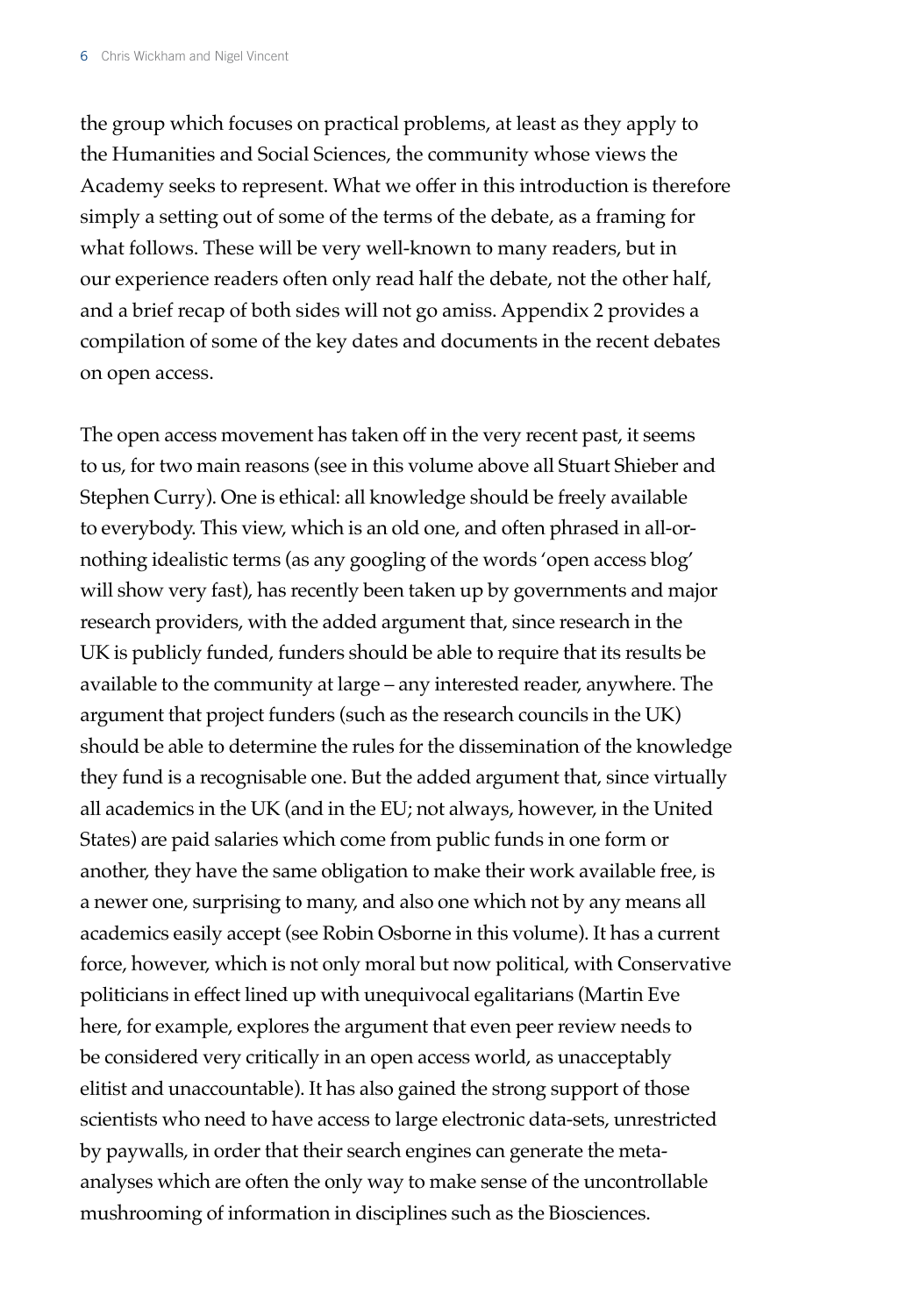the group which focuses on practical problems, at least as they apply to the Humanities and Social Sciences, the community whose views the Academy seeks to represent. What we offer in this introduction is therefore simply a setting out of some of the terms of the debate, as a framing for what follows. These will be very well-known to many readers, but in our experience readers often only read half the debate, not the other half, and a brief recap of both sides will not go amiss. Appendix 2 provides a compilation of some of the key dates and documents in the recent debates on open access.

The open access movement has taken off in the very recent past, it seems to us, for two main reasons (see in this volume above all Stuart Shieber and Stephen Curry). One is ethical: all knowledge should be freely available to everybody. This view, which is an old one, and often phrased in all-or-nothing idealistic terms (as any googling of the words 'open access blog' will show very fast), has recently been taken up by governments and major research providers, with the added argument that, since research in the UK is publicly funded, funders should be able to require that its results be available to the community at large – any interested reader, anywhere. The argument that project funders (such as the research councils in the UK) should be able to determine the rules for the dissemination of the knowledge they fund is a recognisable one. But the added argument that, since virtually all academics in the UK (and in the EU; not always, however, in the United States) are paid salaries which come from public funds in one form or another, they have the same obligation to make their work available free, is a newer one, surprising to many, and also one which not by any means all academics easily accept (see Robin Osborne in this volume). It has a current force, however, which is not only moral but now political, with Conservative politicians in effect lined up with unequivocal egalitarians (Martin Eve here, for example, explores the argument that even peer review needs to be considered very critically in an open access world, as unacceptably elitist and unaccountable). It has also gained the strong support of those scientists who need to have access to large electronic data-sets, unrestricted by paywalls, in order that their search engines can generate the meta-analyses which are often the only way to make sense of the uncontrollable mushrooming of information in disciplines such as the Biosciences.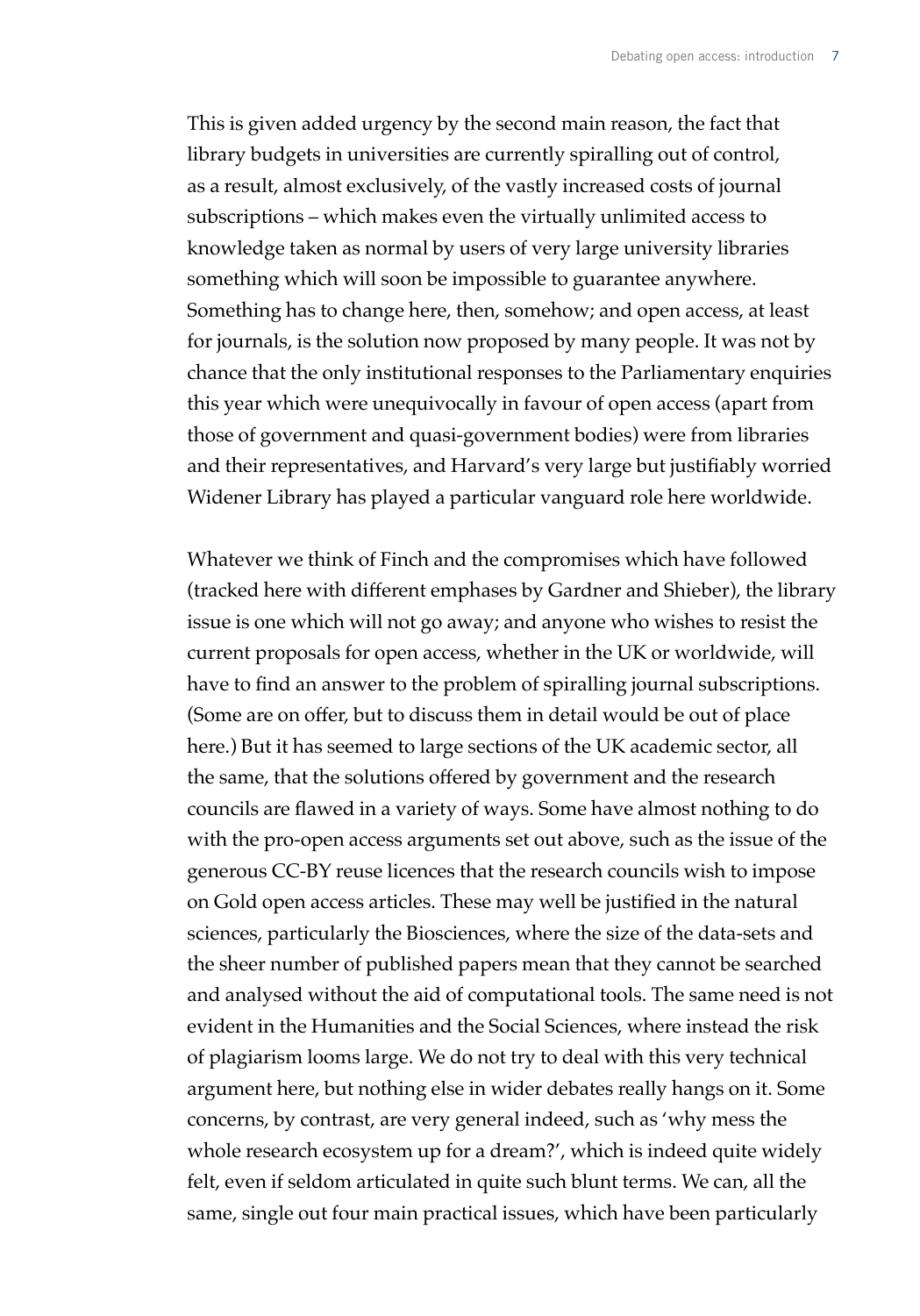This is given added urgency by the second main reason, the fact that library budgets in universities are currently spiralling out of control, as a result, almost exclusively, of the vastly increased costs of journal subscriptions – which makes even the virtually unlimited access to knowledge taken as normal by users of very large university libraries something which will soon be impossible to guarantee anywhere. Something has to change here, then, somehow; and open access, at least for journals, is the solution now proposed by many people. It was not by chance that the only institutional responses to the Parliamentary enquiries this year which were unequivocally in favour of open access (apart from those of government and quasi-government bodies) were from libraries and their representatives, and Harvard's very large but justifiably worried Widener Library has played a particular vanguard role here worldwide.

Whatever we think of Finch and the compromises which have followed (tracked here with different emphases by Gardner and Shieber), the library issue is one which will not go away; and anyone who wishes to resist the current proposals for open access, whether in the UK or worldwide, will have to find an answer to the problem of spiralling journal subscriptions. (Some are on offer, but to discuss them in detail would be out of place here.) But it has seemed to large sections of the UK academic sector, all the same, that the solutions offered by government and the research councils are flawed in a variety of ways. Some have almost nothing to do with the pro-open access arguments set out above, such as the issue of the generous CC-BY reuse licences that the research councils wish to impose on Gold open access articles. These may well be justified in the natural sciences, particularly the Biosciences, where the size of the data-sets and the sheer number of published papers mean that they cannot be searched and analysed without the aid of computational tools. The same need is not evident in the Humanities and the Social Sciences, where instead the risk of plagiarism looms large. We do not try to deal with this very technical argument here, but nothing else in wider debates really hangs on it. Some concerns, by contrast, are very general indeed, such as 'why mess the whole research ecosystem up for a dream?', which is indeed quite widely felt, even if seldom articulated in quite such blunt terms. We can, all the same, single out four main practical issues, which have been particularly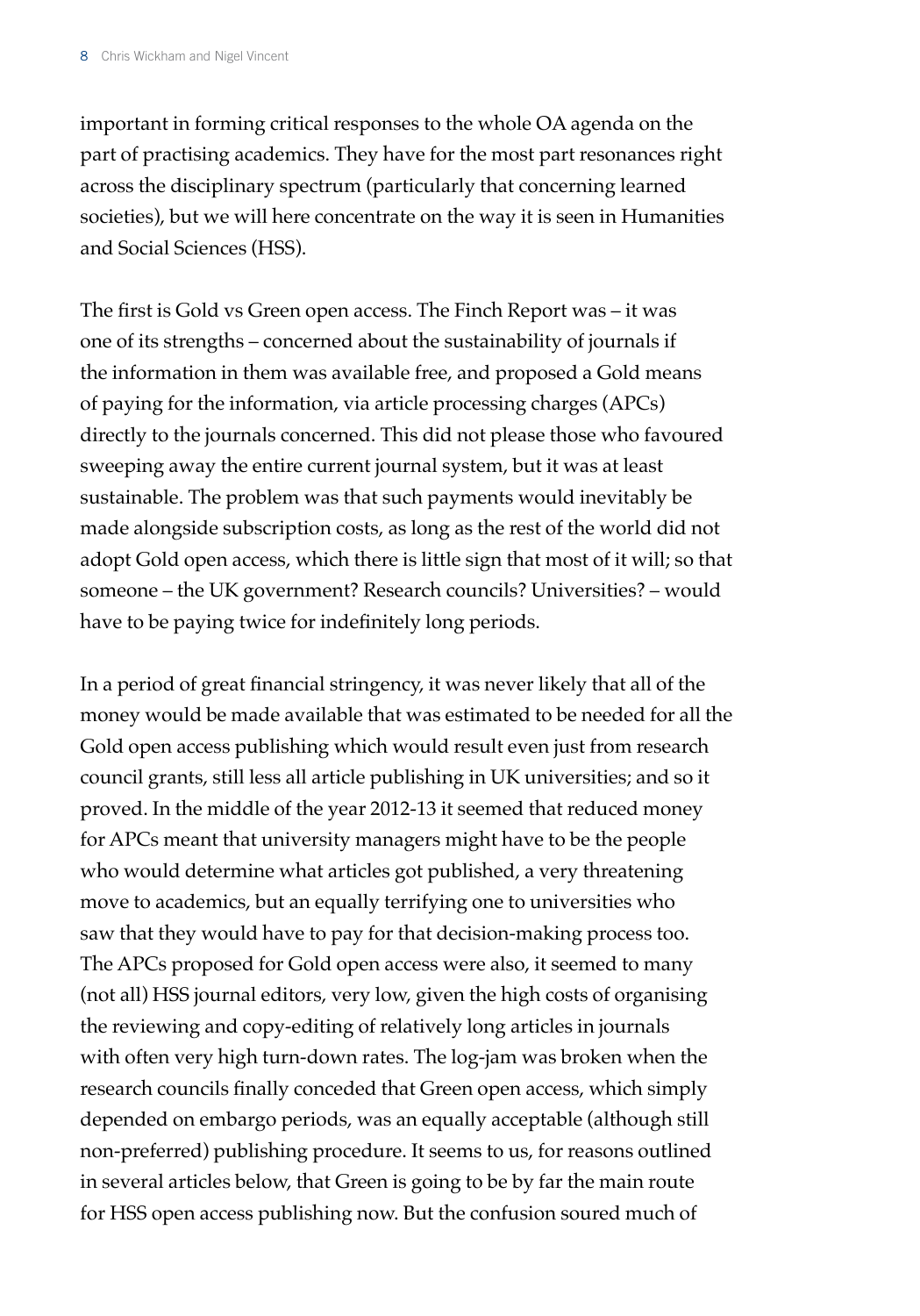important in forming critical responses to the whole OA agenda on the part of practising academics. They have for the most part resonances right across the disciplinary spectrum (particularly that concerning learned societies), but we will here concentrate on the way it is seen in Humanities and Social Sciences (HSS).

The first is Gold vs Green open access. The Finch Report was – it was one of its strengths – concerned about the sustainability of journals if the information in them was available free, and proposed a Gold means of paying for the information, via article processing charges (APCs) directly to the journals concerned. This did not please those who favoured sweeping away the entire current journal system, but it was at least sustainable. The problem was that such payments would inevitably be made alongside subscription costs, as long as the rest of the world did not adopt Gold open access, which there is little sign that most of it will; so that someone – the UK government? Research councils? Universities? – would have to be paying twice for indefinitely long periods.

In a period of great financial stringency, it was never likely that all of the money would be made available that was estimated to be needed for all the Gold open access publishing which would result even just from research council grants, still less all article publishing in UK universities; and so it proved. In the middle of the year 2012-13 it seemed that reduced money for APCs meant that university managers might have to be the people who would determine what articles got published, a very threatening move to academics, but an equally terrifying one to universities who saw that they would have to pay for that decision-making process too. The APCs proposed for Gold open access were also, it seemed to many (not all) HSS journal editors, very low, given the high costs of organising the reviewing and copy-editing of relatively long articles in journals with often very high turn-down rates. The log-jam was broken when the research councils finally conceded that Green open access, which simply depended on embargo periods, was an equally acceptable (although still non-preferred) publishing procedure. It seems to us, for reasons outlined in several articles below, that Green is going to be by far the main route for HSS open access publishing now. But the confusion soured much of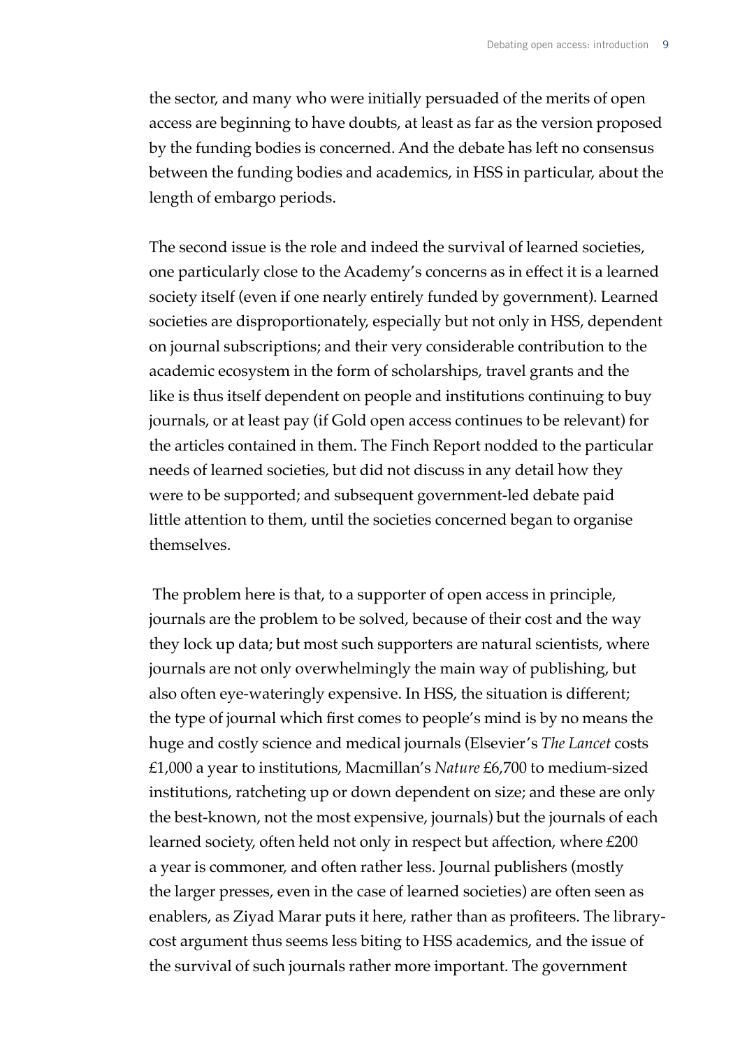the sector, and many who were initially persuaded of the merits of open access are beginning to have doubts, at least as far as the version proposed by the funding bodies is concerned. And the debate has left no consensus between the funding bodies and academics, in HSS in particular, about the length of embargo periods.

The second issue is the role and indeed the survival of learned societies, one particularly close to the Academy's concerns as in effect it is a learned society itself (even if one nearly entirely funded by government). Learned societies are disproportionately, especially but not only in HSS, dependent on journal subscriptions; and their very considerable contribution to the academic ecosystem in the form of scholarships, travel grants and the like is thus itself dependent on people and institutions continuing to buy journals, or at least pay (if Gold open access continues to be relevant) for the articles contained in them. The Finch Report nodded to the particular needs of learned societies, but did not discuss in any detail how they were to be supported; and subsequent government-led debate paid little attention to them, until the societies concerned began to organise themselves.

The problem here is that, to a supporter of open access in principle, journals are the problem to be solved, because of their cost and the way they lock up data; but most such supporters are natural scientists, where journals are not only overwhelmingly the main way of publishing, but also often eye-wateringly expensive. In HSS, the situation is different; the type of journal which first comes to people's mind is by no means the huge and costly science and medical journals (Elsevier's *The Lancet* costs £1,000 a year to institutions, Macmillan's *Nature* £6,700 to medium-sized institutions, ratcheting up or down dependent on size; and these are only the best-known, not the most expensive, journals) but the journals of each learned society, often held not only in respect but affection, where £200 a year is commoner, and often rather less. Journal publishers (mostly the larger presses, even in the case of learned societies) are often seen as enablers, as Ziyad Marar puts it here, rather than as profiteers. The library-cost argument thus seems less biting to HSS academics, and the issue of the survival of such journals rather more important. The government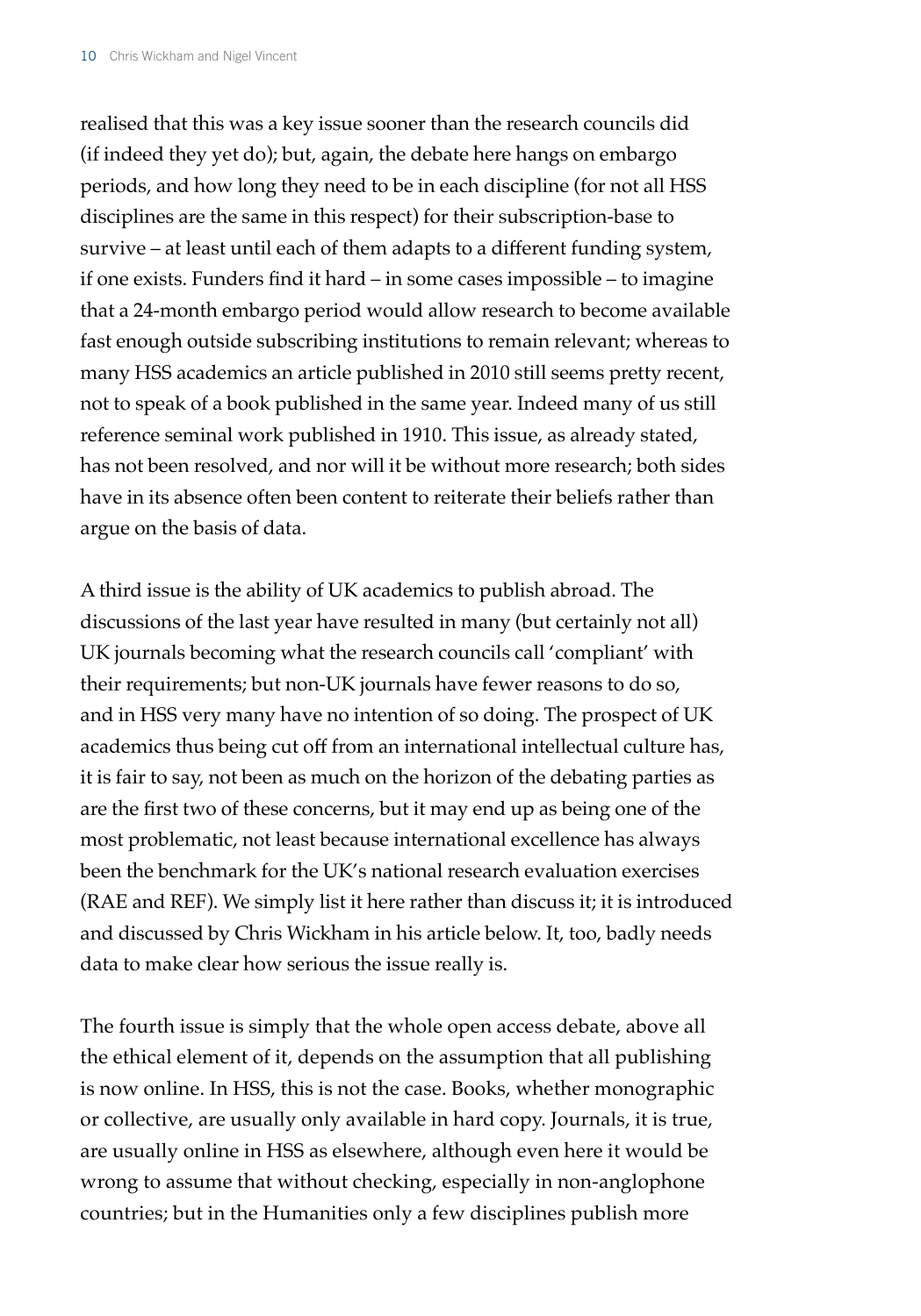realised that this was a key issue sooner than the research councils did (if indeed they yet do); but, again, the debate here hangs on embargo periods, and how long they need to be in each discipline (for not all HSS disciplines are the same in this respect) for their subscription-base to survive – at least until each of them adapts to a different funding system, if one exists. Funders find it hard – in some cases impossible – to imagine that a 24-month embargo period would allow research to become available fast enough outside subscribing institutions to remain relevant; whereas to many HSS academics an article published in 2010 still seems pretty recent, not to speak of a book published in the same year. Indeed many of us still reference seminal work published in 1910. This issue, as already stated, has not been resolved, and nor will it be without more research; both sides have in its absence often been content to reiterate their beliefs rather than argue on the basis of data.

A third issue is the ability of UK academics to publish abroad. The discussions of the last year have resulted in many (but certainly not all) UK journals becoming what the research councils call 'compliant' with their requirements; but non-UK journals have fewer reasons to do so, and in HSS very many have no intention of so doing. The prospect of UK academics thus being cut off from an international intellectual culture has, it is fair to say, not been as much on the horizon of the debating parties as are the first two of these concerns, but it may end up as being one of the most problematic, not least because international excellence has always been the benchmark for the UK's national research evaluation exercises (RAE and REF). We simply list it here rather than discuss it; it is introduced and discussed by Chris Wickham in his article below. It, too, badly needs data to make clear how serious the issue really is.

The fourth issue is simply that the whole open access debate, above all the ethical element of it, depends on the assumption that all publishing is now online. In HSS, this is not the case. Books, whether monographic or collective, are usually only available in hard copy. Journals, it is true, are usually online in HSS as elsewhere, although even here it would be wrong to assume that without checking, especially in non-anglophone countries; but in the Humanities only a few disciplines publish more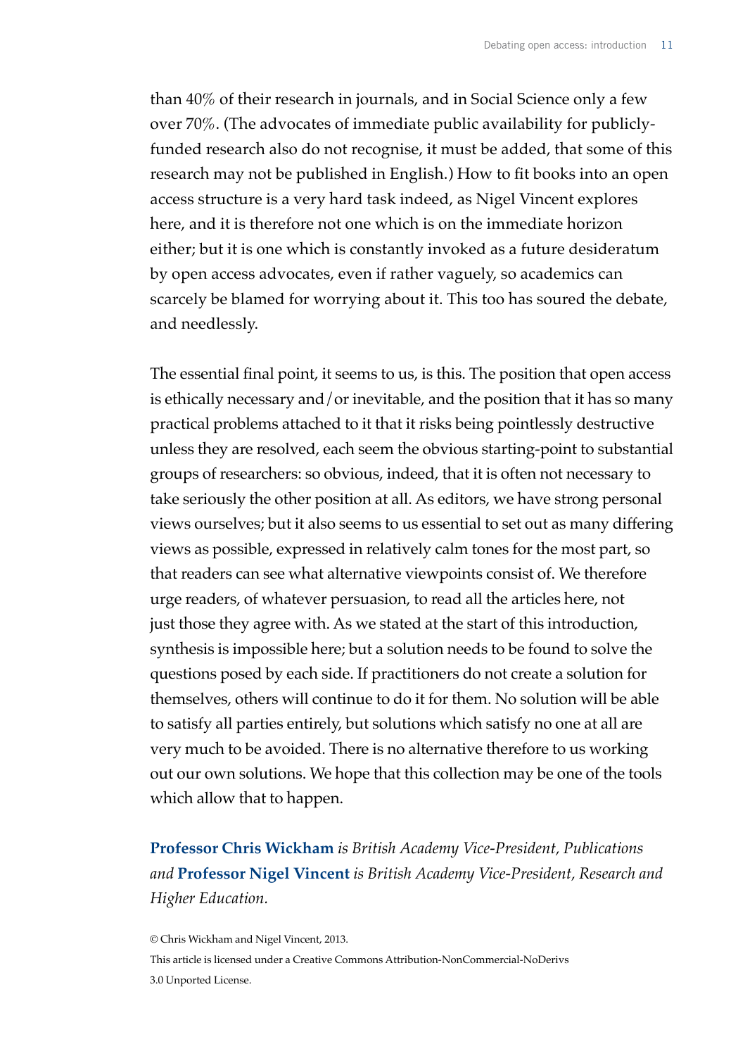than 40% of their research in journals, and in Social Science only a few over 70%. (The advocates of immediate public availability for publicly-funded research also do not recognise, it must be added, that some of this research may not be published in English.) How to fit books into an open access structure is a very hard task indeed, as Nigel Vincent explores here, and it is therefore not one which is on the immediate horizon either; but it is one which is constantly invoked as a future desideratum by open access advocates, even if rather vaguely, so academics can scarcely be blamed for worrying about it. This too has soured the debate, and needlessly.

The essential final point, it seems to us, is this. The position that open access is ethically necessary and/or inevitable, and the position that it has so many practical problems attached to it that it risks being pointlessly destructive unless they are resolved, each seem the obvious starting-point to substantial groups of researchers: so obvious, indeed, that it is often not necessary to take seriously the other position at all. As editors, we have strong personal views ourselves; but it also seems to us essential to set out as many differing views as possible, expressed in relatively calm tones for the most part, so that readers can see what alternative viewpoints consist of. We therefore urge readers, of whatever persuasion, to read all the articles here, not just those they agree with. As we stated at the start of this introduction, synthesis is impossible here; but a solution needs to be found to solve the questions posed by each side. If practitioners do not create a solution for themselves, others will continue to do it for them. No solution will be able to satisfy all parties entirely, but solutions which satisfy no one at all are very much to be avoided. There is no alternative therefore to us working out our own solutions. We hope that this collection may be one of the tools which allow that to happen.

**Professor Chris Wickham** *is British Academy Vice-President, Publications and* **Professor Nigel Vincent** *is British Academy Vice-President, Research and Higher Education.*

© Chris Wickham and Nigel Vincent, 2013.

This article is licensed under a Creative Commons Attribution-NonCommercial-NoDerivs 3.0 Unported License.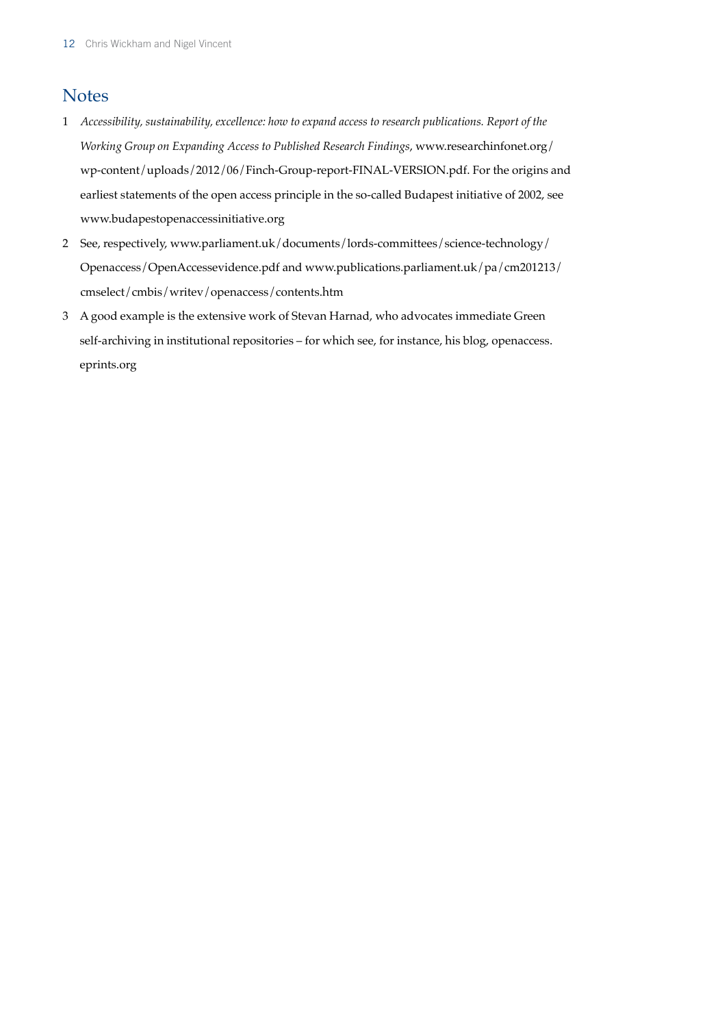## Notes

1. *Accessibility, sustainability, excellence: how to expand access to research publications. Report of the Working Group on Expanding Access to Published Research Findings*, www.researchinfonet.org/wp-content/uploads/2012/06/Finch-Group-report-FINAL-VERSION.pdf. For the origins and earliest statements of the open access principle in the so-called Budapest initiative of 2002, see www.budapestopenaccessinitiative.org
2. See, respectively, www.parliament.uk/documents/lords-committees/science-technology/Openaccess/OpenAccessevidence.pdf and www.publications.parliament.uk/pa/cm201213/cmselect/cmbis/writev/openaccess/contents.htm
3. A good example is the extensive work of Stevan Harnad, who advocates immediate Green self-archiving in institutional repositories – for which see, for instance, his blog, openaccess.eprints.org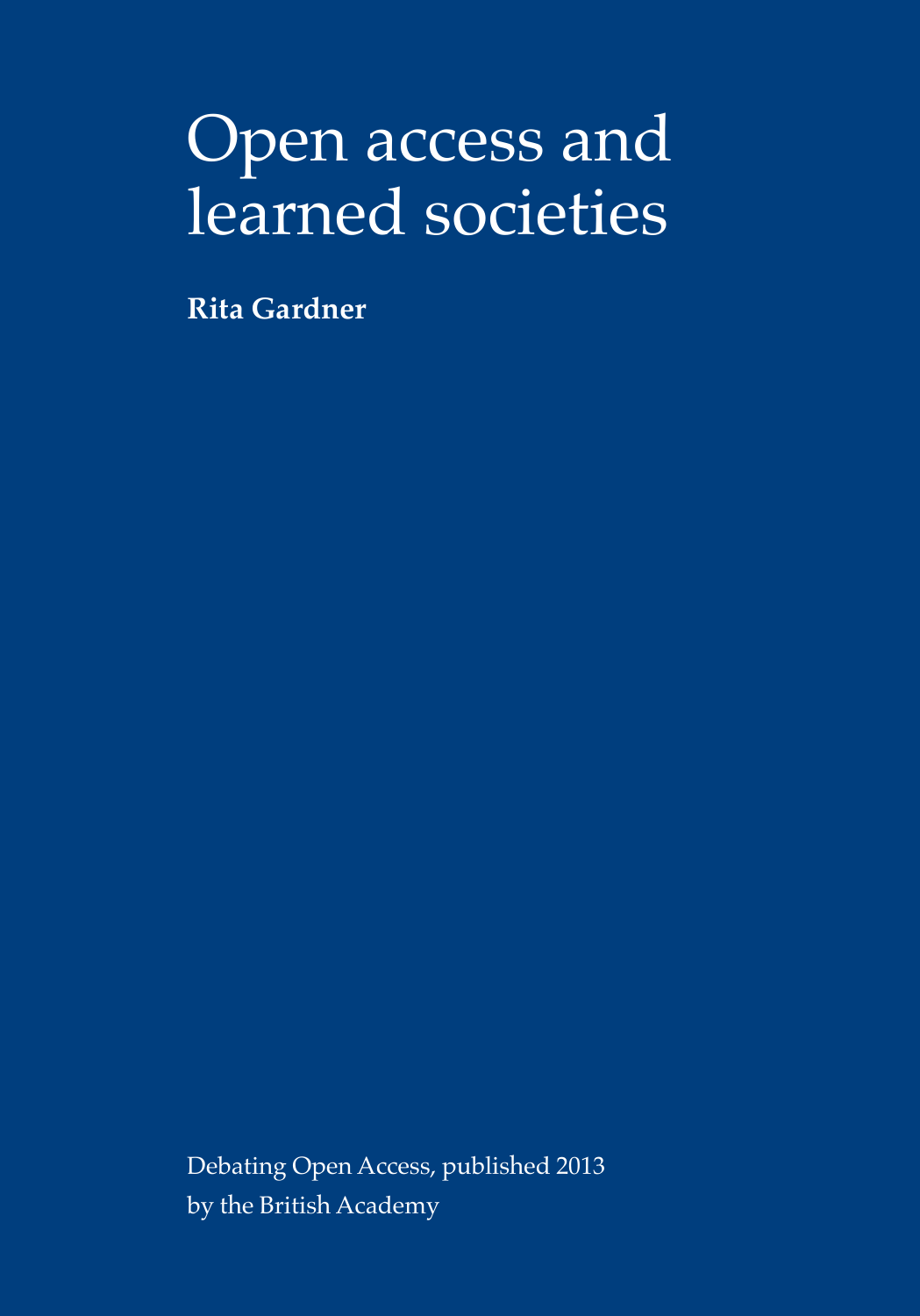# Open access and learned societies

**Rita Gardner**

Debating Open Access, published 2013
by the British Academy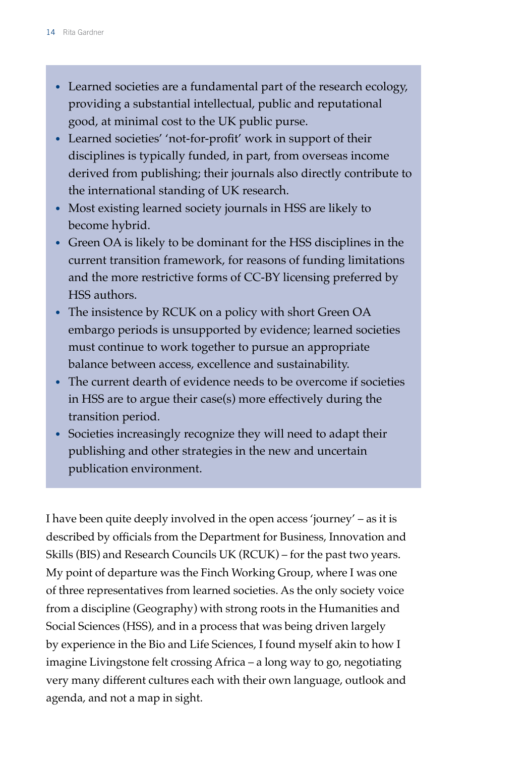- Learned societies are a fundamental part of the research ecology, providing a substantial intellectual, public and reputational good, at minimal cost to the UK public purse.
- Learned societies' 'not-for-profit' work in support of their disciplines is typically funded, in part, from overseas income derived from publishing; their journals also directly contribute to the international standing of UK research.
- Most existing learned society journals in HSS are likely to become hybrid.
- Green OA is likely to be dominant for the HSS disciplines in the current transition framework, for reasons of funding limitations and the more restrictive forms of CC-BY licensing preferred by HSS authors.
- The insistence by RCUK on a policy with short Green OA embargo periods is unsupported by evidence; learned societies must continue to work together to pursue an appropriate balance between access, excellence and sustainability.
- The current dearth of evidence needs to be overcome if societies in HSS are to argue their case(s) more effectively during the transition period.
- Societies increasingly recognize they will need to adapt their publishing and other strategies in the new and uncertain publication environment.

I have been quite deeply involved in the open access 'journey' – as it is described by officials from the Department for Business, Innovation and Skills (BIS) and Research Councils UK (RCUK) – for the past two years. My point of departure was the Finch Working Group, where I was one of three representatives from learned societies. As the only society voice from a discipline (Geography) with strong roots in the Humanities and Social Sciences (HSS), and in a process that was being driven largely by experience in the Bio and Life Sciences, I found myself akin to how I imagine Livingstone felt crossing Africa – a long way to go, negotiating very many different cultures each with their own language, outlook and agenda, and not a map in sight.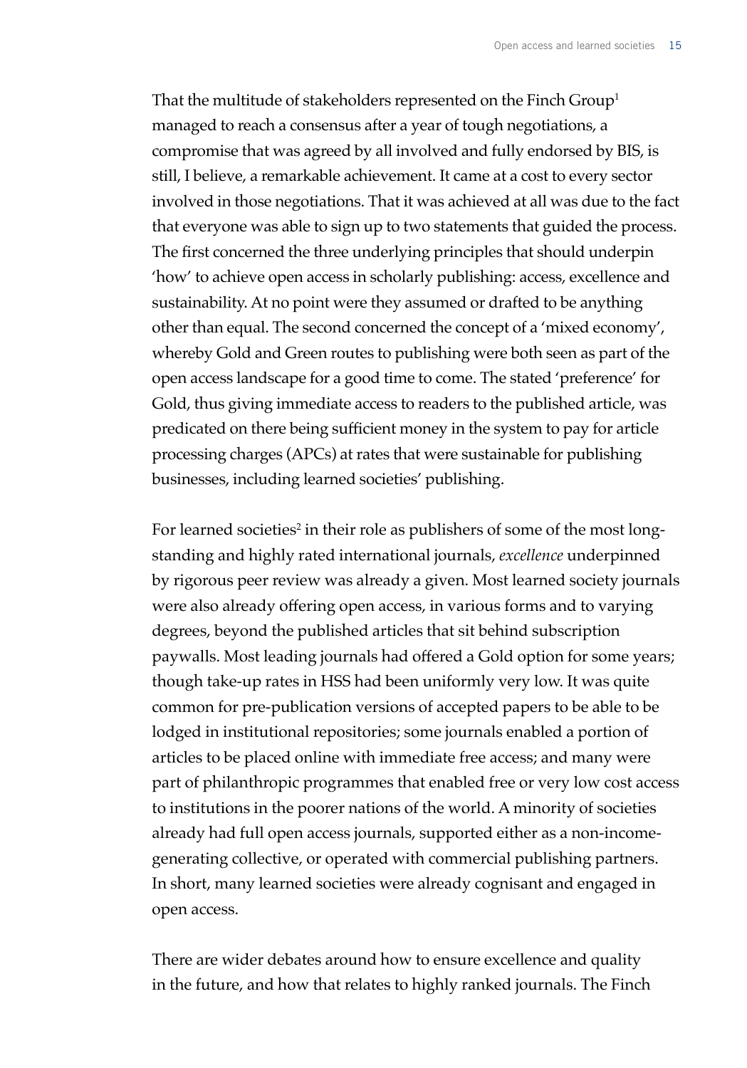That the multitude of stakeholders represented on the Finch Group[1] managed to reach a consensus after a year of tough negotiations, a compromise that was agreed by all involved and fully endorsed by BIS, is still, I believe, a remarkable achievement. It came at a cost to every sector involved in those negotiations. That it was achieved at all was due to the fact that everyone was able to sign up to two statements that guided the process. The first concerned the three underlying principles that should underpin 'how' to achieve open access in scholarly publishing: access, excellence and sustainability. At no point were they assumed or drafted to be anything other than equal. The second concerned the concept of a 'mixed economy', whereby Gold and Green routes to publishing were both seen as part of the open access landscape for a good time to come. The stated 'preference' for Gold, thus giving immediate access to readers to the published article, was predicated on there being sufficient money in the system to pay for article processing charges (APCs) at rates that were sustainable for publishing businesses, including learned societies' publishing.

For learned societies[2] in their role as publishers of some of the most long-standing and highly rated international journals, *excellence* underpinned by rigorous peer review was already a given. Most learned society journals were also already offering open access, in various forms and to varying degrees, beyond the published articles that sit behind subscription paywalls. Most leading journals had offered a Gold option for some years; though take-up rates in HSS had been uniformly very low. It was quite common for pre-publication versions of accepted papers to be able to be lodged in institutional repositories; some journals enabled a portion of articles to be placed online with immediate free access; and many were part of philanthropic programmes that enabled free or very low cost access to institutions in the poorer nations of the world. A minority of societies already had full open access journals, supported either as a non-income-generating collective, or operated with commercial publishing partners. In short, many learned societies were already cognisant and engaged in open access.

There are wider debates around how to ensure excellence and quality in the future, and how that relates to highly ranked journals. The Finch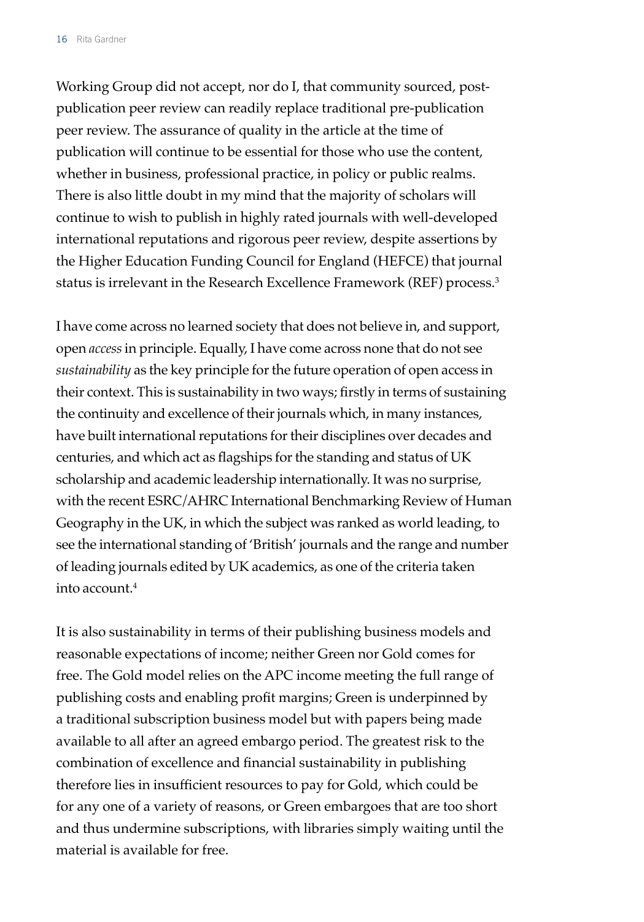Working Group did not accept, nor do I, that community sourced, post-publication peer review can readily replace traditional pre-publication peer review. The assurance of quality in the article at the time of publication will continue to be essential for those who use the content, whether in business, professional practice, in policy or public realms. There is also little doubt in my mind that the majority of scholars will continue to wish to publish in highly rated journals with well-developed international reputations and rigorous peer review, despite assertions by the Higher Education Funding Council for England (HEFCE) that journal status is irrelevant in the Research Excellence Framework (REF) process.[3]

I have come across no learned society that does not believe in, and support, open *access* in principle. Equally, I have come across none that do not see *sustainability* as the key principle for the future operation of open access in their context. This is sustainability in two ways; firstly in terms of sustaining the continuity and excellence of their journals which, in many instances, have built international reputations for their disciplines over decades and centuries, and which act as flagships for the standing and status of UK scholarship and academic leadership internationally. It was no surprise, with the recent ESRC/AHRC International Benchmarking Review of Human Geography in the UK, in which the subject was ranked as world leading, to see the international standing of 'British' journals and the range and number of leading journals edited by UK academics, as one of the criteria taken into account.[4]

It is also sustainability in terms of their publishing business models and reasonable expectations of income; neither Green nor Gold comes for free. The Gold model relies on the APC income meeting the full range of publishing costs and enabling profit margins; Green is underpinned by a traditional subscription business model but with papers being made available to all after an agreed embargo period. The greatest risk to the combination of excellence and financial sustainability in publishing therefore lies in insufficient resources to pay for Gold, which could be for any one of a variety of reasons, or Green embargoes that are too short and thus undermine subscriptions, with libraries simply waiting until the material is available for free.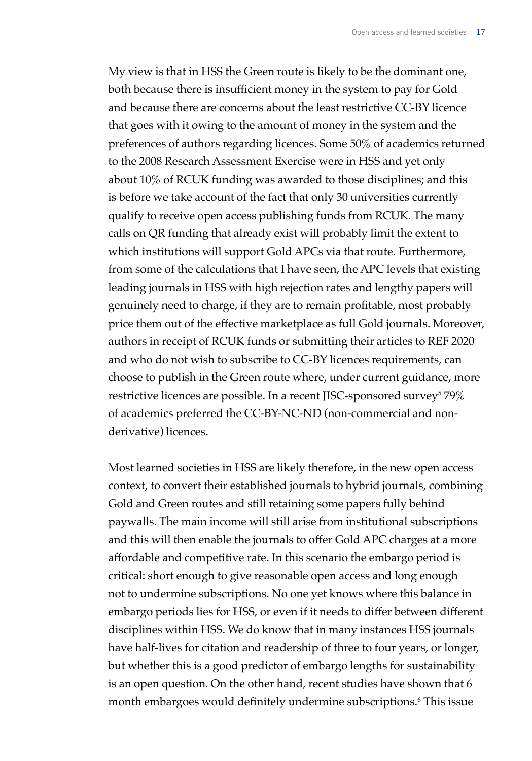My view is that in HSS the Green route is likely to be the dominant one, both because there is insufficient money in the system to pay for Gold and because there are concerns about the least restrictive CC-BY licence that goes with it owing to the amount of money in the system and the preferences of authors regarding licences. Some 50% of academics returned to the 2008 Research Assessment Exercise were in HSS and yet only about 10% of RCUK funding was awarded to those disciplines; and this is before we take account of the fact that only 30 universities currently qualify to receive open access publishing funds from RCUK. The many calls on QR funding that already exist will probably limit the extent to which institutions will support Gold APCs via that route. Furthermore, from some of the calculations that I have seen, the APC levels that existing leading journals in HSS with high rejection rates and lengthy papers will genuinely need to charge, if they are to remain profitable, most probably price them out of the effective marketplace as full Gold journals. Moreover, authors in receipt of RCUK funds or submitting their articles to REF 2020 and who do not wish to subscribe to CC-BY licences requirements, can choose to publish in the Green route where, under current guidance, more restrictive licences are possible. In a recent JISC-sponsored survey[5] 79% of academics preferred the CC-BY-NC-ND (non-commercial and non-derivative) licences.

Most learned societies in HSS are likely therefore, in the new open access context, to convert their established journals to hybrid journals, combining Gold and Green routes and still retaining some papers fully behind paywalls. The main income will still arise from institutional subscriptions and this will then enable the journals to offer Gold APC charges at a more affordable and competitive rate. In this scenario the embargo period is critical: short enough to give reasonable open access and long enough not to undermine subscriptions. No one yet knows where this balance in embargo periods lies for HSS, or even if it needs to differ between different disciplines within HSS. We do know that in many instances HSS journals have half-lives for citation and readership of three to four years, or longer, but whether this is a good predictor of embargo lengths for sustainability is an open question. On the other hand, recent studies have shown that 6 month embargoes would definitely undermine subscriptions.[6] This issue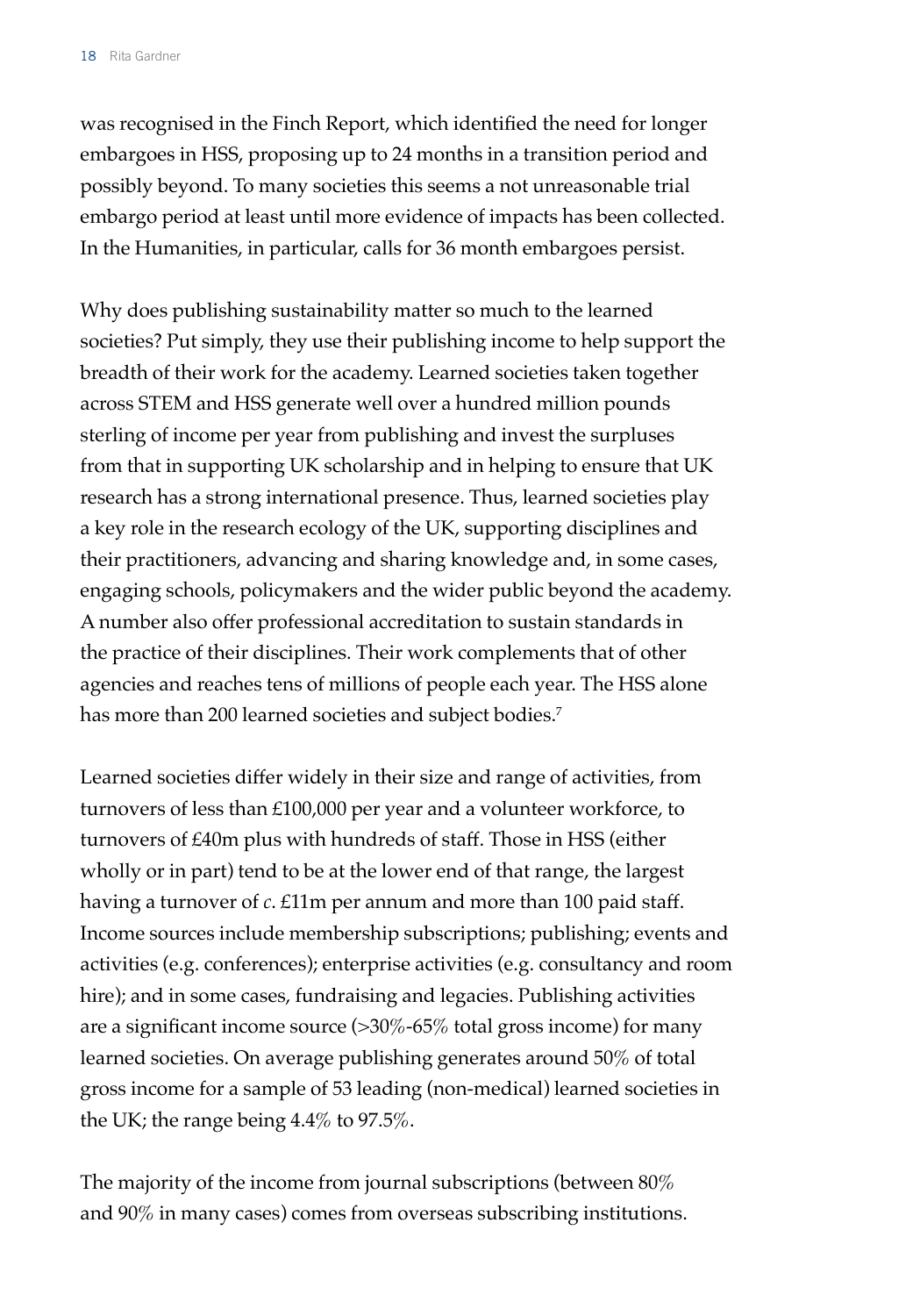was recognised in the Finch Report, which identified the need for longer embargoes in HSS, proposing up to 24 months in a transition period and possibly beyond. To many societies this seems a not unreasonable trial embargo period at least until more evidence of impacts has been collected. In the Humanities, in particular, calls for 36 month embargoes persist.

Why does publishing sustainability matter so much to the learned societies? Put simply, they use their publishing income to help support the breadth of their work for the academy. Learned societies taken together across STEM and HSS generate well over a hundred million pounds sterling of income per year from publishing and invest the surpluses from that in supporting UK scholarship and in helping to ensure that UK research has a strong international presence. Thus, learned societies play a key role in the research ecology of the UK, supporting disciplines and their practitioners, advancing and sharing knowledge and, in some cases, engaging schools, policymakers and the wider public beyond the academy. A number also offer professional accreditation to sustain standards in the practice of their disciplines. Their work complements that of other agencies and reaches tens of millions of people each year. The HSS alone has more than 200 learned societies and subject bodies.[7]

Learned societies differ widely in their size and range of activities, from turnovers of less than £100,000 per year and a volunteer workforce, to turnovers of £40m plus with hundreds of staff. Those in HSS (either wholly or in part) tend to be at the lower end of that range, the largest having a turnover of *c*. £11m per annum and more than 100 paid staff. Income sources include membership subscriptions; publishing; events and activities (e.g. conferences); enterprise activities (e.g. consultancy and room hire); and in some cases, fundraising and legacies. Publishing activities are a significant income source (>30%-65% total gross income) for many learned societies. On average publishing generates around 50% of total gross income for a sample of 53 leading (non-medical) learned societies in the UK; the range being 4.4% to 97.5%.

The majority of the income from journal subscriptions (between 80% and 90% in many cases) comes from overseas subscribing institutions.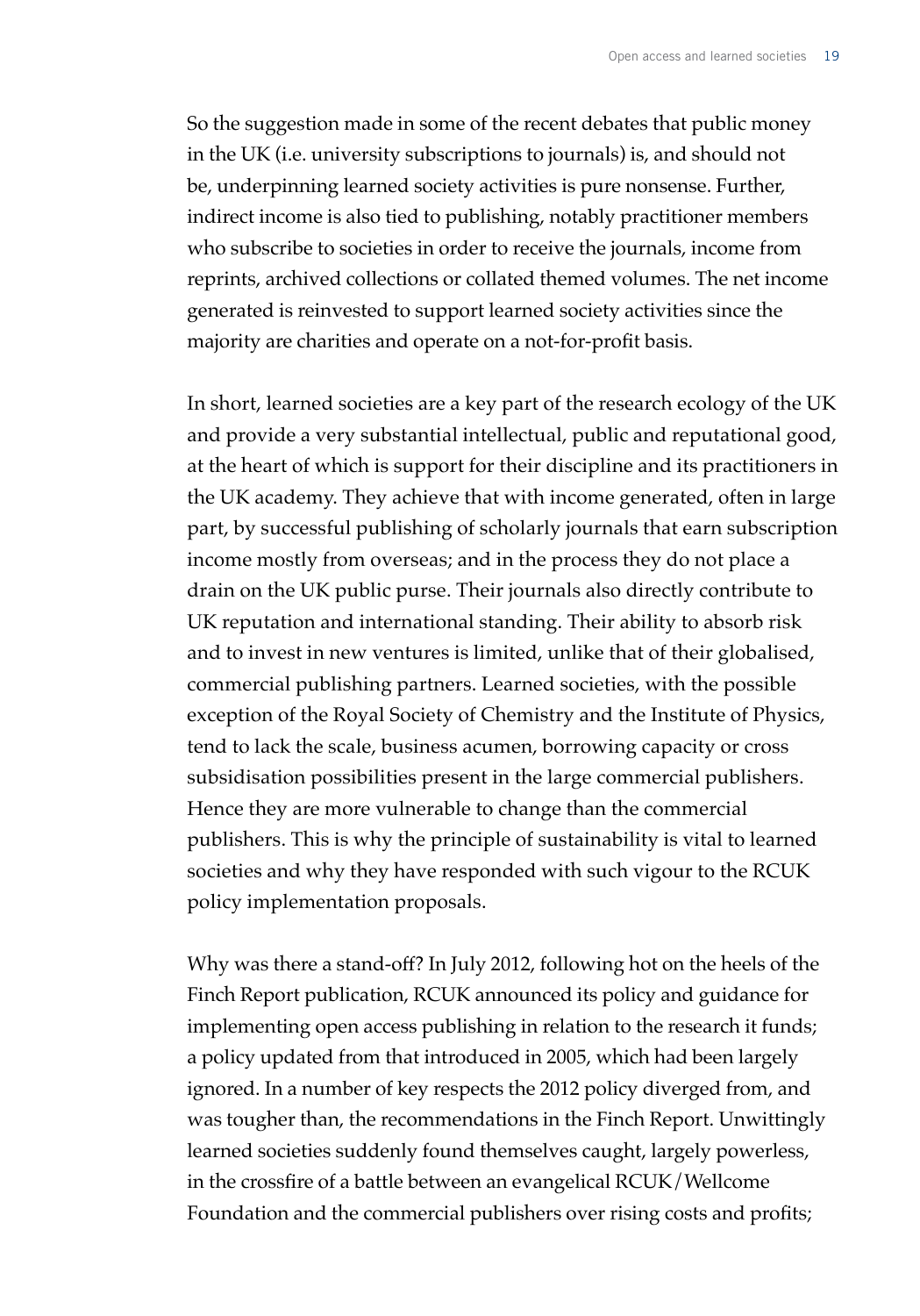So the suggestion made in some of the recent debates that public money in the UK (i.e. university subscriptions to journals) is, and should not be, underpinning learned society activities is pure nonsense. Further, indirect income is also tied to publishing, notably practitioner members who subscribe to societies in order to receive the journals, income from reprints, archived collections or collated themed volumes. The net income generated is reinvested to support learned society activities since the majority are charities and operate on a not-for-profit basis.

In short, learned societies are a key part of the research ecology of the UK and provide a very substantial intellectual, public and reputational good, at the heart of which is support for their discipline and its practitioners in the UK academy. They achieve that with income generated, often in large part, by successful publishing of scholarly journals that earn subscription income mostly from overseas; and in the process they do not place a drain on the UK public purse. Their journals also directly contribute to UK reputation and international standing. Their ability to absorb risk and to invest in new ventures is limited, unlike that of their globalised, commercial publishing partners. Learned societies, with the possible exception of the Royal Society of Chemistry and the Institute of Physics, tend to lack the scale, business acumen, borrowing capacity or cross subsidisation possibilities present in the large commercial publishers. Hence they are more vulnerable to change than the commercial publishers. This is why the principle of sustainability is vital to learned societies and why they have responded with such vigour to the RCUK policy implementation proposals.

Why was there a stand-off? In July 2012, following hot on the heels of the Finch Report publication, RCUK announced its policy and guidance for implementing open access publishing in relation to the research it funds; a policy updated from that introduced in 2005, which had been largely ignored. In a number of key respects the 2012 policy diverged from, and was tougher than, the recommendations in the Finch Report. Unwittingly learned societies suddenly found themselves caught, largely powerless, in the crossfire of a battle between an evangelical RCUK/Wellcome Foundation and the commercial publishers over rising costs and profits;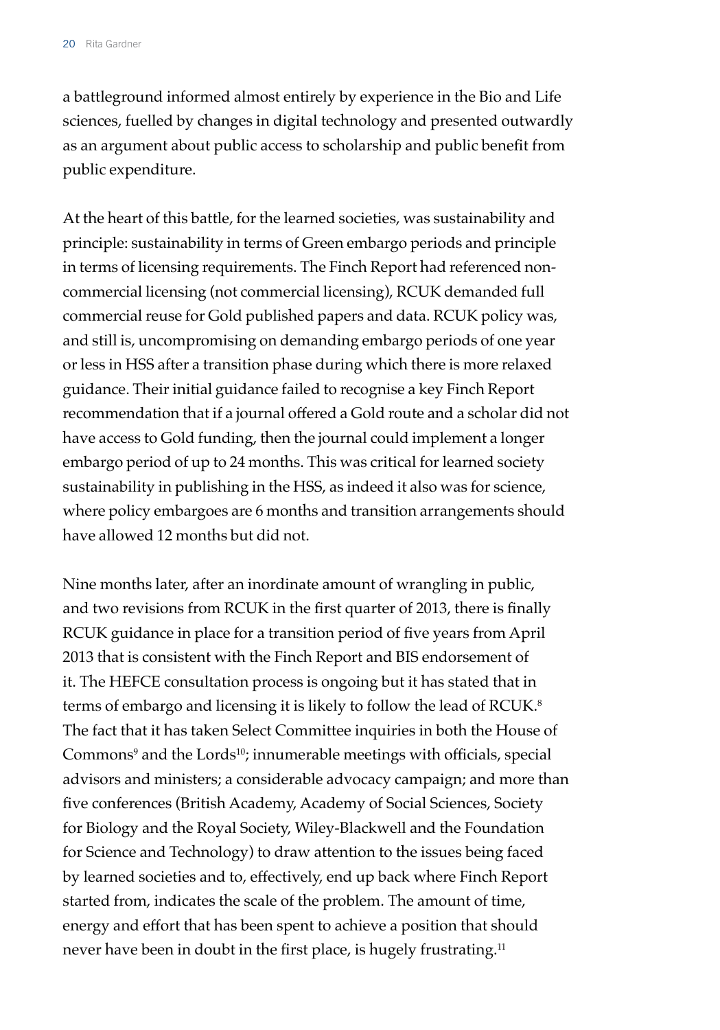a battleground informed almost entirely by experience in the Bio and Life sciences, fuelled by changes in digital technology and presented outwardly as an argument about public access to scholarship and public benefit from public expenditure.

At the heart of this battle, for the learned societies, was sustainability and principle: sustainability in terms of Green embargo periods and principle in terms of licensing requirements. The Finch Report had referenced non-commercial licensing (not commercial licensing), RCUK demanded full commercial reuse for Gold published papers and data. RCUK policy was, and still is, uncompromising on demanding embargo periods of one year or less in HSS after a transition phase during which there is more relaxed guidance. Their initial guidance failed to recognise a key Finch Report recommendation that if a journal offered a Gold route and a scholar did not have access to Gold funding, then the journal could implement a longer embargo period of up to 24 months. This was critical for learned society sustainability in publishing in the HSS, as indeed it also was for science, where policy embargoes are 6 months and transition arrangements should have allowed 12 months but did not.

Nine months later, after an inordinate amount of wrangling in public, and two revisions from RCUK in the first quarter of 2013, there is finally RCUK guidance in place for a transition period of five years from April 2013 that is consistent with the Finch Report and BIS endorsement of it. The HEFCE consultation process is ongoing but it has stated that in terms of embargo and licensing it is likely to follow the lead of RCUK.[8] The fact that it has taken Select Committee inquiries in both the House of Commons[9] and the Lords[10]; innumerable meetings with officials, special advisors and ministers; a considerable advocacy campaign; and more than five conferences (British Academy, Academy of Social Sciences, Society for Biology and the Royal Society, Wiley-Blackwell and the Foundation for Science and Technology) to draw attention to the issues being faced by learned societies and to, effectively, end up back where Finch Report started from, indicates the scale of the problem. The amount of time, energy and effort that has been spent to achieve a position that should never have been in doubt in the first place, is hugely frustrating.[11]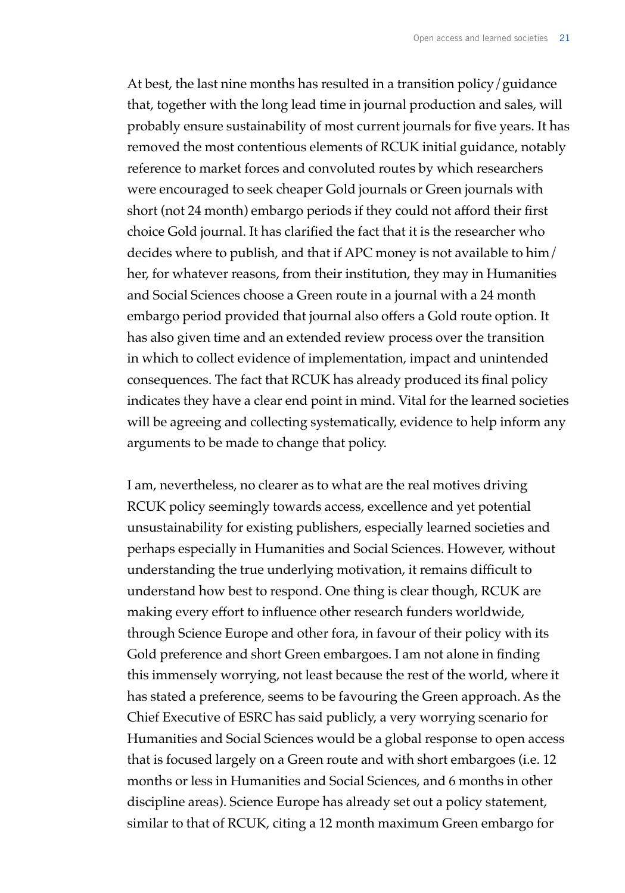At best, the last nine months has resulted in a transition policy/guidance that, together with the long lead time in journal production and sales, will probably ensure sustainability of most current journals for five years. It has removed the most contentious elements of RCUK initial guidance, notably reference to market forces and convoluted routes by which researchers were encouraged to seek cheaper Gold journals or Green journals with short (not 24 month) embargo periods if they could not afford their first choice Gold journal. It has clarified the fact that it is the researcher who decides where to publish, and that if APC money is not available to him/her, for whatever reasons, from their institution, they may in Humanities and Social Sciences choose a Green route in a journal with a 24 month embargo period provided that journal also offers a Gold route option. It has also given time and an extended review process over the transition in which to collect evidence of implementation, impact and unintended consequences. The fact that RCUK has already produced its final policy indicates they have a clear end point in mind. Vital for the learned societies will be agreeing and collecting systematically, evidence to help inform any arguments to be made to change that policy.

I am, nevertheless, no clearer as to what are the real motives driving RCUK policy seemingly towards access, excellence and yet potential unsustainability for existing publishers, especially learned societies and perhaps especially in Humanities and Social Sciences. However, without understanding the true underlying motivation, it remains difficult to understand how best to respond. One thing is clear though, RCUK are making every effort to influence other research funders worldwide, through Science Europe and other fora, in favour of their policy with its Gold preference and short Green embargoes. I am not alone in finding this immensely worrying, not least because the rest of the world, where it has stated a preference, seems to be favouring the Green approach. As the Chief Executive of ESRC has said publicly, a very worrying scenario for Humanities and Social Sciences would be a global response to open access that is focused largely on a Green route and with short embargoes (i.e. 12 months or less in Humanities and Social Sciences, and 6 months in other discipline areas). Science Europe has already set out a policy statement, similar to that of RCUK, citing a 12 month maximum Green embargo for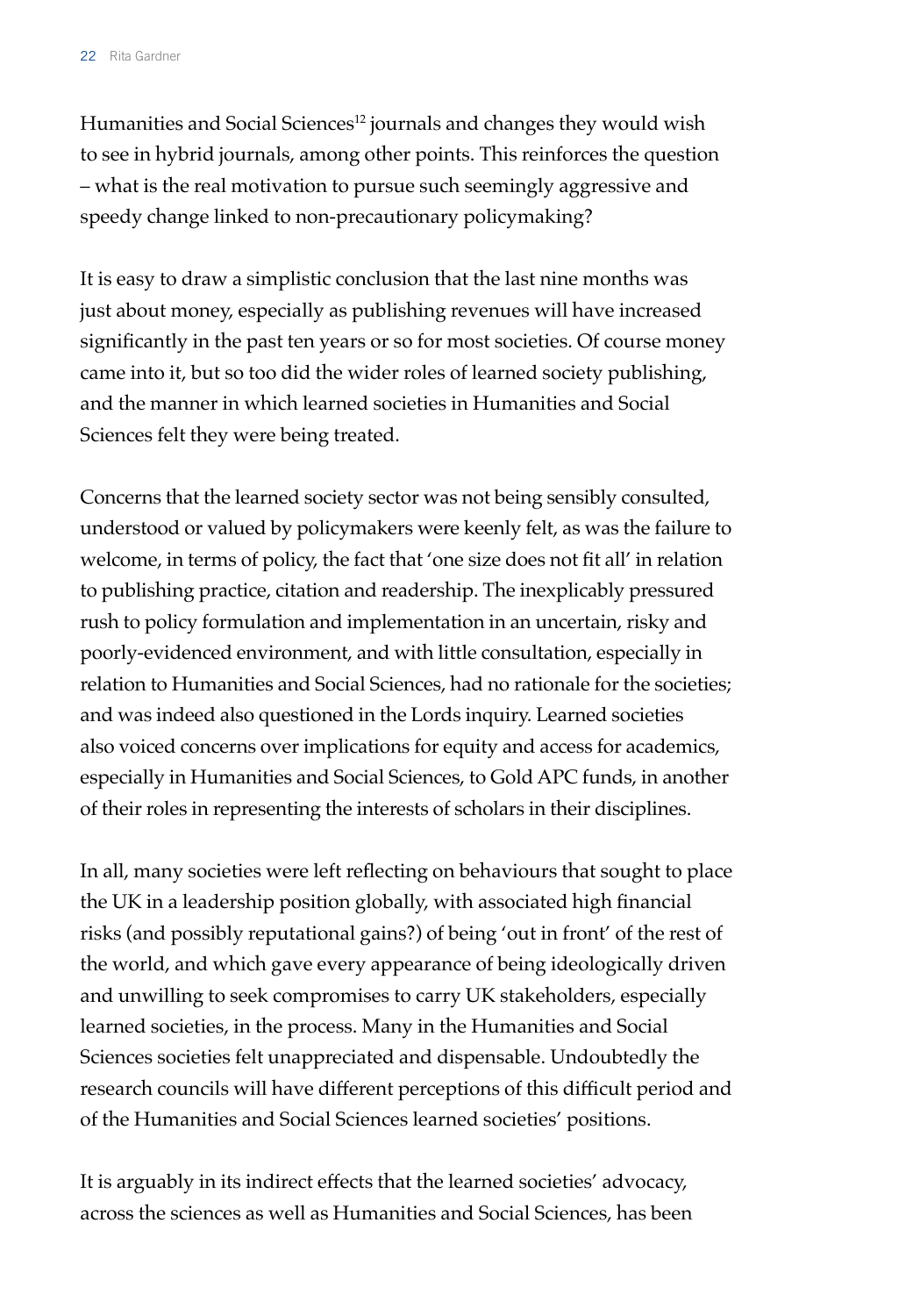Humanities and Social Sciences[12] journals and changes they would wish to see in hybrid journals, among other points. This reinforces the question – what is the real motivation to pursue such seemingly aggressive and speedy change linked to non-precautionary policymaking?

It is easy to draw a simplistic conclusion that the last nine months was just about money, especially as publishing revenues will have increased significantly in the past ten years or so for most societies. Of course money came into it, but so too did the wider roles of learned society publishing, and the manner in which learned societies in Humanities and Social Sciences felt they were being treated.

Concerns that the learned society sector was not being sensibly consulted, understood or valued by policymakers were keenly felt, as was the failure to welcome, in terms of policy, the fact that 'one size does not fit all' in relation to publishing practice, citation and readership. The inexplicably pressured rush to policy formulation and implementation in an uncertain, risky and poorly-evidenced environment, and with little consultation, especially in relation to Humanities and Social Sciences, had no rationale for the societies; and was indeed also questioned in the Lords inquiry. Learned societies also voiced concerns over implications for equity and access for academics, especially in Humanities and Social Sciences, to Gold APC funds, in another of their roles in representing the interests of scholars in their disciplines.

In all, many societies were left reflecting on behaviours that sought to place the UK in a leadership position globally, with associated high financial risks (and possibly reputational gains?) of being 'out in front' of the rest of the world, and which gave every appearance of being ideologically driven and unwilling to seek compromises to carry UK stakeholders, especially learned societies, in the process. Many in the Humanities and Social Sciences societies felt unappreciated and dispensable. Undoubtedly the research councils will have different perceptions of this difficult period and of the Humanities and Social Sciences learned societies' positions.

It is arguably in its indirect effects that the learned societies' advocacy, across the sciences as well as Humanities and Social Sciences, has been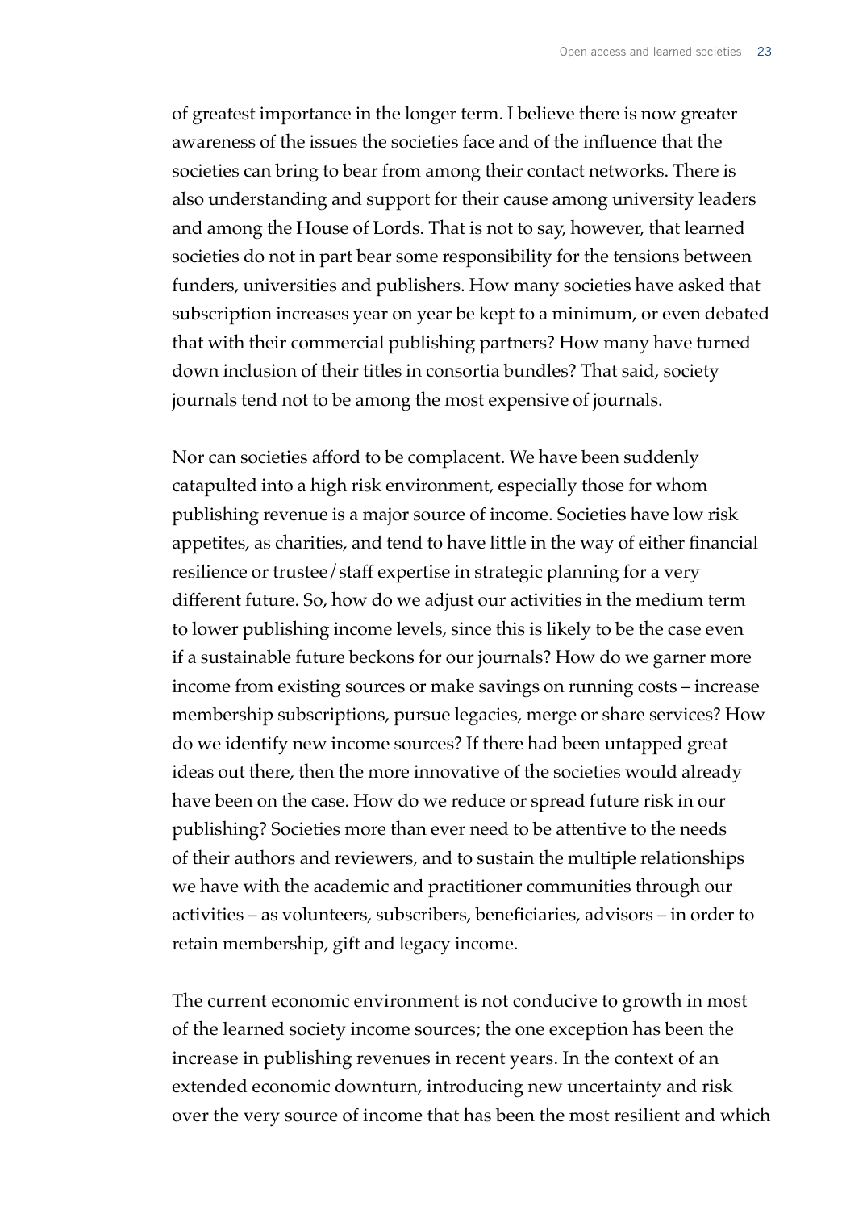of greatest importance in the longer term. I believe there is now greater awareness of the issues the societies face and of the influence that the societies can bring to bear from among their contact networks. There is also understanding and support for their cause among university leaders and among the House of Lords. That is not to say, however, that learned societies do not in part bear some responsibility for the tensions between funders, universities and publishers. How many societies have asked that subscription increases year on year be kept to a minimum, or even debated that with their commercial publishing partners? How many have turned down inclusion of their titles in consortia bundles? That said, society journals tend not to be among the most expensive of journals.

Nor can societies afford to be complacent. We have been suddenly catapulted into a high risk environment, especially those for whom publishing revenue is a major source of income. Societies have low risk appetites, as charities, and tend to have little in the way of either financial resilience or trustee/staff expertise in strategic planning for a very different future. So, how do we adjust our activities in the medium term to lower publishing income levels, since this is likely to be the case even if a sustainable future beckons for our journals? How do we garner more income from existing sources or make savings on running costs – increase membership subscriptions, pursue legacies, merge or share services? How do we identify new income sources? If there had been untapped great ideas out there, then the more innovative of the societies would already have been on the case. How do we reduce or spread future risk in our publishing? Societies more than ever need to be attentive to the needs of their authors and reviewers, and to sustain the multiple relationships we have with the academic and practitioner communities through our activities – as volunteers, subscribers, beneficiaries, advisors – in order to retain membership, gift and legacy income.

The current economic environment is not conducive to growth in most of the learned society income sources; the one exception has been the increase in publishing revenues in recent years. In the context of an extended economic downturn, introducing new uncertainty and risk over the very source of income that has been the most resilient and which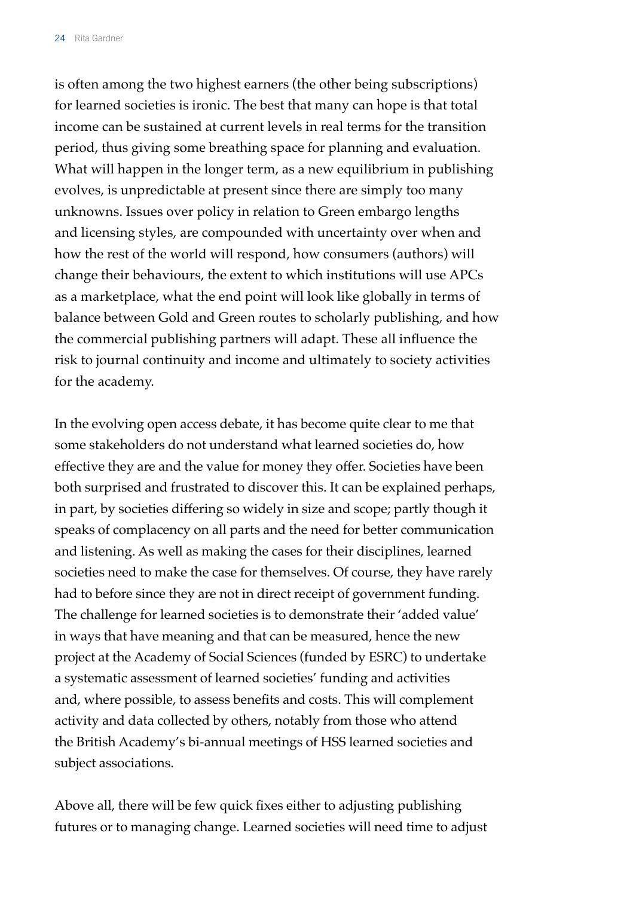is often among the two highest earners (the other being subscriptions) for learned societies is ironic. The best that many can hope is that total income can be sustained at current levels in real terms for the transition period, thus giving some breathing space for planning and evaluation. What will happen in the longer term, as a new equilibrium in publishing evolves, is unpredictable at present since there are simply too many unknowns. Issues over policy in relation to Green embargo lengths and licensing styles, are compounded with uncertainty over when and how the rest of the world will respond, how consumers (authors) will change their behaviours, the extent to which institutions will use APCs as a marketplace, what the end point will look like globally in terms of balance between Gold and Green routes to scholarly publishing, and how the commercial publishing partners will adapt. These all influence the risk to journal continuity and income and ultimately to society activities for the academy.

In the evolving open access debate, it has become quite clear to me that some stakeholders do not understand what learned societies do, how effective they are and the value for money they offer. Societies have been both surprised and frustrated to discover this. It can be explained perhaps, in part, by societies differing so widely in size and scope; partly though it speaks of complacency on all parts and the need for better communication and listening. As well as making the cases for their disciplines, learned societies need to make the case for themselves. Of course, they have rarely had to before since they are not in direct receipt of government funding. The challenge for learned societies is to demonstrate their 'added value' in ways that have meaning and that can be measured, hence the new project at the Academy of Social Sciences (funded by ESRC) to undertake a systematic assessment of learned societies' funding and activities and, where possible, to assess benefits and costs. This will complement activity and data collected by others, notably from those who attend the British Academy's bi-annual meetings of HSS learned societies and subject associations.

Above all, there will be few quick fixes either to adjusting publishing futures or to managing change. Learned societies will need time to adjust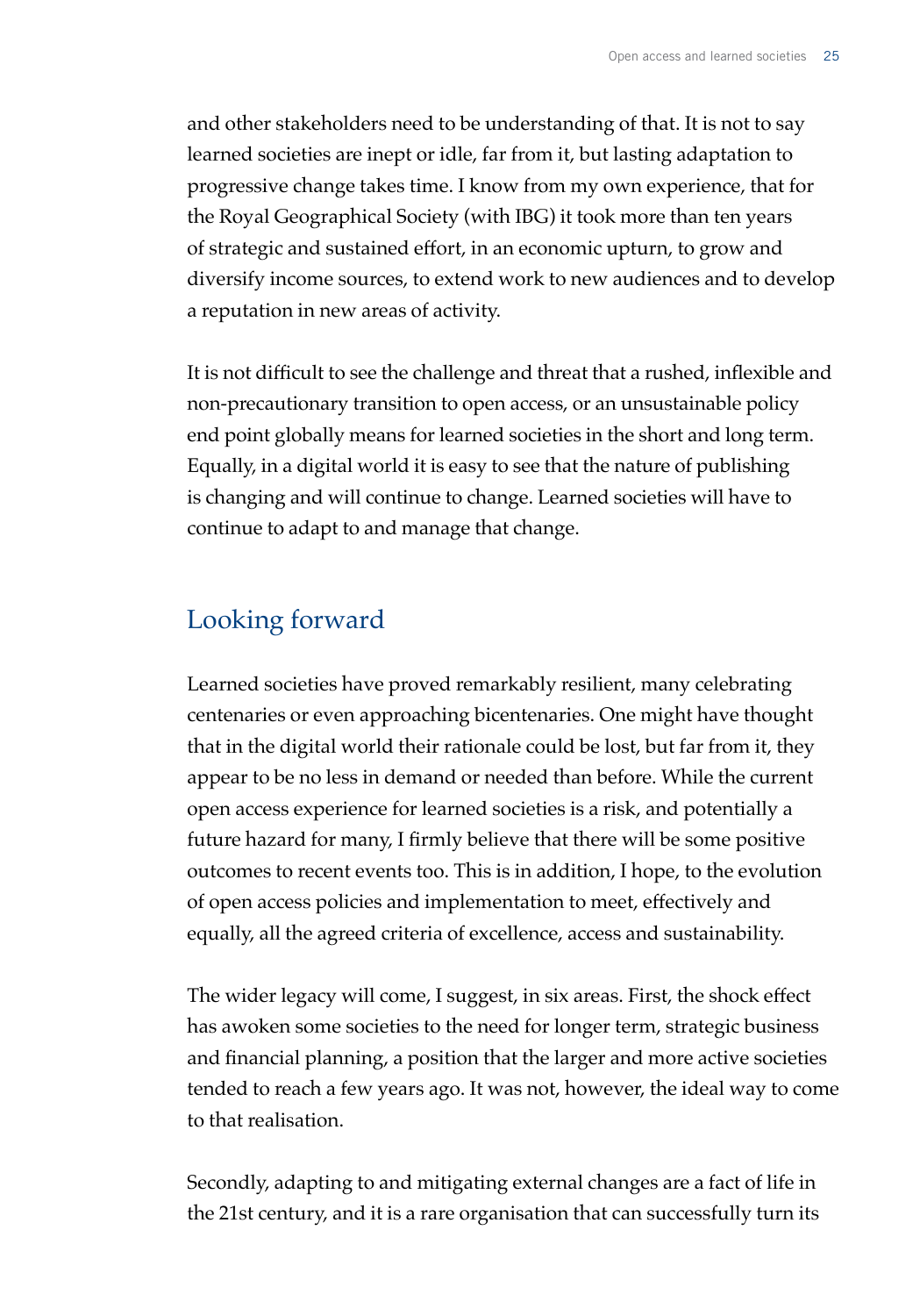and other stakeholders need to be understanding of that. It is not to say learned societies are inept or idle, far from it, but lasting adaptation to progressive change takes time. I know from my own experience, that for the Royal Geographical Society (with IBG) it took more than ten years of strategic and sustained effort, in an economic upturn, to grow and diversify income sources, to extend work to new audiences and to develop a reputation in new areas of activity.

It is not difficult to see the challenge and threat that a rushed, inflexible and non-precautionary transition to open access, or an unsustainable policy end point globally means for learned societies in the short and long term. Equally, in a digital world it is easy to see that the nature of publishing is changing and will continue to change. Learned societies will have to continue to adapt to and manage that change.

## Looking forward

Learned societies have proved remarkably resilient, many celebrating centenaries or even approaching bicentenaries. One might have thought that in the digital world their rationale could be lost, but far from it, they appear to be no less in demand or needed than before. While the current open access experience for learned societies is a risk, and potentially a future hazard for many, I firmly believe that there will be some positive outcomes to recent events too. This is in addition, I hope, to the evolution of open access policies and implementation to meet, effectively and equally, all the agreed criteria of excellence, access and sustainability.

The wider legacy will come, I suggest, in six areas. First, the shock effect has awoken some societies to the need for longer term, strategic business and financial planning, a position that the larger and more active societies tended to reach a few years ago. It was not, however, the ideal way to come to that realisation.

Secondly, adapting to and mitigating external changes are a fact of life in the 21st century, and it is a rare organisation that can successfully turn its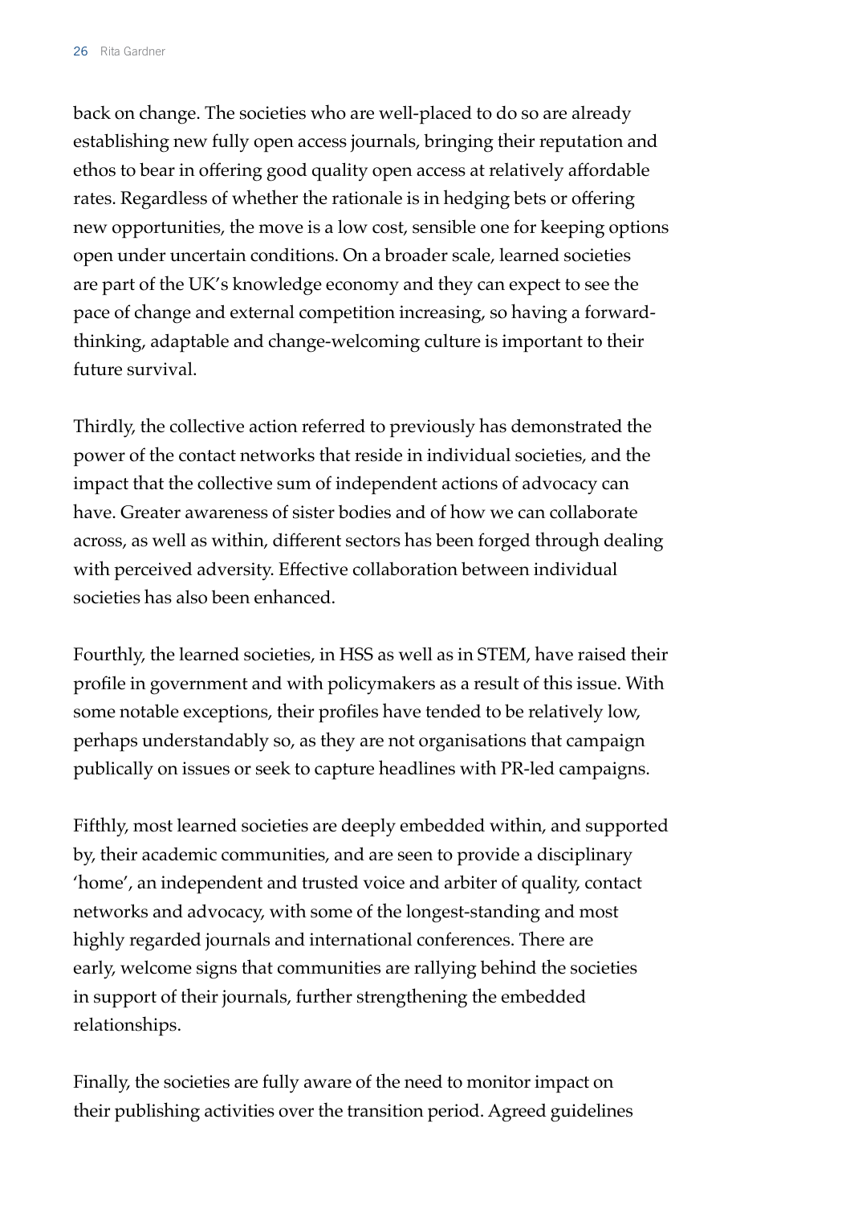back on change. The societies who are well-placed to do so are already establishing new fully open access journals, bringing their reputation and ethos to bear in offering good quality open access at relatively affordable rates. Regardless of whether the rationale is in hedging bets or offering new opportunities, the move is a low cost, sensible one for keeping options open under uncertain conditions. On a broader scale, learned societies are part of the UK's knowledge economy and they can expect to see the pace of change and external competition increasing, so having a forward-thinking, adaptable and change-welcoming culture is important to their future survival.

Thirdly, the collective action referred to previously has demonstrated the power of the contact networks that reside in individual societies, and the impact that the collective sum of independent actions of advocacy can have. Greater awareness of sister bodies and of how we can collaborate across, as well as within, different sectors has been forged through dealing with perceived adversity. Effective collaboration between individual societies has also been enhanced.

Fourthly, the learned societies, in HSS as well as in STEM, have raised their profile in government and with policymakers as a result of this issue. With some notable exceptions, their profiles have tended to be relatively low, perhaps understandably so, as they are not organisations that campaign publically on issues or seek to capture headlines with PR-led campaigns.

Fifthly, most learned societies are deeply embedded within, and supported by, their academic communities, and are seen to provide a disciplinary 'home', an independent and trusted voice and arbiter of quality, contact networks and advocacy, with some of the longest-standing and most highly regarded journals and international conferences. There are early, welcome signs that communities are rallying behind the societies in support of their journals, further strengthening the embedded relationships.

Finally, the societies are fully aware of the need to monitor impact on their publishing activities over the transition period. Agreed guidelines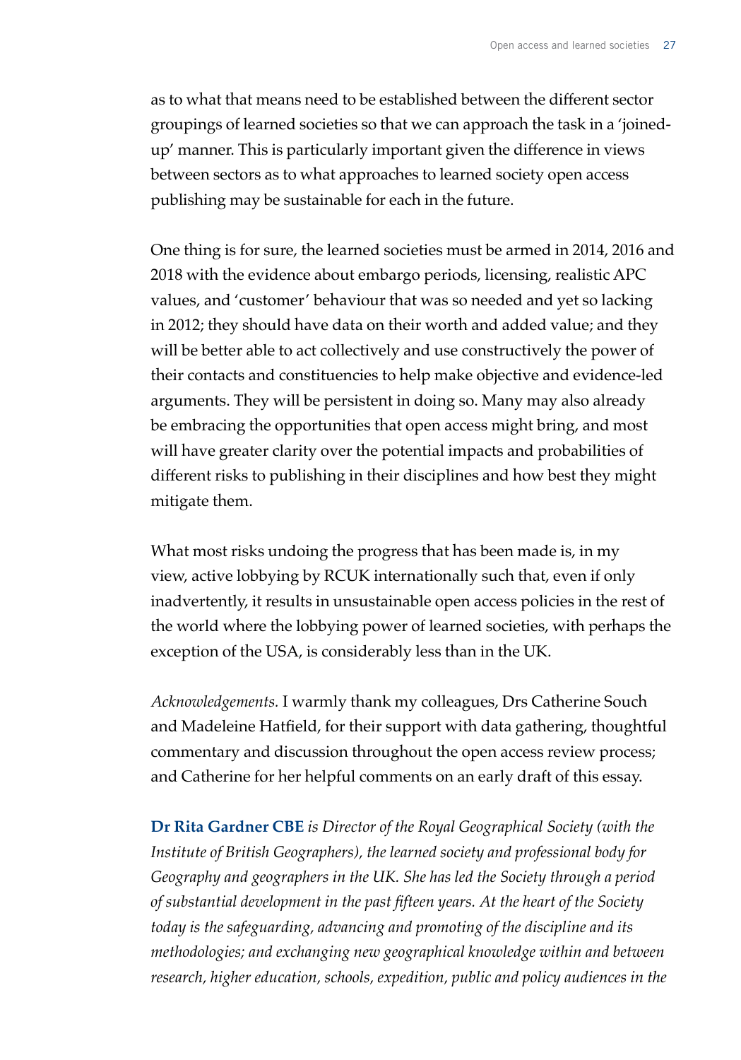as to what that means need to be established between the different sector groupings of learned societies so that we can approach the task in a 'joined-up' manner. This is particularly important given the difference in views between sectors as to what approaches to learned society open access publishing may be sustainable for each in the future.

One thing is for sure, the learned societies must be armed in 2014, 2016 and 2018 with the evidence about embargo periods, licensing, realistic APC values, and 'customer' behaviour that was so needed and yet so lacking in 2012; they should have data on their worth and added value; and they will be better able to act collectively and use constructively the power of their contacts and constituencies to help make objective and evidence-led arguments. They will be persistent in doing so. Many may also already be embracing the opportunities that open access might bring, and most will have greater clarity over the potential impacts and probabilities of different risks to publishing in their disciplines and how best they might mitigate them.

What most risks undoing the progress that has been made is, in my view, active lobbying by RCUK internationally such that, even if only inadvertently, it results in unsustainable open access policies in the rest of the world where the lobbying power of learned societies, with perhaps the exception of the USA, is considerably less than in the UK.

*Acknowledgements.* I warmly thank my colleagues, Drs Catherine Souch and Madeleine Hatfield, for their support with data gathering, thoughtful commentary and discussion throughout the open access review process; and Catherine for her helpful comments on an early draft of this essay.

**Dr Rita Gardner CBE** *is Director of the Royal Geographical Society (with the Institute of British Geographers), the learned society and professional body for Geography and geographers in the UK. She has led the Society through a period of substantial development in the past fifteen years. At the heart of the Society today is the safeguarding, advancing and promoting of the discipline and its methodologies; and exchanging new geographical knowledge within and between research, higher education, schools, expedition, public and policy audiences in the*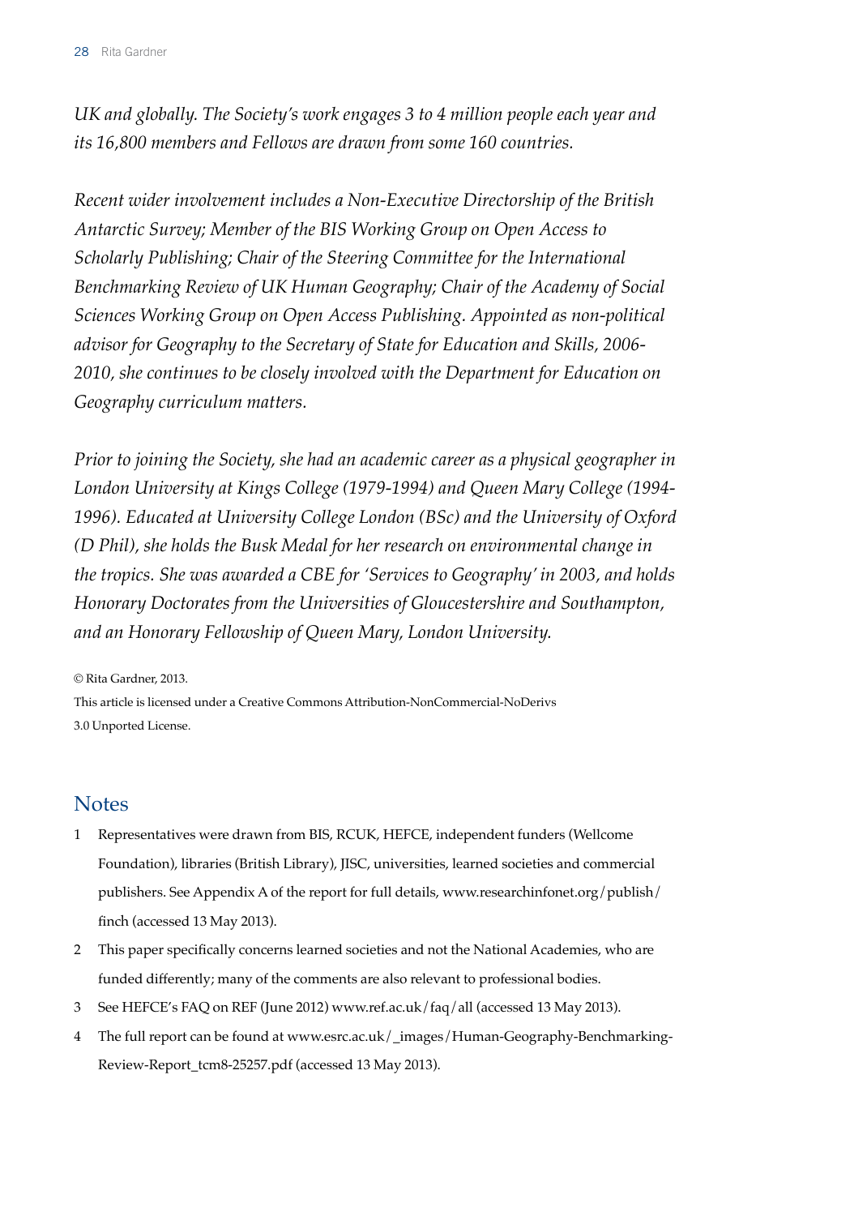*UK and globally. The Society's work engages 3 to 4 million people each year and its 16,800 members and Fellows are drawn from some 160 countries.*

*Recent wider involvement includes a Non-Executive Directorship of the British Antarctic Survey; Member of the BIS Working Group on Open Access to Scholarly Publishing; Chair of the Steering Committee for the International Benchmarking Review of UK Human Geography; Chair of the Academy of Social Sciences Working Group on Open Access Publishing. Appointed as non-political advisor for Geography to the Secretary of State for Education and Skills, 2006-2010, she continues to be closely involved with the Department for Education on Geography curriculum matters.*

*Prior to joining the Society, she had an academic career as a physical geographer in London University at Kings College (1979-1994) and Queen Mary College (1994-1996). Educated at University College London (BSc) and the University of Oxford (D Phil), she holds the Busk Medal for her research on environmental change in the tropics. She was awarded a CBE for 'Services to Geography' in 2003, and holds Honorary Doctorates from the Universities of Gloucestershire and Southampton, and an Honorary Fellowship of Queen Mary, London University.*

© Rita Gardner, 2013.

This article is licensed under a Creative Commons Attribution-NonCommercial-NoDerivs 3.0 Unported License.

## Notes

1. Representatives were drawn from BIS, RCUK, HEFCE, independent funders (Wellcome Foundation), libraries (British Library), JISC, universities, learned societies and commercial publishers. See Appendix A of the report for full details, www.researchinfonet.org/publish/finch (accessed 13 May 2013).
2. This paper specifically concerns learned societies and not the National Academies, who are funded differently; many of the comments are also relevant to professional bodies.
3. See HEFCE's FAQ on REF (June 2012) www.ref.ac.uk/faq/all (accessed 13 May 2013).
4. The full report can be found at www.esrc.ac.uk/_images/Human-Geography-Benchmarking-Review-Report_tcm8-25257.pdf (accessed 13 May 2013).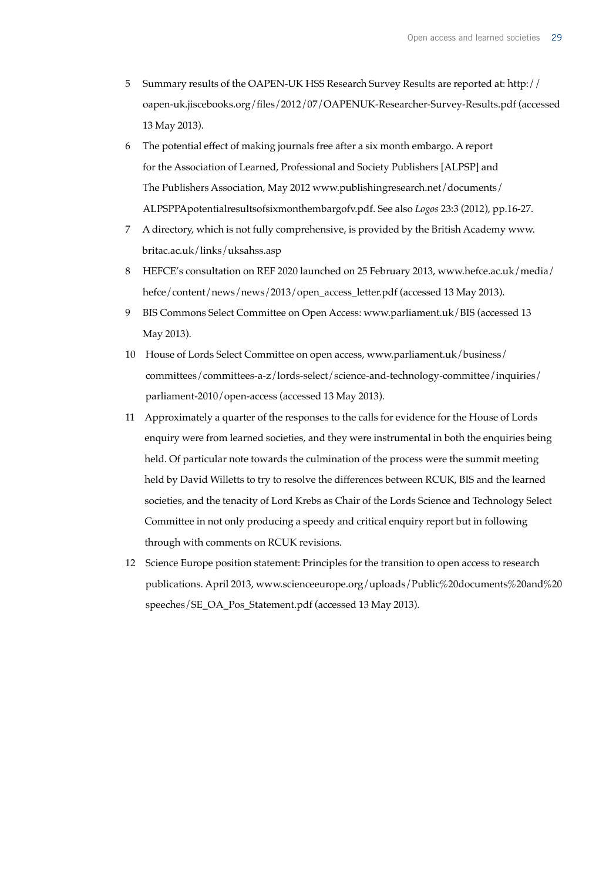5 Summary results of the OAPEN-UK HSS Research Survey Results are reported at: http://oapen-uk.jiscebooks.org/files/2012/07/OAPENUK-Researcher-Survey-Results.pdf (accessed 13 May 2013).

6 The potential effect of making journals free after a six month embargo. A report for the Association of Learned, Professional and Society Publishers [ALPSP] and The Publishers Association, May 2012 www.publishingresearch.net/documents/ALPSPPApotentialresultsofsixmonthembargofv.pdf. See also *Logos* 23:3 (2012), pp.16-27.

7 A directory, which is not fully comprehensive, is provided by the British Academy www.britac.ac.uk/links/uksahss.asp

8 HEFCE's consultation on REF 2020 launched on 25 February 2013, www.hefce.ac.uk/media/hefce/content/news/news/2013/open_access_letter.pdf (accessed 13 May 2013).

9 BIS Commons Select Committee on Open Access: www.parliament.uk/BIS (accessed 13 May 2013).

10 House of Lords Select Committee on open access, www.parliament.uk/business/committees/committees-a-z/lords-select/science-and-technology-committee/inquiries/parliament-2010/open-access (accessed 13 May 2013).

11 Approximately a quarter of the responses to the calls for evidence for the House of Lords enquiry were from learned societies, and they were instrumental in both the enquiries being held. Of particular note towards the culmination of the process were the summit meeting held by David Willetts to try to resolve the differences between RCUK, BIS and the learned societies, and the tenacity of Lord Krebs as Chair of the Lords Science and Technology Select Committee in not only producing a speedy and critical enquiry report but in following through with comments on RCUK revisions.

12 Science Europe position statement: Principles for the transition to open access to research publications. April 2013, www.scienceeurope.org/uploads/Public%20documents%20and%20speeches/SE_OA_Pos_Statement.pdf (accessed 13 May 2013).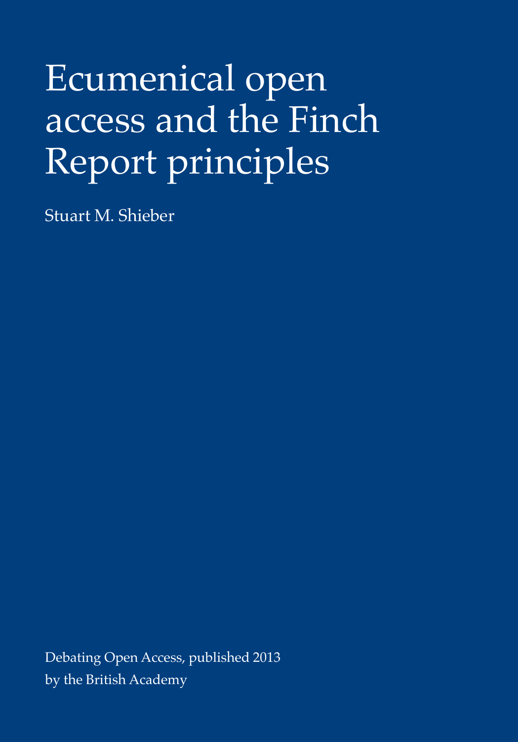# Ecumenical open access and the Finch Report principles

Stuart M. Shieber

Debating Open Access, published 2013
by the British Academy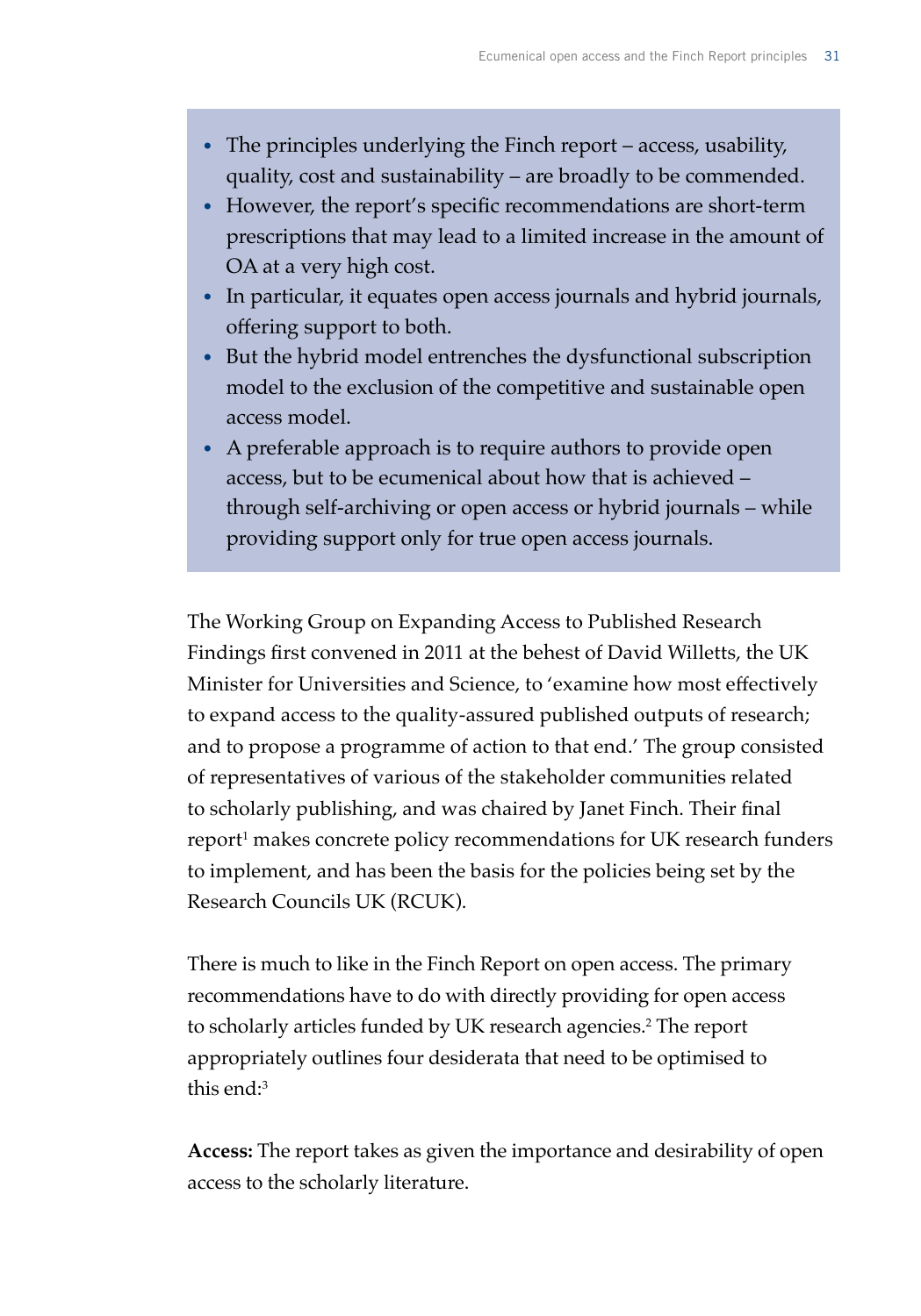- The principles underlying the Finch report – access, usability, quality, cost and sustainability – are broadly to be commended.
- However, the report's specific recommendations are short-term prescriptions that may lead to a limited increase in the amount of OA at a very high cost.
- In particular, it equates open access journals and hybrid journals, offering support to both.
- But the hybrid model entrenches the dysfunctional subscription model to the exclusion of the competitive and sustainable open access model.
- A preferable approach is to require authors to provide open access, but to be ecumenical about how that is achieved – through self-archiving or open access or hybrid journals – while providing support only for true open access journals.

The Working Group on Expanding Access to Published Research Findings first convened in 2011 at the behest of David Willetts, the UK Minister for Universities and Science, to 'examine how most effectively to expand access to the quality-assured published outputs of research; and to propose a programme of action to that end.' The group consisted of representatives of various of the stakeholder communities related to scholarly publishing, and was chaired by Janet Finch. Their final report[1] makes concrete policy recommendations for UK research funders to implement, and has been the basis for the policies being set by the Research Councils UK (RCUK).

There is much to like in the Finch Report on open access. The primary recommendations have to do with directly providing for open access to scholarly articles funded by UK research agencies.[2] The report appropriately outlines four desiderata that need to be optimised to this end:[3]

**Access:** The report takes as given the importance and desirability of open access to the scholarly literature.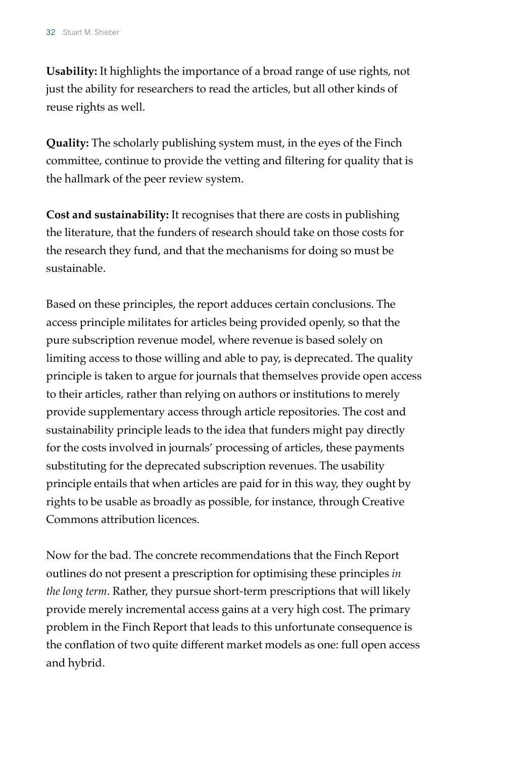**Usability:** It highlights the importance of a broad range of use rights, not just the ability for researchers to read the articles, but all other kinds of reuse rights as well.

**Quality:** The scholarly publishing system must, in the eyes of the Finch committee, continue to provide the vetting and filtering for quality that is the hallmark of the peer review system.

**Cost and sustainability:** It recognises that there are costs in publishing the literature, that the funders of research should take on those costs for the research they fund, and that the mechanisms for doing so must be sustainable.

Based on these principles, the report adduces certain conclusions. The access principle militates for articles being provided openly, so that the pure subscription revenue model, where revenue is based solely on limiting access to those willing and able to pay, is deprecated. The quality principle is taken to argue for journals that themselves provide open access to their articles, rather than relying on authors or institutions to merely provide supplementary access through article repositories. The cost and sustainability principle leads to the idea that funders might pay directly for the costs involved in journals' processing of articles, these payments substituting for the deprecated subscription revenues. The usability principle entails that when articles are paid for in this way, they ought by rights to be usable as broadly as possible, for instance, through Creative Commons attribution licences.

Now for the bad. The concrete recommendations that the Finch Report outlines do not present a prescription for optimising these principles *in the long term*. Rather, they pursue short-term prescriptions that will likely provide merely incremental access gains at a very high cost. The primary problem in the Finch Report that leads to this unfortunate consequence is the conflation of two quite different market models as one: full open access and hybrid.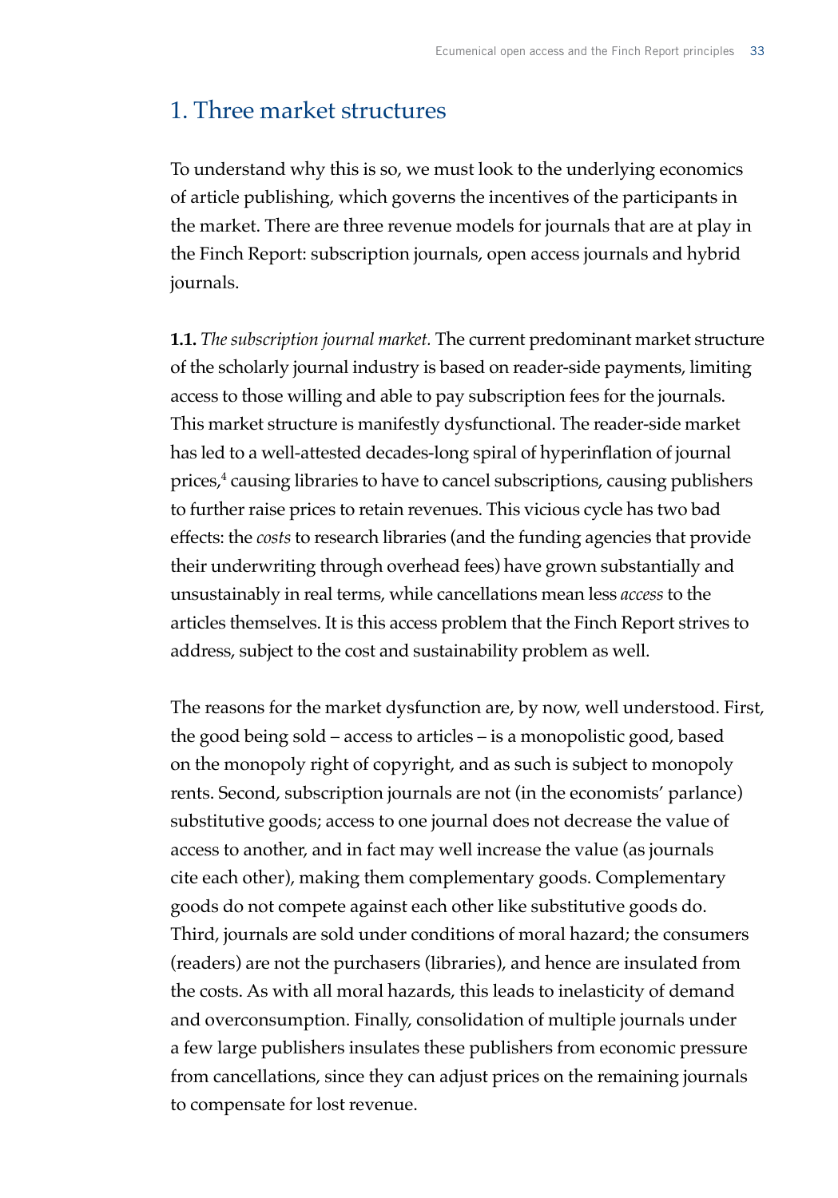## 1. Three market structures

To understand why this is so, we must look to the underlying economics of article publishing, which governs the incentives of the participants in the market. There are three revenue models for journals that are at play in the Finch Report: subscription journals, open access journals and hybrid journals.

**1.1.** *The subscription journal market.* The current predominant market structure of the scholarly journal industry is based on reader-side payments, limiting access to those willing and able to pay subscription fees for the journals. This market structure is manifestly dysfunctional. The reader-side market has led to a well-attested decades-long spiral of hyperinflation of journal prices,[4] causing libraries to have to cancel subscriptions, causing publishers to further raise prices to retain revenues. This vicious cycle has two bad effects: the *costs* to research libraries (and the funding agencies that provide their underwriting through overhead fees) have grown substantially and unsustainably in real terms, while cancellations mean less *access* to the articles themselves. It is this access problem that the Finch Report strives to address, subject to the cost and sustainability problem as well.

The reasons for the market dysfunction are, by now, well understood. First, the good being sold – access to articles – is a monopolistic good, based on the monopoly right of copyright, and as such is subject to monopoly rents. Second, subscription journals are not (in the economists' parlance) substitutive goods; access to one journal does not decrease the value of access to another, and in fact may well increase the value (as journals cite each other), making them complementary goods. Complementary goods do not compete against each other like substitutive goods do. Third, journals are sold under conditions of moral hazard; the consumers (readers) are not the purchasers (libraries), and hence are insulated from the costs. As with all moral hazards, this leads to inelasticity of demand and overconsumption. Finally, consolidation of multiple journals under a few large publishers insulates these publishers from economic pressure from cancellations, since they can adjust prices on the remaining journals to compensate for lost revenue.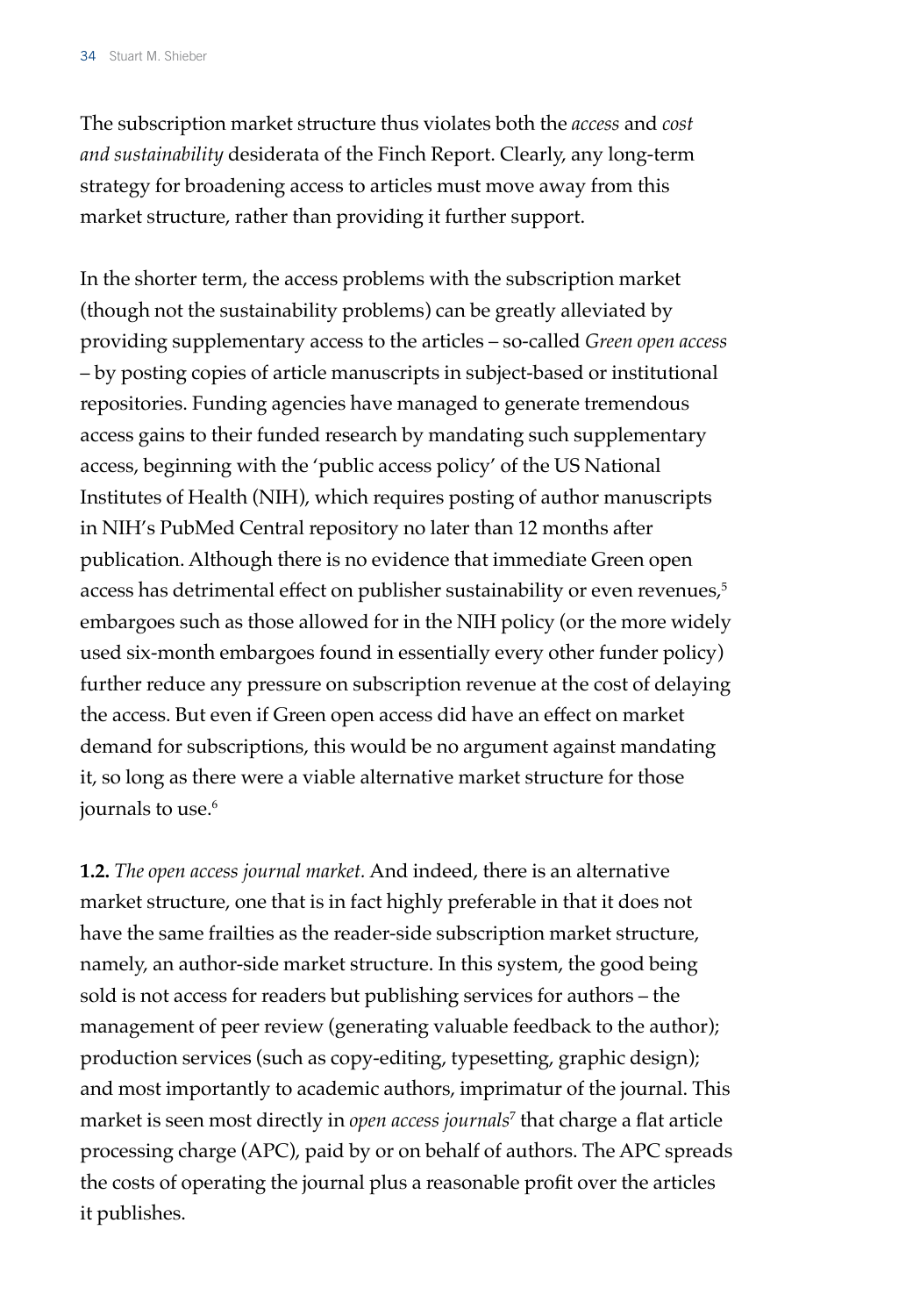The subscription market structure thus violates both the *access* and *cost and sustainability* desiderata of the Finch Report. Clearly, any long-term strategy for broadening access to articles must move away from this market structure, rather than providing it further support.

In the shorter term, the access problems with the subscription market (though not the sustainability problems) can be greatly alleviated by providing supplementary access to the articles – so-called *Green open access* – by posting copies of article manuscripts in subject-based or institutional repositories. Funding agencies have managed to generate tremendous access gains to their funded research by mandating such supplementary access, beginning with the 'public access policy' of the US National Institutes of Health (NIH), which requires posting of author manuscripts in NIH's PubMed Central repository no later than 12 months after publication. Although there is no evidence that immediate Green open access has detrimental effect on publisher sustainability or even revenues,[5] embargoes such as those allowed for in the NIH policy (or the more widely used six-month embargoes found in essentially every other funder policy) further reduce any pressure on subscription revenue at the cost of delaying the access. But even if Green open access did have an effect on market demand for subscriptions, this would be no argument against mandating it, so long as there were a viable alternative market structure for those journals to use.[6]

**1.2.** *The open access journal market.* And indeed, there is an alternative market structure, one that is in fact highly preferable in that it does not have the same frailties as the reader-side subscription market structure, namely, an author-side market structure. In this system, the good being sold is not access for readers but publishing services for authors – the management of peer review (generating valuable feedback to the author); production services (such as copy-editing, typesetting, graphic design); and most importantly to academic authors, imprimatur of the journal. This market is seen most directly in *open access journals*[7] that charge a flat article processing charge (APC), paid by or on behalf of authors. The APC spreads the costs of operating the journal plus a reasonable profit over the articles it publishes.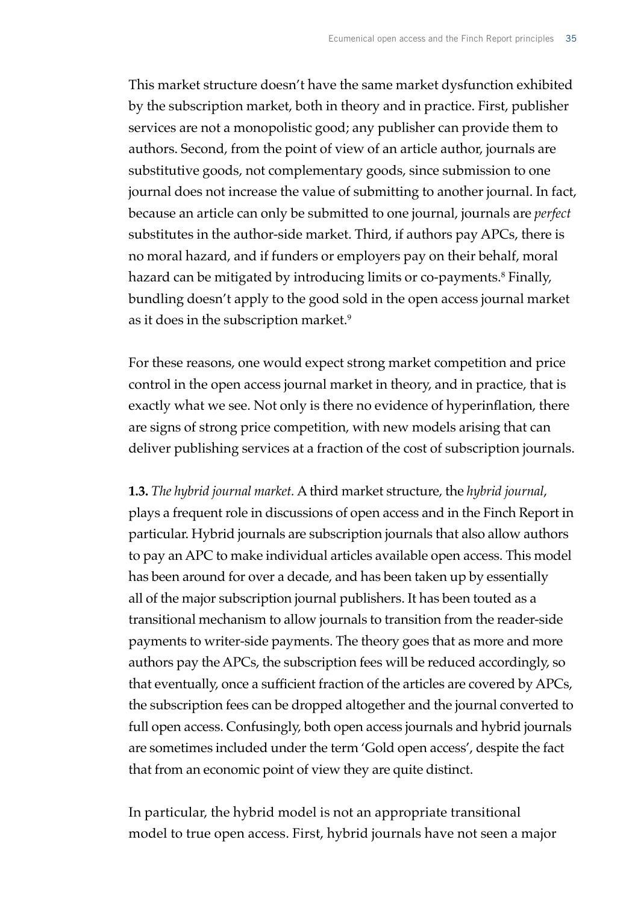This market structure doesn't have the same market dysfunction exhibited by the subscription market, both in theory and in practice. First, publisher services are not a monopolistic good; any publisher can provide them to authors. Second, from the point of view of an article author, journals are substitutive goods, not complementary goods, since submission to one journal does not increase the value of submitting to another journal. In fact, because an article can only be submitted to one journal, journals are *perfect* substitutes in the author-side market. Third, if authors pay APCs, there is no moral hazard, and if funders or employers pay on their behalf, moral hazard can be mitigated by introducing limits or co-payments.[8] Finally, bundling doesn't apply to the good sold in the open access journal market as it does in the subscription market.[9]

For these reasons, one would expect strong market competition and price control in the open access journal market in theory, and in practice, that is exactly what we see. Not only is there no evidence of hyperinflation, there are signs of strong price competition, with new models arising that can deliver publishing services at a fraction of the cost of subscription journals.

**1.3.** *The hybrid journal market.* A third market structure, the *hybrid journal*, plays a frequent role in discussions of open access and in the Finch Report in particular. Hybrid journals are subscription journals that also allow authors to pay an APC to make individual articles available open access. This model has been around for over a decade, and has been taken up by essentially all of the major subscription journal publishers. It has been touted as a transitional mechanism to allow journals to transition from the reader-side payments to writer-side payments. The theory goes that as more and more authors pay the APCs, the subscription fees will be reduced accordingly, so that eventually, once a sufficient fraction of the articles are covered by APCs, the subscription fees can be dropped altogether and the journal converted to full open access. Confusingly, both open access journals and hybrid journals are sometimes included under the term 'Gold open access', despite the fact that from an economic point of view they are quite distinct.

In particular, the hybrid model is not an appropriate transitional model to true open access. First, hybrid journals have not seen a major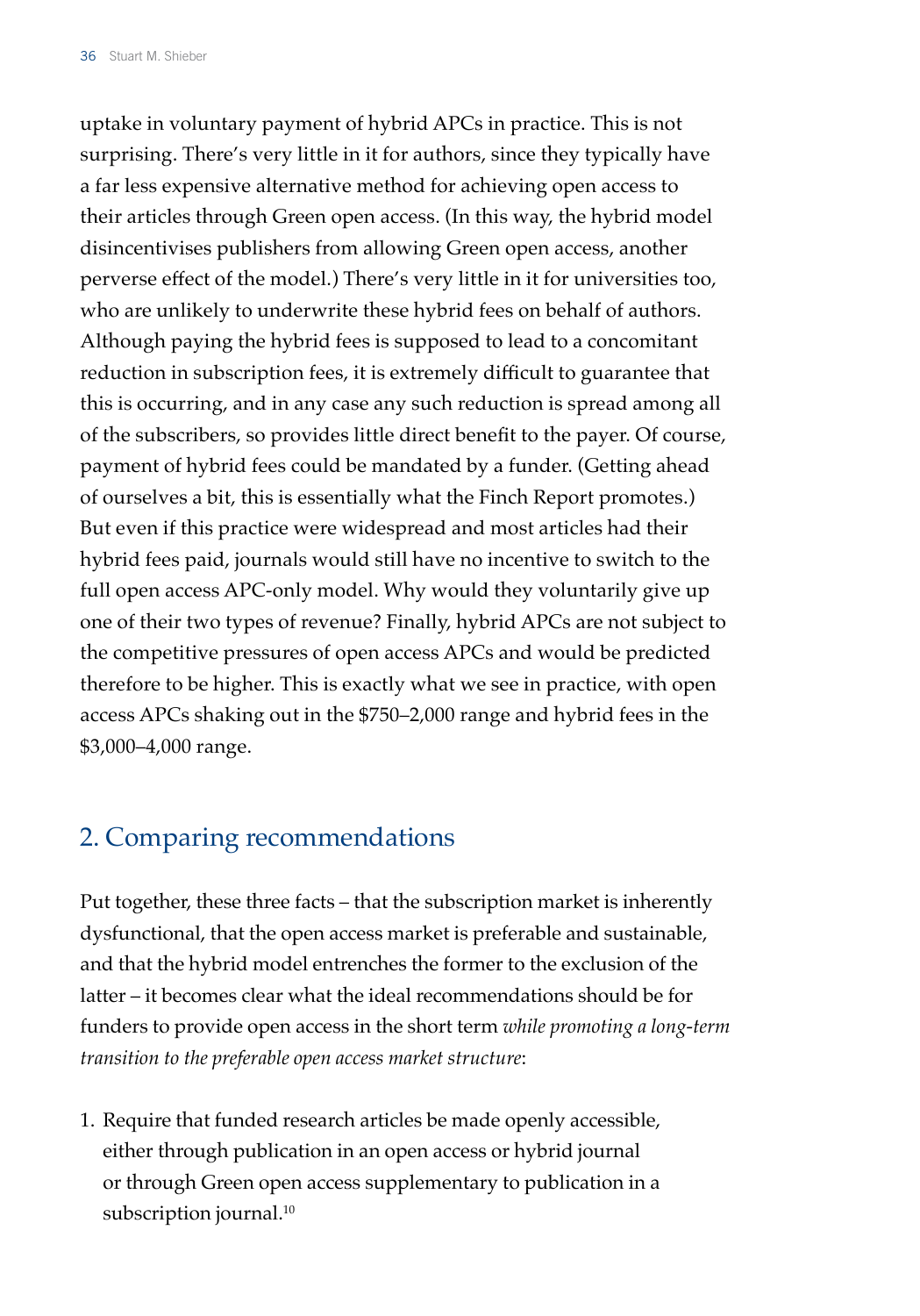uptake in voluntary payment of hybrid APCs in practice. This is not surprising. There's very little in it for authors, since they typically have a far less expensive alternative method for achieving open access to their articles through Green open access. (In this way, the hybrid model disincentivises publishers from allowing Green open access, another perverse effect of the model.) There's very little in it for universities too, who are unlikely to underwrite these hybrid fees on behalf of authors. Although paying the hybrid fees is supposed to lead to a concomitant reduction in subscription fees, it is extremely difficult to guarantee that this is occurring, and in any case any such reduction is spread among all of the subscribers, so provides little direct benefit to the payer. Of course, payment of hybrid fees could be mandated by a funder. (Getting ahead of ourselves a bit, this is essentially what the Finch Report promotes.) But even if this practice were widespread and most articles had their hybrid fees paid, journals would still have no incentive to switch to the full open access APC-only model. Why would they voluntarily give up one of their two types of revenue? Finally, hybrid APCs are not subject to the competitive pressures of open access APCs and would be predicted therefore to be higher. This is exactly what we see in practice, with open access APCs shaking out in the $750–2,000 range and hybrid fees in the $3,000–4,000 range.

## 2. Comparing recommendations

Put together, these three facts – that the subscription market is inherently dysfunctional, that the open access market is preferable and sustainable, and that the hybrid model entrenches the former to the exclusion of the latter – it becomes clear what the ideal recommendations should be for funders to provide open access in the short term *while promoting a long-term transition to the preferable open access market structure*:

1. Require that funded research articles be made openly accessible, either through publication in an open access or hybrid journal or through Green open access supplementary to publication in a subscription journal.[10]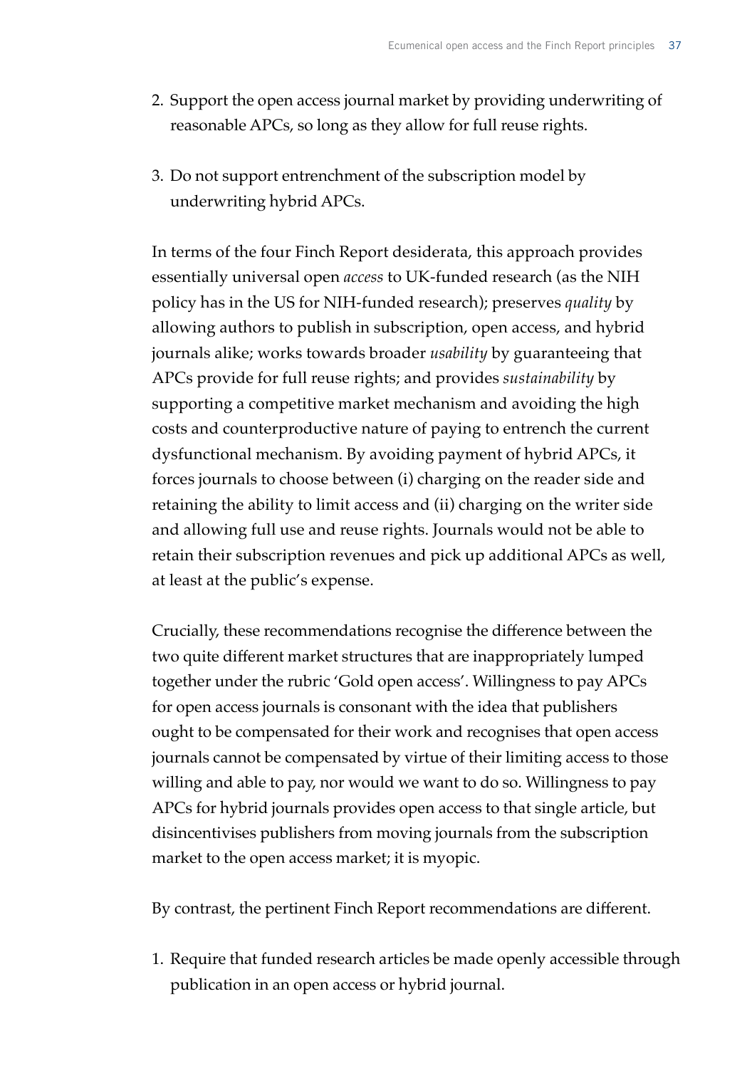2. Support the open access journal market by providing underwriting of reasonable APCs, so long as they allow for full reuse rights.

3. Do not support entrenchment of the subscription model by underwriting hybrid APCs.

In terms of the four Finch Report desiderata, this approach provides essentially universal open *access* to UK-funded research (as the NIH policy has in the US for NIH-funded research); preserves *quality* by allowing authors to publish in subscription, open access, and hybrid journals alike; works towards broader *usability* by guaranteeing that APCs provide for full reuse rights; and provides *sustainability* by supporting a competitive market mechanism and avoiding the high costs and counterproductive nature of paying to entrench the current dysfunctional mechanism. By avoiding payment of hybrid APCs, it forces journals to choose between (i) charging on the reader side and retaining the ability to limit access and (ii) charging on the writer side and allowing full use and reuse rights. Journals would not be able to retain their subscription revenues and pick up additional APCs as well, at least at the public's expense.

Crucially, these recommendations recognise the difference between the two quite different market structures that are inappropriately lumped together under the rubric 'Gold open access'. Willingness to pay APCs for open access journals is consonant with the idea that publishers ought to be compensated for their work and recognises that open access journals cannot be compensated by virtue of their limiting access to those willing and able to pay, nor would we want to do so. Willingness to pay APCs for hybrid journals provides open access to that single article, but disincentivises publishers from moving journals from the subscription market to the open access market; it is myopic.

By contrast, the pertinent Finch Report recommendations are different.

1. Require that funded research articles be made openly accessible through publication in an open access or hybrid journal.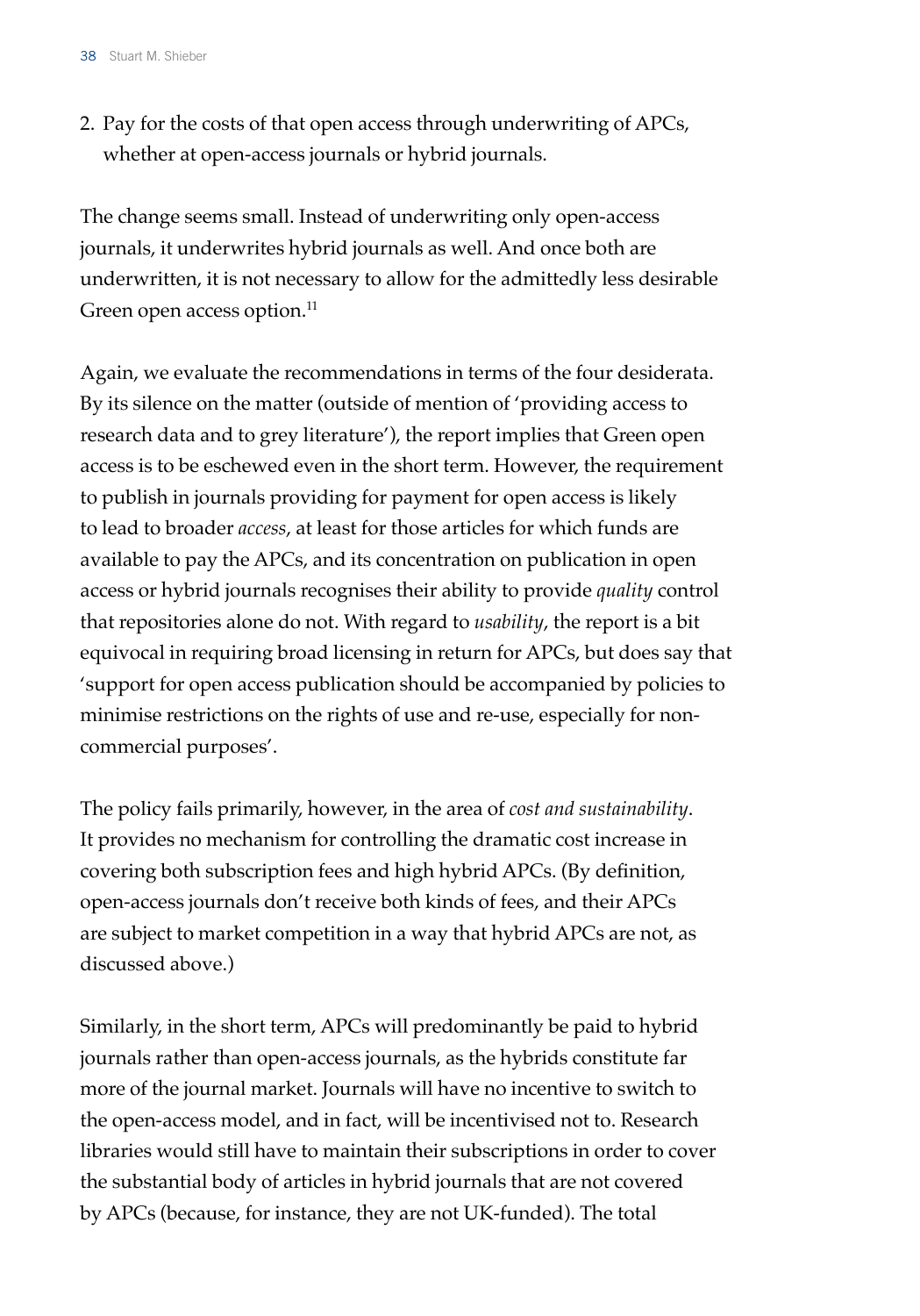2. Pay for the costs of that open access through underwriting of APCs, whether at open-access journals or hybrid journals.

The change seems small. Instead of underwriting only open-access journals, it underwrites hybrid journals as well. And once both are underwritten, it is not necessary to allow for the admittedly less desirable Green open access option.[11]

Again, we evaluate the recommendations in terms of the four desiderata. By its silence on the matter (outside of mention of 'providing access to research data and to grey literature'), the report implies that Green open access is to be eschewed even in the short term. However, the requirement to publish in journals providing for payment for open access is likely to lead to broader *access*, at least for those articles for which funds are available to pay the APCs, and its concentration on publication in open access or hybrid journals recognises their ability to provide *quality* control that repositories alone do not. With regard to *usability*, the report is a bit equivocal in requiring broad licensing in return for APCs, but does say that 'support for open access publication should be accompanied by policies to minimise restrictions on the rights of use and re-use, especially for non-commercial purposes'.

The policy fails primarily, however, in the area of *cost and sustainability*. It provides no mechanism for controlling the dramatic cost increase in covering both subscription fees and high hybrid APCs. (By definition, open-access journals don't receive both kinds of fees, and their APCs are subject to market competition in a way that hybrid APCs are not, as discussed above.)

Similarly, in the short term, APCs will predominantly be paid to hybrid journals rather than open-access journals, as the hybrids constitute far more of the journal market. Journals will have no incentive to switch to the open-access model, and in fact, will be incentivised not to. Research libraries would still have to maintain their subscriptions in order to cover the substantial body of articles in hybrid journals that are not covered by APCs (because, for instance, they are not UK-funded). The total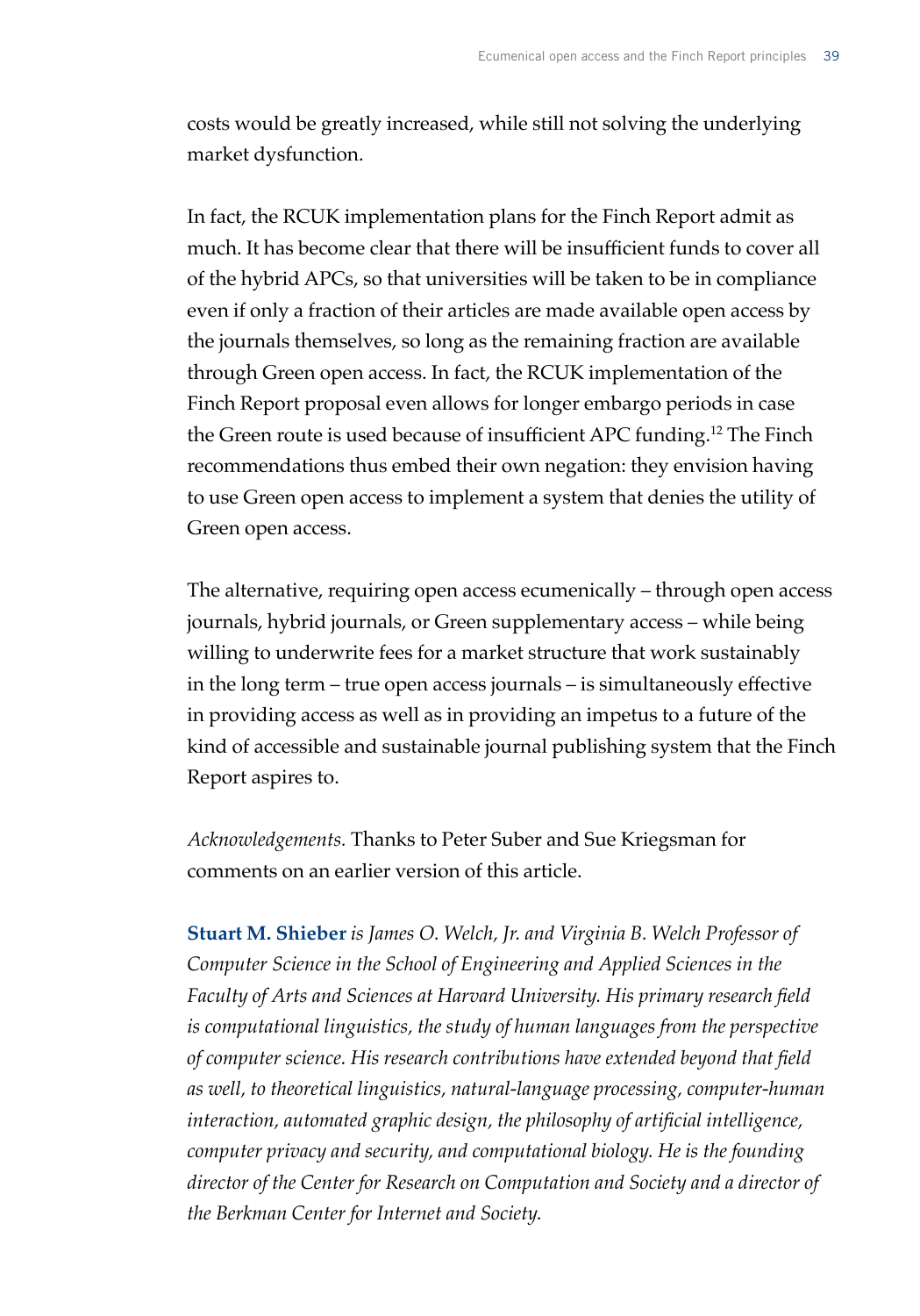costs would be greatly increased, while still not solving the underlying market dysfunction.

In fact, the RCUK implementation plans for the Finch Report admit as much. It has become clear that there will be insufficient funds to cover all of the hybrid APCs, so that universities will be taken to be in compliance even if only a fraction of their articles are made available open access by the journals themselves, so long as the remaining fraction are available through Green open access. In fact, the RCUK implementation of the Finch Report proposal even allows for longer embargo periods in case the Green route is used because of insufficient APC funding.[12] The Finch recommendations thus embed their own negation: they envision having to use Green open access to implement a system that denies the utility of Green open access.

The alternative, requiring open access ecumenically – through open access journals, hybrid journals, or Green supplementary access – while being willing to underwrite fees for a market structure that work sustainably in the long term – true open access journals – is simultaneously effective in providing access as well as in providing an impetus to a future of the kind of accessible and sustainable journal publishing system that the Finch Report aspires to.

*Acknowledgements.* Thanks to Peter Suber and Sue Kriegsman for comments on an earlier version of this article.

**Stuart M. Shieber** *is James O. Welch, Jr. and Virginia B. Welch Professor of Computer Science in the School of Engineering and Applied Sciences in the Faculty of Arts and Sciences at Harvard University. His primary research field is computational linguistics, the study of human languages from the perspective of computer science. His research contributions have extended beyond that field as well, to theoretical linguistics, natural-language processing, computer-human interaction, automated graphic design, the philosophy of artificial intelligence, computer privacy and security, and computational biology. He is the founding director of the Center for Research on Computation and Society and a director of the Berkman Center for Internet and Society.*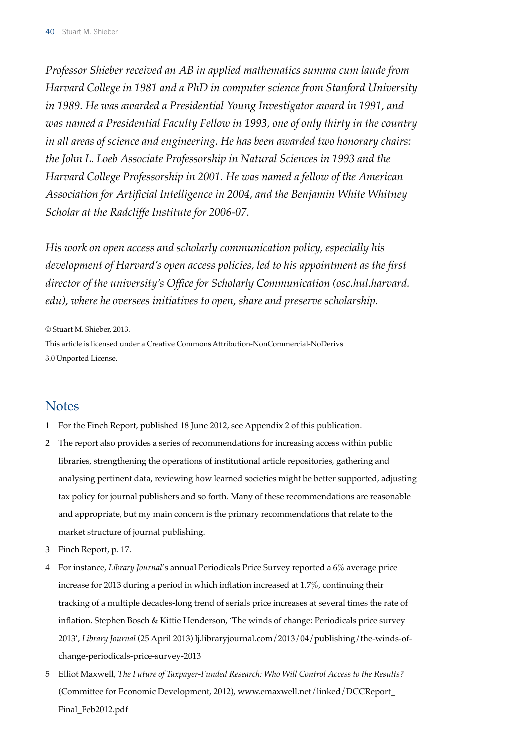*Professor Shieber received an AB in applied mathematics summa cum laude from Harvard College in 1981 and a PhD in computer science from Stanford University in 1989. He was awarded a Presidential Young Investigator award in 1991, and was named a Presidential Faculty Fellow in 1993, one of only thirty in the country in all areas of science and engineering. He has been awarded two honorary chairs: the John L. Loeb Associate Professorship in Natural Sciences in 1993 and the Harvard College Professorship in 2001. He was named a fellow of the American Association for Artificial Intelligence in 2004, and the Benjamin White Whitney Scholar at the Radcliffe Institute for 2006-07.*

*His work on open access and scholarly communication policy, especially his development of Harvard's open access policies, led to his appointment as the first director of the university's Office for Scholarly Communication (osc.hul.harvard.edu), where he oversees initiatives to open, share and preserve scholarship.*

© Stuart M. Shieber, 2013.
This article is licensed under a Creative Commons Attribution-NonCommercial-NoDerivs 3.0 Unported License.

## Notes

1. For the Finch Report, published 18 June 2012, see Appendix 2 of this publication.
2. The report also provides a series of recommendations for increasing access within public libraries, strengthening the operations of institutional article repositories, gathering and analysing pertinent data, reviewing how learned societies might be better supported, adjusting tax policy for journal publishers and so forth. Many of these recommendations are reasonable and appropriate, but my main concern is the primary recommendations that relate to the market structure of journal publishing.
3. Finch Report, p. 17.
4. For instance, *Library Journal*'s annual Periodicals Price Survey reported a 6% average price increase for 2013 during a period in which inflation increased at 1.7%, continuing their tracking of a multiple decades-long trend of serials price increases at several times the rate of inflation. Stephen Bosch & Kittie Henderson, 'The winds of change: Periodicals price survey 2013', *Library Journal* (25 April 2013) lj.libraryjournal.com/2013/04/publishing/the-winds-of-change-periodicals-price-survey-2013
5. Elliot Maxwell, *The Future of Taxpayer-Funded Research: Who Will Control Access to the Results?* (Committee for Economic Development, 2012), www.emaxwell.net/linked/DCCReport_Final_Feb2012.pdf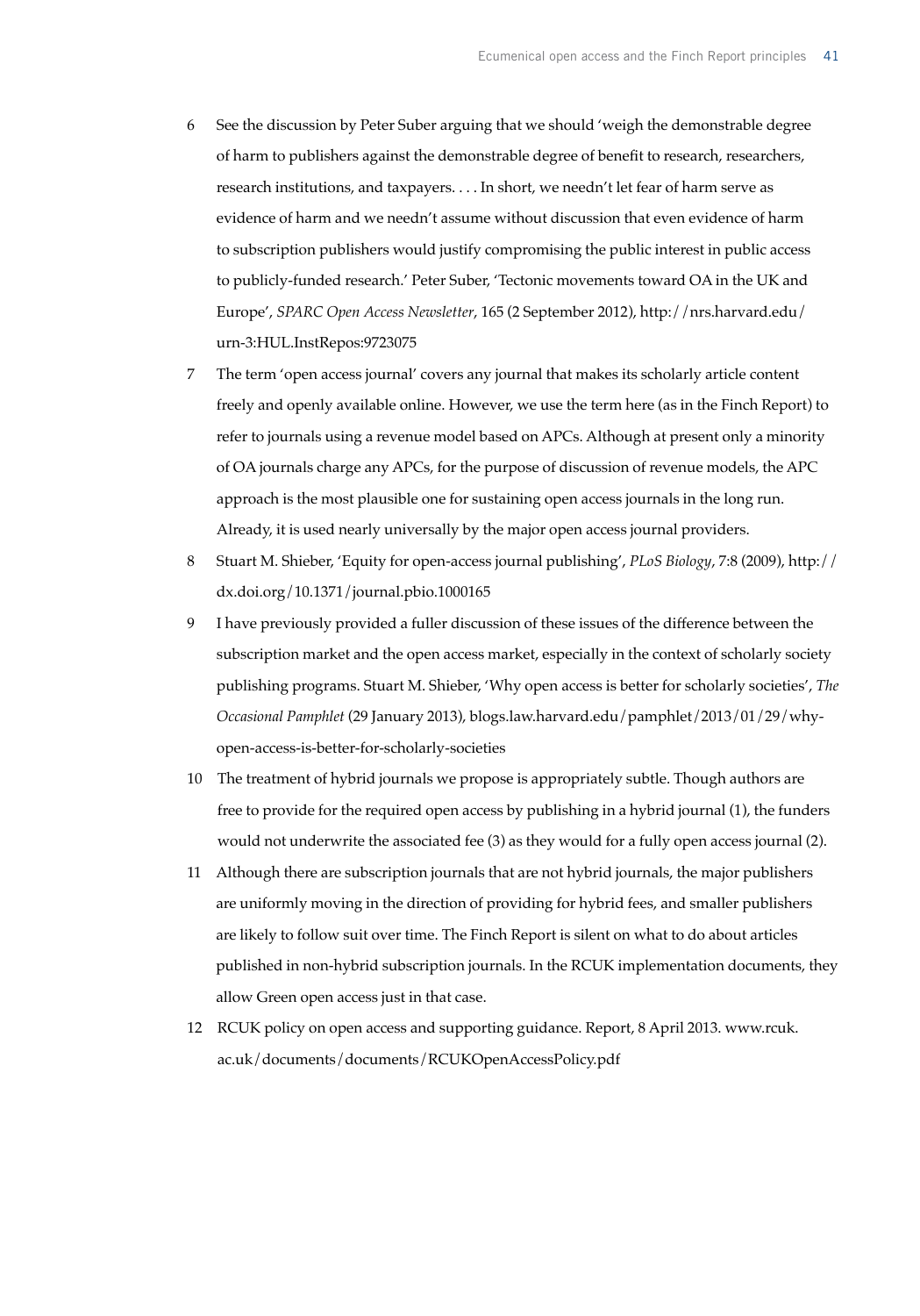6 See the discussion by Peter Suber arguing that we should 'weigh the demonstrable degree of harm to publishers against the demonstrable degree of benefit to research, researchers, research institutions, and taxpayers. . . . In short, we needn't let fear of harm serve as evidence of harm and we needn't assume without discussion that even evidence of harm to subscription publishers would justify compromising the public interest in public access to publicly-funded research.' Peter Suber, 'Tectonic movements toward OA in the UK and Europe', *SPARC Open Access Newsletter*, 165 (2 September 2012), http://nrs.harvard.edu/urn-3:HUL.InstRepos:9723075

7 The term 'open access journal' covers any journal that makes its scholarly article content freely and openly available online. However, we use the term here (as in the Finch Report) to refer to journals using a revenue model based on APCs. Although at present only a minority of OA journals charge any APCs, for the purpose of discussion of revenue models, the APC approach is the most plausible one for sustaining open access journals in the long run. Already, it is used nearly universally by the major open access journal providers.

8 Stuart M. Shieber, 'Equity for open-access journal publishing', *PLoS Biology*, 7:8 (2009), http://dx.doi.org/10.1371/journal.pbio.1000165

9 I have previously provided a fuller discussion of these issues of the difference between the subscription market and the open access market, especially in the context of scholarly society publishing programs. Stuart M. Shieber, 'Why open access is better for scholarly societies', *The Occasional Pamphlet* (29 January 2013), blogs.law.harvard.edu/pamphlet/2013/01/29/why-open-access-is-better-for-scholarly-societies

10 The treatment of hybrid journals we propose is appropriately subtle. Though authors are free to provide for the required open access by publishing in a hybrid journal (1), the funders would not underwrite the associated fee (3) as they would for a fully open access journal (2).

11 Although there are subscription journals that are not hybrid journals, the major publishers are uniformly moving in the direction of providing for hybrid fees, and smaller publishers are likely to follow suit over time. The Finch Report is silent on what to do about articles published in non-hybrid subscription journals. In the RCUK implementation documents, they allow Green open access just in that case.

12 RCUK policy on open access and supporting guidance. Report, 8 April 2013. www.rcuk.ac.uk/documents/documents/RCUKOpenAccessPolicy.pdf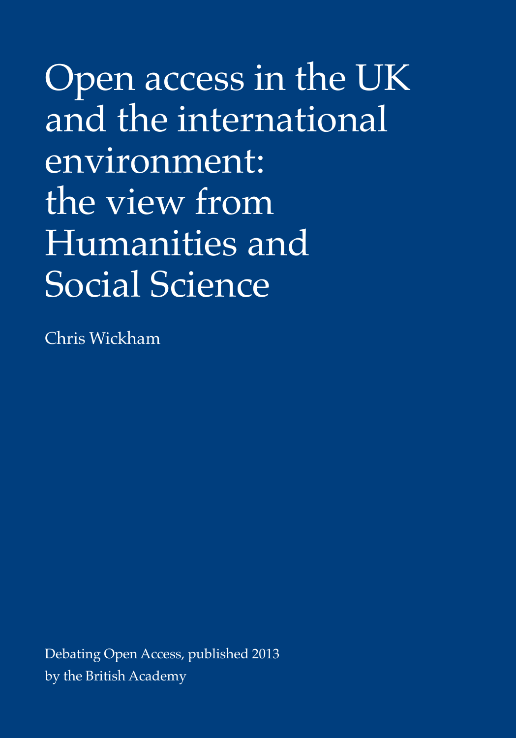# Open access in the UK and the international environment: the view from Humanities and Social Science

Chris Wickham

Debating Open Access, published 2013
by the British Academy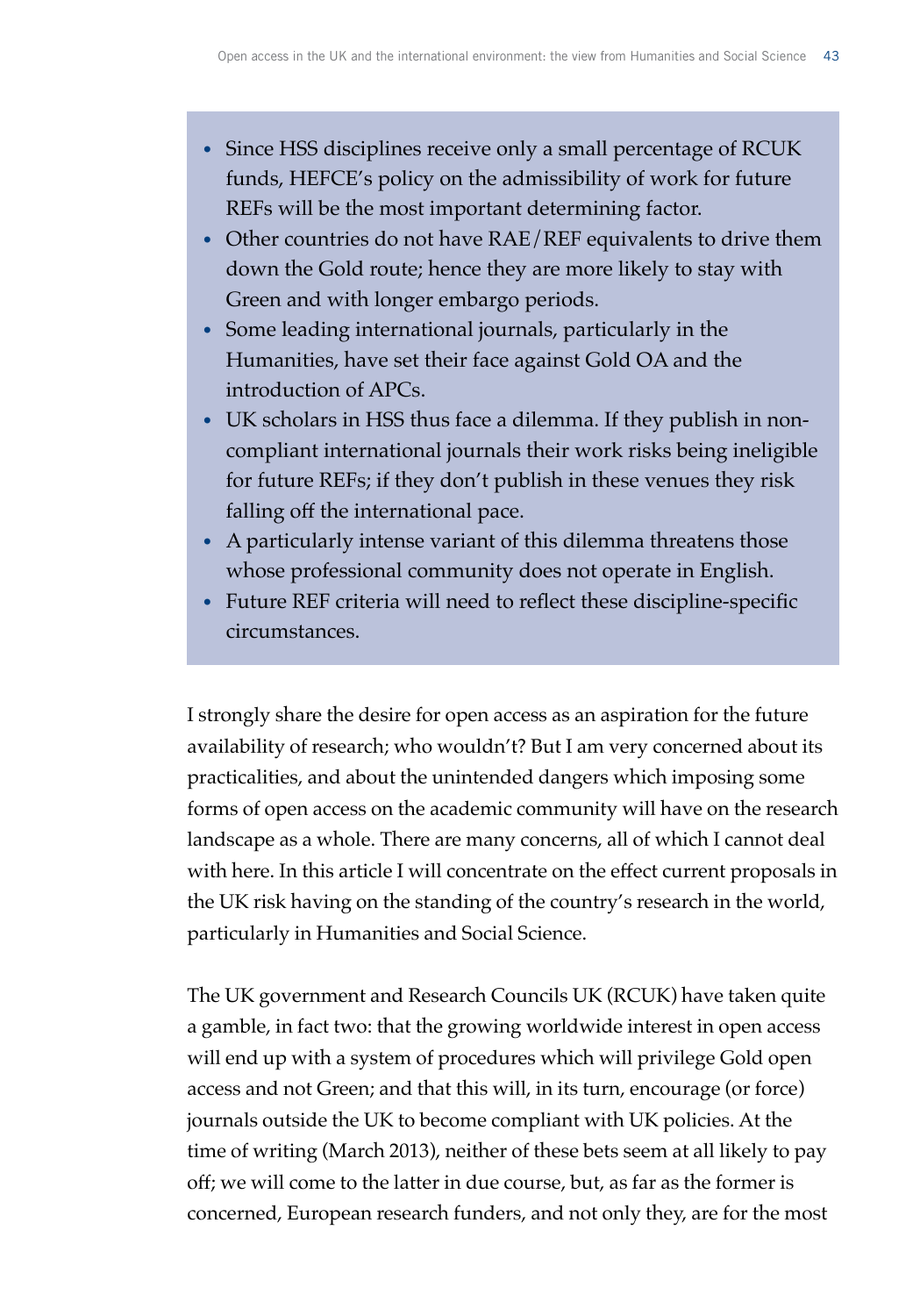- Since HSS disciplines receive only a small percentage of RCUK funds, HEFCE's policy on the admissibility of work for future REFs will be the most important determining factor.
- Other countries do not have RAE/REF equivalents to drive them down the Gold route; hence they are more likely to stay with Green and with longer embargo periods.
- Some leading international journals, particularly in the Humanities, have set their face against Gold OA and the introduction of APCs.
- UK scholars in HSS thus face a dilemma. If they publish in non-compliant international journals their work risks being ineligible for future REFs; if they don't publish in these venues they risk falling off the international pace.
- A particularly intense variant of this dilemma threatens those whose professional community does not operate in English.
- Future REF criteria will need to reflect these discipline-specific circumstances.

I strongly share the desire for open access as an aspiration for the future availability of research; who wouldn't? But I am very concerned about its practicalities, and about the unintended dangers which imposing some forms of open access on the academic community will have on the research landscape as a whole. There are many concerns, all of which I cannot deal with here. In this article I will concentrate on the effect current proposals in the UK risk having on the standing of the country's research in the world, particularly in Humanities and Social Science.

The UK government and Research Councils UK (RCUK) have taken quite a gamble, in fact two: that the growing worldwide interest in open access will end up with a system of procedures which will privilege Gold open access and not Green; and that this will, in its turn, encourage (or force) journals outside the UK to become compliant with UK policies. At the time of writing (March 2013), neither of these bets seem at all likely to pay off; we will come to the latter in due course, but, as far as the former is concerned, European research funders, and not only they, are for the most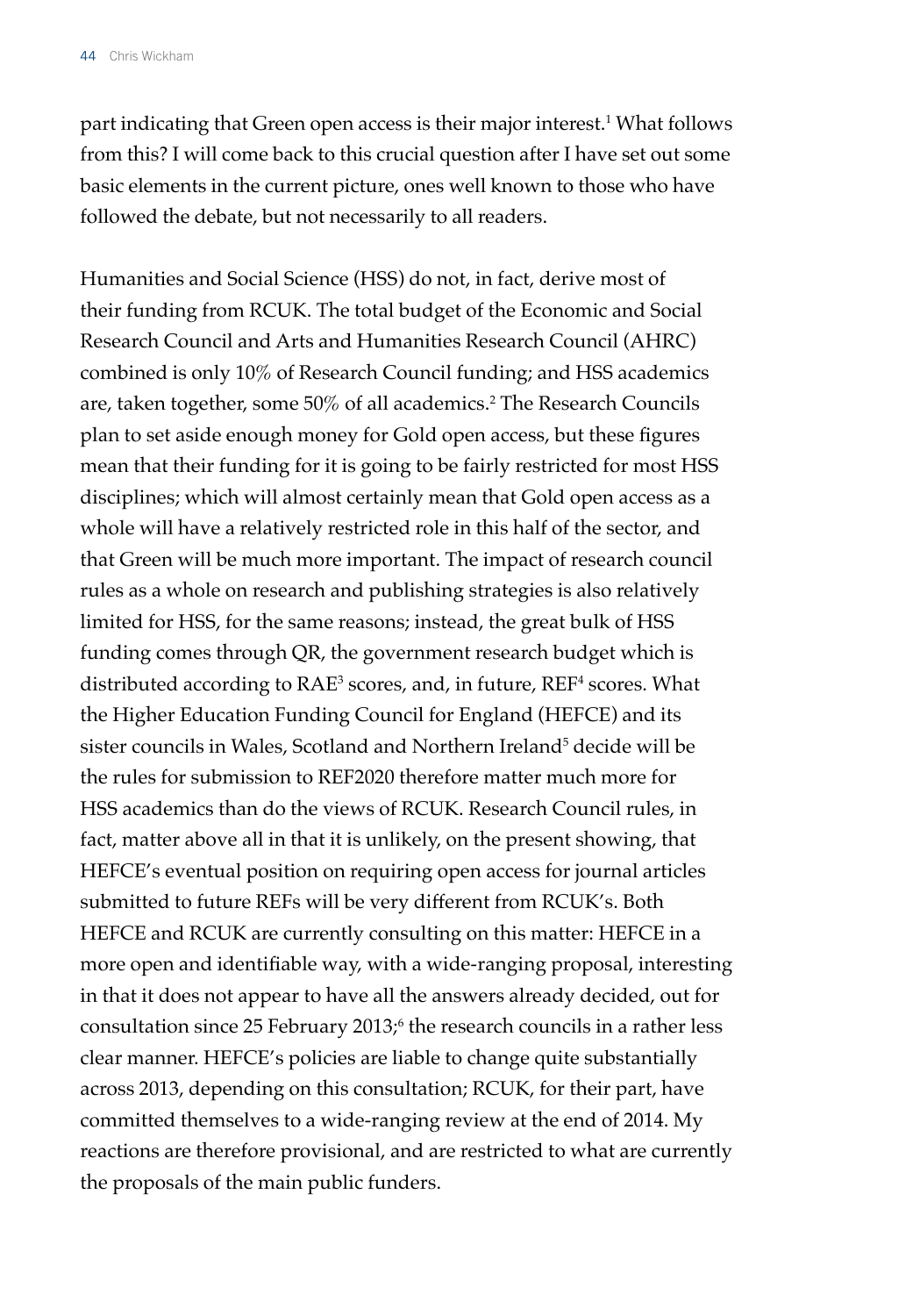part indicating that Green open access is their major interest.[1] What follows from this? I will come back to this crucial question after I have set out some basic elements in the current picture, ones well known to those who have followed the debate, but not necessarily to all readers.

Humanities and Social Science (HSS) do not, in fact, derive most of their funding from RCUK. The total budget of the Economic and Social Research Council and Arts and Humanities Research Council (AHRC) combined is only 10% of Research Council funding; and HSS academics are, taken together, some 50% of all academics.[2] The Research Councils plan to set aside enough money for Gold open access, but these figures mean that their funding for it is going to be fairly restricted for most HSS disciplines; which will almost certainly mean that Gold open access as a whole will have a relatively restricted role in this half of the sector, and that Green will be much more important. The impact of research council rules as a whole on research and publishing strategies is also relatively limited for HSS, for the same reasons; instead, the great bulk of HSS funding comes through QR, the government research budget which is distributed according to RAE[3] scores, and, in future, REF[4] scores. What the Higher Education Funding Council for England (HEFCE) and its sister councils in Wales, Scotland and Northern Ireland[5] decide will be the rules for submission to REF2020 therefore matter much more for HSS academics than do the views of RCUK. Research Council rules, in fact, matter above all in that it is unlikely, on the present showing, that HEFCE's eventual position on requiring open access for journal articles submitted to future REFs will be very different from RCUK's. Both HEFCE and RCUK are currently consulting on this matter: HEFCE in a more open and identifiable way, with a wide-ranging proposal, interesting in that it does not appear to have all the answers already decided, out for consultation since 25 February 2013;[6] the research councils in a rather less clear manner. HEFCE's policies are liable to change quite substantially across 2013, depending on this consultation; RCUK, for their part, have committed themselves to a wide-ranging review at the end of 2014. My reactions are therefore provisional, and are restricted to what are currently the proposals of the main public funders.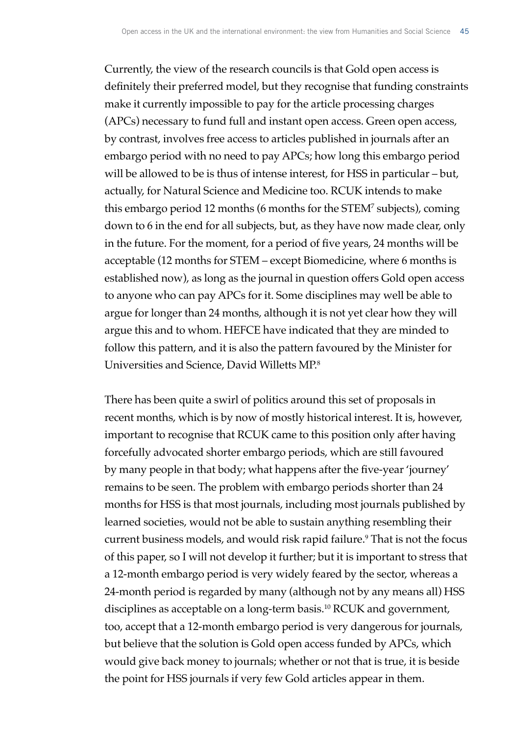Currently, the view of the research councils is that Gold open access is definitely their preferred model, but they recognise that funding constraints make it currently impossible to pay for the article processing charges (APCs) necessary to fund full and instant open access. Green open access, by contrast, involves free access to articles published in journals after an embargo period with no need to pay APCs; how long this embargo period will be allowed to be is thus of intense interest, for HSS in particular – but, actually, for Natural Science and Medicine too. RCUK intends to make this embargo period 12 months (6 months for the STEM[7] subjects), coming down to 6 in the end for all subjects, but, as they have now made clear, only in the future. For the moment, for a period of five years, 24 months will be acceptable (12 months for STEM – except Biomedicine, where 6 months is established now), as long as the journal in question offers Gold open access to anyone who can pay APCs for it. Some disciplines may well be able to argue for longer than 24 months, although it is not yet clear how they will argue this and to whom. HEFCE have indicated that they are minded to follow this pattern, and it is also the pattern favoured by the Minister for Universities and Science, David Willetts MP.[8]

There has been quite a swirl of politics around this set of proposals in recent months, which is by now of mostly historical interest. It is, however, important to recognise that RCUK came to this position only after having forcefully advocated shorter embargo periods, which are still favoured by many people in that body; what happens after the five-year 'journey' remains to be seen. The problem with embargo periods shorter than 24 months for HSS is that most journals, including most journals published by learned societies, would not be able to sustain anything resembling their current business models, and would risk rapid failure.[9] That is not the focus of this paper, so I will not develop it further; but it is important to stress that a 12-month embargo period is very widely feared by the sector, whereas a 24-month period is regarded by many (although not by any means all) HSS disciplines as acceptable on a long-term basis.[10] RCUK and government, too, accept that a 12-month embargo period is very dangerous for journals, but believe that the solution is Gold open access funded by APCs, which would give back money to journals; whether or not that is true, it is beside the point for HSS journals if very few Gold articles appear in them.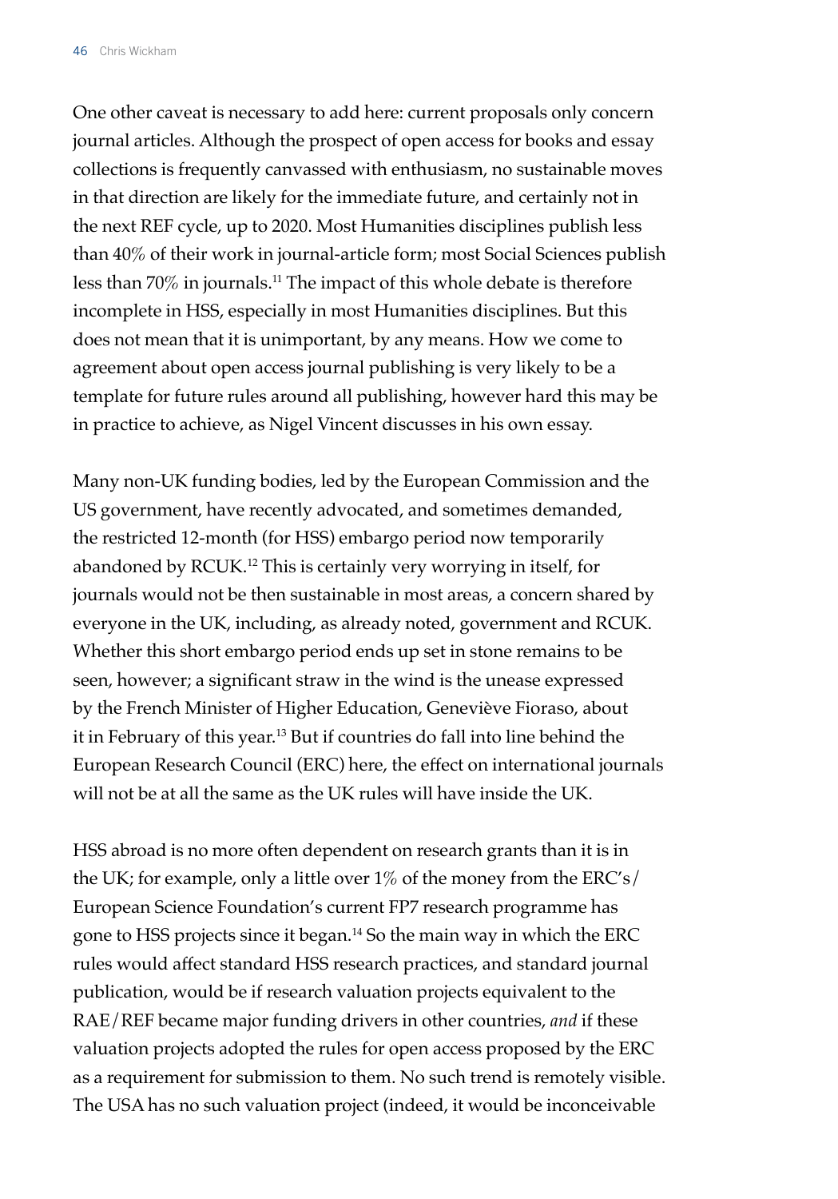One other caveat is necessary to add here: current proposals only concern journal articles. Although the prospect of open access for books and essay collections is frequently canvassed with enthusiasm, no sustainable moves in that direction are likely for the immediate future, and certainly not in the next REF cycle, up to 2020. Most Humanities disciplines publish less than 40% of their work in journal-article form; most Social Sciences publish less than 70% in journals.[11] The impact of this whole debate is therefore incomplete in HSS, especially in most Humanities disciplines. But this does not mean that it is unimportant, by any means. How we come to agreement about open access journal publishing is very likely to be a template for future rules around all publishing, however hard this may be in practice to achieve, as Nigel Vincent discusses in his own essay.

Many non-UK funding bodies, led by the European Commission and the US government, have recently advocated, and sometimes demanded, the restricted 12-month (for HSS) embargo period now temporarily abandoned by RCUK.[12] This is certainly very worrying in itself, for journals would not be then sustainable in most areas, a concern shared by everyone in the UK, including, as already noted, government and RCUK. Whether this short embargo period ends up set in stone remains to be seen, however; a significant straw in the wind is the unease expressed by the French Minister of Higher Education, Geneviève Fioraso, about it in February of this year.[13] But if countries do fall into line behind the European Research Council (ERC) here, the effect on international journals will not be at all the same as the UK rules will have inside the UK.

HSS abroad is no more often dependent on research grants than it is in the UK; for example, only a little over 1% of the money from the ERC's/European Science Foundation's current FP7 research programme has gone to HSS projects since it began.[14] So the main way in which the ERC rules would affect standard HSS research practices, and standard journal publication, would be if research valuation projects equivalent to the RAE/REF became major funding drivers in other countries, *and* if these valuation projects adopted the rules for open access proposed by the ERC as a requirement for submission to them. No such trend is remotely visible. The USA has no such valuation project (indeed, it would be inconceivable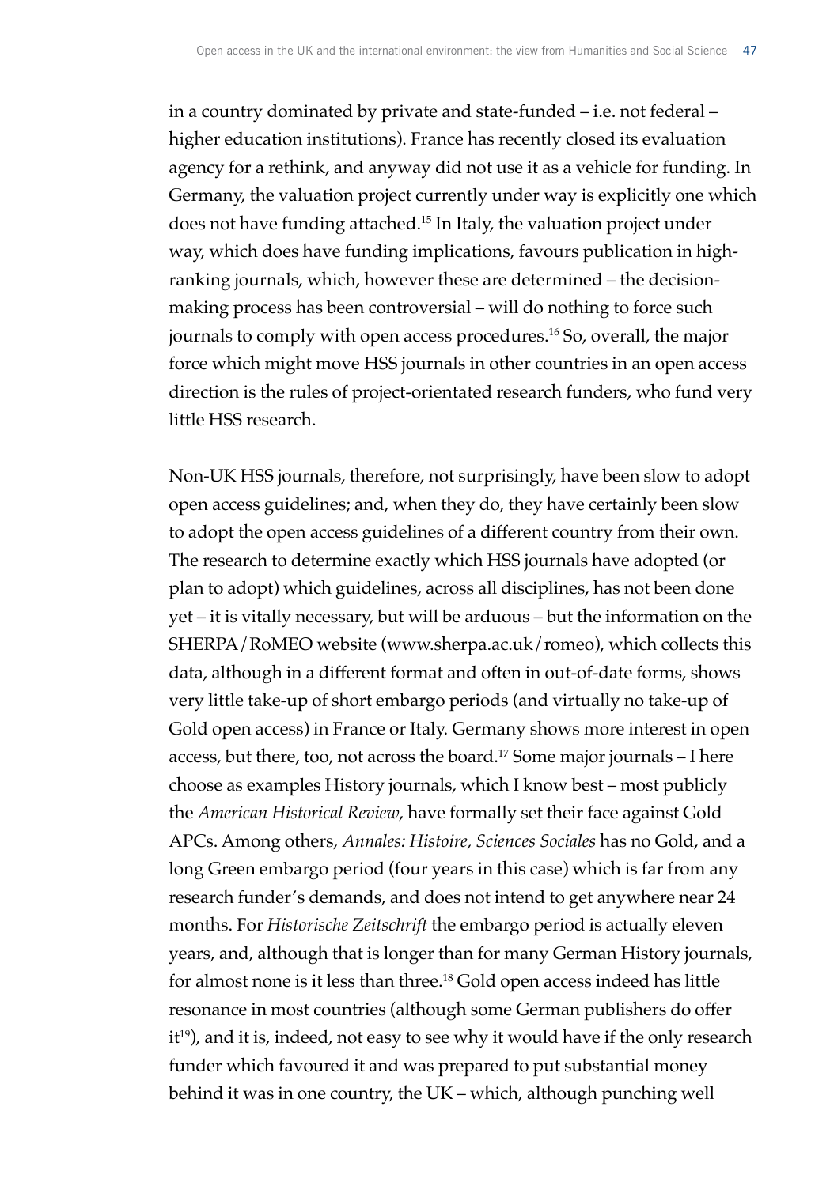in a country dominated by private and state-funded – i.e. not federal – higher education institutions). France has recently closed its evaluation agency for a rethink, and anyway did not use it as a vehicle for funding. In Germany, the valuation project currently under way is explicitly one which does not have funding attached.[15] In Italy, the valuation project under way, which does have funding implications, favours publication in high-ranking journals, which, however these are determined – the decision-making process has been controversial – will do nothing to force such journals to comply with open access procedures.[16] So, overall, the major force which might move HSS journals in other countries in an open access direction is the rules of project-orientated research funders, who fund very little HSS research.

Non-UK HSS journals, therefore, not surprisingly, have been slow to adopt open access guidelines; and, when they do, they have certainly been slow to adopt the open access guidelines of a different country from their own. The research to determine exactly which HSS journals have adopted (or plan to adopt) which guidelines, across all disciplines, has not been done yet – it is vitally necessary, but will be arduous – but the information on the SHERPA/RoMEO website (www.sherpa.ac.uk/romeo), which collects this data, although in a different format and often in out-of-date forms, shows very little take-up of short embargo periods (and virtually no take-up of Gold open access) in France or Italy. Germany shows more interest in open access, but there, too, not across the board.[17] Some major journals – I here choose as examples History journals, which I know best – most publicly the *American Historical Review*, have formally set their face against Gold APCs. Among others, *Annales: Histoire, Sciences Sociales* has no Gold, and a long Green embargo period (four years in this case) which is far from any research funder's demands, and does not intend to get anywhere near 24 months. For *Historische Zeitschrift* the embargo period is actually eleven years, and, although that is longer than for many German History journals, for almost none is it less than three.[18] Gold open access indeed has little resonance in most countries (although some German publishers do offer it[19]), and it is, indeed, not easy to see why it would have if the only research funder which favoured it and was prepared to put substantial money behind it was in one country, the UK – which, although punching well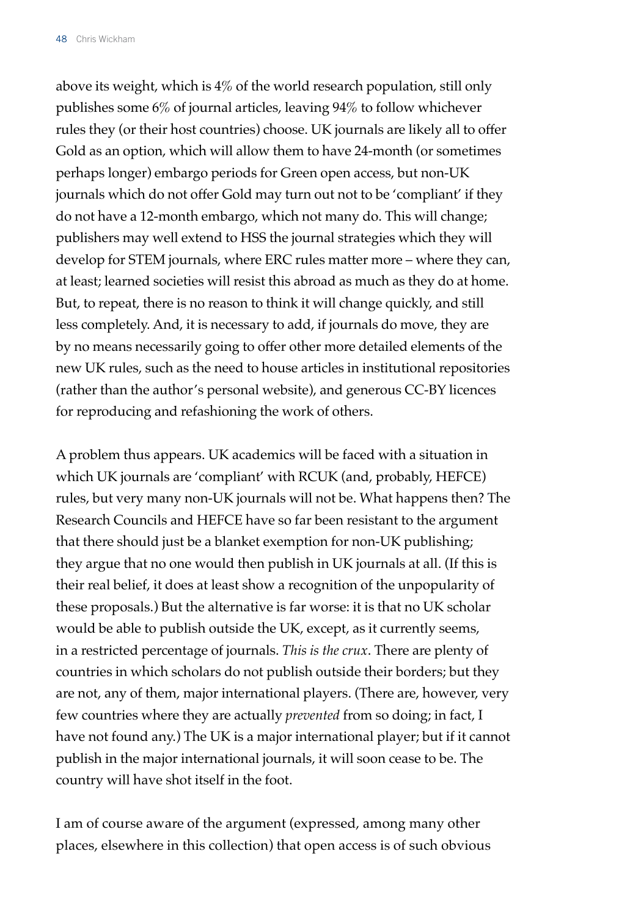above its weight, which is 4% of the world research population, still only publishes some 6% of journal articles, leaving 94% to follow whichever rules they (or their host countries) choose. UK journals are likely all to offer Gold as an option, which will allow them to have 24-month (or sometimes perhaps longer) embargo periods for Green open access, but non-UK journals which do not offer Gold may turn out not to be 'compliant' if they do not have a 12-month embargo, which not many do. This will change; publishers may well extend to HSS the journal strategies which they will develop for STEM journals, where ERC rules matter more – where they can, at least; learned societies will resist this abroad as much as they do at home. But, to repeat, there is no reason to think it will change quickly, and still less completely. And, it is necessary to add, if journals do move, they are by no means necessarily going to offer other more detailed elements of the new UK rules, such as the need to house articles in institutional repositories (rather than the author's personal website), and generous CC-BY licences for reproducing and refashioning the work of others.

A problem thus appears. UK academics will be faced with a situation in which UK journals are 'compliant' with RCUK (and, probably, HEFCE) rules, but very many non-UK journals will not be. What happens then? The Research Councils and HEFCE have so far been resistant to the argument that there should just be a blanket exemption for non-UK publishing; they argue that no one would then publish in UK journals at all. (If this is their real belief, it does at least show a recognition of the unpopularity of these proposals.) But the alternative is far worse: it is that no UK scholar would be able to publish outside the UK, except, as it currently seems, in a restricted percentage of journals. *This is the crux*. There are plenty of countries in which scholars do not publish outside their borders; but they are not, any of them, major international players. (There are, however, very few countries where they are actually *prevented* from so doing; in fact, I have not found any.) The UK is a major international player; but if it cannot publish in the major international journals, it will soon cease to be. The country will have shot itself in the foot.

I am of course aware of the argument (expressed, among many other places, elsewhere in this collection) that open access is of such obvious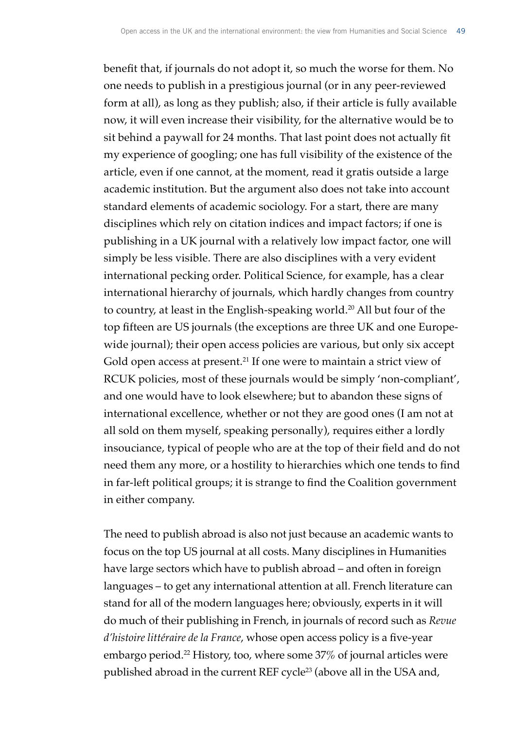benefit that, if journals do not adopt it, so much the worse for them. No one needs to publish in a prestigious journal (or in any peer-reviewed form at all), as long as they publish; also, if their article is fully available now, it will even increase their visibility, for the alternative would be to sit behind a paywall for 24 months. That last point does not actually fit my experience of googling; one has full visibility of the existence of the article, even if one cannot, at the moment, read it gratis outside a large academic institution. But the argument also does not take into account standard elements of academic sociology. For a start, there are many disciplines which rely on citation indices and impact factors; if one is publishing in a UK journal with a relatively low impact factor, one will simply be less visible. There are also disciplines with a very evident international pecking order. Political Science, for example, has a clear international hierarchy of journals, which hardly changes from country to country, at least in the English-speaking world.[20] All but four of the top fifteen are US journals (the exceptions are three UK and one Europe-wide journal); their open access policies are various, but only six accept Gold open access at present.[21] If one were to maintain a strict view of RCUK policies, most of these journals would be simply 'non-compliant', and one would have to look elsewhere; but to abandon these signs of international excellence, whether or not they are good ones (I am not at all sold on them myself, speaking personally), requires either a lordly insouciance, typical of people who are at the top of their field and do not need them any more, or a hostility to hierarchies which one tends to find in far-left political groups; it is strange to find the Coalition government in either company.

The need to publish abroad is also not just because an academic wants to focus on the top US journal at all costs. Many disciplines in Humanities have large sectors which have to publish abroad – and often in foreign languages – to get any international attention at all. French literature can stand for all of the modern languages here; obviously, experts in it will do much of their publishing in French, in journals of record such as *Revue d'histoire littéraire de la France*, whose open access policy is a five-year embargo period.[22] History, too, where some 37% of journal articles were published abroad in the current REF cycle[23] (above all in the USA and,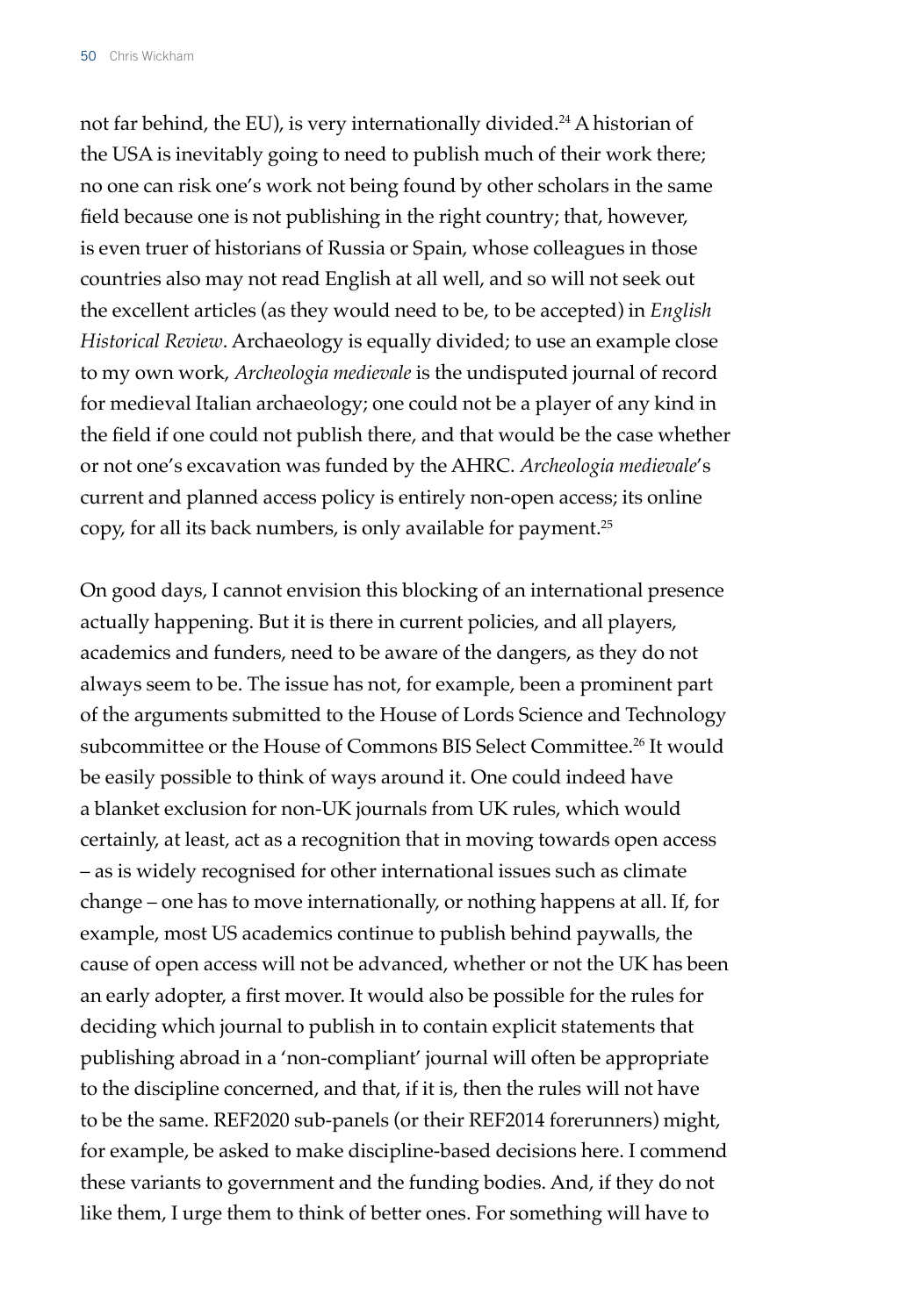not far behind, the EU), is very internationally divided.[24] A historian of the USA is inevitably going to need to publish much of their work there; no one can risk one's work not being found by other scholars in the same field because one is not publishing in the right country; that, however, is even truer of historians of Russia or Spain, whose colleagues in those countries also may not read English at all well, and so will not seek out the excellent articles (as they would need to be, to be accepted) in *English Historical Review*. Archaeology is equally divided; to use an example close to my own work, *Archeologia medievale* is the undisputed journal of record for medieval Italian archaeology; one could not be a player of any kind in the field if one could not publish there, and that would be the case whether or not one's excavation was funded by the AHRC. *Archeologia medievale*'s current and planned access policy is entirely non-open access; its online copy, for all its back numbers, is only available for payment.[25]

On good days, I cannot envision this blocking of an international presence actually happening. But it is there in current policies, and all players, academics and funders, need to be aware of the dangers, as they do not always seem to be. The issue has not, for example, been a prominent part of the arguments submitted to the House of Lords Science and Technology subcommittee or the House of Commons BIS Select Committee.[26] It would be easily possible to think of ways around it. One could indeed have a blanket exclusion for non-UK journals from UK rules, which would certainly, at least, act as a recognition that in moving towards open access – as is widely recognised for other international issues such as climate change – one has to move internationally, or nothing happens at all. If, for example, most US academics continue to publish behind paywalls, the cause of open access will not be advanced, whether or not the UK has been an early adopter, a first mover. It would also be possible for the rules for deciding which journal to publish in to contain explicit statements that publishing abroad in a 'non-compliant' journal will often be appropriate to the discipline concerned, and that, if it is, then the rules will not have to be the same. REF2020 sub-panels (or their REF2014 forerunners) might, for example, be asked to make discipline-based decisions here. I commend these variants to government and the funding bodies. And, if they do not like them, I urge them to think of better ones. For something will have to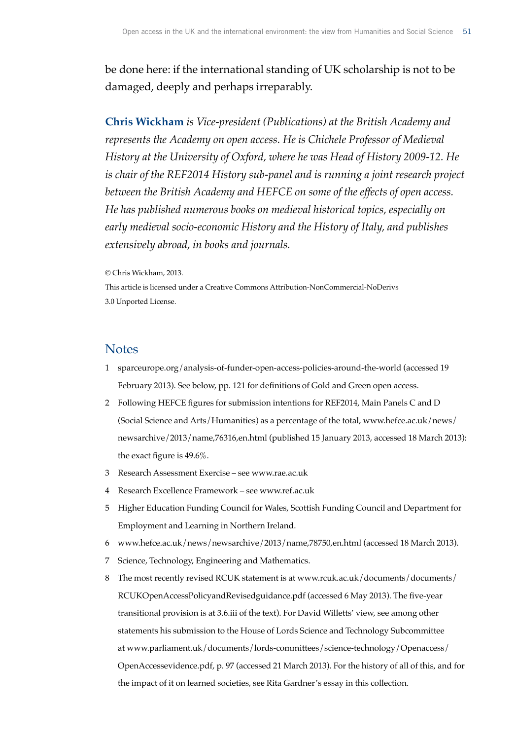be done here: if the international standing of UK scholarship is not to be damaged, deeply and perhaps irreparably.

**Chris Wickham** *is Vice-president (Publications) at the British Academy and represents the Academy on open access. He is Chichele Professor of Medieval History at the University of Oxford, where he was Head of History 2009-12. He is chair of the REF2014 History sub-panel and is running a joint research project between the British Academy and HEFCE on some of the effects of open access. He has published numerous books on medieval historical topics, especially on early medieval socio-economic History and the History of Italy, and publishes extensively abroad, in books and journals.*

© Chris Wickham, 2013.
This article is licensed under a Creative Commons Attribution-NonCommercial-NoDerivs 3.0 Unported License.

## Notes

1. sparceurope.org/analysis-of-funder-open-access-policies-around-the-world (accessed 19 February 2013). See below, pp. 121 for definitions of Gold and Green open access.
2. Following HEFCE figures for submission intentions for REF2014, Main Panels C and D (Social Science and Arts/Humanities) as a percentage of the total, www.hefce.ac.uk/news/newsarchive/2013/name,76316,en.html (published 15 January 2013, accessed 18 March 2013): the exact figure is 49.6%.
3. Research Assessment Exercise – see www.rae.ac.uk
4. Research Excellence Framework – see www.ref.ac.uk
5. Higher Education Funding Council for Wales, Scottish Funding Council and Department for Employment and Learning in Northern Ireland.
6. www.hefce.ac.uk/news/newsarchive/2013/name,78750,en.html (accessed 18 March 2013).
7. Science, Technology, Engineering and Mathematics.
8. The most recently revised RCUK statement is at www.rcuk.ac.uk/documents/documents/RCUKOpenAccessPolicyandRevisedguidance.pdf (accessed 6 May 2013). The five-year transitional provision is at 3.6.iii of the text). For David Willetts' view, see among other statements his submission to the House of Lords Science and Technology Subcommittee at www.parliament.uk/documents/lords-committees/science-technology/Openaccess/OpenAccessevidence.pdf, p. 97 (accessed 21 March 2013). For the history of all of this, and for the impact of it on learned societies, see Rita Gardner's essay in this collection.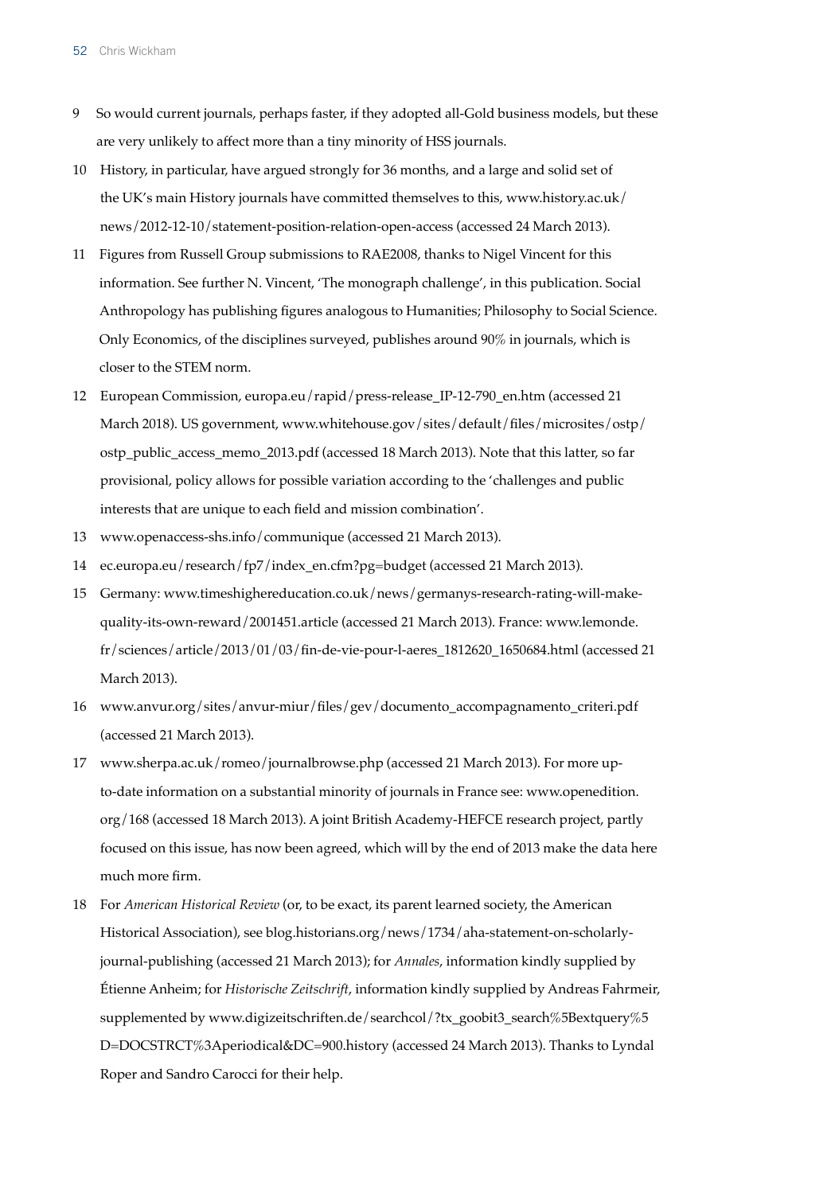9 So would current journals, perhaps faster, if they adopted all-Gold business models, but these are very unlikely to affect more than a tiny minority of HSS journals.

10 History, in particular, have argued strongly for 36 months, and a large and solid set of the UK's main History journals have committed themselves to this, www.history.ac.uk/news/2012-12-10/statement-position-relation-open-access (accessed 24 March 2013).

11 Figures from Russell Group submissions to RAE2008, thanks to Nigel Vincent for this information. See further N. Vincent, 'The monograph challenge', in this publication. Social Anthropology has publishing figures analogous to Humanities; Philosophy to Social Science. Only Economics, of the disciplines surveyed, publishes around 90% in journals, which is closer to the STEM norm.

12 European Commission, europa.eu/rapid/press-release_IP-12-790_en.htm (accessed 21 March 2018). US government, www.whitehouse.gov/sites/default/files/microsites/ostp/ostp_public_access_memo_2013.pdf (accessed 18 March 2013). Note that this latter, so far provisional, policy allows for possible variation according to the 'challenges and public interests that are unique to each field and mission combination'.

13 www.openaccess-shs.info/communique (accessed 21 March 2013).

14 ec.europa.eu/research/fp7/index_en.cfm?pg=budget (accessed 21 March 2013).

15 Germany: www.timeshighereducation.co.uk/news/germanys-research-rating-will-make-quality-its-own-reward/2001451.article (accessed 21 March 2013). France: www.lemonde.fr/sciences/article/2013/01/03/fin-de-vie-pour-l-aeres_1812620_1650684.html (accessed 21 March 2013).

16 www.anvur.org/sites/anvur-miur/files/gev/documento_accompagnamento_criteri.pdf (accessed 21 March 2013).

17 www.sherpa.ac.uk/romeo/journalbrowse.php (accessed 21 March 2013). For more up-to-date information on a substantial minority of journals in France see: www.openedition.org/168 (accessed 18 March 2013). A joint British Academy-HEFCE research project, partly focused on this issue, has now been agreed, which will by the end of 2013 make the data here much more firm.

18 For *American Historical Review* (or, to be exact, its parent learned society, the American Historical Association), see blog.historians.org/news/1734/aha-statement-on-scholarly-journal-publishing (accessed 21 March 2013); for *Annales*, information kindly supplied by Étienne Anheim; for *Historische Zeitschrift*, information kindly supplied by Andreas Fahrmeir, supplemented by www.digizeitschriften.de/searchcol/?tx_goobit3_search%5Bextquery%5D=DOCSTRCT%3Aperiodical&DC=900.history (accessed 24 March 2013). Thanks to Lyndal Roper and Sandro Carocci for their help.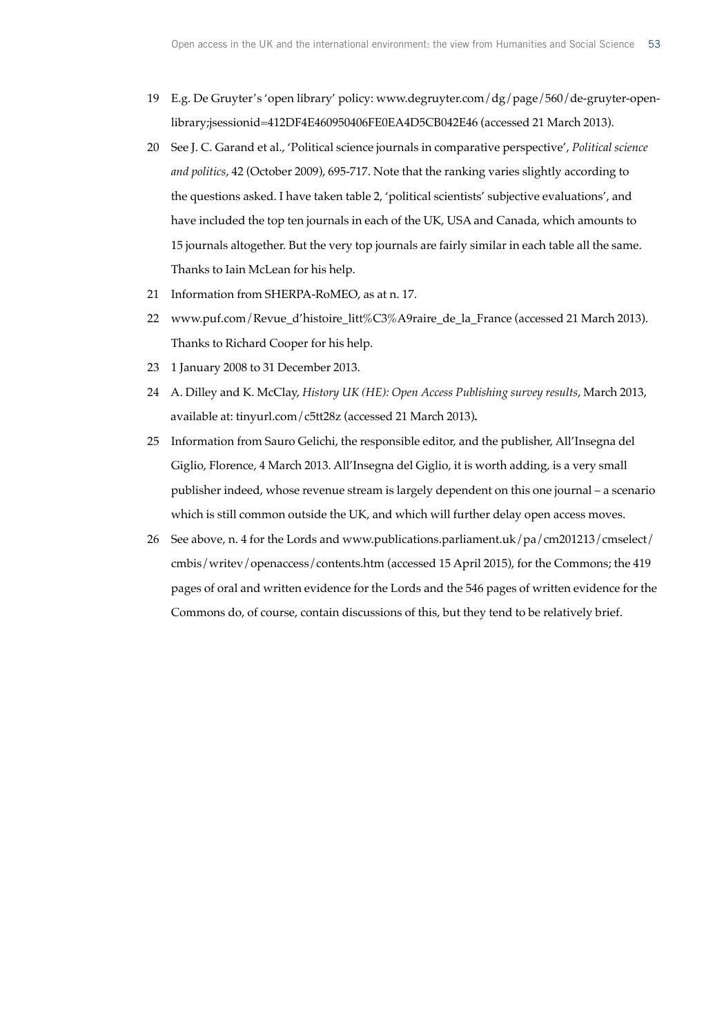19 E.g. De Gruyter's 'open library' policy: www.degruyter.com/dg/page/560/de-gruyter-open-library;jsessionid=412DF4E460950406FE0EA4D5CB042E46 (accessed 21 March 2013).

20 See J. C. Garand et al., 'Political science journals in comparative perspective', *Political science and politics*, 42 (October 2009), 695-717. Note that the ranking varies slightly according to the questions asked. I have taken table 2, 'political scientists' subjective evaluations', and have included the top ten journals in each of the UK, USA and Canada, which amounts to 15 journals altogether. But the very top journals are fairly similar in each table all the same. Thanks to Iain McLean for his help.

21 Information from SHERPA-RoMEO, as at n. 17.

22 www.puf.com/Revue_d'histoire_litt%C3%A9raire_de_la_France (accessed 21 March 2013). Thanks to Richard Cooper for his help.

23 1 January 2008 to 31 December 2013.

24 A. Dilley and K. McClay, *History UK (HE): Open Access Publishing survey results*, March 2013, available at: tinyurl.com/c5tt28z (accessed 21 March 2013).

25 Information from Sauro Gelichi, the responsible editor, and the publisher, All'Insegna del Giglio, Florence, 4 March 2013. All'Insegna del Giglio, it is worth adding, is a very small publisher indeed, whose revenue stream is largely dependent on this one journal – a scenario which is still common outside the UK, and which will further delay open access moves.

26 See above, n. 4 for the Lords and www.publications.parliament.uk/pa/cm201213/cmselect/cmbis/writev/openaccess/contents.htm (accessed 15 April 2015), for the Commons; the 419 pages of oral and written evidence for the Lords and the 546 pages of written evidence for the Commons do, of course, contain discussions of this, but they tend to be relatively brief.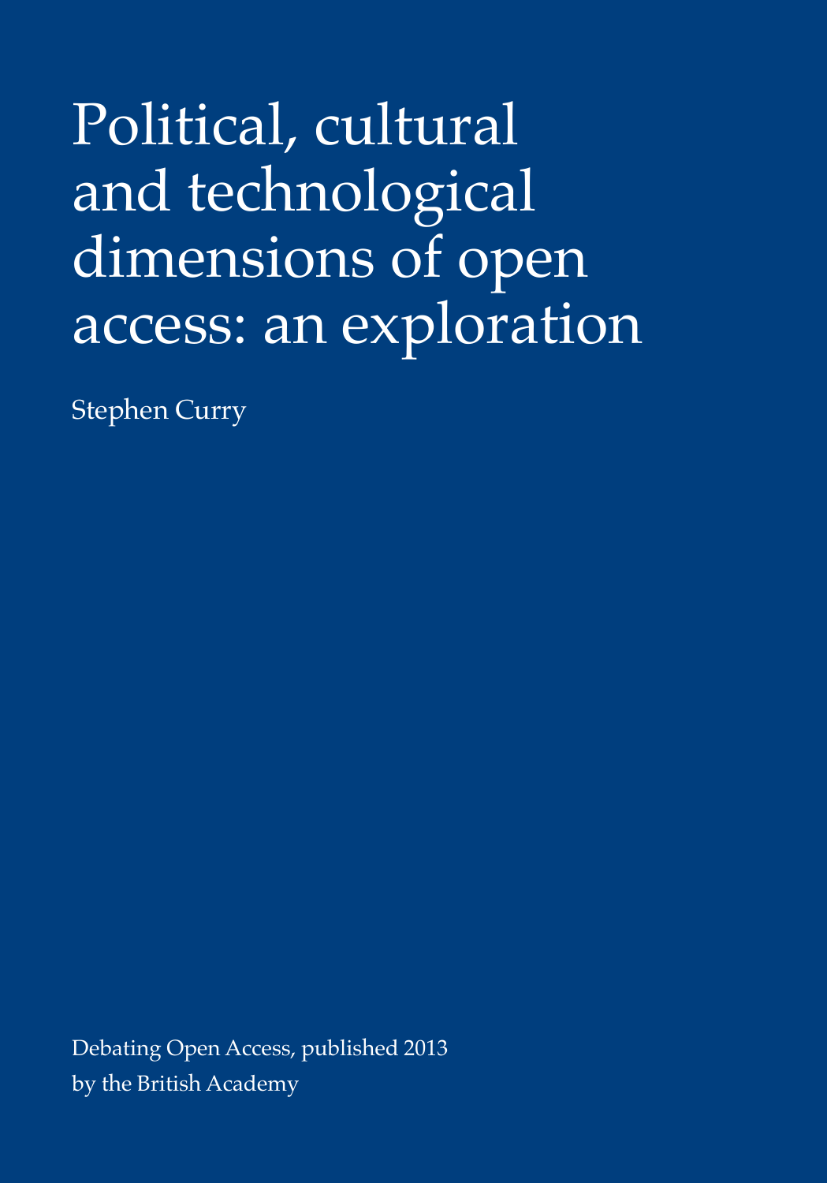# Political, cultural and technological dimensions of open access: an exploration

Stephen Curry

Debating Open Access, published 2013 by the British Academy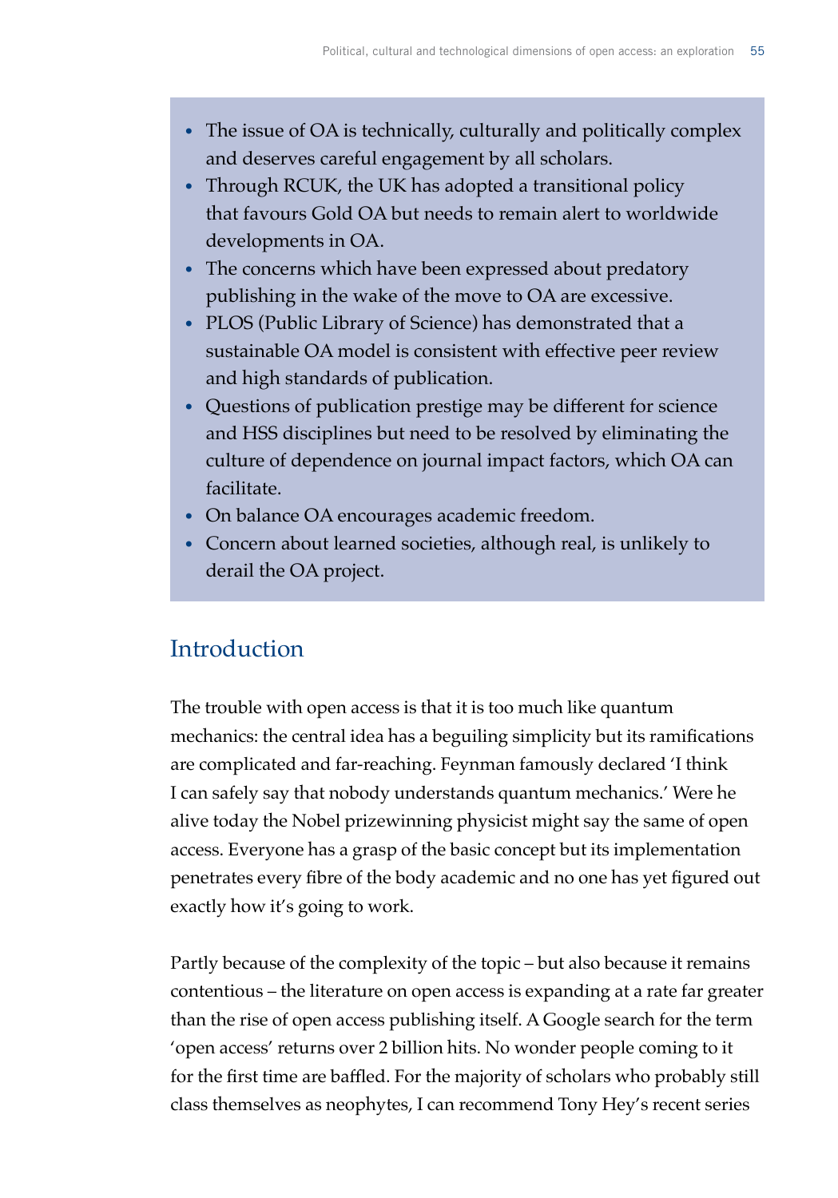- The issue of OA is technically, culturally and politically complex and deserves careful engagement by all scholars.
- Through RCUK, the UK has adopted a transitional policy that favours Gold OA but needs to remain alert to worldwide developments in OA.
- The concerns which have been expressed about predatory publishing in the wake of the move to OA are excessive.
- PLOS (Public Library of Science) has demonstrated that a sustainable OA model is consistent with effective peer review and high standards of publication.
- Questions of publication prestige may be different for science and HSS disciplines but need to be resolved by eliminating the culture of dependence on journal impact factors, which OA can facilitate.
- On balance OA encourages academic freedom.
- Concern about learned societies, although real, is unlikely to derail the OA project.

## Introduction

The trouble with open access is that it is too much like quantum mechanics: the central idea has a beguiling simplicity but its ramifications are complicated and far-reaching. Feynman famously declared 'I think I can safely say that nobody understands quantum mechanics.' Were he alive today the Nobel prizewinning physicist might say the same of open access. Everyone has a grasp of the basic concept but its implementation penetrates every fibre of the body academic and no one has yet figured out exactly how it's going to work.

Partly because of the complexity of the topic – but also because it remains contentious – the literature on open access is expanding at a rate far greater than the rise of open access publishing itself. A Google search for the term 'open access' returns over 2 billion hits. No wonder people coming to it for the first time are baffled. For the majority of scholars who probably still class themselves as neophytes, I can recommend Tony Hey's recent series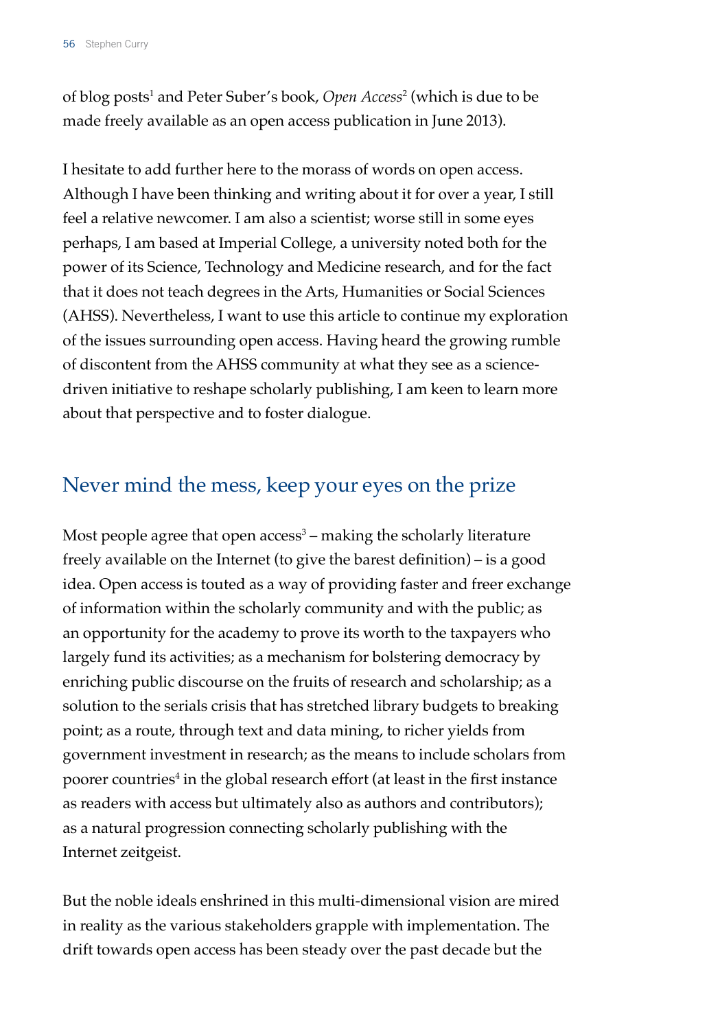of blog posts[1] and Peter Suber's book, *Open Access*[2] (which is due to be made freely available as an open access publication in June 2013).

I hesitate to add further here to the morass of words on open access. Although I have been thinking and writing about it for over a year, I still feel a relative newcomer. I am also a scientist; worse still in some eyes perhaps, I am based at Imperial College, a university noted both for the power of its Science, Technology and Medicine research, and for the fact that it does not teach degrees in the Arts, Humanities or Social Sciences (AHSS). Nevertheless, I want to use this article to continue my exploration of the issues surrounding open access. Having heard the growing rumble of discontent from the AHSS community at what they see as a science-driven initiative to reshape scholarly publishing, I am keen to learn more about that perspective and to foster dialogue.

## Never mind the mess, keep your eyes on the prize

Most people agree that open access[3] – making the scholarly literature freely available on the Internet (to give the barest definition) – is a good idea. Open access is touted as a way of providing faster and freer exchange of information within the scholarly community and with the public; as an opportunity for the academy to prove its worth to the taxpayers who largely fund its activities; as a mechanism for bolstering democracy by enriching public discourse on the fruits of research and scholarship; as a solution to the serials crisis that has stretched library budgets to breaking point; as a route, through text and data mining, to richer yields from government investment in research; as the means to include scholars from poorer countries[4] in the global research effort (at least in the first instance as readers with access but ultimately also as authors and contributors); as a natural progression connecting scholarly publishing with the Internet zeitgeist.

But the noble ideals enshrined in this multi-dimensional vision are mired in reality as the various stakeholders grapple with implementation. The drift towards open access has been steady over the past decade but the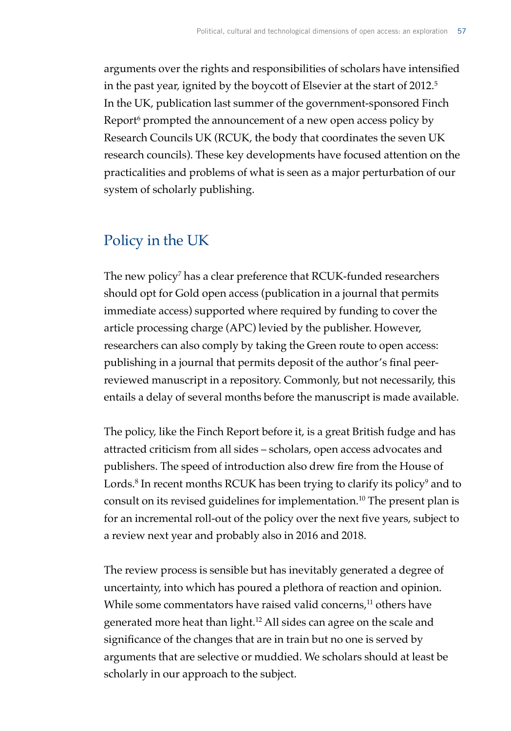arguments over the rights and responsibilities of scholars have intensified in the past year, ignited by the boycott of Elsevier at the start of 2012.[5] In the UK, publication last summer of the government-sponsored Finch Report[6] prompted the announcement of a new open access policy by Research Councils UK (RCUK, the body that coordinates the seven UK research councils). These key developments have focused attention on the practicalities and problems of what is seen as a major perturbation of our system of scholarly publishing.

## Policy in the UK

The new policy[7] has a clear preference that RCUK-funded researchers should opt for Gold open access (publication in a journal that permits immediate access) supported where required by funding to cover the article processing charge (APC) levied by the publisher. However, researchers can also comply by taking the Green route to open access: publishing in a journal that permits deposit of the author's final peer-reviewed manuscript in a repository. Commonly, but not necessarily, this entails a delay of several months before the manuscript is made available.

The policy, like the Finch Report before it, is a great British fudge and has attracted criticism from all sides – scholars, open access advocates and publishers. The speed of introduction also drew fire from the House of Lords.[8] In recent months RCUK has been trying to clarify its policy[9] and to consult on its revised guidelines for implementation.[10] The present plan is for an incremental roll-out of the policy over the next five years, subject to a review next year and probably also in 2016 and 2018.

The review process is sensible but has inevitably generated a degree of uncertainty, into which has poured a plethora of reaction and opinion. While some commentators have raised valid concerns,[11] others have generated more heat than light.[12] All sides can agree on the scale and significance of the changes that are in train but no one is served by arguments that are selective or muddied. We scholars should at least be scholarly in our approach to the subject.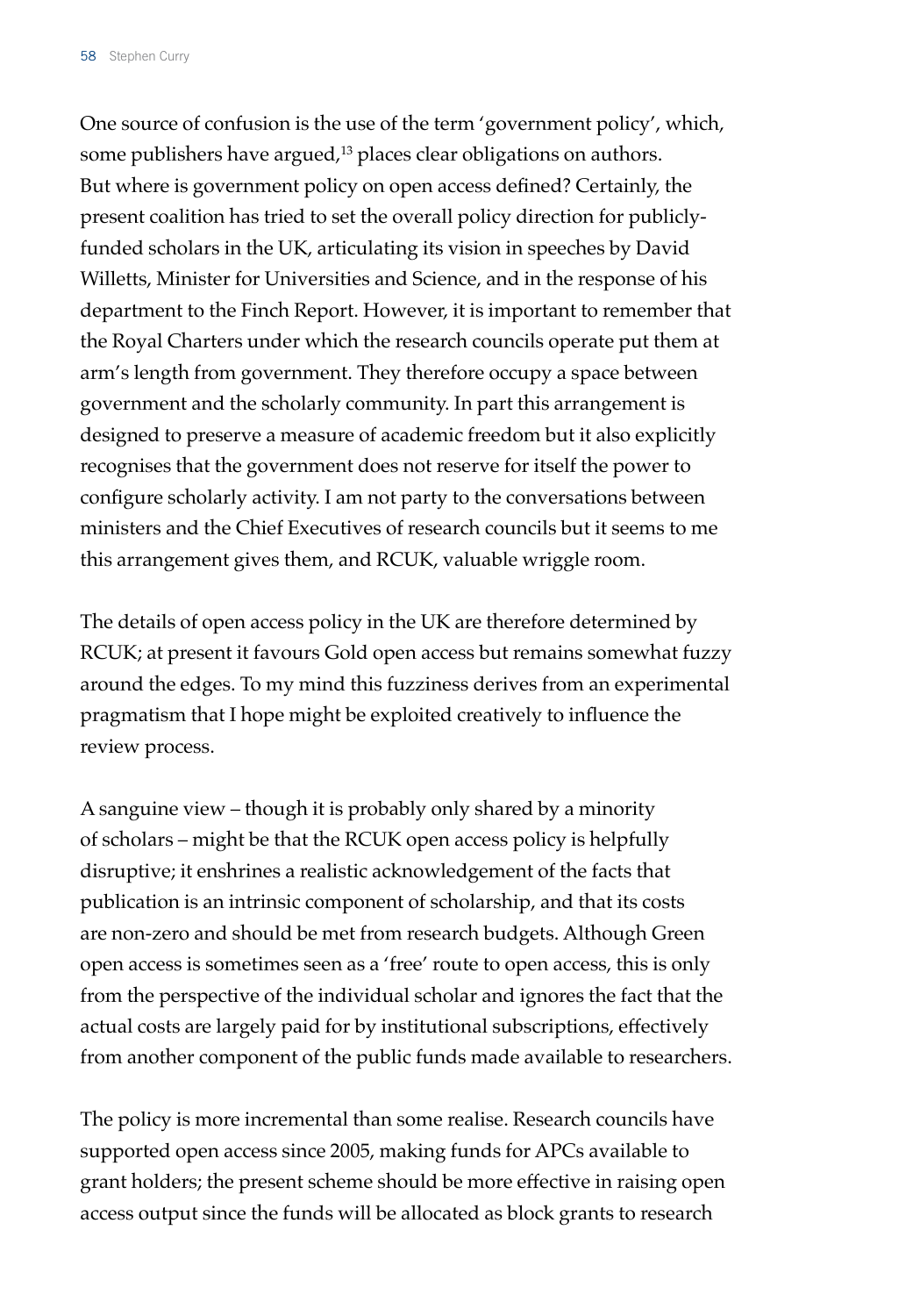One source of confusion is the use of the term 'government policy', which, some publishers have argued,[13] places clear obligations on authors. But where is government policy on open access defined? Certainly, the present coalition has tried to set the overall policy direction for publicly-funded scholars in the UK, articulating its vision in speeches by David Willetts, Minister for Universities and Science, and in the response of his department to the Finch Report. However, it is important to remember that the Royal Charters under which the research councils operate put them at arm's length from government. They therefore occupy a space between government and the scholarly community. In part this arrangement is designed to preserve a measure of academic freedom but it also explicitly recognises that the government does not reserve for itself the power to configure scholarly activity. I am not party to the conversations between ministers and the Chief Executives of research councils but it seems to me this arrangement gives them, and RCUK, valuable wriggle room.

The details of open access policy in the UK are therefore determined by RCUK; at present it favours Gold open access but remains somewhat fuzzy around the edges. To my mind this fuzziness derives from an experimental pragmatism that I hope might be exploited creatively to influence the review process.

A sanguine view – though it is probably only shared by a minority of scholars – might be that the RCUK open access policy is helpfully disruptive; it enshrines a realistic acknowledgement of the facts that publication is an intrinsic component of scholarship, and that its costs are non-zero and should be met from research budgets. Although Green open access is sometimes seen as a 'free' route to open access, this is only from the perspective of the individual scholar and ignores the fact that the actual costs are largely paid for by institutional subscriptions, effectively from another component of the public funds made available to researchers.

The policy is more incremental than some realise. Research councils have supported open access since 2005, making funds for APCs available to grant holders; the present scheme should be more effective in raising open access output since the funds will be allocated as block grants to research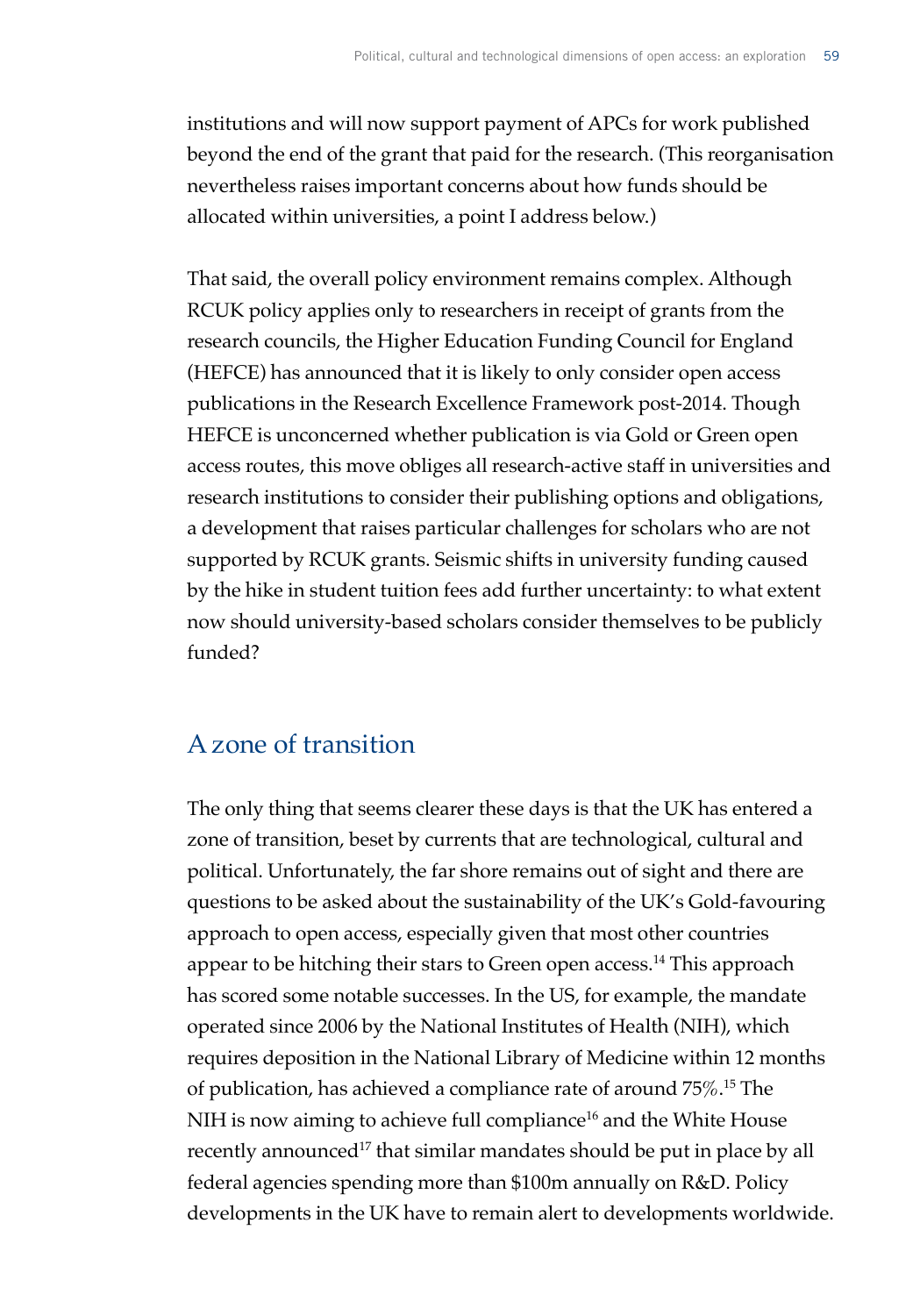institutions and will now support payment of APCs for work published beyond the end of the grant that paid for the research. (This reorganisation nevertheless raises important concerns about how funds should be allocated within universities, a point I address below.)

That said, the overall policy environment remains complex. Although RCUK policy applies only to researchers in receipt of grants from the research councils, the Higher Education Funding Council for England (HEFCE) has announced that it is likely to only consider open access publications in the Research Excellence Framework post-2014. Though HEFCE is unconcerned whether publication is via Gold or Green open access routes, this move obliges all research-active staff in universities and research institutions to consider their publishing options and obligations, a development that raises particular challenges for scholars who are not supported by RCUK grants. Seismic shifts in university funding caused by the hike in student tuition fees add further uncertainty: to what extent now should university-based scholars consider themselves to be publicly funded?

## A zone of transition

The only thing that seems clearer these days is that the UK has entered a zone of transition, beset by currents that are technological, cultural and political. Unfortunately, the far shore remains out of sight and there are questions to be asked about the sustainability of the UK's Gold-favouring approach to open access, especially given that most other countries appear to be hitching their stars to Green open access.[14] This approach has scored some notable successes. In the US, for example, the mandate operated since 2006 by the National Institutes of Health (NIH), which requires deposition in the National Library of Medicine within 12 months of publication, has achieved a compliance rate of around 75%.[15] The NIH is now aiming to achieve full compliance[16] and the White House recently announced[17] that similar mandates should be put in place by all federal agencies spending more than $100m annually on R&D. Policy developments in the UK have to remain alert to developments worldwide.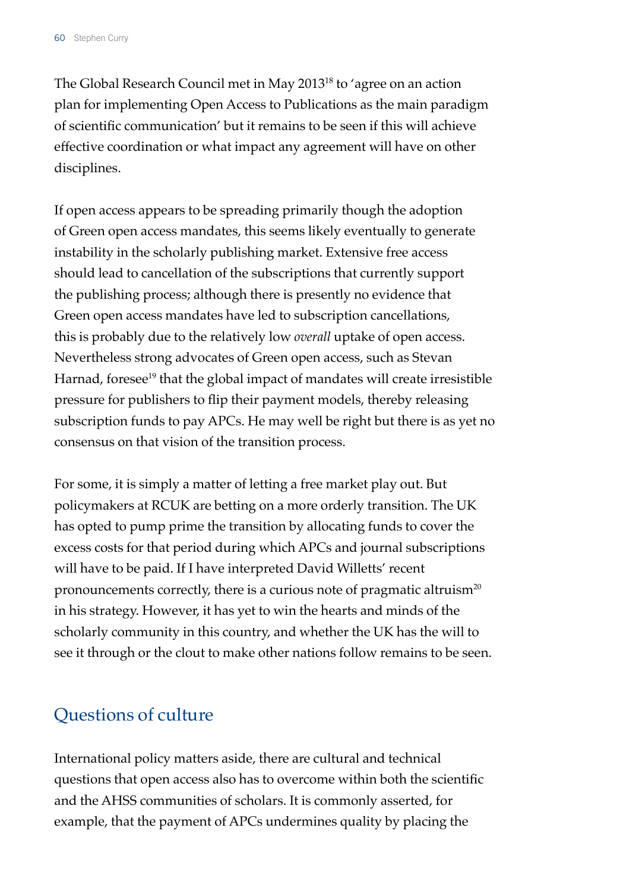The Global Research Council met in May 2013[18] to 'agree on an action plan for implementing Open Access to Publications as the main paradigm of scientific communication' but it remains to be seen if this will achieve effective coordination or what impact any agreement will have on other disciplines.

If open access appears to be spreading primarily though the adoption of Green open access mandates, this seems likely eventually to generate instability in the scholarly publishing market. Extensive free access should lead to cancellation of the subscriptions that currently support the publishing process; although there is presently no evidence that Green open access mandates have led to subscription cancellations, this is probably due to the relatively low *overall* uptake of open access. Nevertheless strong advocates of Green open access, such as Stevan Harnad, foresee[19] that the global impact of mandates will create irresistible pressure for publishers to flip their payment models, thereby releasing subscription funds to pay APCs. He may well be right but there is as yet no consensus on that vision of the transition process.

For some, it is simply a matter of letting a free market play out. But policymakers at RCUK are betting on a more orderly transition. The UK has opted to pump prime the transition by allocating funds to cover the excess costs for that period during which APCs and journal subscriptions will have to be paid. If I have interpreted David Willetts' recent pronouncements correctly, there is a curious note of pragmatic altruism[20] in his strategy. However, it has yet to win the hearts and minds of the scholarly community in this country, and whether the UK has the will to see it through or the clout to make other nations follow remains to be seen.

## Questions of culture

International policy matters aside, there are cultural and technical questions that open access also has to overcome within both the scientific and the AHSS communities of scholars. It is commonly asserted, for example, that the payment of APCs undermines quality by placing the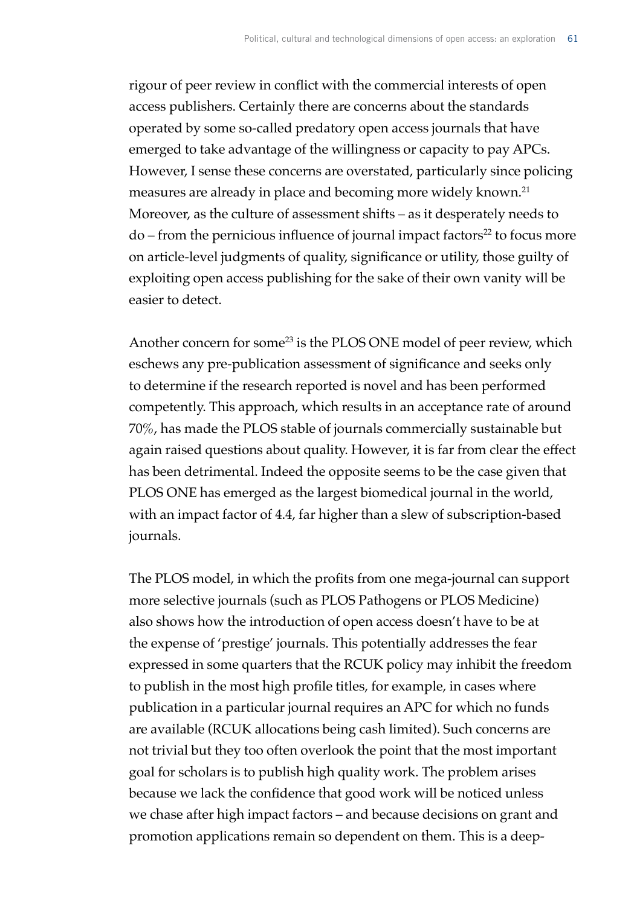rigour of peer review in conflict with the commercial interests of open access publishers. Certainly there are concerns about the standards operated by some so-called predatory open access journals that have emerged to take advantage of the willingness or capacity to pay APCs. However, I sense these concerns are overstated, particularly since policing measures are already in place and becoming more widely known.[21] Moreover, as the culture of assessment shifts – as it desperately needs to do – from the pernicious influence of journal impact factors[22] to focus more on article-level judgments of quality, significance or utility, those guilty of exploiting open access publishing for the sake of their own vanity will be easier to detect.

Another concern for some[23] is the PLOS ONE model of peer review, which eschews any pre-publication assessment of significance and seeks only to determine if the research reported is novel and has been performed competently. This approach, which results in an acceptance rate of around 70%, has made the PLOS stable of journals commercially sustainable but again raised questions about quality. However, it is far from clear the effect has been detrimental. Indeed the opposite seems to be the case given that PLOS ONE has emerged as the largest biomedical journal in the world, with an impact factor of 4.4, far higher than a slew of subscription-based journals.

The PLOS model, in which the profits from one mega-journal can support more selective journals (such as PLOS Pathogens or PLOS Medicine) also shows how the introduction of open access doesn't have to be at the expense of 'prestige' journals. This potentially addresses the fear expressed in some quarters that the RCUK policy may inhibit the freedom to publish in the most high profile titles, for example, in cases where publication in a particular journal requires an APC for which no funds are available (RCUK allocations being cash limited). Such concerns are not trivial but they too often overlook the point that the most important goal for scholars is to publish high quality work. The problem arises because we lack the confidence that good work will be noticed unless we chase after high impact factors – and because decisions on grant and promotion applications remain so dependent on them. This is a deep-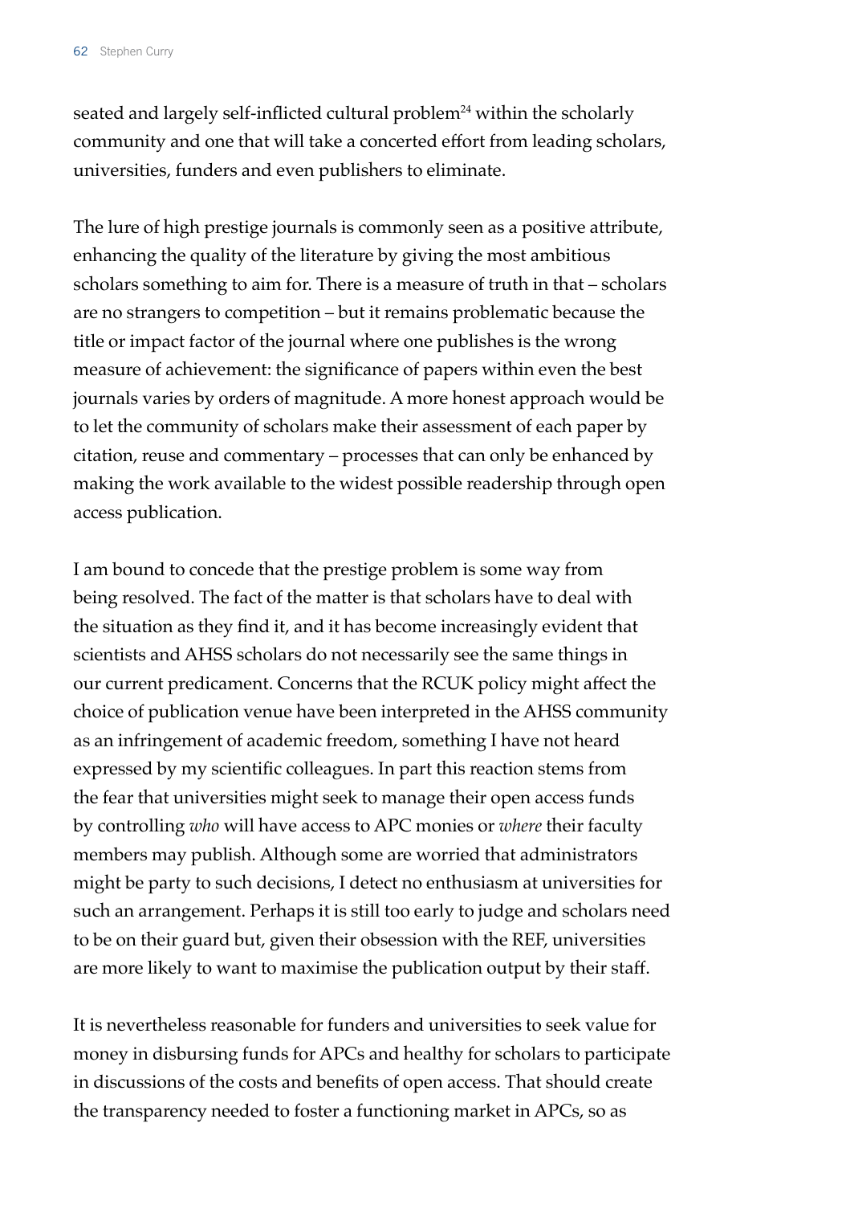seated and largely self-inflicted cultural problem[24] within the scholarly community and one that will take a concerted effort from leading scholars, universities, funders and even publishers to eliminate.

The lure of high prestige journals is commonly seen as a positive attribute, enhancing the quality of the literature by giving the most ambitious scholars something to aim for. There is a measure of truth in that – scholars are no strangers to competition – but it remains problematic because the title or impact factor of the journal where one publishes is the wrong measure of achievement: the significance of papers within even the best journals varies by orders of magnitude. A more honest approach would be to let the community of scholars make their assessment of each paper by citation, reuse and commentary – processes that can only be enhanced by making the work available to the widest possible readership through open access publication.

I am bound to concede that the prestige problem is some way from being resolved. The fact of the matter is that scholars have to deal with the situation as they find it, and it has become increasingly evident that scientists and AHSS scholars do not necessarily see the same things in our current predicament. Concerns that the RCUK policy might affect the choice of publication venue have been interpreted in the AHSS community as an infringement of academic freedom, something I have not heard expressed by my scientific colleagues. In part this reaction stems from the fear that universities might seek to manage their open access funds by controlling *who* will have access to APC monies or *where* their faculty members may publish. Although some are worried that administrators might be party to such decisions, I detect no enthusiasm at universities for such an arrangement. Perhaps it is still too early to judge and scholars need to be on their guard but, given their obsession with the REF, universities are more likely to want to maximise the publication output by their staff.

It is nevertheless reasonable for funders and universities to seek value for money in disbursing funds for APCs and healthy for scholars to participate in discussions of the costs and benefits of open access. That should create the transparency needed to foster a functioning market in APCs, so as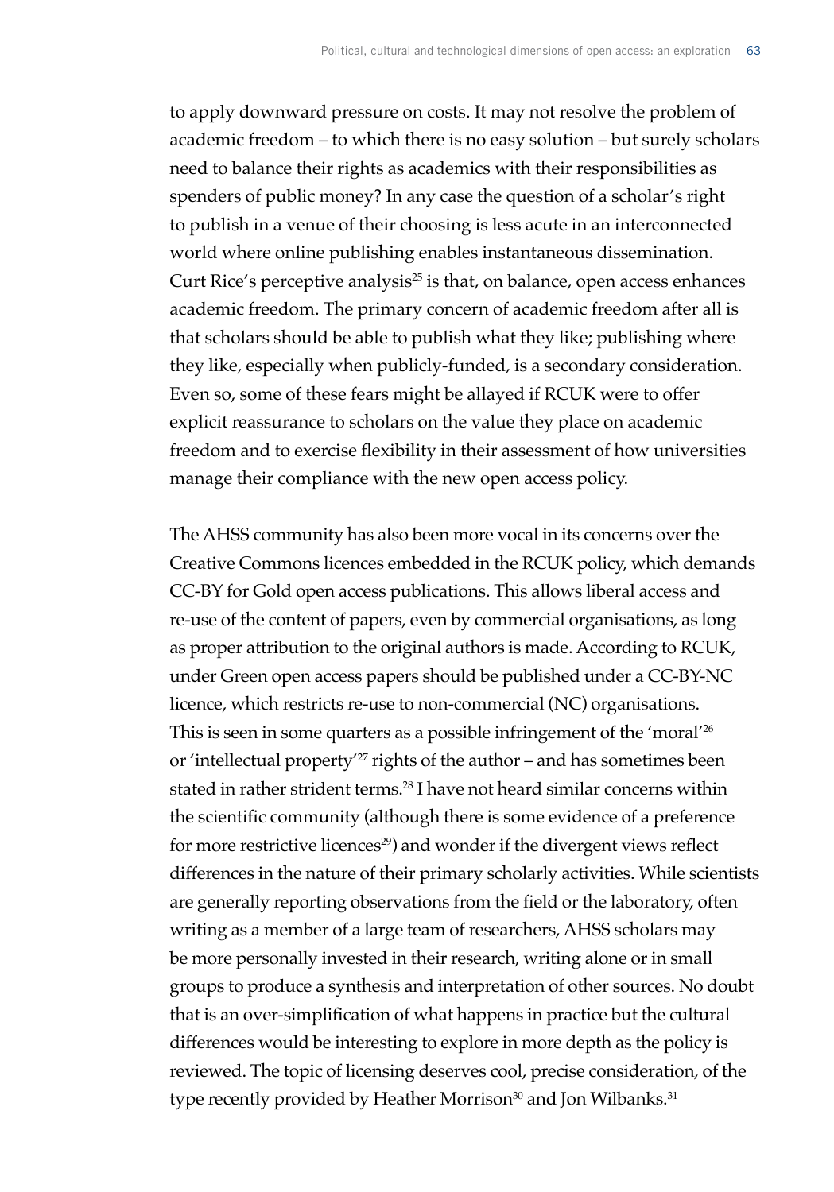to apply downward pressure on costs. It may not resolve the problem of academic freedom – to which there is no easy solution – but surely scholars need to balance their rights as academics with their responsibilities as spenders of public money? In any case the question of a scholar's right to publish in a venue of their choosing is less acute in an interconnected world where online publishing enables instantaneous dissemination. Curt Rice's perceptive analysis[25] is that, on balance, open access enhances academic freedom. The primary concern of academic freedom after all is that scholars should be able to publish what they like; publishing where they like, especially when publicly-funded, is a secondary consideration. Even so, some of these fears might be allayed if RCUK were to offer explicit reassurance to scholars on the value they place on academic freedom and to exercise flexibility in their assessment of how universities manage their compliance with the new open access policy.

The AHSS community has also been more vocal in its concerns over the Creative Commons licences embedded in the RCUK policy, which demands CC-BY for Gold open access publications. This allows liberal access and re-use of the content of papers, even by commercial organisations, as long as proper attribution to the original authors is made. According to RCUK, under Green open access papers should be published under a CC-BY-NC licence, which restricts re-use to non-commercial (NC) organisations. This is seen in some quarters as a possible infringement of the 'moral'[26] or 'intellectual property'[27] rights of the author – and has sometimes been stated in rather strident terms.[28] I have not heard similar concerns within the scientific community (although there is some evidence of a preference for more restrictive licences[29]) and wonder if the divergent views reflect differences in the nature of their primary scholarly activities. While scientists are generally reporting observations from the field or the laboratory, often writing as a member of a large team of researchers, AHSS scholars may be more personally invested in their research, writing alone or in small groups to produce a synthesis and interpretation of other sources. No doubt that is an over-simplification of what happens in practice but the cultural differences would be interesting to explore in more depth as the policy is reviewed. The topic of licensing deserves cool, precise consideration, of the type recently provided by Heather Morrison[30] and Jon Wilbanks.[31]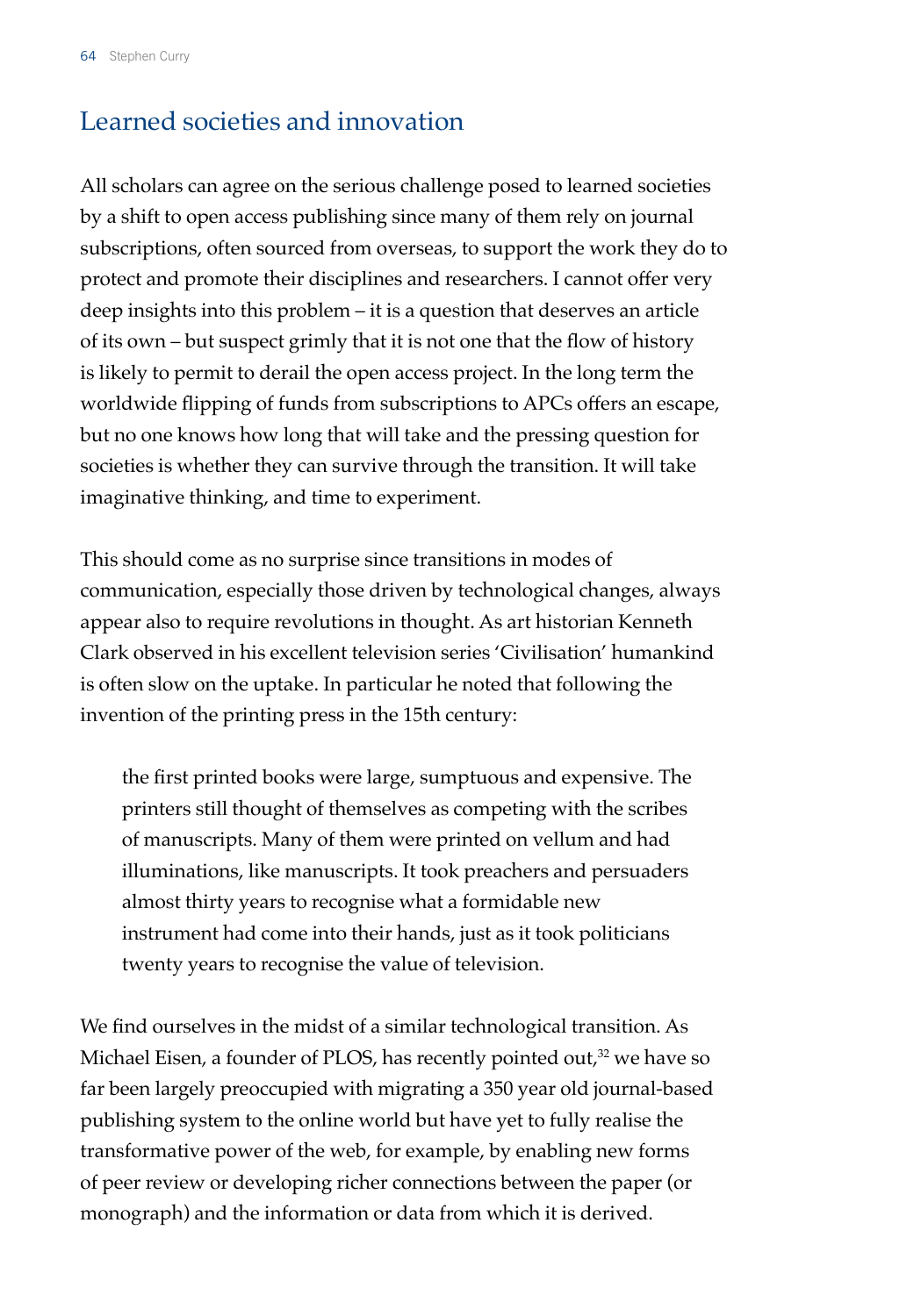## Learned societies and innovation

All scholars can agree on the serious challenge posed to learned societies by a shift to open access publishing since many of them rely on journal subscriptions, often sourced from overseas, to support the work they do to protect and promote their disciplines and researchers. I cannot offer very deep insights into this problem – it is a question that deserves an article of its own – but suspect grimly that it is not one that the flow of history is likely to permit to derail the open access project. In the long term the worldwide flipping of funds from subscriptions to APCs offers an escape, but no one knows how long that will take and the pressing question for societies is whether they can survive through the transition. It will take imaginative thinking, and time to experiment.

This should come as no surprise since transitions in modes of communication, especially those driven by technological changes, always appear also to require revolutions in thought. As art historian Kenneth Clark observed in his excellent television series 'Civilisation' humankind is often slow on the uptake. In particular he noted that following the invention of the printing press in the 15th century:

> the first printed books were large, sumptuous and expensive. The printers still thought of themselves as competing with the scribes of manuscripts. Many of them were printed on vellum and had illuminations, like manuscripts. It took preachers and persuaders almost thirty years to recognise what a formidable new instrument had come into their hands, just as it took politicians twenty years to recognise the value of television.

We find ourselves in the midst of a similar technological transition. As Michael Eisen, a founder of PLOS, has recently pointed out,[32] we have so far been largely preoccupied with migrating a 350 year old journal-based publishing system to the online world but have yet to fully realise the transformative power of the web, for example, by enabling new forms of peer review or developing richer connections between the paper (or monograph) and the information or data from which it is derived.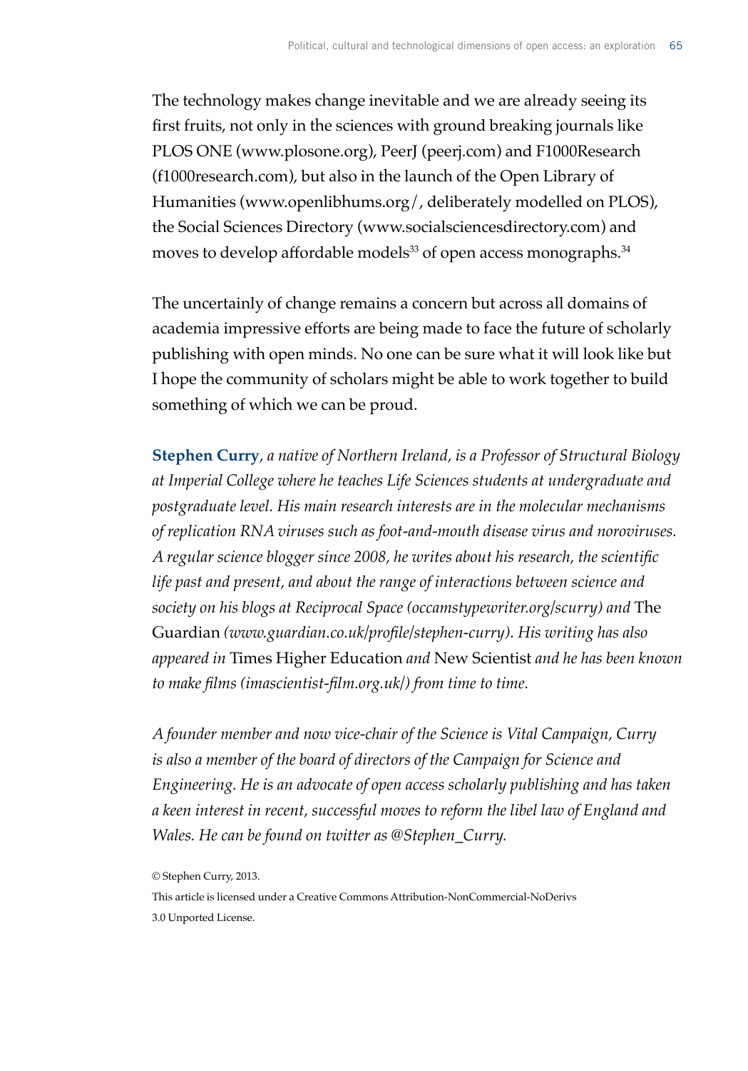The technology makes change inevitable and we are already seeing its first fruits, not only in the sciences with ground breaking journals like PLOS ONE (www.plosone.org), PeerJ (peerj.com) and F1000Research (f1000research.com), but also in the launch of the Open Library of Humanities (www.openlibhums.org/, deliberately modelled on PLOS), the Social Sciences Directory (www.socialsciencesdirectory.com) and moves to develop affordable models[33] of open access monographs.[34]

The uncertainly of change remains a concern but across all domains of academia impressive efforts are being made to face the future of scholarly publishing with open minds. No one can be sure what it will look like but I hope the community of scholars might be able to work together to build something of which we can be proud.

**Stephen Curry**, *a native of Northern Ireland, is a Professor of Structural Biology at Imperial College where he teaches Life Sciences students at undergraduate and postgraduate level. His main research interests are in the molecular mechanisms of replication RNA viruses such as foot-and-mouth disease virus and noroviruses. A regular science blogger since 2008, he writes about his research, the scientific life past and present, and about the range of interactions between science and society on his blogs at Reciprocal Space (occamstypewriter.org/scurry) and* The Guardian *(www.guardian.co.uk/profile/stephen-curry). His writing has also appeared in* Times Higher Education *and* New Scientist *and he has been known to make films (imascientist-film.org.uk/) from time to time.*

*A founder member and now vice-chair of the Science is Vital Campaign, Curry is also a member of the board of directors of the Campaign for Science and Engineering. He is an advocate of open access scholarly publishing and has taken a keen interest in recent, successful moves to reform the libel law of England and Wales. He can be found on twitter as @Stephen_Curry.*

© Stephen Curry, 2013.

This article is licensed under a Creative Commons Attribution-NonCommercial-NoDerivs 3.0 Unported License.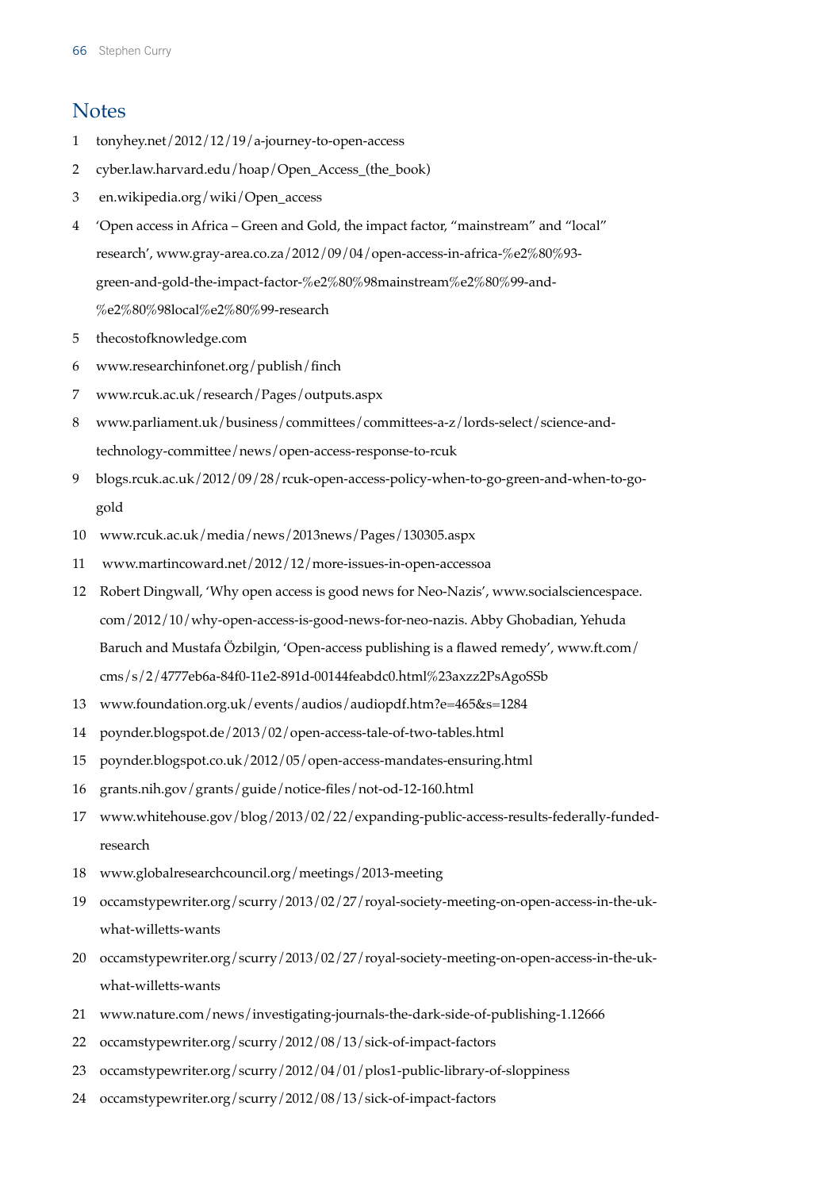## Notes

1 tonyhey.net/2012/12/19/a-journey-to-open-access

2 cyber.law.harvard.edu/hoap/Open_Access_(the_book)

3 en.wikipedia.org/wiki/Open_access

4 'Open access in Africa – Green and Gold, the impact factor, "mainstream" and "local" research', www.gray-area.co.za/2012/09/04/open-access-in-africa-%e2%80%93-green-and-gold-the-impact-factor-%e2%80%98mainstream%e2%80%99-and-%e2%80%98local%e2%80%99-research

5 thecostofknowledge.com

6 www.researchinfonet.org/publish/finch

7 www.rcuk.ac.uk/research/Pages/outputs.aspx

8 www.parliament.uk/business/committees/committees-a-z/lords-select/science-and-technology-committee/news/open-access-response-to-rcuk

9 blogs.rcuk.ac.uk/2012/09/28/rcuk-open-access-policy-when-to-go-green-and-when-to-go-gold

10 www.rcuk.ac.uk/media/news/2013news/Pages/130305.aspx

11 www.martincoward.net/2012/12/more-issues-in-open-accessoa

12 Robert Dingwall, 'Why open access is good news for Neo-Nazis', www.socialsciencespace.com/2012/10/why-open-access-is-good-news-for-neo-nazis. Abby Ghobadian, Yehuda Baruch and Mustafa Özbilgin, 'Open-access publishing is a flawed remedy', www.ft.com/cms/s/2/4777eb6a-84f0-11e2-891d-00144feabdc0.html%23axzz2PsAgoSSb

13 www.foundation.org.uk/events/audios/audiopdf.htm?e=465&s=1284

14 poynder.blogspot.de/2013/02/open-access-tale-of-two-tables.html

15 poynder.blogspot.co.uk/2012/05/open-access-mandates-ensuring.html

16 grants.nih.gov/grants/guide/notice-files/not-od-12-160.html

17 www.whitehouse.gov/blog/2013/02/22/expanding-public-access-results-federally-funded-research

18 www.globalresearchcouncil.org/meetings/2013-meeting

19 occamstypewriter.org/scurry/2013/02/27/royal-society-meeting-on-open-access-in-the-uk-what-willetts-wants

20 occamstypewriter.org/scurry/2013/02/27/royal-society-meeting-on-open-access-in-the-uk-what-willetts-wants

21 www.nature.com/news/investigating-journals-the-dark-side-of-publishing-1.12666

22 occamstypewriter.org/scurry/2012/08/13/sick-of-impact-factors

23 occamstypewriter.org/scurry/2012/04/01/plos1-public-library-of-sloppiness

24 occamstypewriter.org/scurry/2012/08/13/sick-of-impact-factors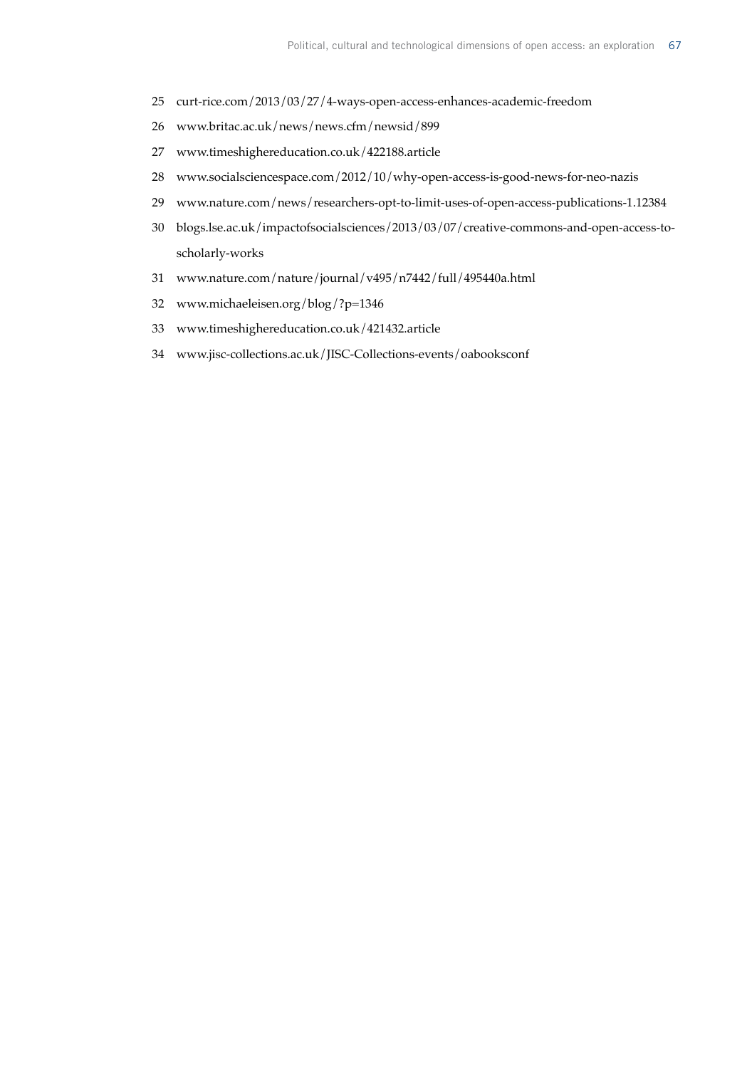25 curt-rice.com/2013/03/27/4-ways-open-access-enhances-academic-freedom

26 www.britac.ac.uk/news/news.cfm/newsid/899

27 www.timeshighereducation.co.uk/422188.article

28 www.socialsciencespace.com/2012/10/why-open-access-is-good-news-for-neo-nazis

29 www.nature.com/news/researchers-opt-to-limit-uses-of-open-access-publications-1.12384

30 blogs.lse.ac.uk/impactofsocialsciences/2013/03/07/creative-commons-and-open-access-to-scholarly-works

31 www.nature.com/nature/journal/v495/n7442/full/495440a.html

32 www.michaeleisen.org/blog/?p=1346

33 www.timeshighereducation.co.uk/421432.article

34 www.jisc-collections.ac.uk/JISC-Collections-events/oabooksconf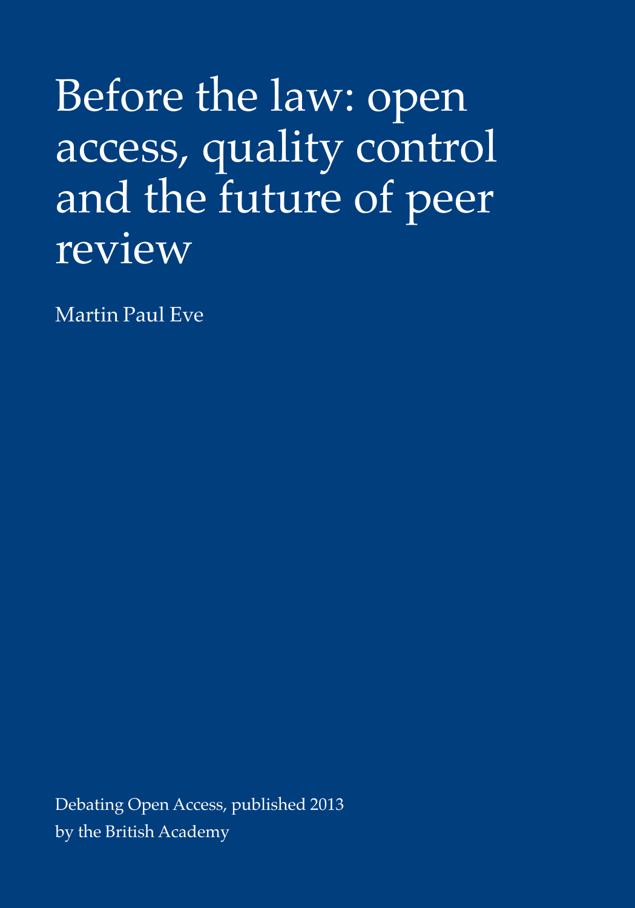# Before the law: open access, quality control and the future of peer review

Martin Paul Eve

Debating Open Access, published 2013 by the British Academy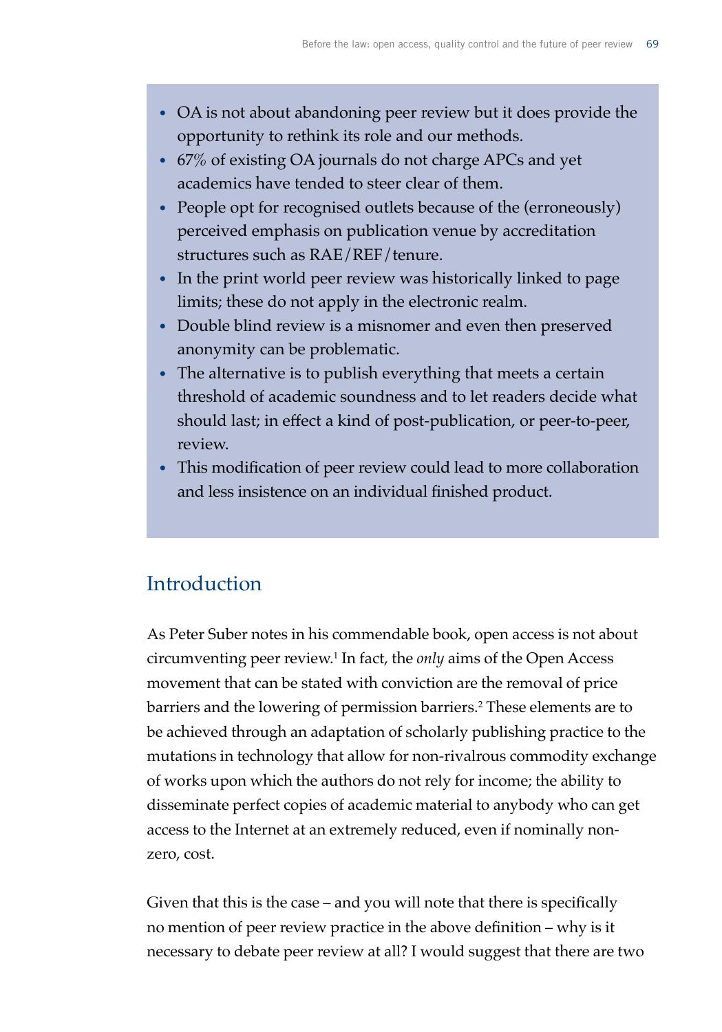- OA is not about abandoning peer review but it does provide the opportunity to rethink its role and our methods.
- 67% of existing OA journals do not charge APCs and yet academics have tended to steer clear of them.
- People opt for recognised outlets because of the (erroneously) perceived emphasis on publication venue by accreditation structures such as RAE/REF/tenure.
- In the print world peer review was historically linked to page limits; these do not apply in the electronic realm.
- Double blind review is a misnomer and even then preserved anonymity can be problematic.
- The alternative is to publish everything that meets a certain threshold of academic soundness and to let readers decide what should last; in effect a kind of post-publication, or peer-to-peer, review.
- This modification of peer review could lead to more collaboration and less insistence on an individual finished product.

## Introduction

As Peter Suber notes in his commendable book, open access is not about circumventing peer review.[1] In fact, the *only* aims of the Open Access movement that can be stated with conviction are the removal of price barriers and the lowering of permission barriers.[2] These elements are to be achieved through an adaptation of scholarly publishing practice to the mutations in technology that allow for non-rivalrous commodity exchange of works upon which the authors do not rely for income; the ability to disseminate perfect copies of academic material to anybody who can get access to the Internet at an extremely reduced, even if nominally non-zero, cost.

Given that this is the case – and you will note that there is specifically no mention of peer review practice in the above definition – why is it necessary to debate peer review at all? I would suggest that there are two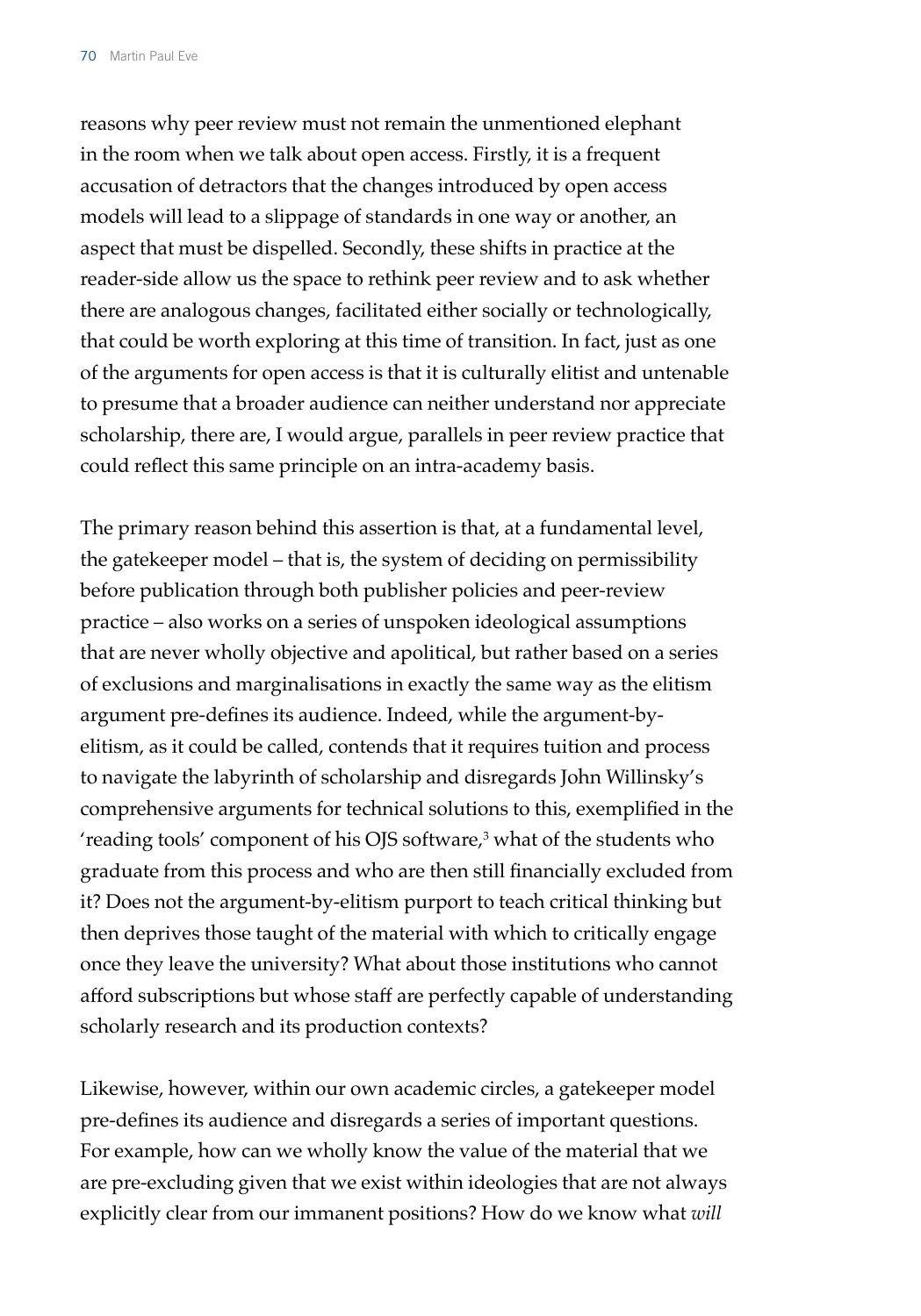reasons why peer review must not remain the unmentioned elephant in the room when we talk about open access. Firstly, it is a frequent accusation of detractors that the changes introduced by open access models will lead to a slippage of standards in one way or another, an aspect that must be dispelled. Secondly, these shifts in practice at the reader-side allow us the space to rethink peer review and to ask whether there are analogous changes, facilitated either socially or technologically, that could be worth exploring at this time of transition. In fact, just as one of the arguments for open access is that it is culturally elitist and untenable to presume that a broader audience can neither understand nor appreciate scholarship, there are, I would argue, parallels in peer review practice that could reflect this same principle on an intra-academy basis.

The primary reason behind this assertion is that, at a fundamental level, the gatekeeper model – that is, the system of deciding on permissibility before publication through both publisher policies and peer-review practice – also works on a series of unspoken ideological assumptions that are never wholly objective and apolitical, but rather based on a series of exclusions and marginalisations in exactly the same way as the elitism argument pre-defines its audience. Indeed, while the argument-by-elitism, as it could be called, contends that it requires tuition and process to navigate the labyrinth of scholarship and disregards John Willinsky's comprehensive arguments for technical solutions to this, exemplified in the 'reading tools' component of his OJS software,[3] what of the students who graduate from this process and who are then still financially excluded from it? Does not the argument-by-elitism purport to teach critical thinking but then deprives those taught of the material with which to critically engage once they leave the university? What about those institutions who cannot afford subscriptions but whose staff are perfectly capable of understanding scholarly research and its production contexts?

Likewise, however, within our own academic circles, a gatekeeper model pre-defines its audience and disregards a series of important questions. For example, how can we wholly know the value of the material that we are pre-excluding given that we exist within ideologies that are not always explicitly clear from our immanent positions? How do we know what *will*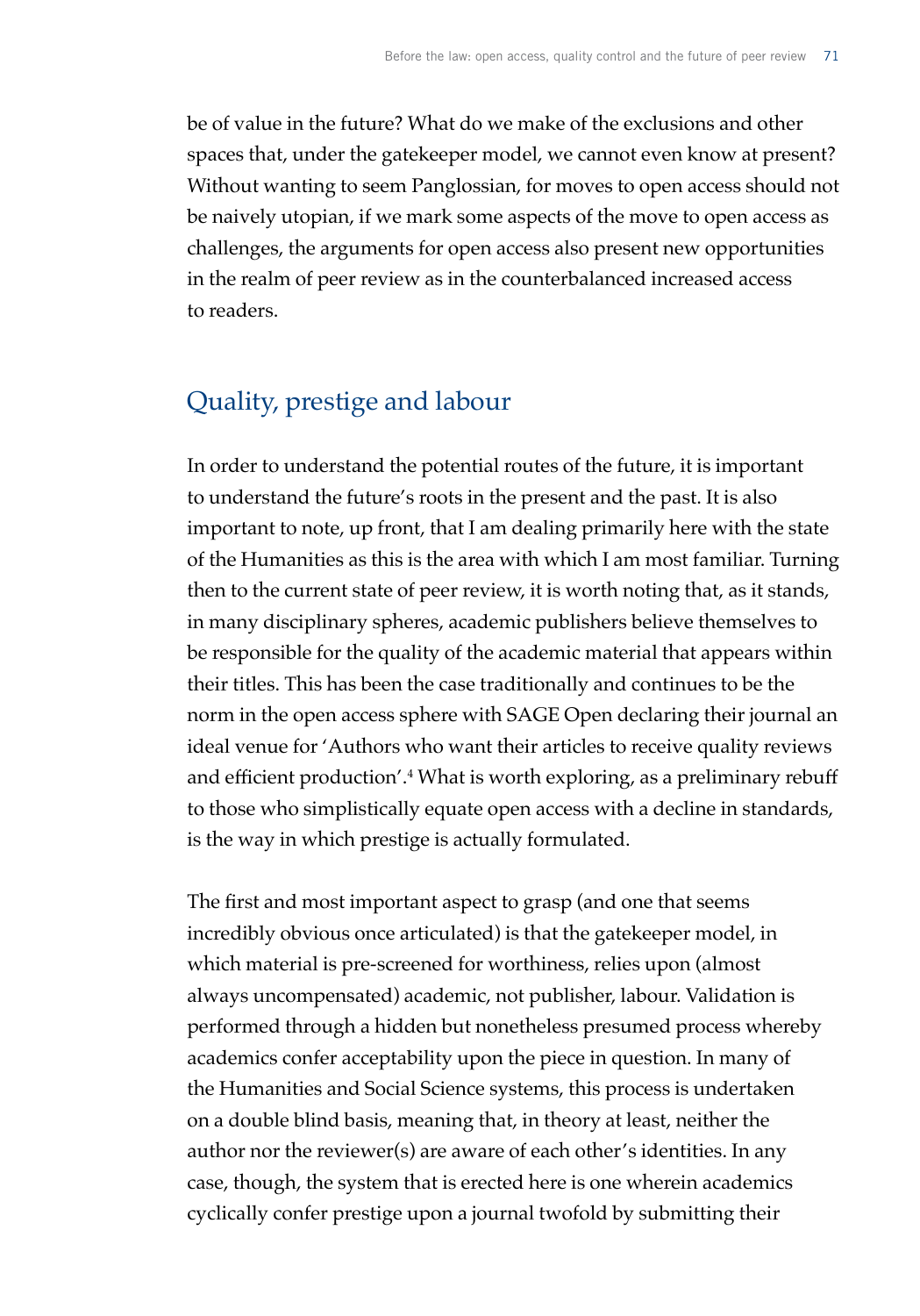be of value in the future? What do we make of the exclusions and other spaces that, under the gatekeeper model, we cannot even know at present? Without wanting to seem Panglossian, for moves to open access should not be naively utopian, if we mark some aspects of the move to open access as challenges, the arguments for open access also present new opportunities in the realm of peer review as in the counterbalanced increased access to readers.

## Quality, prestige and labour

In order to understand the potential routes of the future, it is important to understand the future's roots in the present and the past. It is also important to note, up front, that I am dealing primarily here with the state of the Humanities as this is the area with which I am most familiar. Turning then to the current state of peer review, it is worth noting that, as it stands, in many disciplinary spheres, academic publishers believe themselves to be responsible for the quality of the academic material that appears within their titles. This has been the case traditionally and continues to be the norm in the open access sphere with SAGE Open declaring their journal an ideal venue for 'Authors who want their articles to receive quality reviews and efficient production'.[4] What is worth exploring, as a preliminary rebuff to those who simplistically equate open access with a decline in standards, is the way in which prestige is actually formulated.

The first and most important aspect to grasp (and one that seems incredibly obvious once articulated) is that the gatekeeper model, in which material is pre-screened for worthiness, relies upon (almost always uncompensated) academic, not publisher, labour. Validation is performed through a hidden but nonetheless presumed process whereby academics confer acceptability upon the piece in question. In many of the Humanities and Social Science systems, this process is undertaken on a double blind basis, meaning that, in theory at least, neither the author nor the reviewer(s) are aware of each other's identities. In any case, though, the system that is erected here is one wherein academics cyclically confer prestige upon a journal twofold by submitting their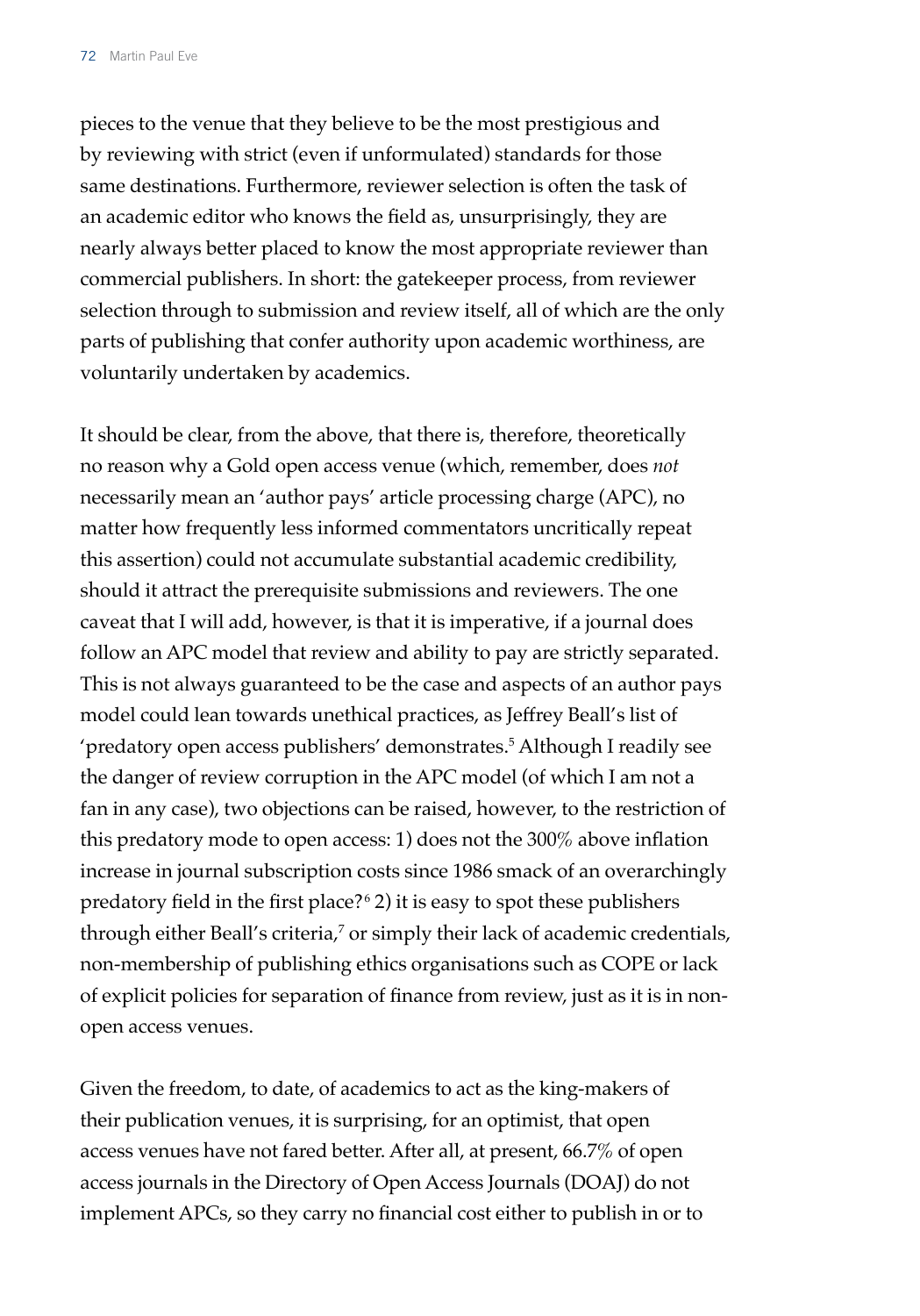pieces to the venue that they believe to be the most prestigious and by reviewing with strict (even if unformulated) standards for those same destinations. Furthermore, reviewer selection is often the task of an academic editor who knows the field as, unsurprisingly, they are nearly always better placed to know the most appropriate reviewer than commercial publishers. In short: the gatekeeper process, from reviewer selection through to submission and review itself, all of which are the only parts of publishing that confer authority upon academic worthiness, are voluntarily undertaken by academics.

It should be clear, from the above, that there is, therefore, theoretically no reason why a Gold open access venue (which, remember, does *not* necessarily mean an 'author pays' article processing charge (APC), no matter how frequently less informed commentators uncritically repeat this assertion) could not accumulate substantial academic credibility, should it attract the prerequisite submissions and reviewers. The one caveat that I will add, however, is that it is imperative, if a journal does follow an APC model that review and ability to pay are strictly separated. This is not always guaranteed to be the case and aspects of an author pays model could lean towards unethical practices, as Jeffrey Beall's list of 'predatory open access publishers' demonstrates.[5] Although I readily see the danger of review corruption in the APC model (of which I am not a fan in any case), two objections can be raised, however, to the restriction of this predatory mode to open access: 1) does not the 300% above inflation increase in journal subscription costs since 1986 smack of an overarchingly predatory field in the first place?[6] 2) it is easy to spot these publishers through either Beall's criteria,[7] or simply their lack of academic credentials, non-membership of publishing ethics organisations such as COPE or lack of explicit policies for separation of finance from review, just as it is in non-open access venues.

Given the freedom, to date, of academics to act as the king-makers of their publication venues, it is surprising, for an optimist, that open access venues have not fared better. After all, at present, 66.7% of open access journals in the Directory of Open Access Journals (DOAJ) do not implement APCs, so they carry no financial cost either to publish in or to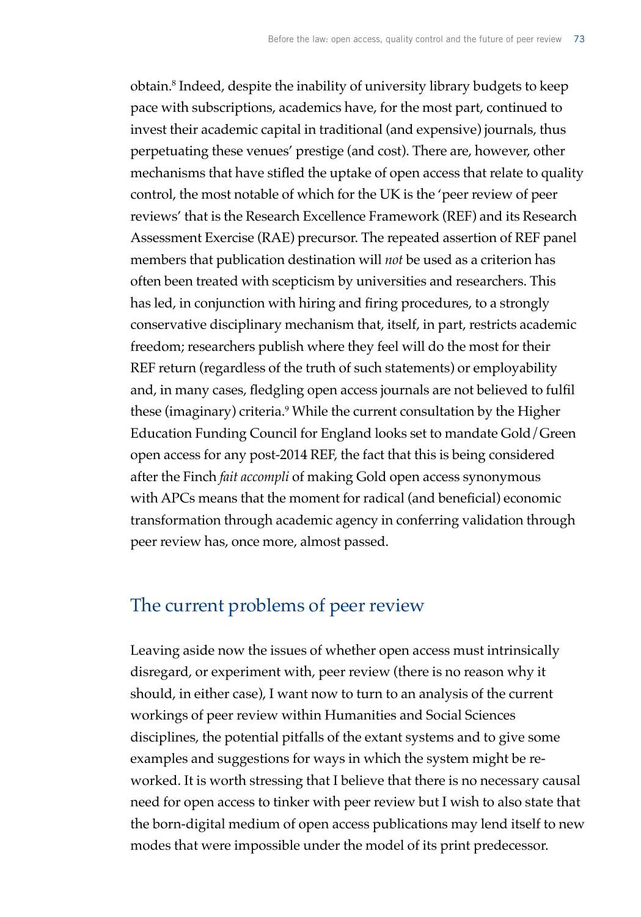obtain.[8] Indeed, despite the inability of university library budgets to keep pace with subscriptions, academics have, for the most part, continued to invest their academic capital in traditional (and expensive) journals, thus perpetuating these venues' prestige (and cost). There are, however, other mechanisms that have stifled the uptake of open access that relate to quality control, the most notable of which for the UK is the 'peer review of peer reviews' that is the Research Excellence Framework (REF) and its Research Assessment Exercise (RAE) precursor. The repeated assertion of REF panel members that publication destination will *not* be used as a criterion has often been treated with scepticism by universities and researchers. This has led, in conjunction with hiring and firing procedures, to a strongly conservative disciplinary mechanism that, itself, in part, restricts academic freedom; researchers publish where they feel will do the most for their REF return (regardless of the truth of such statements) or employability and, in many cases, fledgling open access journals are not believed to fulfil these (imaginary) criteria.[9] While the current consultation by the Higher Education Funding Council for England looks set to mandate Gold/Green open access for any post-2014 REF, the fact that this is being considered after the Finch *fait accompli* of making Gold open access synonymous with APCs means that the moment for radical (and beneficial) economic transformation through academic agency in conferring validation through peer review has, once more, almost passed.

## The current problems of peer review

Leaving aside now the issues of whether open access must intrinsically disregard, or experiment with, peer review (there is no reason why it should, in either case), I want now to turn to an analysis of the current workings of peer review within Humanities and Social Sciences disciplines, the potential pitfalls of the extant systems and to give some examples and suggestions for ways in which the system might be re-worked. It is worth stressing that I believe that there is no necessary causal need for open access to tinker with peer review but I wish to also state that the born-digital medium of open access publications may lend itself to new modes that were impossible under the model of its print predecessor.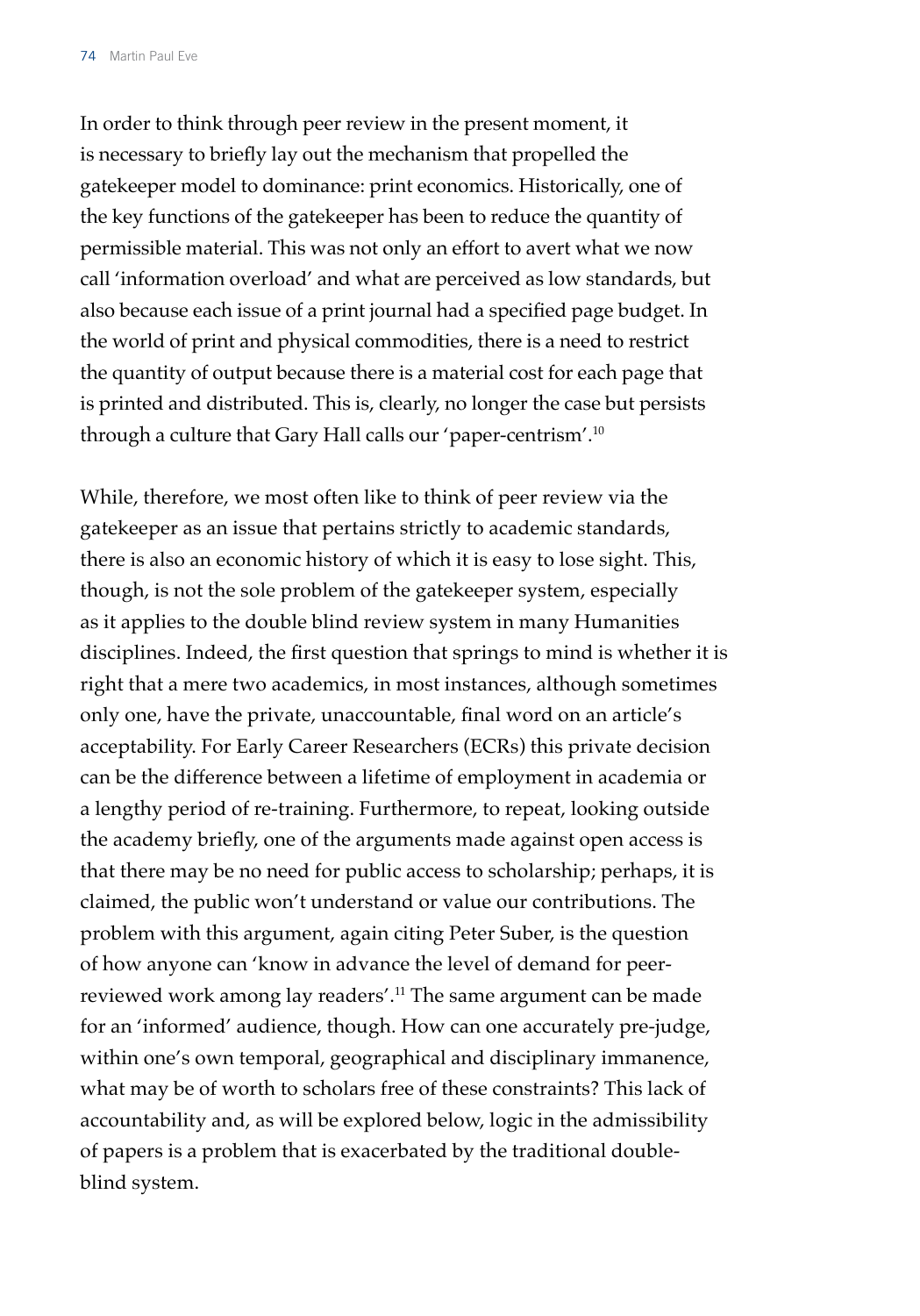In order to think through peer review in the present moment, it is necessary to briefly lay out the mechanism that propelled the gatekeeper model to dominance: print economics. Historically, one of the key functions of the gatekeeper has been to reduce the quantity of permissible material. This was not only an effort to avert what we now call 'information overload' and what are perceived as low standards, but also because each issue of a print journal had a specified page budget. In the world of print and physical commodities, there is a need to restrict the quantity of output because there is a material cost for each page that is printed and distributed. This is, clearly, no longer the case but persists through a culture that Gary Hall calls our 'paper-centrism'.[10]

While, therefore, we most often like to think of peer review via the gatekeeper as an issue that pertains strictly to academic standards, there is also an economic history of which it is easy to lose sight. This, though, is not the sole problem of the gatekeeper system, especially as it applies to the double blind review system in many Humanities disciplines. Indeed, the first question that springs to mind is whether it is right that a mere two academics, in most instances, although sometimes only one, have the private, unaccountable, final word on an article's acceptability. For Early Career Researchers (ECRs) this private decision can be the difference between a lifetime of employment in academia or a lengthy period of re-training. Furthermore, to repeat, looking outside the academy briefly, one of the arguments made against open access is that there may be no need for public access to scholarship; perhaps, it is claimed, the public won't understand or value our contributions. The problem with this argument, again citing Peter Suber, is the question of how anyone can 'know in advance the level of demand for peer-reviewed work among lay readers'.[11] The same argument can be made for an 'informed' audience, though. How can one accurately pre-judge, within one's own temporal, geographical and disciplinary immanence, what may be of worth to scholars free of these constraints? This lack of accountability and, as will be explored below, logic in the admissibility of papers is a problem that is exacerbated by the traditional double-blind system.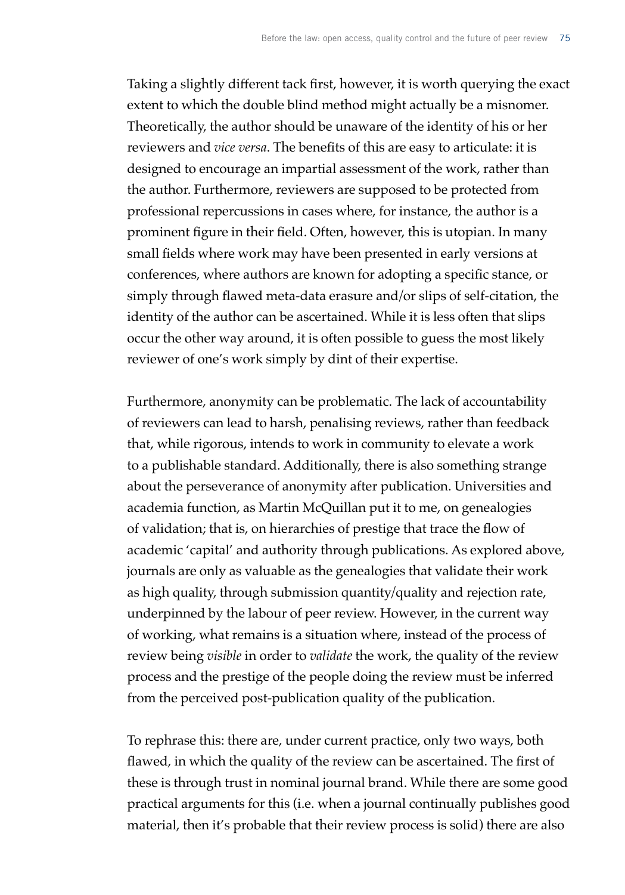Taking a slightly different tack first, however, it is worth querying the exact extent to which the double blind method might actually be a misnomer. Theoretically, the author should be unaware of the identity of his or her reviewers and *vice versa*. The benefits of this are easy to articulate: it is designed to encourage an impartial assessment of the work, rather than the author. Furthermore, reviewers are supposed to be protected from professional repercussions in cases where, for instance, the author is a prominent figure in their field. Often, however, this is utopian. In many small fields where work may have been presented in early versions at conferences, where authors are known for adopting a specific stance, or simply through flawed meta-data erasure and/or slips of self-citation, the identity of the author can be ascertained. While it is less often that slips occur the other way around, it is often possible to guess the most likely reviewer of one's work simply by dint of their expertise.

Furthermore, anonymity can be problematic. The lack of accountability of reviewers can lead to harsh, penalising reviews, rather than feedback that, while rigorous, intends to work in community to elevate a work to a publishable standard. Additionally, there is also something strange about the perseverance of anonymity after publication. Universities and academia function, as Martin McQuillan put it to me, on genealogies of validation; that is, on hierarchies of prestige that trace the flow of academic 'capital' and authority through publications. As explored above, journals are only as valuable as the genealogies that validate their work as high quality, through submission quantity/quality and rejection rate, underpinned by the labour of peer review. However, in the current way of working, what remains is a situation where, instead of the process of review being *visible* in order to *validate* the work, the quality of the review process and the prestige of the people doing the review must be inferred from the perceived post-publication quality of the publication.

To rephrase this: there are, under current practice, only two ways, both flawed, in which the quality of the review can be ascertained. The first of these is through trust in nominal journal brand. While there are some good practical arguments for this (i.e. when a journal continually publishes good material, then it's probable that their review process is solid) there are also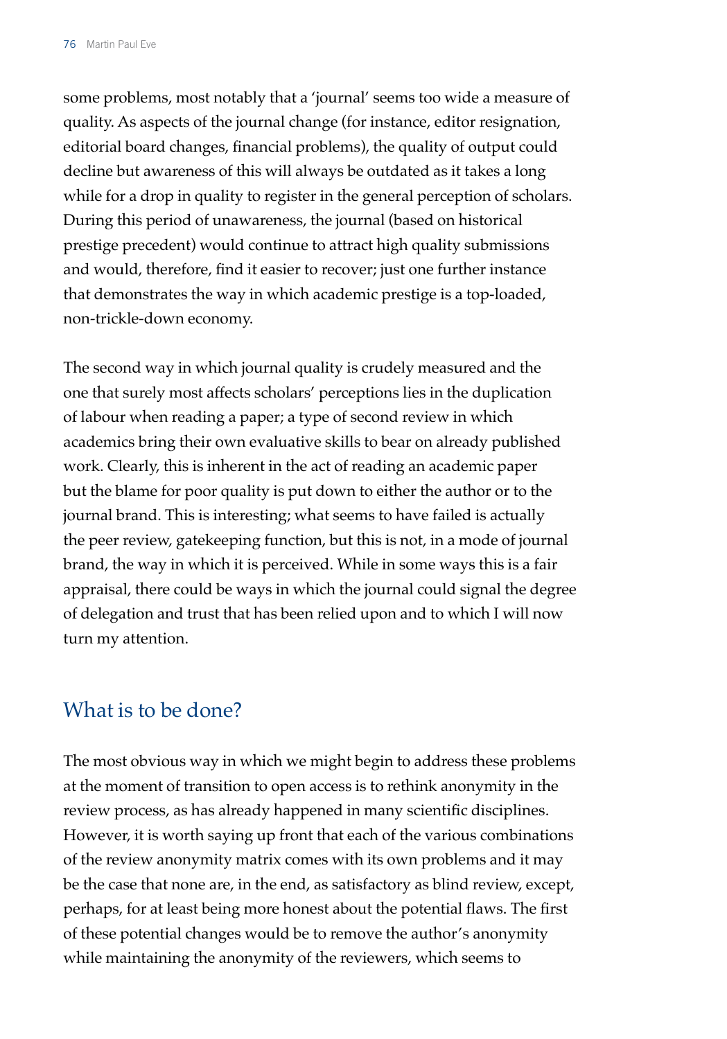some problems, most notably that a 'journal' seems too wide a measure of quality. As aspects of the journal change (for instance, editor resignation, editorial board changes, financial problems), the quality of output could decline but awareness of this will always be outdated as it takes a long while for a drop in quality to register in the general perception of scholars. During this period of unawareness, the journal (based on historical prestige precedent) would continue to attract high quality submissions and would, therefore, find it easier to recover; just one further instance that demonstrates the way in which academic prestige is a top-loaded, non-trickle-down economy.

The second way in which journal quality is crudely measured and the one that surely most affects scholars' perceptions lies in the duplication of labour when reading a paper; a type of second review in which academics bring their own evaluative skills to bear on already published work. Clearly, this is inherent in the act of reading an academic paper but the blame for poor quality is put down to either the author or to the journal brand. This is interesting; what seems to have failed is actually the peer review, gatekeeping function, but this is not, in a mode of journal brand, the way in which it is perceived. While in some ways this is a fair appraisal, there could be ways in which the journal could signal the degree of delegation and trust that has been relied upon and to which I will now turn my attention.

## What is to be done?

The most obvious way in which we might begin to address these problems at the moment of transition to open access is to rethink anonymity in the review process, as has already happened in many scientific disciplines. However, it is worth saying up front that each of the various combinations of the review anonymity matrix comes with its own problems and it may be the case that none are, in the end, as satisfactory as blind review, except, perhaps, for at least being more honest about the potential flaws. The first of these potential changes would be to remove the author's anonymity while maintaining the anonymity of the reviewers, which seems to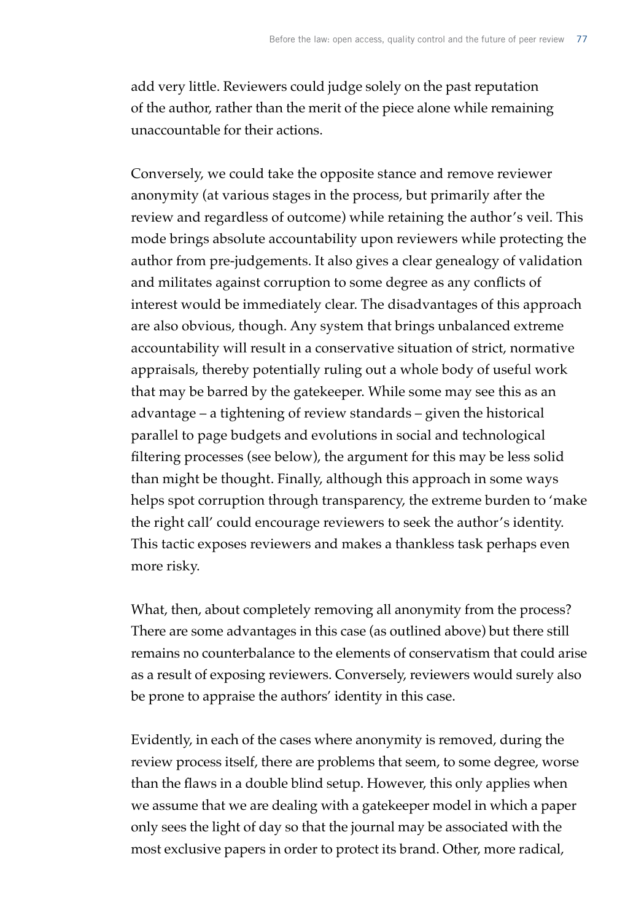add very little. Reviewers could judge solely on the past reputation of the author, rather than the merit of the piece alone while remaining unaccountable for their actions.

Conversely, we could take the opposite stance and remove reviewer anonymity (at various stages in the process, but primarily after the review and regardless of outcome) while retaining the author's veil. This mode brings absolute accountability upon reviewers while protecting the author from pre-judgements. It also gives a clear genealogy of validation and militates against corruption to some degree as any conflicts of interest would be immediately clear. The disadvantages of this approach are also obvious, though. Any system that brings unbalanced extreme accountability will result in a conservative situation of strict, normative appraisals, thereby potentially ruling out a whole body of useful work that may be barred by the gatekeeper. While some may see this as an advantage – a tightening of review standards – given the historical parallel to page budgets and evolutions in social and technological filtering processes (see below), the argument for this may be less solid than might be thought. Finally, although this approach in some ways helps spot corruption through transparency, the extreme burden to 'make the right call' could encourage reviewers to seek the author's identity. This tactic exposes reviewers and makes a thankless task perhaps even more risky.

What, then, about completely removing all anonymity from the process? There are some advantages in this case (as outlined above) but there still remains no counterbalance to the elements of conservatism that could arise as a result of exposing reviewers. Conversely, reviewers would surely also be prone to appraise the authors' identity in this case.

Evidently, in each of the cases where anonymity is removed, during the review process itself, there are problems that seem, to some degree, worse than the flaws in a double blind setup. However, this only applies when we assume that we are dealing with a gatekeeper model in which a paper only sees the light of day so that the journal may be associated with the most exclusive papers in order to protect its brand. Other, more radical,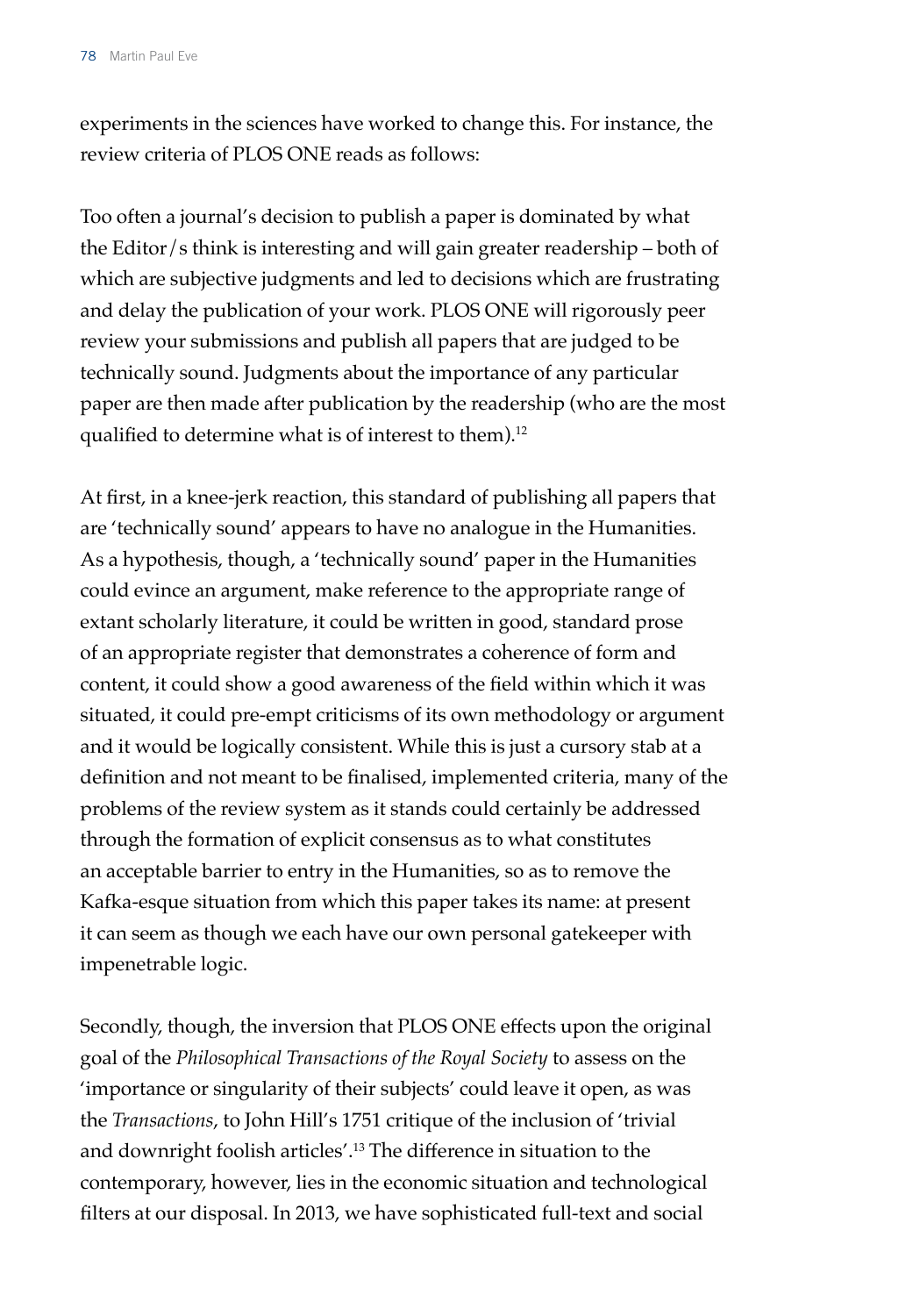experiments in the sciences have worked to change this. For instance, the review criteria of PLOS ONE reads as follows:

> Too often a journal's decision to publish a paper is dominated by what the Editor/s think is interesting and will gain greater readership – both of which are subjective judgments and led to decisions which are frustrating and delay the publication of your work. PLOS ONE will rigorously peer review your submissions and publish all papers that are judged to be technically sound. Judgments about the importance of any particular paper are then made after publication by the readership (who are the most qualified to determine what is of interest to them).[12]

At first, in a knee-jerk reaction, this standard of publishing all papers that are 'technically sound' appears to have no analogue in the Humanities. As a hypothesis, though, a 'technically sound' paper in the Humanities could evince an argument, make reference to the appropriate range of extant scholarly literature, it could be written in good, standard prose of an appropriate register that demonstrates a coherence of form and content, it could show a good awareness of the field within which it was situated, it could pre-empt criticisms of its own methodology or argument and it would be logically consistent. While this is just a cursory stab at a definition and not meant to be finalised, implemented criteria, many of the problems of the review system as it stands could certainly be addressed through the formation of explicit consensus as to what constitutes an acceptable barrier to entry in the Humanities, so as to remove the Kafka-esque situation from which this paper takes its name: at present it can seem as though we each have our own personal gatekeeper with impenetrable logic.

Secondly, though, the inversion that PLOS ONE effects upon the original goal of the *Philosophical Transactions of the Royal Society* to assess on the 'importance or singularity of their subjects' could leave it open, as was the *Transactions*, to John Hill's 1751 critique of the inclusion of 'trivial and downright foolish articles'.[13] The difference in situation to the contemporary, however, lies in the economic situation and technological filters at our disposal. In 2013, we have sophisticated full-text and social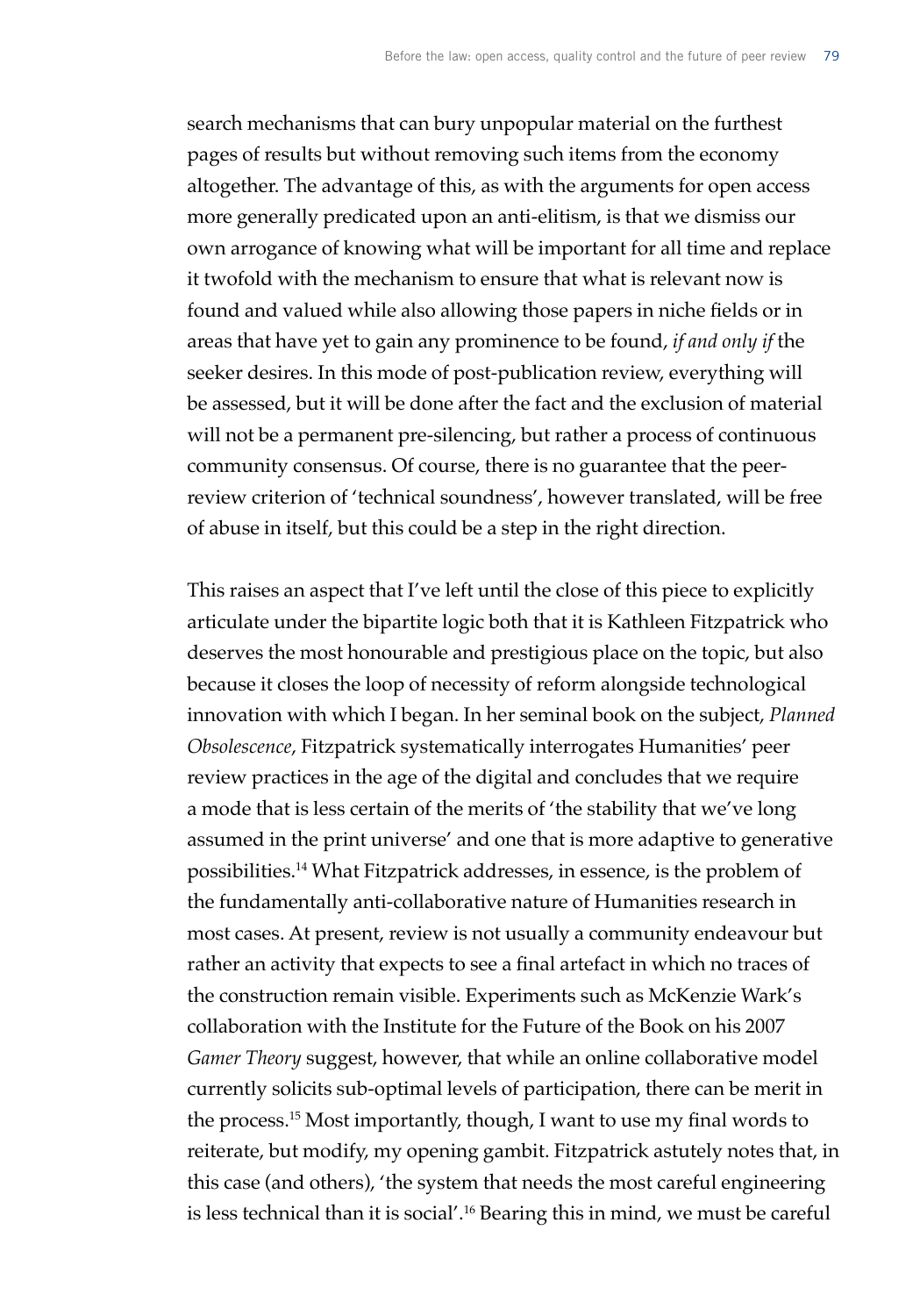search mechanisms that can bury unpopular material on the furthest pages of results but without removing such items from the economy altogether. The advantage of this, as with the arguments for open access more generally predicated upon an anti-elitism, is that we dismiss our own arrogance of knowing what will be important for all time and replace it twofold with the mechanism to ensure that what is relevant now is found and valued while also allowing those papers in niche fields or in areas that have yet to gain any prominence to be found, *if and only if* the seeker desires. In this mode of post-publication review, everything will be assessed, but it will be done after the fact and the exclusion of material will not be a permanent pre-silencing, but rather a process of continuous community consensus. Of course, there is no guarantee that the peer-review criterion of 'technical soundness', however translated, will be free of abuse in itself, but this could be a step in the right direction.

This raises an aspect that I've left until the close of this piece to explicitly articulate under the bipartite logic both that it is Kathleen Fitzpatrick who deserves the most honourable and prestigious place on the topic, but also because it closes the loop of necessity of reform alongside technological innovation with which I began. In her seminal book on the subject, *Planned Obsolescence*, Fitzpatrick systematically interrogates Humanities' peer review practices in the age of the digital and concludes that we require a mode that is less certain of the merits of 'the stability that we've long assumed in the print universe' and one that is more adaptive to generative possibilities.[14] What Fitzpatrick addresses, in essence, is the problem of the fundamentally anti-collaborative nature of Humanities research in most cases. At present, review is not usually a community endeavour but rather an activity that expects to see a final artefact in which no traces of the construction remain visible. Experiments such as McKenzie Wark's collaboration with the Institute for the Future of the Book on his 2007 *Gamer Theory* suggest, however, that while an online collaborative model currently solicits sub-optimal levels of participation, there can be merit in the process.[15] Most importantly, though, I want to use my final words to reiterate, but modify, my opening gambit. Fitzpatrick astutely notes that, in this case (and others), 'the system that needs the most careful engineering is less technical than it is social'.[16] Bearing this in mind, we must be careful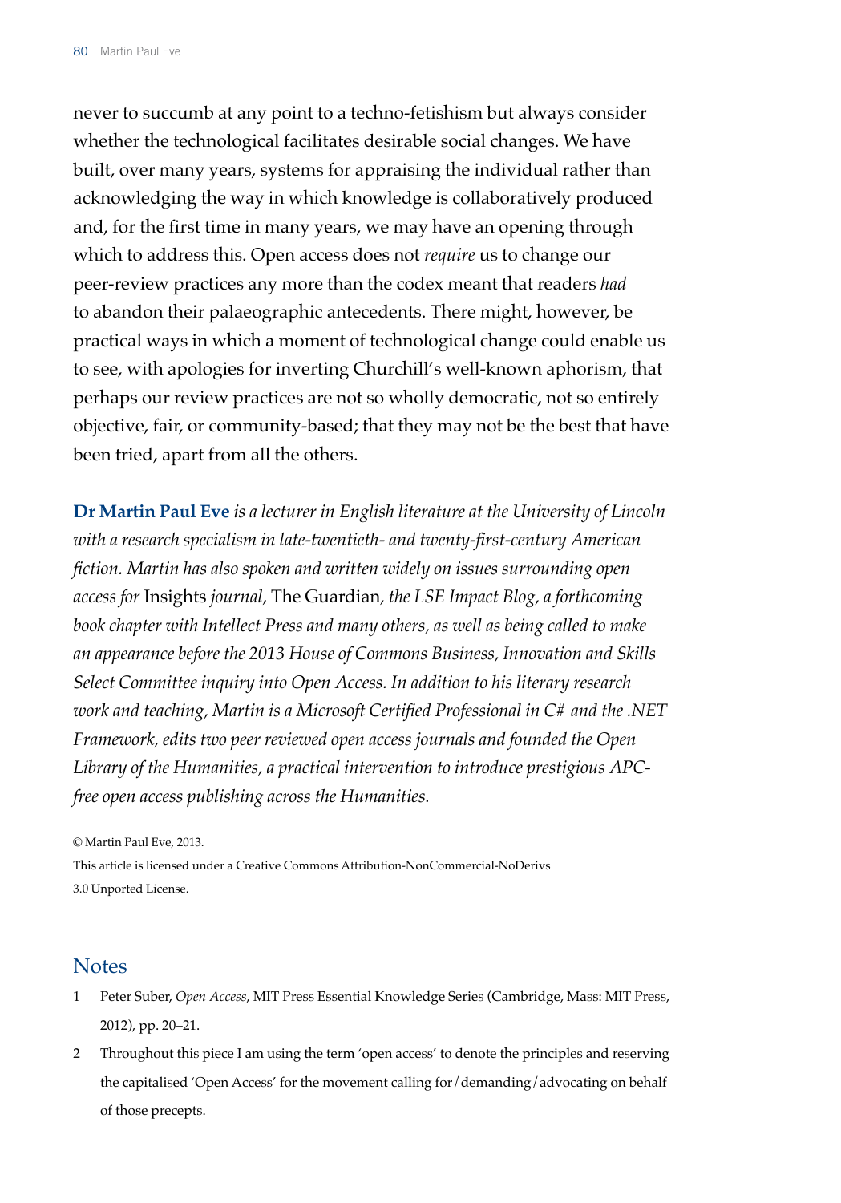never to succumb at any point to a techno-fetishism but always consider whether the technological facilitates desirable social changes. We have built, over many years, systems for appraising the individual rather than acknowledging the way in which knowledge is collaboratively produced and, for the first time in many years, we may have an opening through which to address this. Open access does not *require* us to change our peer-review practices any more than the codex meant that readers *had* to abandon their palaeographic antecedents. There might, however, be practical ways in which a moment of technological change could enable us to see, with apologies for inverting Churchill's well-known aphorism, that perhaps our review practices are not so wholly democratic, not so entirely objective, fair, or community-based; that they may not be the best that have been tried, apart from all the others.

**Dr Martin Paul Eve** *is a lecturer in English literature at the University of Lincoln with a research specialism in late-twentieth- and twenty-first-century American fiction. Martin has also spoken and written widely on issues surrounding open access for* Insights *journal,* The Guardian*, the LSE Impact Blog, a forthcoming book chapter with Intellect Press and many others, as well as being called to make an appearance before the 2013 House of Commons Business, Innovation and Skills Select Committee inquiry into Open Access. In addition to his literary research work and teaching, Martin is a Microsoft Certified Professional in C# and the .NET Framework, edits two peer reviewed open access journals and founded the Open Library of the Humanities, a practical intervention to introduce prestigious APC-free open access publishing across the Humanities.*

© Martin Paul Eve, 2013.

This article is licensed under a Creative Commons Attribution-NonCommercial-NoDerivs 3.0 Unported License.

## Notes

1. Peter Suber, *Open Access*, MIT Press Essential Knowledge Series (Cambridge, Mass: MIT Press, 2012), pp. 20–21.
2. Throughout this piece I am using the term 'open access' to denote the principles and reserving the capitalised 'Open Access' for the movement calling for / demanding / advocating on behalf of those precepts.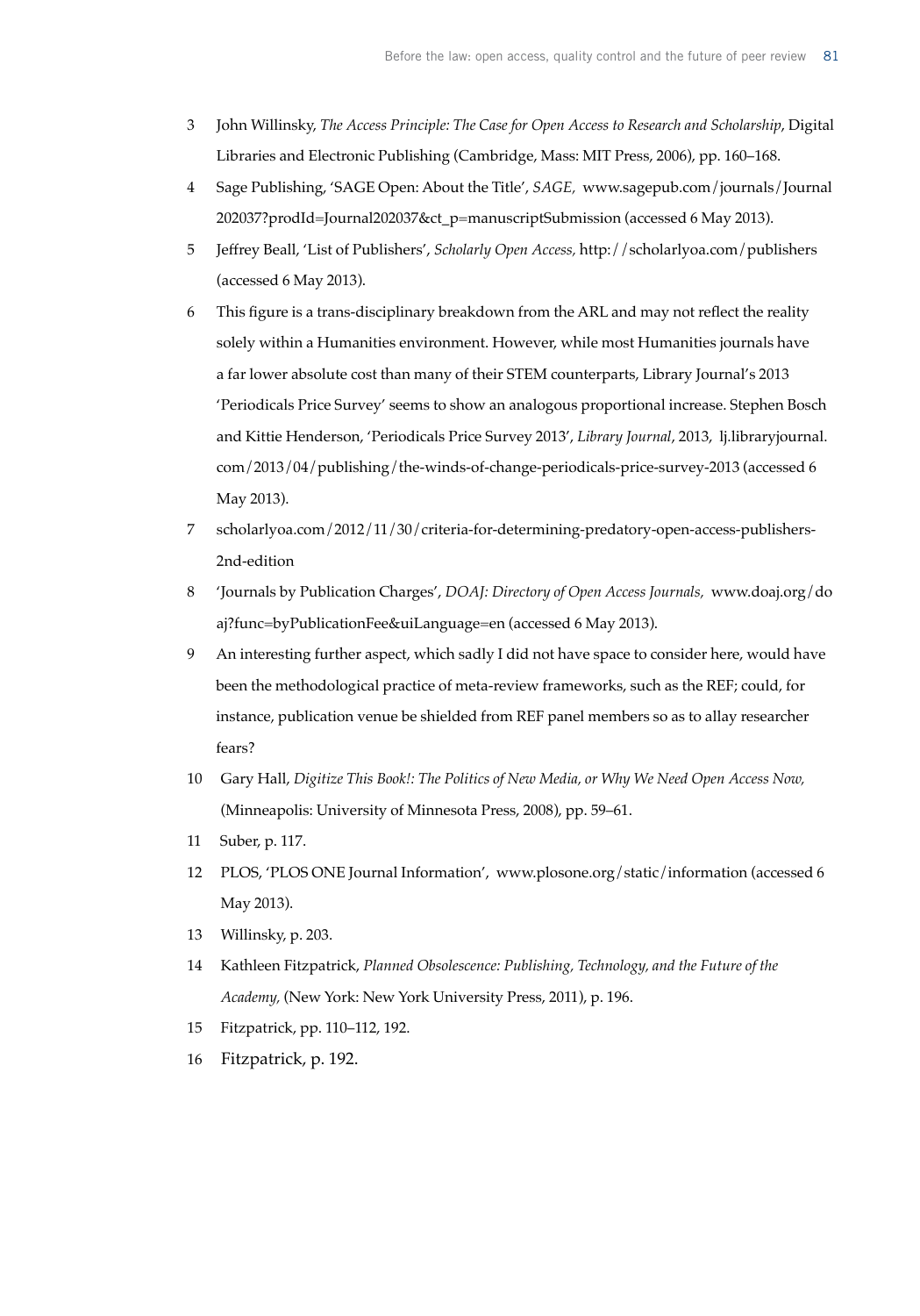3 John Willinsky, *The Access Principle: The Case for Open Access to Research and Scholarship*, Digital Libraries and Electronic Publishing (Cambridge, Mass: MIT Press, 2006), pp. 160–168.

4 Sage Publishing, 'SAGE Open: About the Title', *SAGE,* www.sagepub.com/journals/Journal202037?prodId=Journal202037&ct_p=manuscriptSubmission (accessed 6 May 2013).

5 Jeffrey Beall, 'List of Publishers', *Scholarly Open Access,* http://scholarlyoa.com/publishers (accessed 6 May 2013).

6 This figure is a trans-disciplinary breakdown from the ARL and may not reflect the reality solely within a Humanities environment. However, while most Humanities journals have a far lower absolute cost than many of their STEM counterparts, Library Journal's 2013 'Periodicals Price Survey' seems to show an analogous proportional increase. Stephen Bosch and Kittie Henderson, 'Periodicals Price Survey 2013', *Library Journal*, 2013, lj.libraryjournal.com/2013/04/publishing/the-winds-of-change-periodicals-price-survey-2013 (accessed 6 May 2013).

7 scholarlyoa.com/2012/11/30/criteria-for-determining-predatory-open-access-publishers-2nd-edition

8 'Journals by Publication Charges', *DOAJ: Directory of Open Access Journals,* www.doaj.org/doaj?func=byPublicationFee&uiLanguage=en (accessed 6 May 2013).

9 An interesting further aspect, which sadly I did not have space to consider here, would have been the methodological practice of meta-review frameworks, such as the REF; could, for instance, publication venue be shielded from REF panel members so as to allay researcher fears?

10 Gary Hall, *Digitize This Book!: The Politics of New Media, or Why We Need Open Access Now,* (Minneapolis: University of Minnesota Press, 2008), pp. 59–61.

11 Suber, p. 117.

12 PLOS, 'PLOS ONE Journal Information', www.plosone.org/static/information (accessed 6 May 2013).

13 Willinsky, p. 203.

14 Kathleen Fitzpatrick, *Planned Obsolescence: Publishing, Technology, and the Future of the Academy,* (New York: New York University Press, 2011), p. 196.

15 Fitzpatrick, pp. 110–112, 192.

16 Fitzpatrick, p. 192.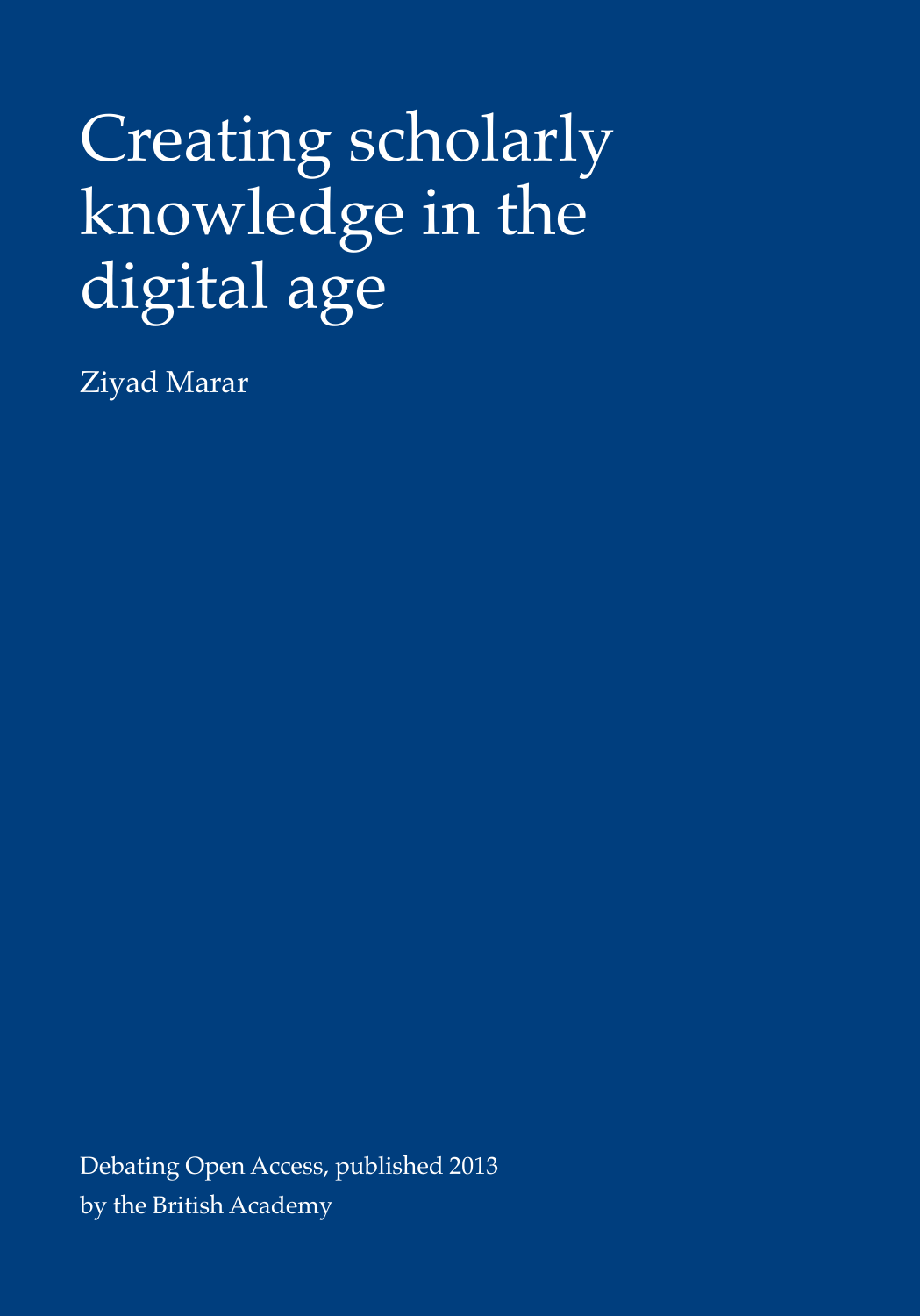# Creating scholarly knowledge in the digital age

Ziyad Marar

Debating Open Access, published 2013
by the British Academy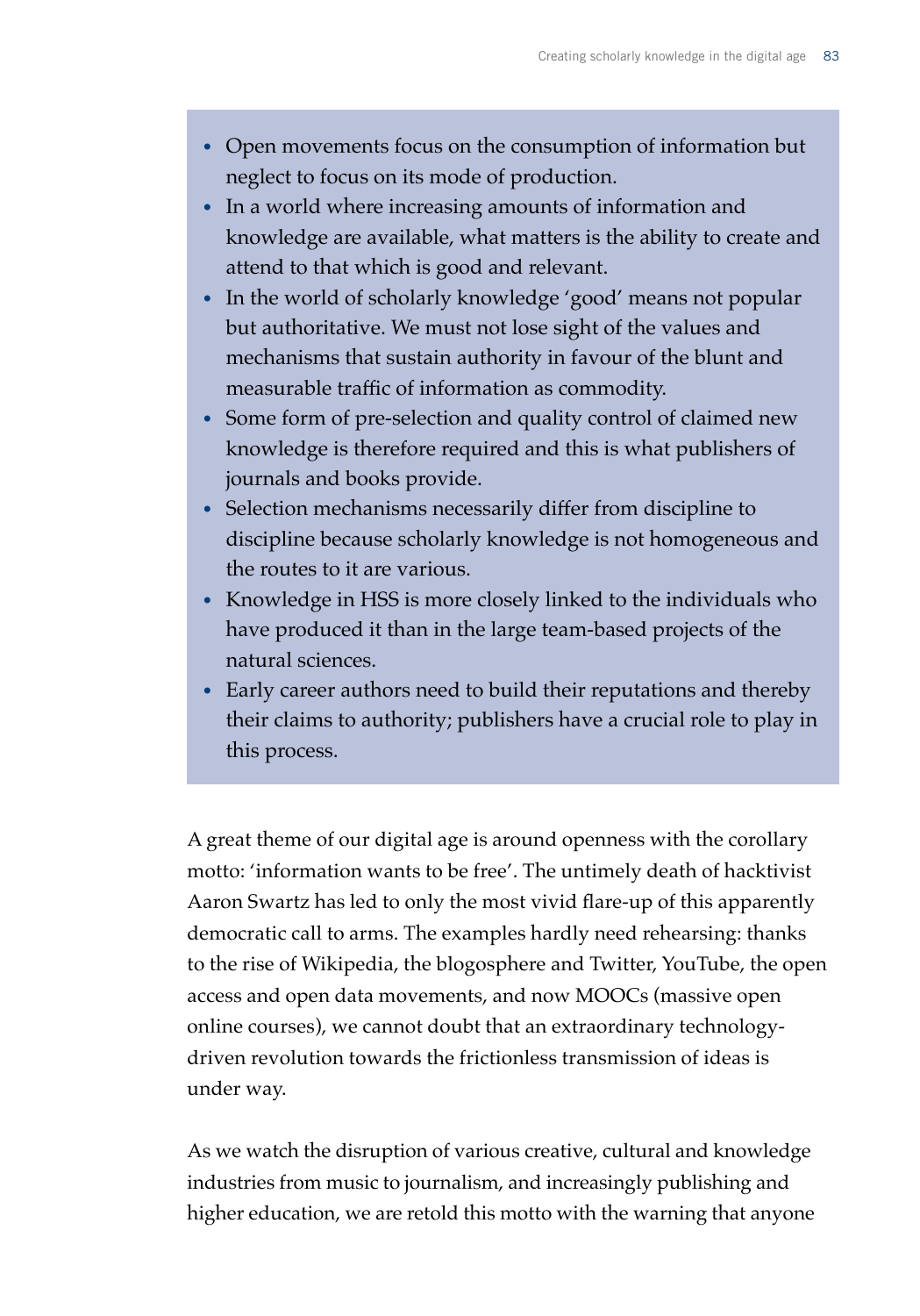- Open movements focus on the consumption of information but neglect to focus on its mode of production.
- In a world where increasing amounts of information and knowledge are available, what matters is the ability to create and attend to that which is good and relevant.
- In the world of scholarly knowledge 'good' means not popular but authoritative. We must not lose sight of the values and mechanisms that sustain authority in favour of the blunt and measurable traffic of information as commodity.
- Some form of pre-selection and quality control of claimed new knowledge is therefore required and this is what publishers of journals and books provide.
- Selection mechanisms necessarily differ from discipline to discipline because scholarly knowledge is not homogeneous and the routes to it are various.
- Knowledge in HSS is more closely linked to the individuals who have produced it than in the large team-based projects of the natural sciences.
- Early career authors need to build their reputations and thereby their claims to authority; publishers have a crucial role to play in this process.

A great theme of our digital age is around openness with the corollary motto: 'information wants to be free'. The untimely death of hacktivist Aaron Swartz has led to only the most vivid flare-up of this apparently democratic call to arms. The examples hardly need rehearsing: thanks to the rise of Wikipedia, the blogosphere and Twitter, YouTube, the open access and open data movements, and now MOOCs (massive open online courses), we cannot doubt that an extraordinary technology-driven revolution towards the frictionless transmission of ideas is under way.

As we watch the disruption of various creative, cultural and knowledge industries from music to journalism, and increasingly publishing and higher education, we are retold this motto with the warning that anyone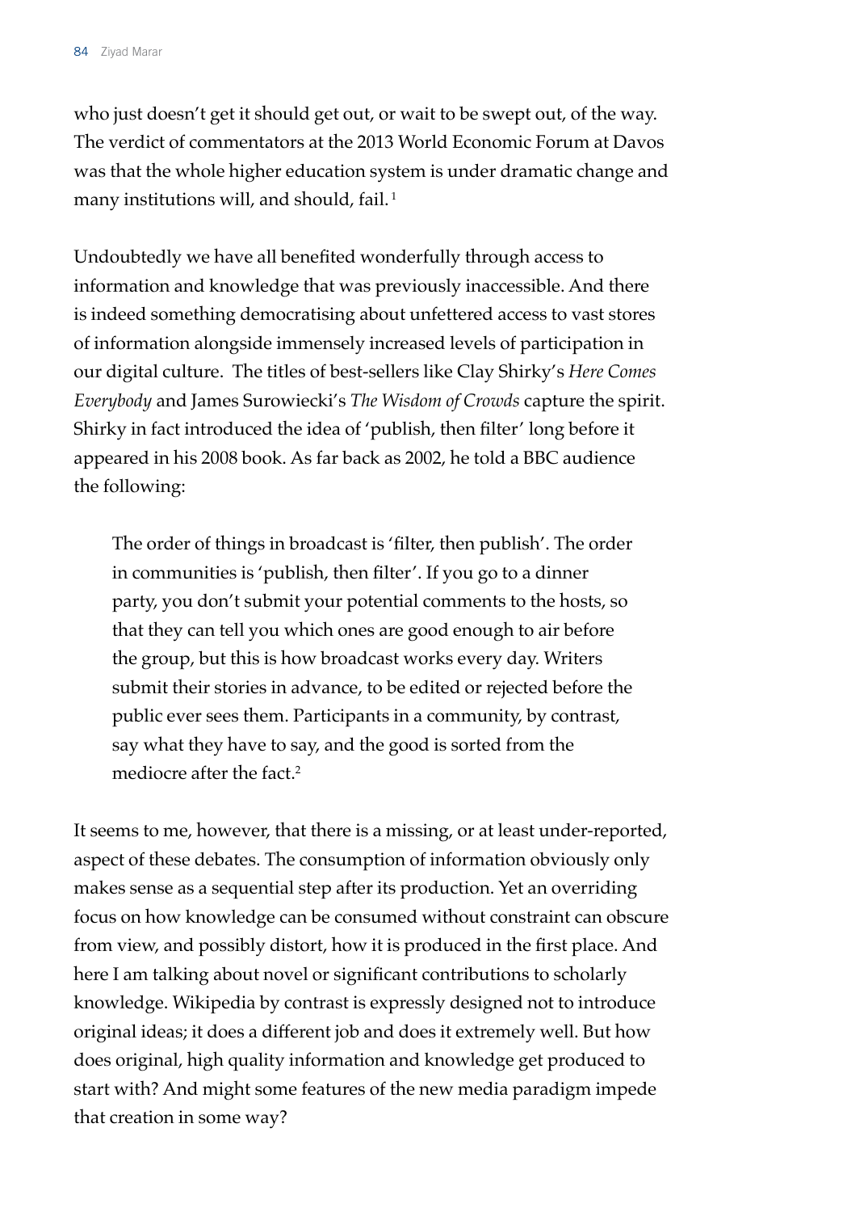who just doesn't get it should get out, or wait to be swept out, of the way. The verdict of commentators at the 2013 World Economic Forum at Davos was that the whole higher education system is under dramatic change and many institutions will, and should, fail. [1]

Undoubtedly we have all benefited wonderfully through access to information and knowledge that was previously inaccessible. And there is indeed something democratising about unfettered access to vast stores of information alongside immensely increased levels of participation in our digital culture. The titles of best-sellers like Clay Shirky's *Here Comes Everybody* and James Surowiecki's *The Wisdom of Crowds* capture the spirit. Shirky in fact introduced the idea of 'publish, then filter' long before it appeared in his 2008 book. As far back as 2002, he told a BBC audience the following:

> The order of things in broadcast is 'filter, then publish'. The order in communities is 'publish, then filter'. If you go to a dinner party, you don't submit your potential comments to the hosts, so that they can tell you which ones are good enough to air before the group, but this is how broadcast works every day. Writers submit their stories in advance, to be edited or rejected before the public ever sees them. Participants in a community, by contrast, say what they have to say, and the good is sorted from the mediocre after the fact.[2]

It seems to me, however, that there is a missing, or at least under-reported, aspect of these debates. The consumption of information obviously only makes sense as a sequential step after its production. Yet an overriding focus on how knowledge can be consumed without constraint can obscure from view, and possibly distort, how it is produced in the first place. And here I am talking about novel or significant contributions to scholarly knowledge. Wikipedia by contrast is expressly designed not to introduce original ideas; it does a different job and does it extremely well. But how does original, high quality information and knowledge get produced to start with? And might some features of the new media paradigm impede that creation in some way?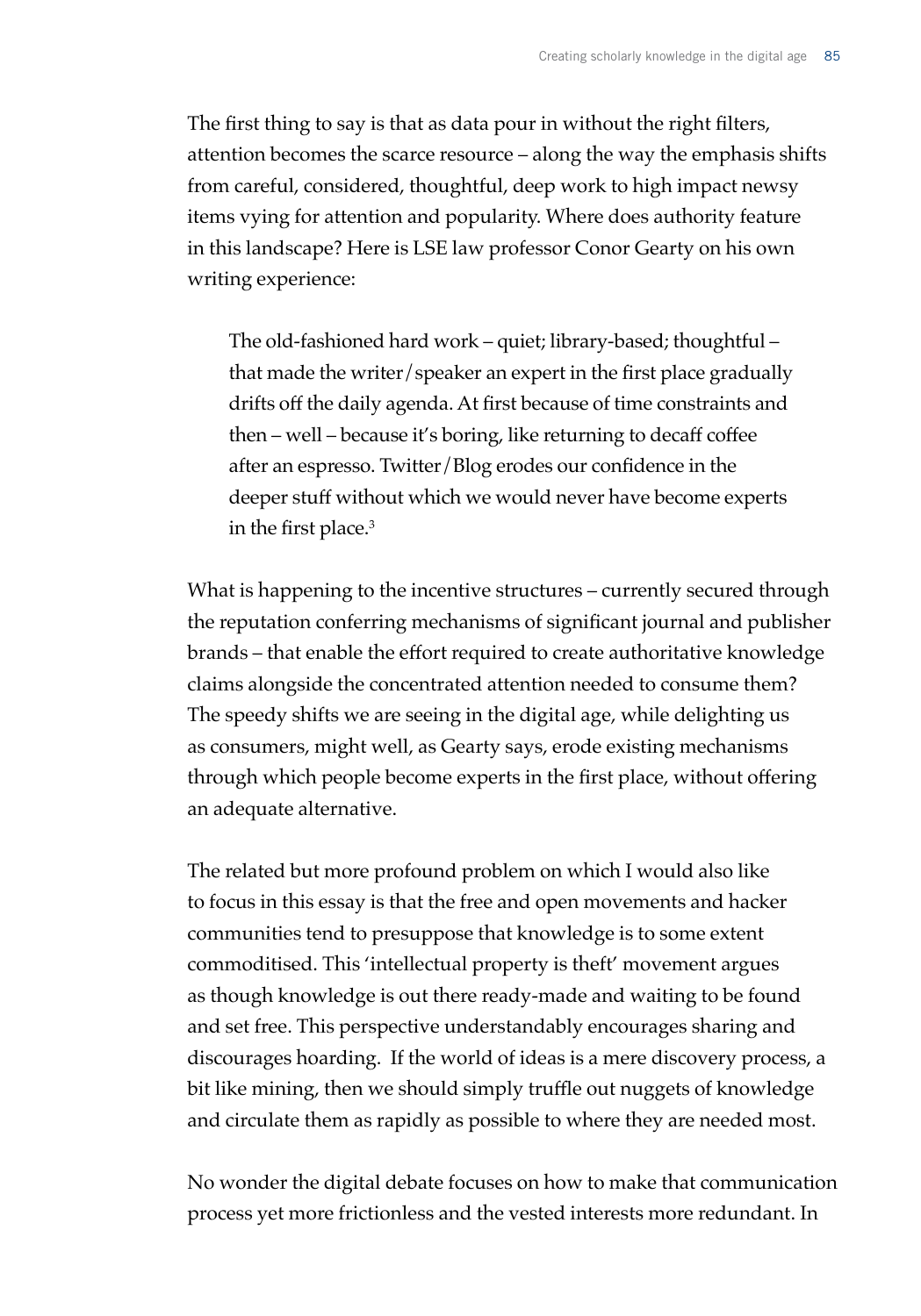The first thing to say is that as data pour in without the right filters, attention becomes the scarce resource – along the way the emphasis shifts from careful, considered, thoughtful, deep work to high impact newsy items vying for attention and popularity. Where does authority feature in this landscape? Here is LSE law professor Conor Gearty on his own writing experience:

> The old-fashioned hard work – quiet; library-based; thoughtful – that made the writer/speaker an expert in the first place gradually drifts off the daily agenda. At first because of time constraints and then – well – because it's boring, like returning to decaff coffee after an espresso. Twitter/Blog erodes our confidence in the deeper stuff without which we would never have become experts in the first place.[3]

What is happening to the incentive structures – currently secured through the reputation conferring mechanisms of significant journal and publisher brands – that enable the effort required to create authoritative knowledge claims alongside the concentrated attention needed to consume them? The speedy shifts we are seeing in the digital age, while delighting us as consumers, might well, as Gearty says, erode existing mechanisms through which people become experts in the first place, without offering an adequate alternative.

The related but more profound problem on which I would also like to focus in this essay is that the free and open movements and hacker communities tend to presuppose that knowledge is to some extent commoditised. This 'intellectual property is theft' movement argues as though knowledge is out there ready-made and waiting to be found and set free. This perspective understandably encourages sharing and discourages hoarding. If the world of ideas is a mere discovery process, a bit like mining, then we should simply truffle out nuggets of knowledge and circulate them as rapidly as possible to where they are needed most.

No wonder the digital debate focuses on how to make that communication process yet more frictionless and the vested interests more redundant. In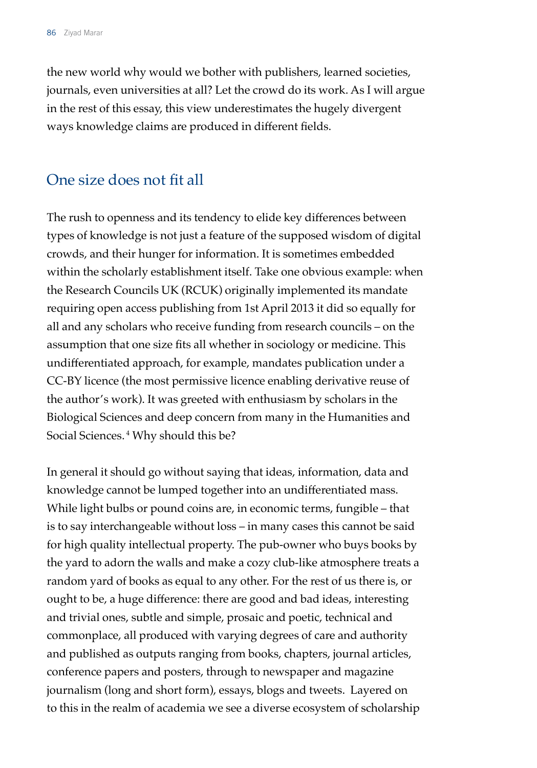the new world why would we bother with publishers, learned societies, journals, even universities at all? Let the crowd do its work. As I will argue in the rest of this essay, this view underestimates the hugely divergent ways knowledge claims are produced in different fields.

## One size does not fit all

The rush to openness and its tendency to elide key differences between types of knowledge is not just a feature of the supposed wisdom of digital crowds, and their hunger for information. It is sometimes embedded within the scholarly establishment itself. Take one obvious example: when the Research Councils UK (RCUK) originally implemented its mandate requiring open access publishing from 1st April 2013 it did so equally for all and any scholars who receive funding from research councils – on the assumption that one size fits all whether in sociology or medicine. This undifferentiated approach, for example, mandates publication under a CC-BY licence (the most permissive licence enabling derivative reuse of the author's work). It was greeted with enthusiasm by scholars in the Biological Sciences and deep concern from many in the Humanities and Social Sciences.[4] Why should this be?

In general it should go without saying that ideas, information, data and knowledge cannot be lumped together into an undifferentiated mass. While light bulbs or pound coins are, in economic terms, fungible – that is to say interchangeable without loss – in many cases this cannot be said for high quality intellectual property. The pub-owner who buys books by the yard to adorn the walls and make a cozy club-like atmosphere treats a random yard of books as equal to any other. For the rest of us there is, or ought to be, a huge difference: there are good and bad ideas, interesting and trivial ones, subtle and simple, prosaic and poetic, technical and commonplace, all produced with varying degrees of care and authority and published as outputs ranging from books, chapters, journal articles, conference papers and posters, through to newspaper and magazine journalism (long and short form), essays, blogs and tweets. Layered on to this in the realm of academia we see a diverse ecosystem of scholarship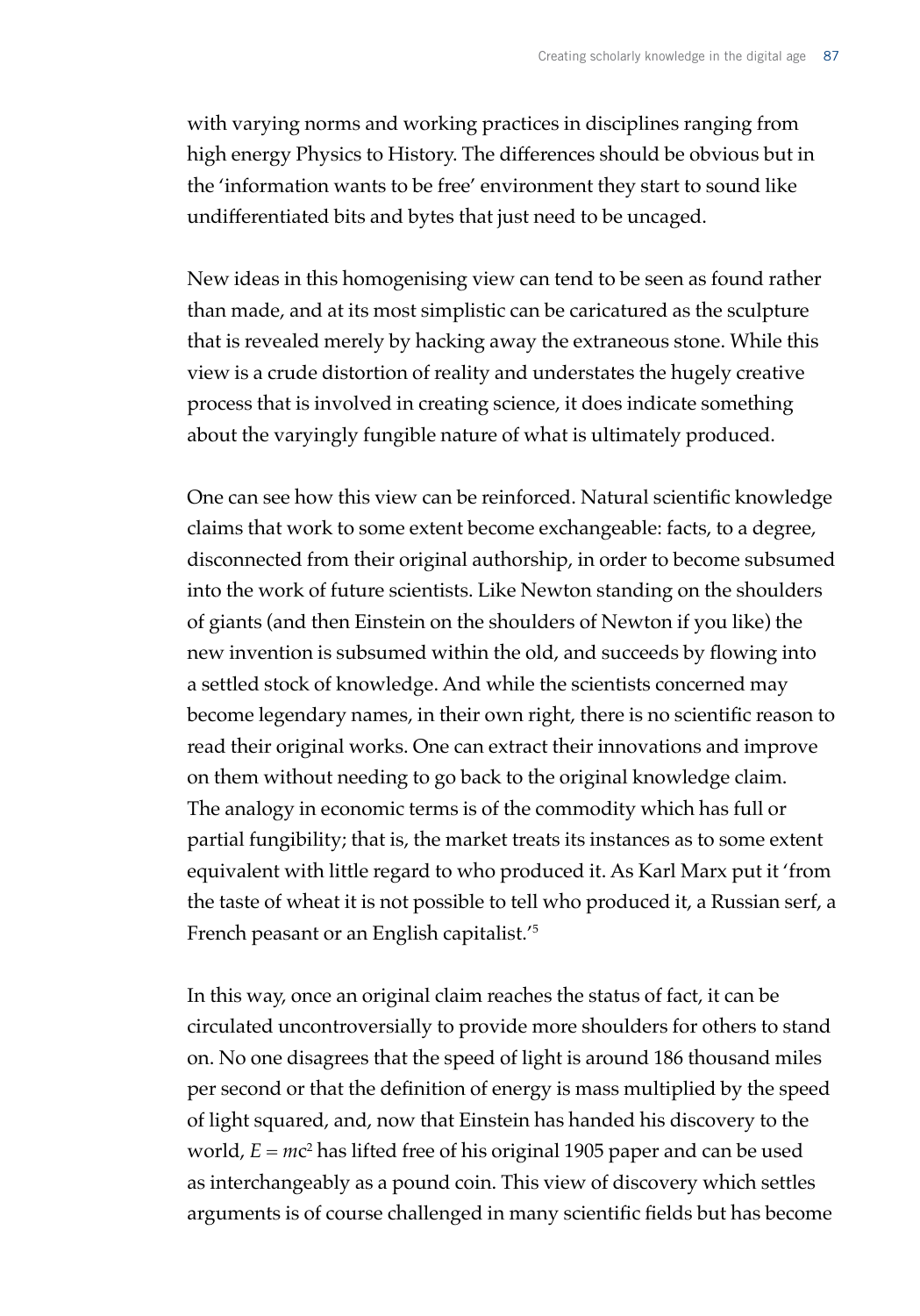with varying norms and working practices in disciplines ranging from high energy Physics to History. The differences should be obvious but in the 'information wants to be free' environment they start to sound like undifferentiated bits and bytes that just need to be uncaged.

New ideas in this homogenising view can tend to be seen as found rather than made, and at its most simplistic can be caricatured as the sculpture that is revealed merely by hacking away the extraneous stone. While this view is a crude distortion of reality and understates the hugely creative process that is involved in creating science, it does indicate something about the varyingly fungible nature of what is ultimately produced.

One can see how this view can be reinforced. Natural scientific knowledge claims that work to some extent become exchangeable: facts, to a degree, disconnected from their original authorship, in order to become subsumed into the work of future scientists. Like Newton standing on the shoulders of giants (and then Einstein on the shoulders of Newton if you like) the new invention is subsumed within the old, and succeeds by flowing into a settled stock of knowledge. And while the scientists concerned may become legendary names, in their own right, there is no scientific reason to read their original works. One can extract their innovations and improve on them without needing to go back to the original knowledge claim. The analogy in economic terms is of the commodity which has full or partial fungibility; that is, the market treats its instances as to some extent equivalent with little regard to who produced it. As Karl Marx put it 'from the taste of wheat it is not possible to tell who produced it, a Russian serf, a French peasant or an English capitalist.'[5]

In this way, once an original claim reaches the status of fact, it can be circulated uncontroversially to provide more shoulders for others to stand on. No one disagrees that the speed of light is around 186 thousand miles per second or that the definition of energy is mass multiplied by the speed of light squared, and, now that Einstein has handed his discovery to the world, $E = mc^2$ has lifted free of his original 1905 paper and can be used as interchangeably as a pound coin. This view of discovery which settles arguments is of course challenged in many scientific fields but has become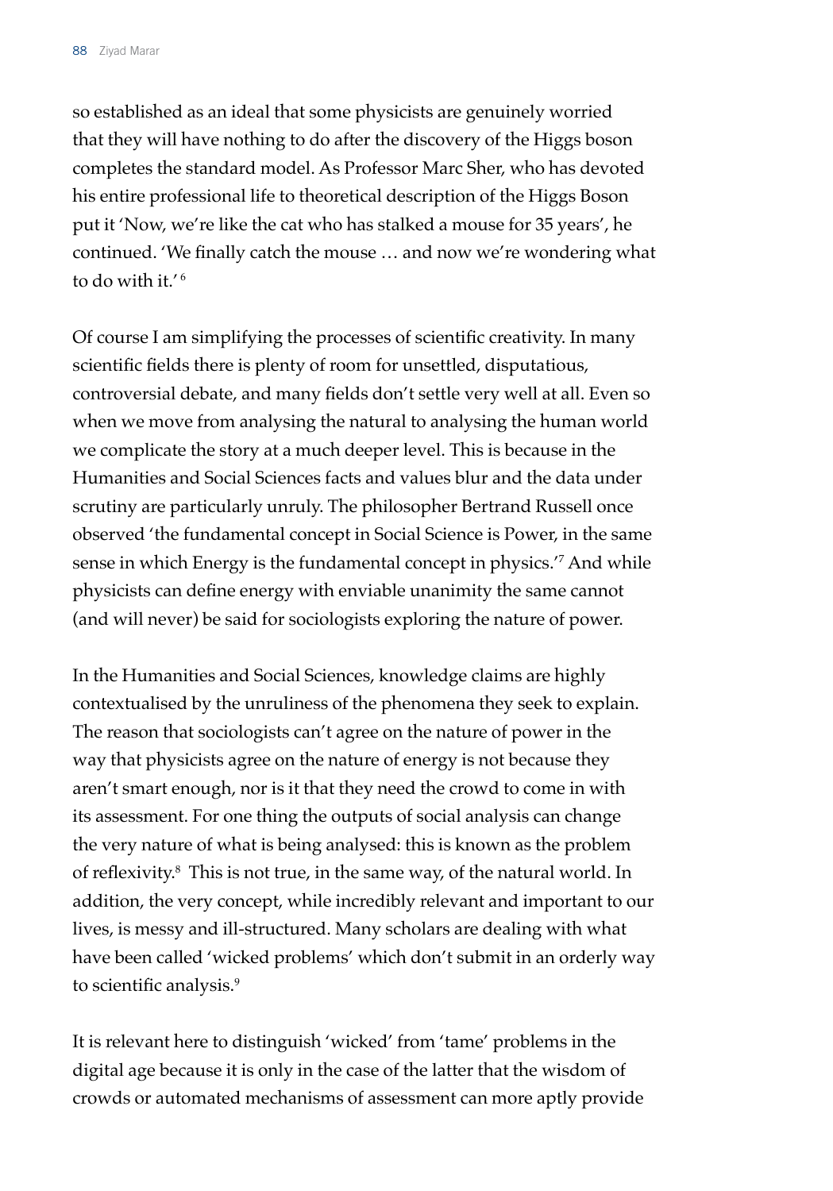so established as an ideal that some physicists are genuinely worried that they will have nothing to do after the discovery of the Higgs boson completes the standard model. As Professor Marc Sher, who has devoted his entire professional life to theoretical description of the Higgs Boson put it 'Now, we're like the cat who has stalked a mouse for 35 years', he continued. 'We finally catch the mouse … and now we're wondering what to do with it.' [6]

Of course I am simplifying the processes of scientific creativity. In many scientific fields there is plenty of room for unsettled, disputatious, controversial debate, and many fields don't settle very well at all. Even so when we move from analysing the natural to analysing the human world we complicate the story at a much deeper level. This is because in the Humanities and Social Sciences facts and values blur and the data under scrutiny are particularly unruly. The philosopher Bertrand Russell once observed 'the fundamental concept in Social Science is Power, in the same sense in which Energy is the fundamental concept in physics.'[7] And while physicists can define energy with enviable unanimity the same cannot (and will never) be said for sociologists exploring the nature of power.

In the Humanities and Social Sciences, knowledge claims are highly contextualised by the unruliness of the phenomena they seek to explain. The reason that sociologists can't agree on the nature of power in the way that physicists agree on the nature of energy is not because they aren't smart enough, nor is it that they need the crowd to come in with its assessment. For one thing the outputs of social analysis can change the very nature of what is being analysed: this is known as the problem of reflexivity.[8] This is not true, in the same way, of the natural world. In addition, the very concept, while incredibly relevant and important to our lives, is messy and ill-structured. Many scholars are dealing with what have been called 'wicked problems' which don't submit in an orderly way to scientific analysis.[9]

It is relevant here to distinguish 'wicked' from 'tame' problems in the digital age because it is only in the case of the latter that the wisdom of crowds or automated mechanisms of assessment can more aptly provide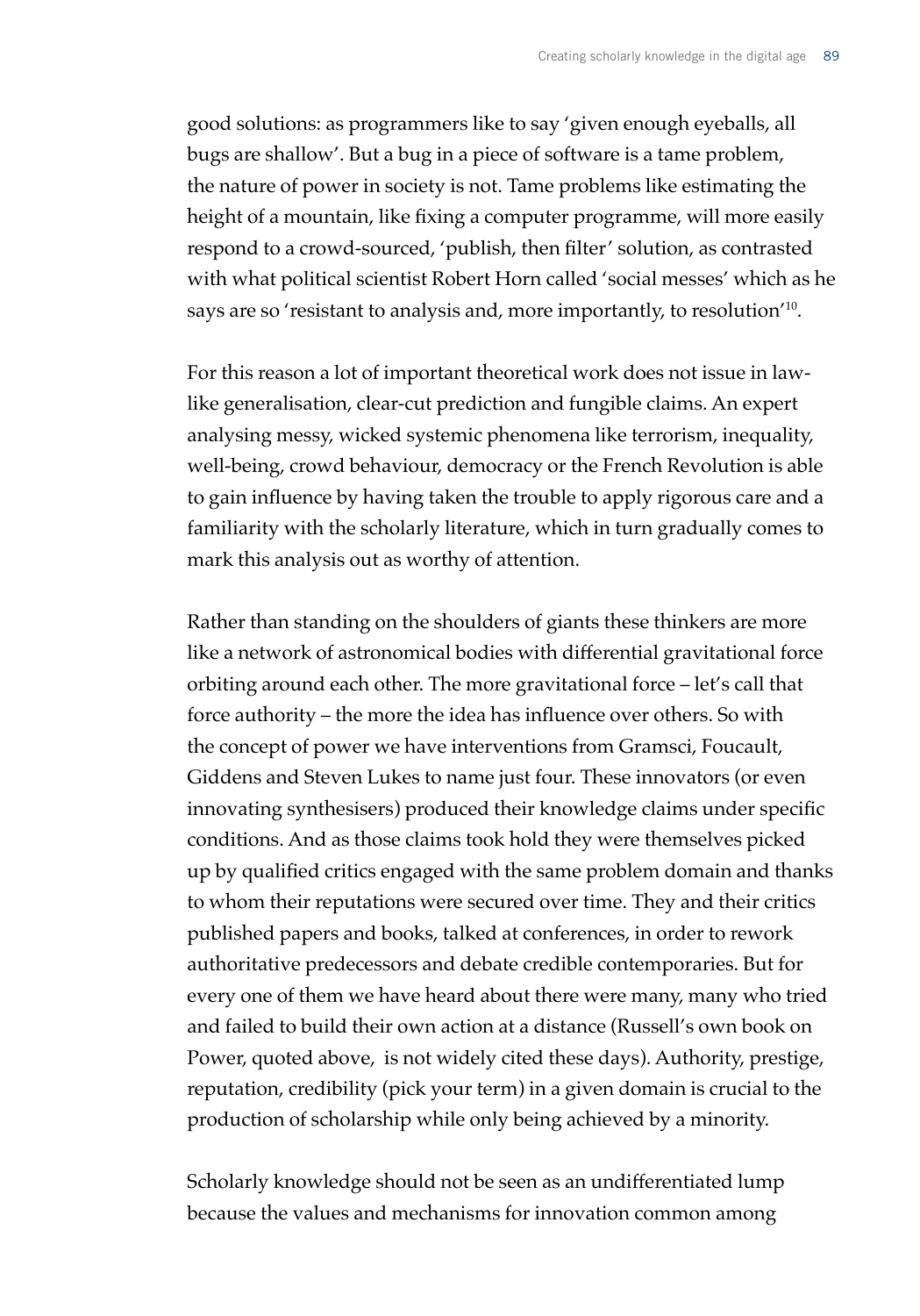good solutions: as programmers like to say 'given enough eyeballs, all bugs are shallow'. But a bug in a piece of software is a tame problem, the nature of power in society is not. Tame problems like estimating the height of a mountain, like fixing a computer programme, will more easily respond to a crowd-sourced, 'publish, then filter' solution, as contrasted with what political scientist Robert Horn called 'social messes' which as he says are so 'resistant to analysis and, more importantly, to resolution'[10].

For this reason a lot of important theoretical work does not issue in law-like generalisation, clear-cut prediction and fungible claims. An expert analysing messy, wicked systemic phenomena like terrorism, inequality, well-being, crowd behaviour, democracy or the French Revolution is able to gain influence by having taken the trouble to apply rigorous care and a familiarity with the scholarly literature, which in turn gradually comes to mark this analysis out as worthy of attention.

Rather than standing on the shoulders of giants these thinkers are more like a network of astronomical bodies with differential gravitational force orbiting around each other. The more gravitational force – let's call that force authority – the more the idea has influence over others. So with the concept of power we have interventions from Gramsci, Foucault, Giddens and Steven Lukes to name just four. These innovators (or even innovating synthesisers) produced their knowledge claims under specific conditions. And as those claims took hold they were themselves picked up by qualified critics engaged with the same problem domain and thanks to whom their reputations were secured over time. They and their critics published papers and books, talked at conferences, in order to rework authoritative predecessors and debate credible contemporaries. But for every one of them we have heard about there were many, many who tried and failed to build their own action at a distance (Russell's own book on Power, quoted above, is not widely cited these days). Authority, prestige, reputation, credibility (pick your term) in a given domain is crucial to the production of scholarship while only being achieved by a minority.

Scholarly knowledge should not be seen as an undifferentiated lump because the values and mechanisms for innovation common among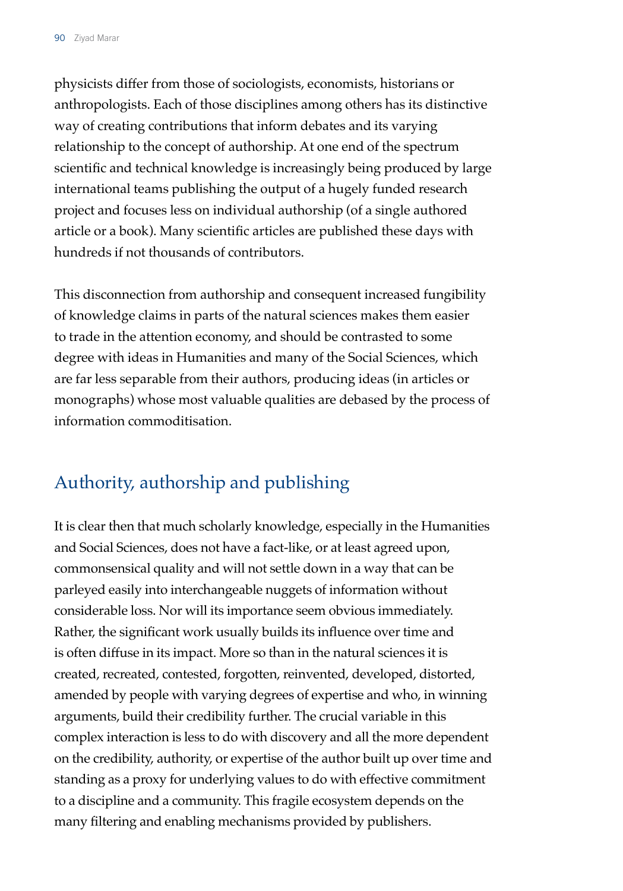physicists differ from those of sociologists, economists, historians or anthropologists. Each of those disciplines among others has its distinctive way of creating contributions that inform debates and its varying relationship to the concept of authorship. At one end of the spectrum scientific and technical knowledge is increasingly being produced by large international teams publishing the output of a hugely funded research project and focuses less on individual authorship (of a single authored article or a book). Many scientific articles are published these days with hundreds if not thousands of contributors.

This disconnection from authorship and consequent increased fungibility of knowledge claims in parts of the natural sciences makes them easier to trade in the attention economy, and should be contrasted to some degree with ideas in Humanities and many of the Social Sciences, which are far less separable from their authors, producing ideas (in articles or monographs) whose most valuable qualities are debased by the process of information commoditisation.

## Authority, authorship and publishing

It is clear then that much scholarly knowledge, especially in the Humanities and Social Sciences, does not have a fact-like, or at least agreed upon, commonsensical quality and will not settle down in a way that can be parleyed easily into interchangeable nuggets of information without considerable loss. Nor will its importance seem obvious immediately. Rather, the significant work usually builds its influence over time and is often diffuse in its impact. More so than in the natural sciences it is created, recreated, contested, forgotten, reinvented, developed, distorted, amended by people with varying degrees of expertise and who, in winning arguments, build their credibility further. The crucial variable in this complex interaction is less to do with discovery and all the more dependent on the credibility, authority, or expertise of the author built up over time and standing as a proxy for underlying values to do with effective commitment to a discipline and a community. This fragile ecosystem depends on the many filtering and enabling mechanisms provided by publishers.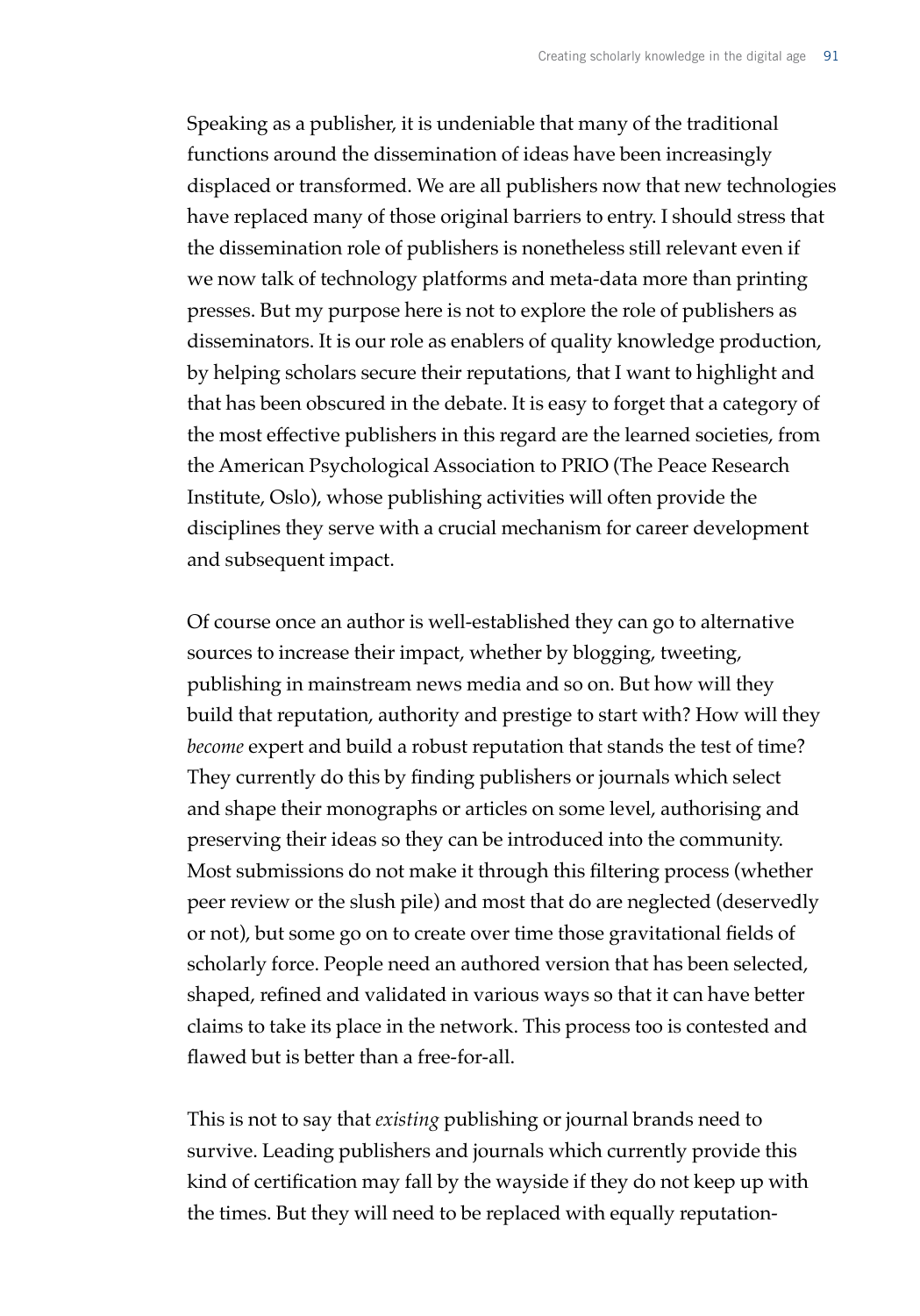Speaking as a publisher, it is undeniable that many of the traditional functions around the dissemination of ideas have been increasingly displaced or transformed. We are all publishers now that new technologies have replaced many of those original barriers to entry. I should stress that the dissemination role of publishers is nonetheless still relevant even if we now talk of technology platforms and meta-data more than printing presses. But my purpose here is not to explore the role of publishers as disseminators. It is our role as enablers of quality knowledge production, by helping scholars secure their reputations, that I want to highlight and that has been obscured in the debate. It is easy to forget that a category of the most effective publishers in this regard are the learned societies, from the American Psychological Association to PRIO (The Peace Research Institute, Oslo), whose publishing activities will often provide the disciplines they serve with a crucial mechanism for career development and subsequent impact.

Of course once an author is well-established they can go to alternative sources to increase their impact, whether by blogging, tweeting, publishing in mainstream news media and so on. But how will they build that reputation, authority and prestige to start with? How will they *become* expert and build a robust reputation that stands the test of time? They currently do this by finding publishers or journals which select and shape their monographs or articles on some level, authorising and preserving their ideas so they can be introduced into the community. Most submissions do not make it through this filtering process (whether peer review or the slush pile) and most that do are neglected (deservedly or not), but some go on to create over time those gravitational fields of scholarly force. People need an authored version that has been selected, shaped, refined and validated in various ways so that it can have better claims to take its place in the network. This process too is contested and flawed but is better than a free-for-all.

This is not to say that *existing* publishing or journal brands need to survive. Leading publishers and journals which currently provide this kind of certification may fall by the wayside if they do not keep up with the times. But they will need to be replaced with equally reputation-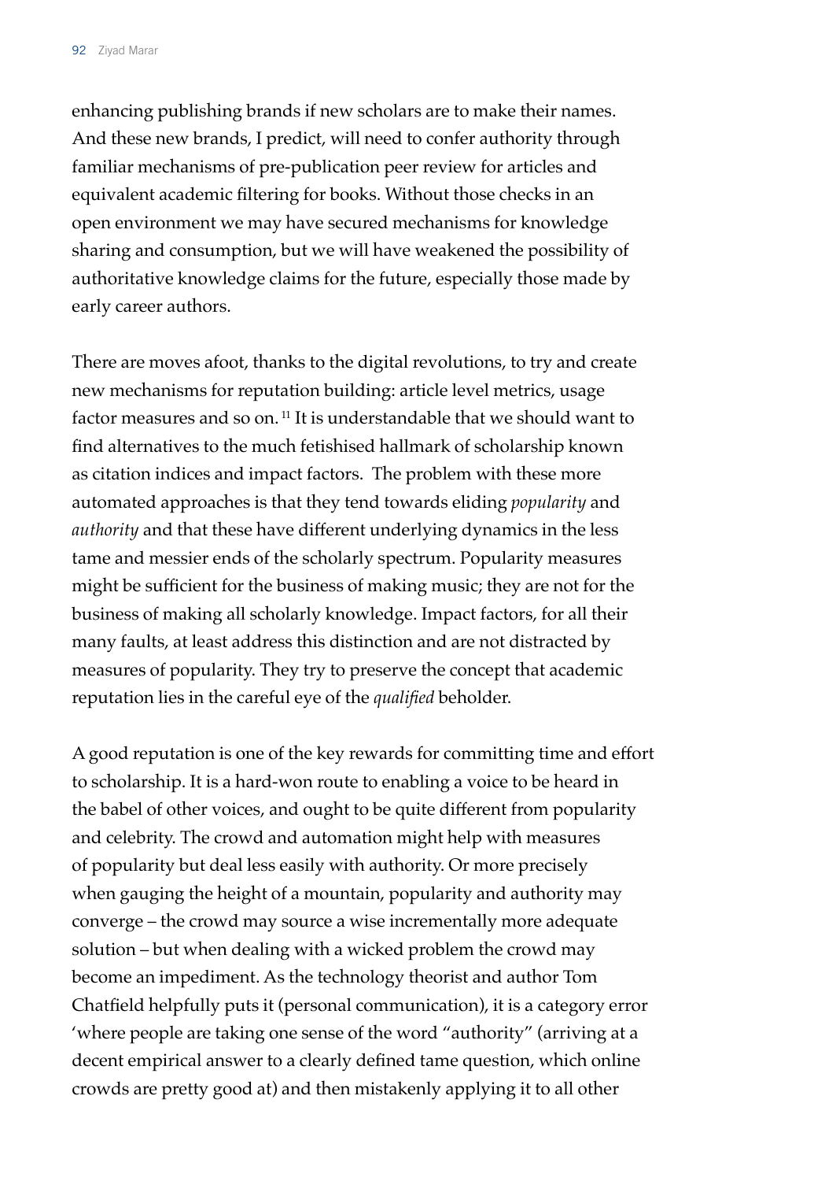enhancing publishing brands if new scholars are to make their names. And these new brands, I predict, will need to confer authority through familiar mechanisms of pre-publication peer review for articles and equivalent academic filtering for books. Without those checks in an open environment we may have secured mechanisms for knowledge sharing and consumption, but we will have weakened the possibility of authoritative knowledge claims for the future, especially those made by early career authors.

There are moves afoot, thanks to the digital revolutions, to try and create new mechanisms for reputation building: article level metrics, usage factor measures and so on.[11] It is understandable that we should want to find alternatives to the much fetishised hallmark of scholarship known as citation indices and impact factors. The problem with these more automated approaches is that they tend towards eliding *popularity* and *authority* and that these have different underlying dynamics in the less tame and messier ends of the scholarly spectrum. Popularity measures might be sufficient for the business of making music; they are not for the business of making all scholarly knowledge. Impact factors, for all their many faults, at least address this distinction and are not distracted by measures of popularity. They try to preserve the concept that academic reputation lies in the careful eye of the *qualified* beholder.

A good reputation is one of the key rewards for committing time and effort to scholarship. It is a hard-won route to enabling a voice to be heard in the babel of other voices, and ought to be quite different from popularity and celebrity. The crowd and automation might help with measures of popularity but deal less easily with authority. Or more precisely when gauging the height of a mountain, popularity and authority may converge – the crowd may source a wise incrementally more adequate solution – but when dealing with a wicked problem the crowd may become an impediment. As the technology theorist and author Tom Chatfield helpfully puts it (personal communication), it is a category error 'where people are taking one sense of the word "authority" (arriving at a decent empirical answer to a clearly defined tame question, which online crowds are pretty good at) and then mistakenly applying it to all other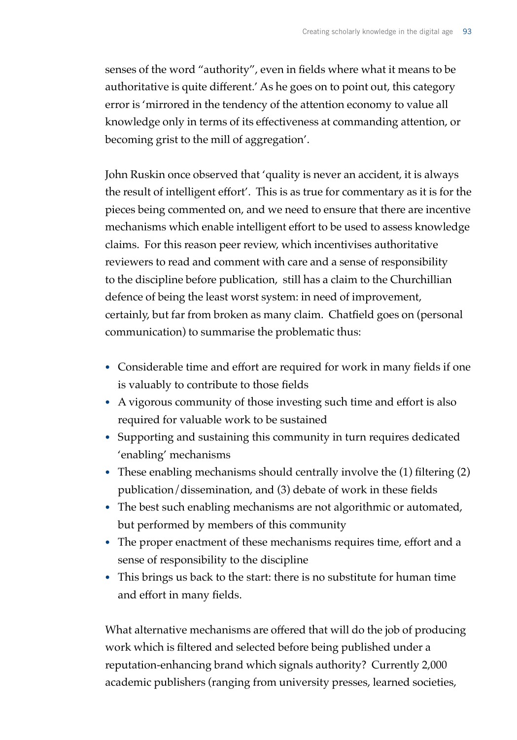senses of the word "authority", even in fields where what it means to be authoritative is quite different.' As he goes on to point out, this category error is 'mirrored in the tendency of the attention economy to value all knowledge only in terms of its effectiveness at commanding attention, or becoming grist to the mill of aggregation'.

John Ruskin once observed that 'quality is never an accident, it is always the result of intelligent effort'. This is as true for commentary as it is for the pieces being commented on, and we need to ensure that there are incentive mechanisms which enable intelligent effort to be used to assess knowledge claims. For this reason peer review, which incentivises authoritative reviewers to read and comment with care and a sense of responsibility to the discipline before publication, still has a claim to the Churchillian defence of being the least worst system: in need of improvement, certainly, but far from broken as many claim. Chatfield goes on (personal communication) to summarise the problematic thus:

- Considerable time and effort are required for work in many fields if one is valuably to contribute to those fields
- A vigorous community of those investing such time and effort is also required for valuable work to be sustained
- Supporting and sustaining this community in turn requires dedicated 'enabling' mechanisms
- These enabling mechanisms should centrally involve the (1) filtering (2) publication/dissemination, and (3) debate of work in these fields
- The best such enabling mechanisms are not algorithmic or automated, but performed by members of this community
- The proper enactment of these mechanisms requires time, effort and a sense of responsibility to the discipline
- This brings us back to the start: there is no substitute for human time and effort in many fields.

What alternative mechanisms are offered that will do the job of producing work which is filtered and selected before being published under a reputation-enhancing brand which signals authority? Currently 2,000 academic publishers (ranging from university presses, learned societies,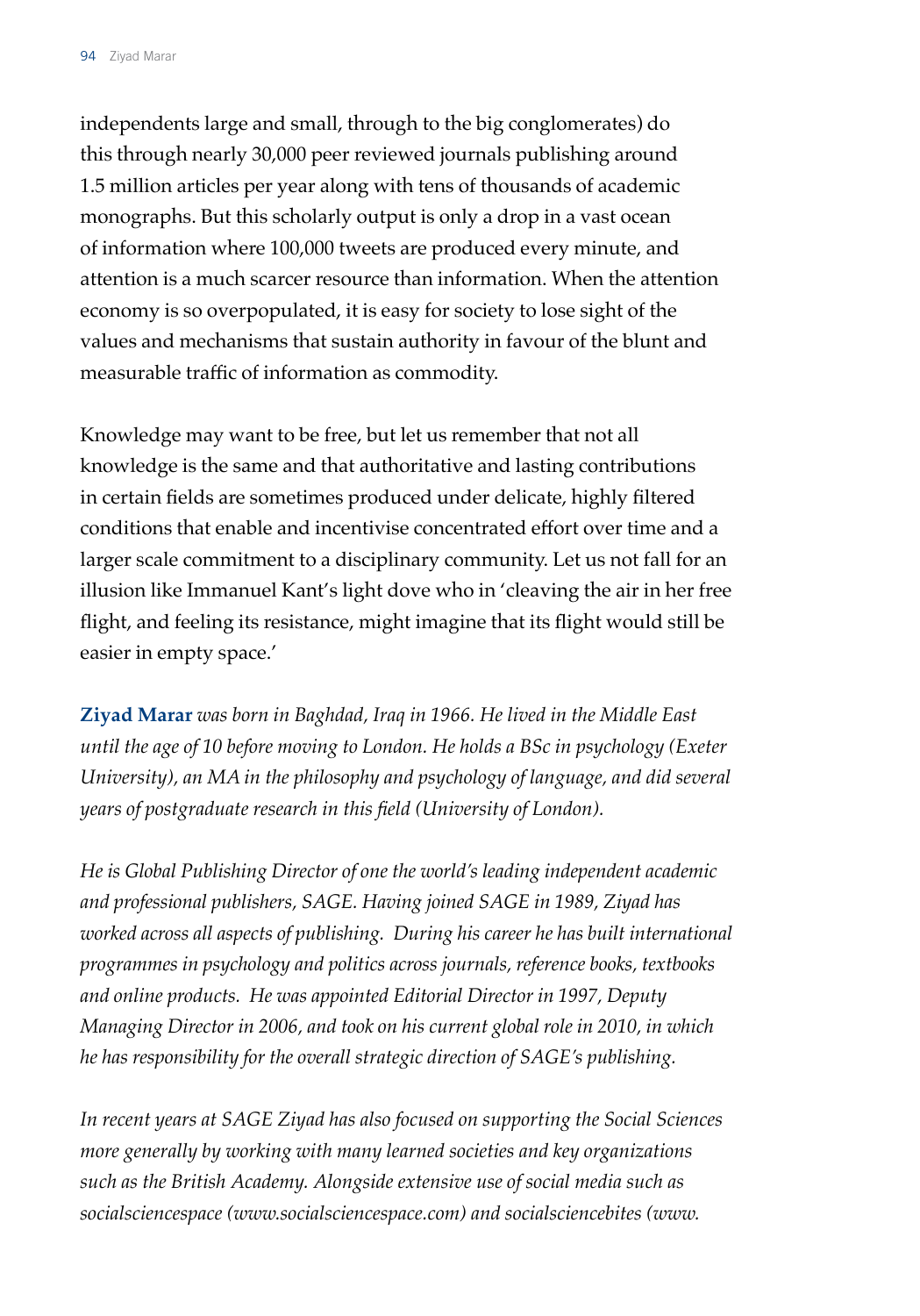independents large and small, through to the big conglomerates) do this through nearly 30,000 peer reviewed journals publishing around 1.5 million articles per year along with tens of thousands of academic monographs. But this scholarly output is only a drop in a vast ocean of information where 100,000 tweets are produced every minute, and attention is a much scarcer resource than information. When the attention economy is so overpopulated, it is easy for society to lose sight of the values and mechanisms that sustain authority in favour of the blunt and measurable traffic of information as commodity.

Knowledge may want to be free, but let us remember that not all knowledge is the same and that authoritative and lasting contributions in certain fields are sometimes produced under delicate, highly filtered conditions that enable and incentivise concentrated effort over time and a larger scale commitment to a disciplinary community. Let us not fall for an illusion like Immanuel Kant's light dove who in 'cleaving the air in her free flight, and feeling its resistance, might imagine that its flight would still be easier in empty space.'

**Ziyad Marar** *was born in Baghdad, Iraq in 1966. He lived in the Middle East until the age of 10 before moving to London. He holds a BSc in psychology (Exeter University), an MA in the philosophy and psychology of language, and did several years of postgraduate research in this field (University of London).*

*He is Global Publishing Director of one the world's leading independent academic and professional publishers, SAGE. Having joined SAGE in 1989, Ziyad has worked across all aspects of publishing. During his career he has built international programmes in psychology and politics across journals, reference books, textbooks and online products. He was appointed Editorial Director in 1997, Deputy Managing Director in 2006, and took on his current global role in 2010, in which he has responsibility for the overall strategic direction of SAGE's publishing.*

*In recent years at SAGE Ziyad has also focused on supporting the Social Sciences more generally by working with many learned societies and key organizations such as the British Academy. Alongside extensive use of social media such as socialsciencespace (www.socialsciencespace.com) and socialsciencebites (www.*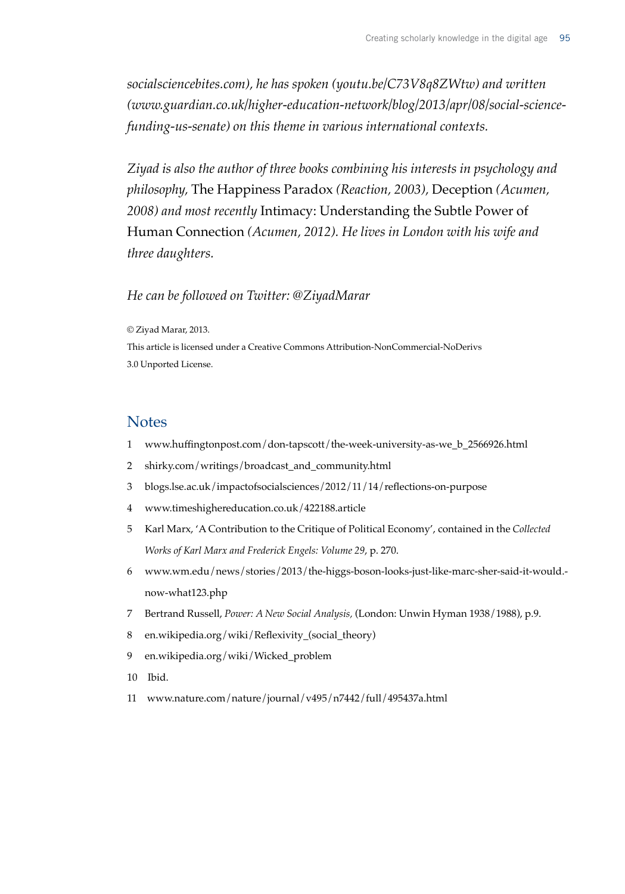*socialsciencebites.com), he has spoken (youtu.be/C73V8q8ZWtw) and written (www.guardian.co.uk/higher-education-network/blog/2013/apr/08/social-science-funding-us-senate) on this theme in various international contexts.*

*Ziyad is also the author of three books combining his interests in psychology and philosophy,* The Happiness Paradox *(Reaction, 2003),* Deception *(Acumen, 2008) and most recently* Intimacy: Understanding the Subtle Power of Human Connection *(Acumen, 2012). He lives in London with his wife and three daughters.*

*He can be followed on Twitter: @ZiyadMarar*

© Ziyad Marar, 2013.
This article is licensed under a Creative Commons Attribution-NonCommercial-NoDerivs 3.0 Unported License.

## Notes

1 www.huffingtonpost.com/don-tapscott/the-week-university-as-we_b_2566926.html

2 shirky.com/writings/broadcast_and_community.html

3 blogs.lse.ac.uk/impactofsocialsciences/2012/11/14/reflections-on-purpose

4 www.timeshighereducation.co.uk/422188.article

5 Karl Marx, 'A Contribution to the Critique of Political Economy', contained in the *Collected Works of Karl Marx and Frederick Engels: Volume 29*, p. 270.

6 www.wm.edu/news/stories/2013/the-higgs-boson-looks-just-like-marc-sher-said-it-would.-now-what123.php

7 Bertrand Russell, *Power: A New Social Analysis,* (London: Unwin Hyman 1938/1988), p.9.

8 en.wikipedia.org/wiki/Reflexivity_(social_theory)

9 en.wikipedia.org/wiki/Wicked_problem

10 Ibid.

11 www.nature.com/nature/journal/v495/n7442/full/495437a.html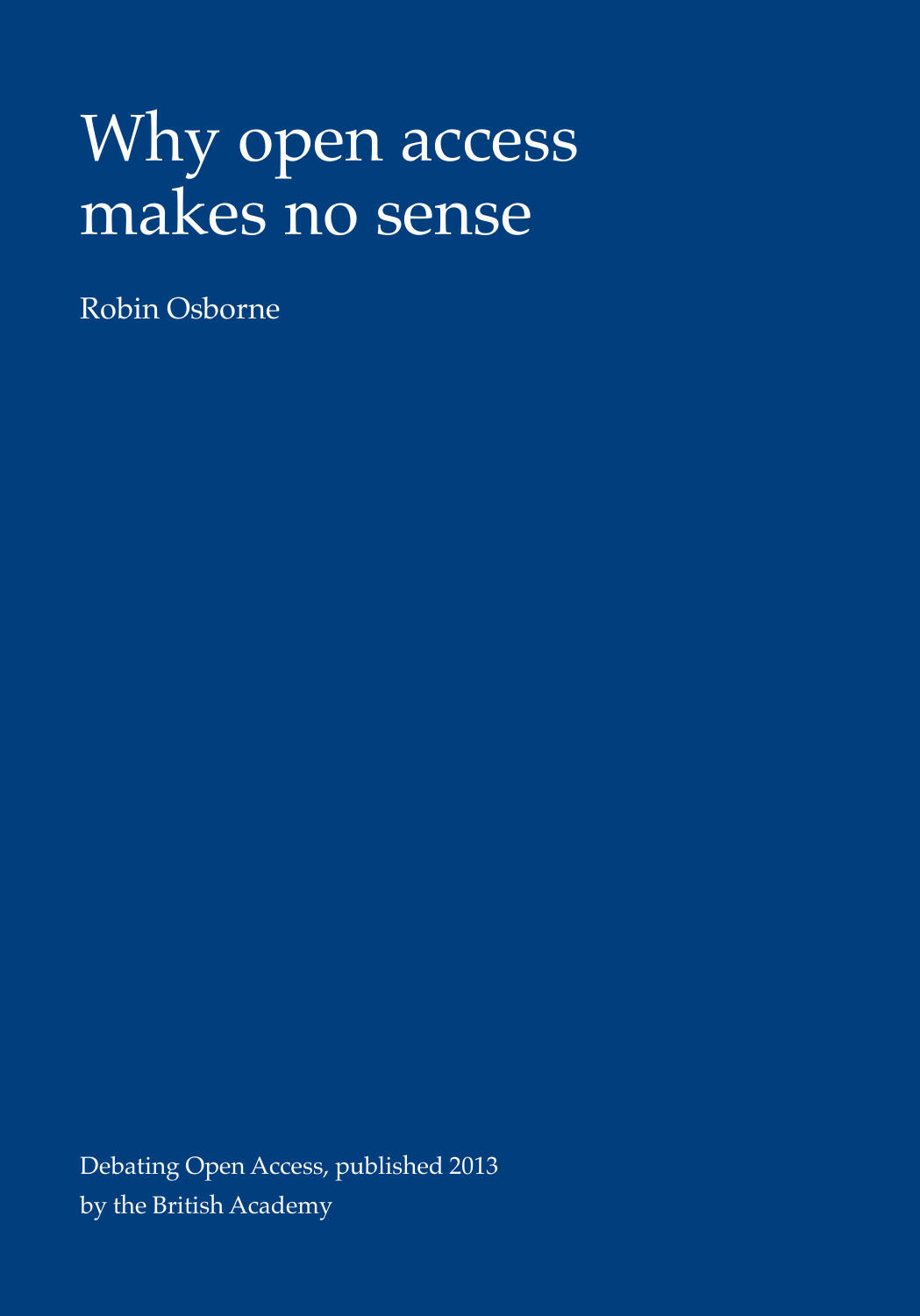# Why open access makes no sense

Robin Osborne

Debating Open Access, published 2013
by the British Academy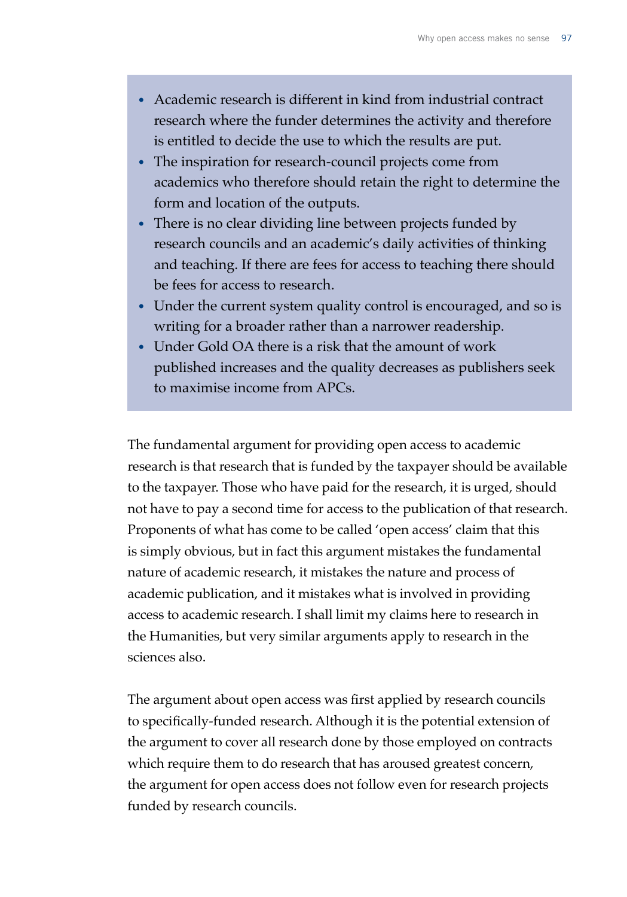- Academic research is different in kind from industrial contract research where the funder determines the activity and therefore is entitled to decide the use to which the results are put.
- The inspiration for research-council projects come from academics who therefore should retain the right to determine the form and location of the outputs.
- There is no clear dividing line between projects funded by research councils and an academic's daily activities of thinking and teaching. If there are fees for access to teaching there should be fees for access to research.
- Under the current system quality control is encouraged, and so is writing for a broader rather than a narrower readership.
- Under Gold OA there is a risk that the amount of work published increases and the quality decreases as publishers seek to maximise income from APCs.

The fundamental argument for providing open access to academic research is that research that is funded by the taxpayer should be available to the taxpayer. Those who have paid for the research, it is urged, should not have to pay a second time for access to the publication of that research. Proponents of what has come to be called 'open access' claim that this is simply obvious, but in fact this argument mistakes the fundamental nature of academic research, it mistakes the nature and process of academic publication, and it mistakes what is involved in providing access to academic research. I shall limit my claims here to research in the Humanities, but very similar arguments apply to research in the sciences also.

The argument about open access was first applied by research councils to specifically-funded research. Although it is the potential extension of the argument to cover all research done by those employed on contracts which require them to do research that has aroused greatest concern, the argument for open access does not follow even for research projects funded by research councils.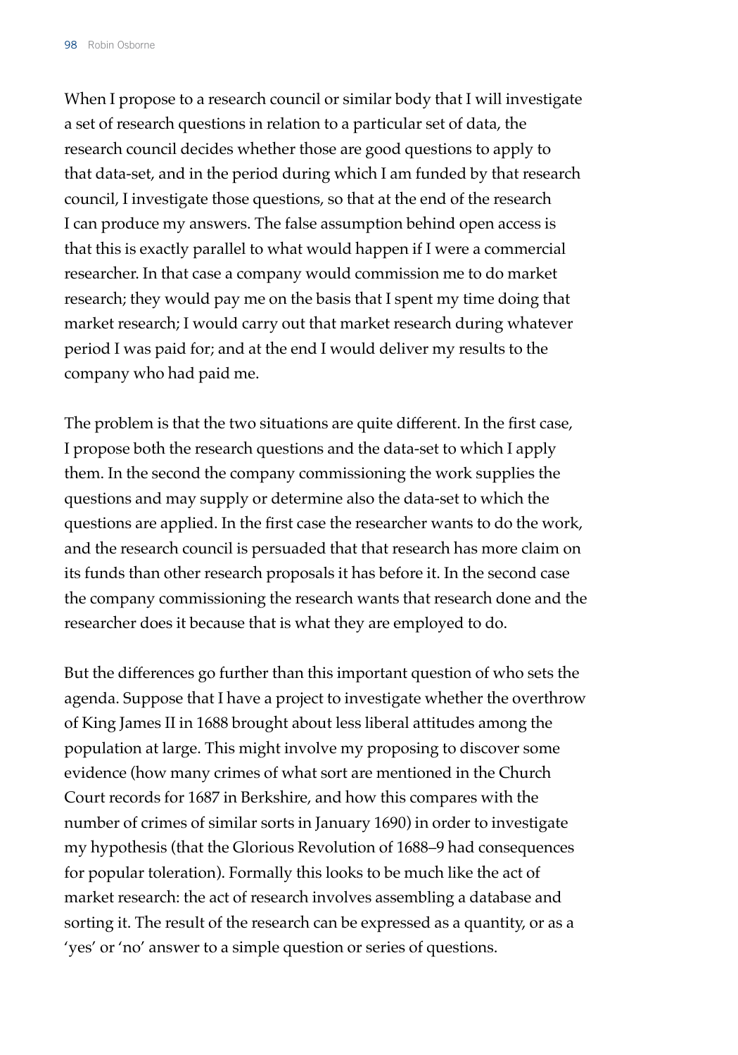When I propose to a research council or similar body that I will investigate a set of research questions in relation to a particular set of data, the research council decides whether those are good questions to apply to that data-set, and in the period during which I am funded by that research council, I investigate those questions, so that at the end of the research I can produce my answers. The false assumption behind open access is that this is exactly parallel to what would happen if I were a commercial researcher. In that case a company would commission me to do market research; they would pay me on the basis that I spent my time doing that market research; I would carry out that market research during whatever period I was paid for; and at the end I would deliver my results to the company who had paid me.

The problem is that the two situations are quite different. In the first case, I propose both the research questions and the data-set to which I apply them. In the second the company commissioning the work supplies the questions and may supply or determine also the data-set to which the questions are applied. In the first case the researcher wants to do the work, and the research council is persuaded that that research has more claim on its funds than other research proposals it has before it. In the second case the company commissioning the research wants that research done and the researcher does it because that is what they are employed to do.

But the differences go further than this important question of who sets the agenda. Suppose that I have a project to investigate whether the overthrow of King James II in 1688 brought about less liberal attitudes among the population at large. This might involve my proposing to discover some evidence (how many crimes of what sort are mentioned in the Church Court records for 1687 in Berkshire, and how this compares with the number of crimes of similar sorts in January 1690) in order to investigate my hypothesis (that the Glorious Revolution of 1688–9 had consequences for popular toleration). Formally this looks to be much like the act of market research: the act of research involves assembling a database and sorting it. The result of the research can be expressed as a quantity, or as a 'yes' or 'no' answer to a simple question or series of questions.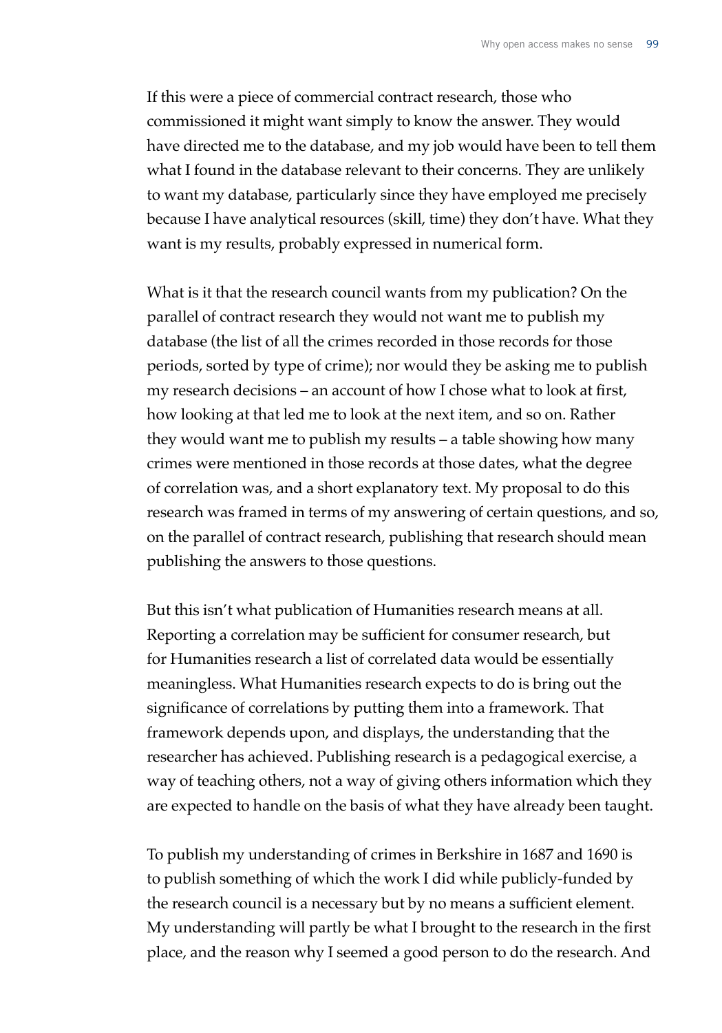If this were a piece of commercial contract research, those who commissioned it might want simply to know the answer. They would have directed me to the database, and my job would have been to tell them what I found in the database relevant to their concerns. They are unlikely to want my database, particularly since they have employed me precisely because I have analytical resources (skill, time) they don't have. What they want is my results, probably expressed in numerical form.

What is it that the research council wants from my publication? On the parallel of contract research they would not want me to publish my database (the list of all the crimes recorded in those records for those periods, sorted by type of crime); nor would they be asking me to publish my research decisions – an account of how I chose what to look at first, how looking at that led me to look at the next item, and so on. Rather they would want me to publish my results – a table showing how many crimes were mentioned in those records at those dates, what the degree of correlation was, and a short explanatory text. My proposal to do this research was framed in terms of my answering of certain questions, and so, on the parallel of contract research, publishing that research should mean publishing the answers to those questions.

But this isn't what publication of Humanities research means at all. Reporting a correlation may be sufficient for consumer research, but for Humanities research a list of correlated data would be essentially meaningless. What Humanities research expects to do is bring out the significance of correlations by putting them into a framework. That framework depends upon, and displays, the understanding that the researcher has achieved. Publishing research is a pedagogical exercise, a way of teaching others, not a way of giving others information which they are expected to handle on the basis of what they have already been taught.

To publish my understanding of crimes in Berkshire in 1687 and 1690 is to publish something of which the work I did while publicly-funded by the research council is a necessary but by no means a sufficient element. My understanding will partly be what I brought to the research in the first place, and the reason why I seemed a good person to do the research. And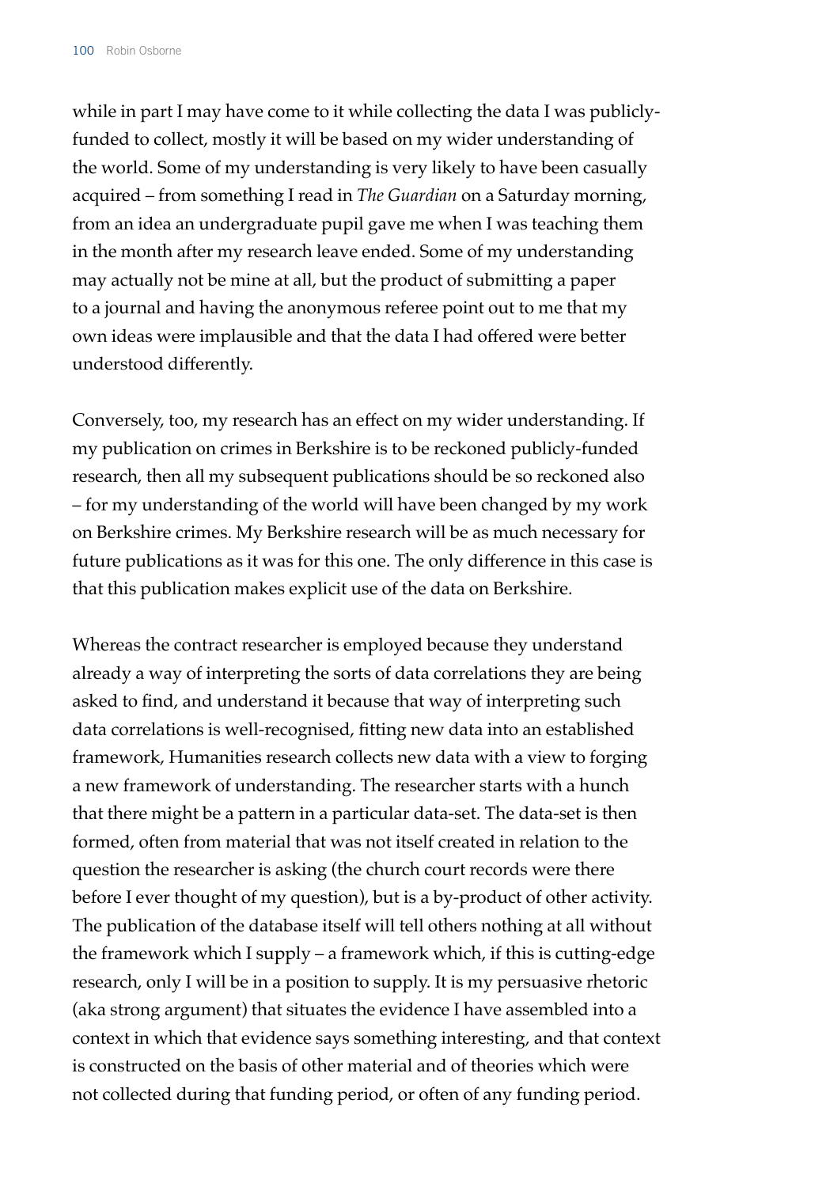while in part I may have come to it while collecting the data I was publicly-funded to collect, mostly it will be based on my wider understanding of the world. Some of my understanding is very likely to have been casually acquired – from something I read in *The Guardian* on a Saturday morning, from an idea an undergraduate pupil gave me when I was teaching them in the month after my research leave ended. Some of my understanding may actually not be mine at all, but the product of submitting a paper to a journal and having the anonymous referee point out to me that my own ideas were implausible and that the data I had offered were better understood differently.

Conversely, too, my research has an effect on my wider understanding. If my publication on crimes in Berkshire is to be reckoned publicly-funded research, then all my subsequent publications should be so reckoned also – for my understanding of the world will have been changed by my work on Berkshire crimes. My Berkshire research will be as much necessary for future publications as it was for this one. The only difference in this case is that this publication makes explicit use of the data on Berkshire.

Whereas the contract researcher is employed because they understand already a way of interpreting the sorts of data correlations they are being asked to find, and understand it because that way of interpreting such data correlations is well-recognised, fitting new data into an established framework, Humanities research collects new data with a view to forging a new framework of understanding. The researcher starts with a hunch that there might be a pattern in a particular data-set. The data-set is then formed, often from material that was not itself created in relation to the question the researcher is asking (the church court records were there before I ever thought of my question), but is a by-product of other activity. The publication of the database itself will tell others nothing at all without the framework which I supply – a framework which, if this is cutting-edge research, only I will be in a position to supply. It is my persuasive rhetoric (aka strong argument) that situates the evidence I have assembled into a context in which that evidence says something interesting, and that context is constructed on the basis of other material and of theories which were not collected during that funding period, or often of any funding period.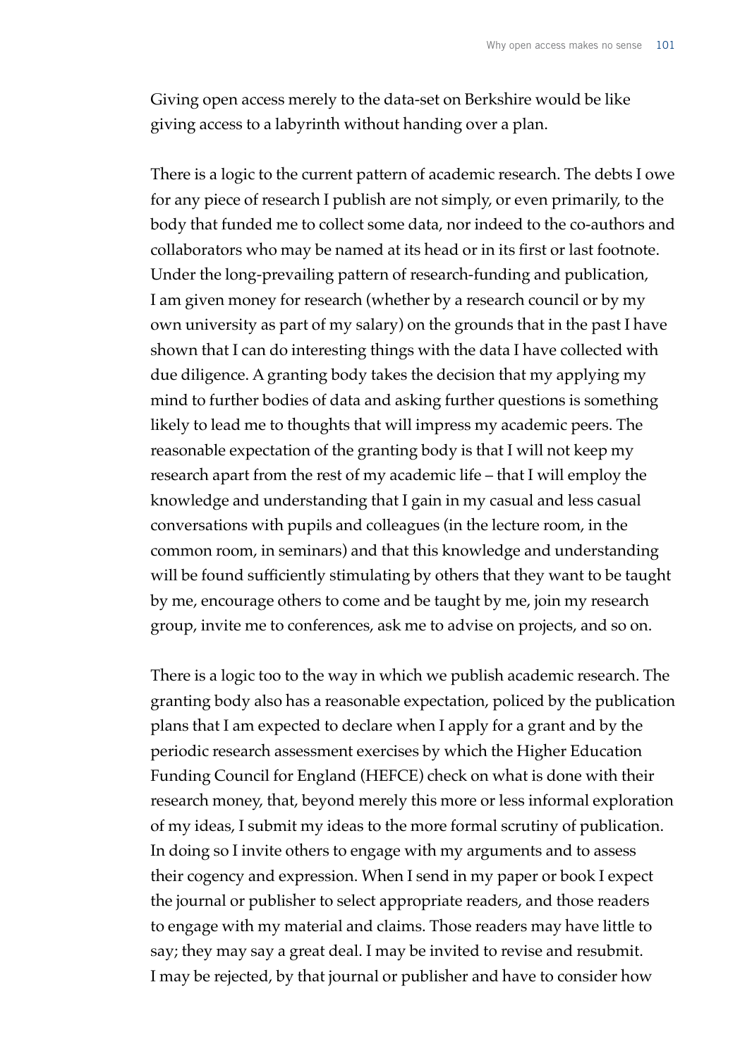Giving open access merely to the data-set on Berkshire would be like giving access to a labyrinth without handing over a plan.

There is a logic to the current pattern of academic research. The debts I owe for any piece of research I publish are not simply, or even primarily, to the body that funded me to collect some data, nor indeed to the co-authors and collaborators who may be named at its head or in its first or last footnote. Under the long-prevailing pattern of research-funding and publication, I am given money for research (whether by a research council or by my own university as part of my salary) on the grounds that in the past I have shown that I can do interesting things with the data I have collected with due diligence. A granting body takes the decision that my applying my mind to further bodies of data and asking further questions is something likely to lead me to thoughts that will impress my academic peers. The reasonable expectation of the granting body is that I will not keep my research apart from the rest of my academic life – that I will employ the knowledge and understanding that I gain in my casual and less casual conversations with pupils and colleagues (in the lecture room, in the common room, in seminars) and that this knowledge and understanding will be found sufficiently stimulating by others that they want to be taught by me, encourage others to come and be taught by me, join my research group, invite me to conferences, ask me to advise on projects, and so on.

There is a logic too to the way in which we publish academic research. The granting body also has a reasonable expectation, policed by the publication plans that I am expected to declare when I apply for a grant and by the periodic research assessment exercises by which the Higher Education Funding Council for England (HEFCE) check on what is done with their research money, that, beyond merely this more or less informal exploration of my ideas, I submit my ideas to the more formal scrutiny of publication. In doing so I invite others to engage with my arguments and to assess their cogency and expression. When I send in my paper or book I expect the journal or publisher to select appropriate readers, and those readers to engage with my material and claims. Those readers may have little to say; they may say a great deal. I may be invited to revise and resubmit. I may be rejected, by that journal or publisher and have to consider how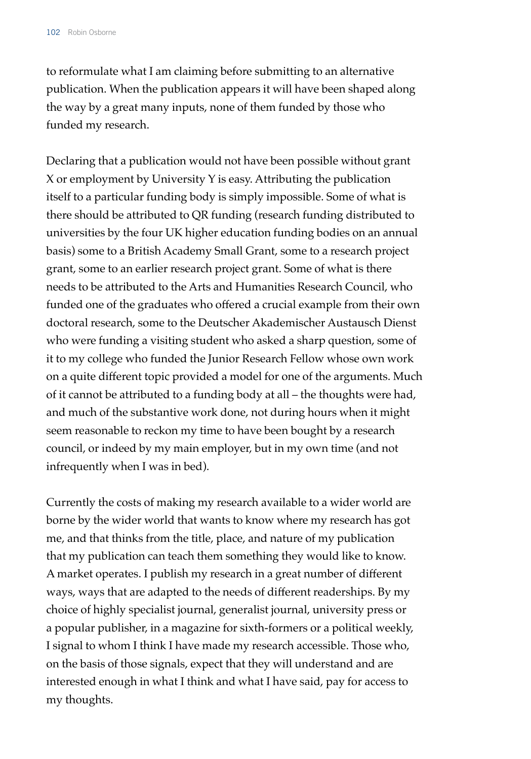to reformulate what I am claiming before submitting to an alternative publication. When the publication appears it will have been shaped along the way by a great many inputs, none of them funded by those who funded my research.

Declaring that a publication would not have been possible without grant X or employment by University Y is easy. Attributing the publication itself to a particular funding body is simply impossible. Some of what is there should be attributed to QR funding (research funding distributed to universities by the four UK higher education funding bodies on an annual basis) some to a British Academy Small Grant, some to a research project grant, some to an earlier research project grant. Some of what is there needs to be attributed to the Arts and Humanities Research Council, who funded one of the graduates who offered a crucial example from their own doctoral research, some to the Deutscher Akademischer Austausch Dienst who were funding a visiting student who asked a sharp question, some of it to my college who funded the Junior Research Fellow whose own work on a quite different topic provided a model for one of the arguments. Much of it cannot be attributed to a funding body at all – the thoughts were had, and much of the substantive work done, not during hours when it might seem reasonable to reckon my time to have been bought by a research council, or indeed by my main employer, but in my own time (and not infrequently when I was in bed).

Currently the costs of making my research available to a wider world are borne by the wider world that wants to know where my research has got me, and that thinks from the title, place, and nature of my publication that my publication can teach them something they would like to know. A market operates. I publish my research in a great number of different ways, ways that are adapted to the needs of different readerships. By my choice of highly specialist journal, generalist journal, university press or a popular publisher, in a magazine for sixth-formers or a political weekly, I signal to whom I think I have made my research accessible. Those who, on the basis of those signals, expect that they will understand and are interested enough in what I think and what I have said, pay for access to my thoughts.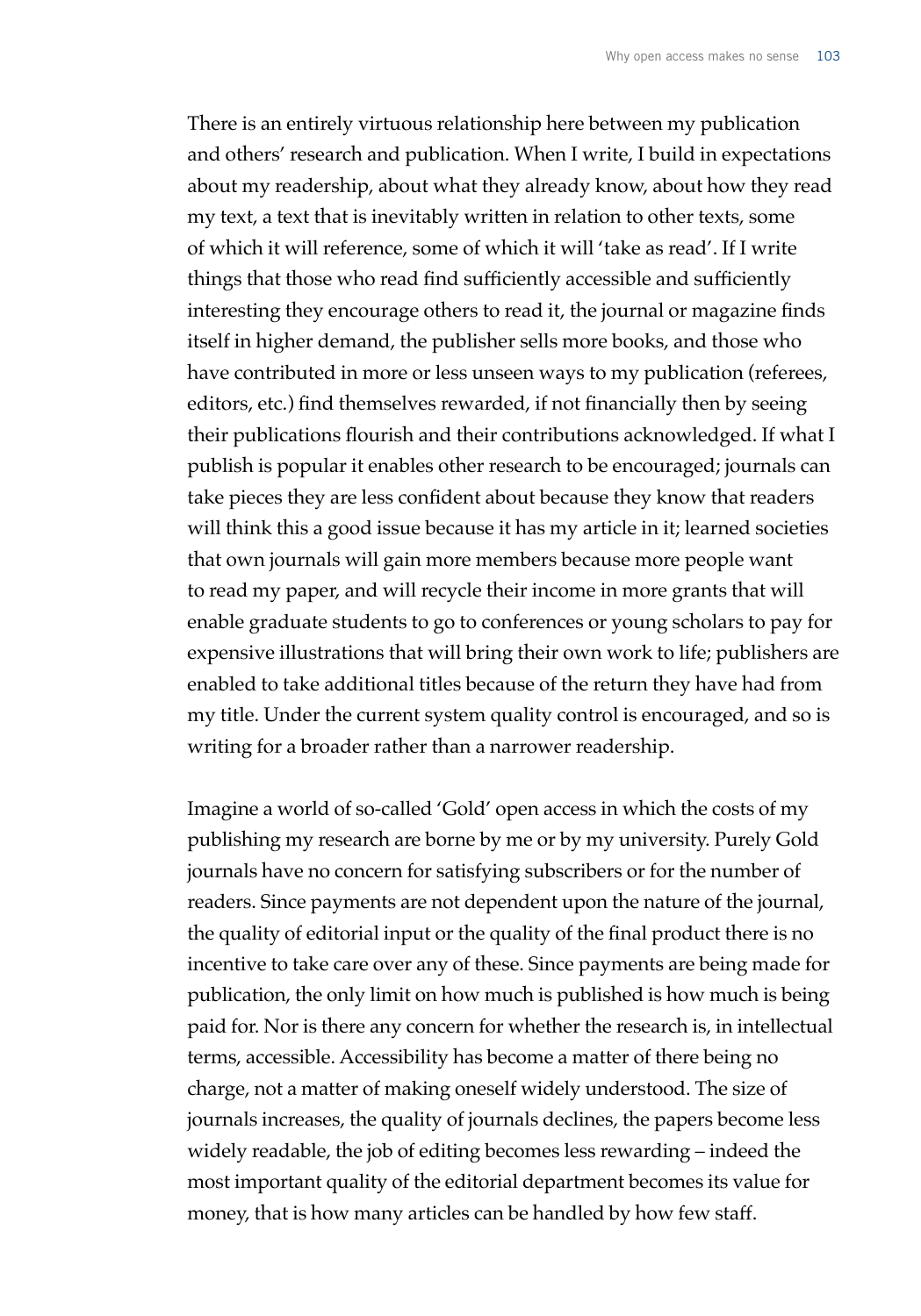There is an entirely virtuous relationship here between my publication and others' research and publication. When I write, I build in expectations about my readership, about what they already know, about how they read my text, a text that is inevitably written in relation to other texts, some of which it will reference, some of which it will 'take as read'. If I write things that those who read find sufficiently accessible and sufficiently interesting they encourage others to read it, the journal or magazine finds itself in higher demand, the publisher sells more books, and those who have contributed in more or less unseen ways to my publication (referees, editors, etc.) find themselves rewarded, if not financially then by seeing their publications flourish and their contributions acknowledged. If what I publish is popular it enables other research to be encouraged; journals can take pieces they are less confident about because they know that readers will think this a good issue because it has my article in it; learned societies that own journals will gain more members because more people want to read my paper, and will recycle their income in more grants that will enable graduate students to go to conferences or young scholars to pay for expensive illustrations that will bring their own work to life; publishers are enabled to take additional titles because of the return they have had from my title. Under the current system quality control is encouraged, and so is writing for a broader rather than a narrower readership.

Imagine a world of so-called 'Gold' open access in which the costs of my publishing my research are borne by me or by my university. Purely Gold journals have no concern for satisfying subscribers or for the number of readers. Since payments are not dependent upon the nature of the journal, the quality of editorial input or the quality of the final product there is no incentive to take care over any of these. Since payments are being made for publication, the only limit on how much is published is how much is being paid for. Nor is there any concern for whether the research is, in intellectual terms, accessible. Accessibility has become a matter of there being no charge, not a matter of making oneself widely understood. The size of journals increases, the quality of journals declines, the papers become less widely readable, the job of editing becomes less rewarding – indeed the most important quality of the editorial department becomes its value for money, that is how many articles can be handled by how few staff.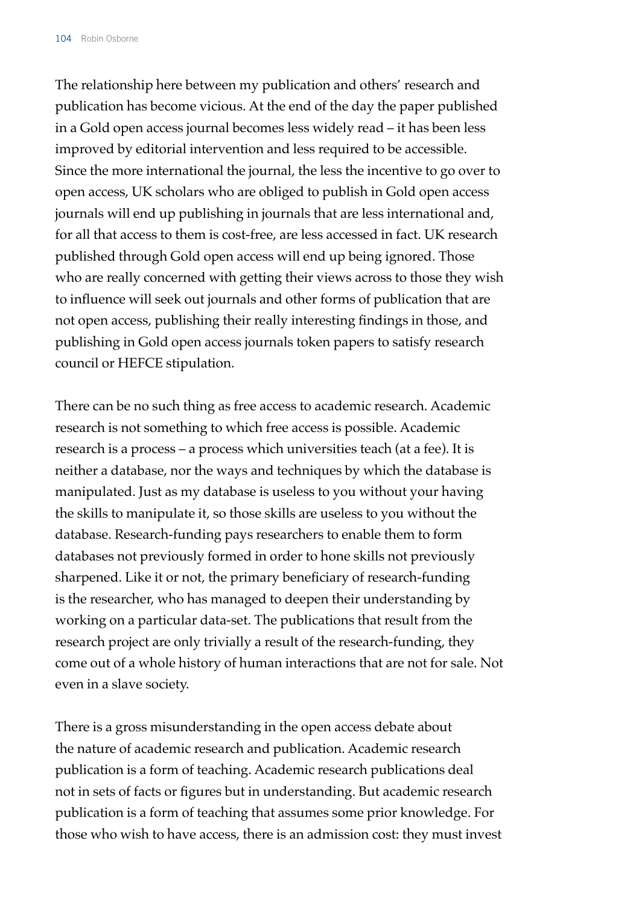The relationship here between my publication and others' research and publication has become vicious. At the end of the day the paper published in a Gold open access journal becomes less widely read – it has been less improved by editorial intervention and less required to be accessible. Since the more international the journal, the less the incentive to go over to open access, UK scholars who are obliged to publish in Gold open access journals will end up publishing in journals that are less international and, for all that access to them is cost-free, are less accessed in fact. UK research published through Gold open access will end up being ignored. Those who are really concerned with getting their views across to those they wish to influence will seek out journals and other forms of publication that are not open access, publishing their really interesting findings in those, and publishing in Gold open access journals token papers to satisfy research council or HEFCE stipulation.

There can be no such thing as free access to academic research. Academic research is not something to which free access is possible. Academic research is a process – a process which universities teach (at a fee). It is neither a database, nor the ways and techniques by which the database is manipulated. Just as my database is useless to you without your having the skills to manipulate it, so those skills are useless to you without the database. Research-funding pays researchers to enable them to form databases not previously formed in order to hone skills not previously sharpened. Like it or not, the primary beneficiary of research-funding is the researcher, who has managed to deepen their understanding by working on a particular data-set. The publications that result from the research project are only trivially a result of the research-funding, they come out of a whole history of human interactions that are not for sale. Not even in a slave society.

There is a gross misunderstanding in the open access debate about the nature of academic research and publication. Academic research publication is a form of teaching. Academic research publications deal not in sets of facts or figures but in understanding. But academic research publication is a form of teaching that assumes some prior knowledge. For those who wish to have access, there is an admission cost: they must invest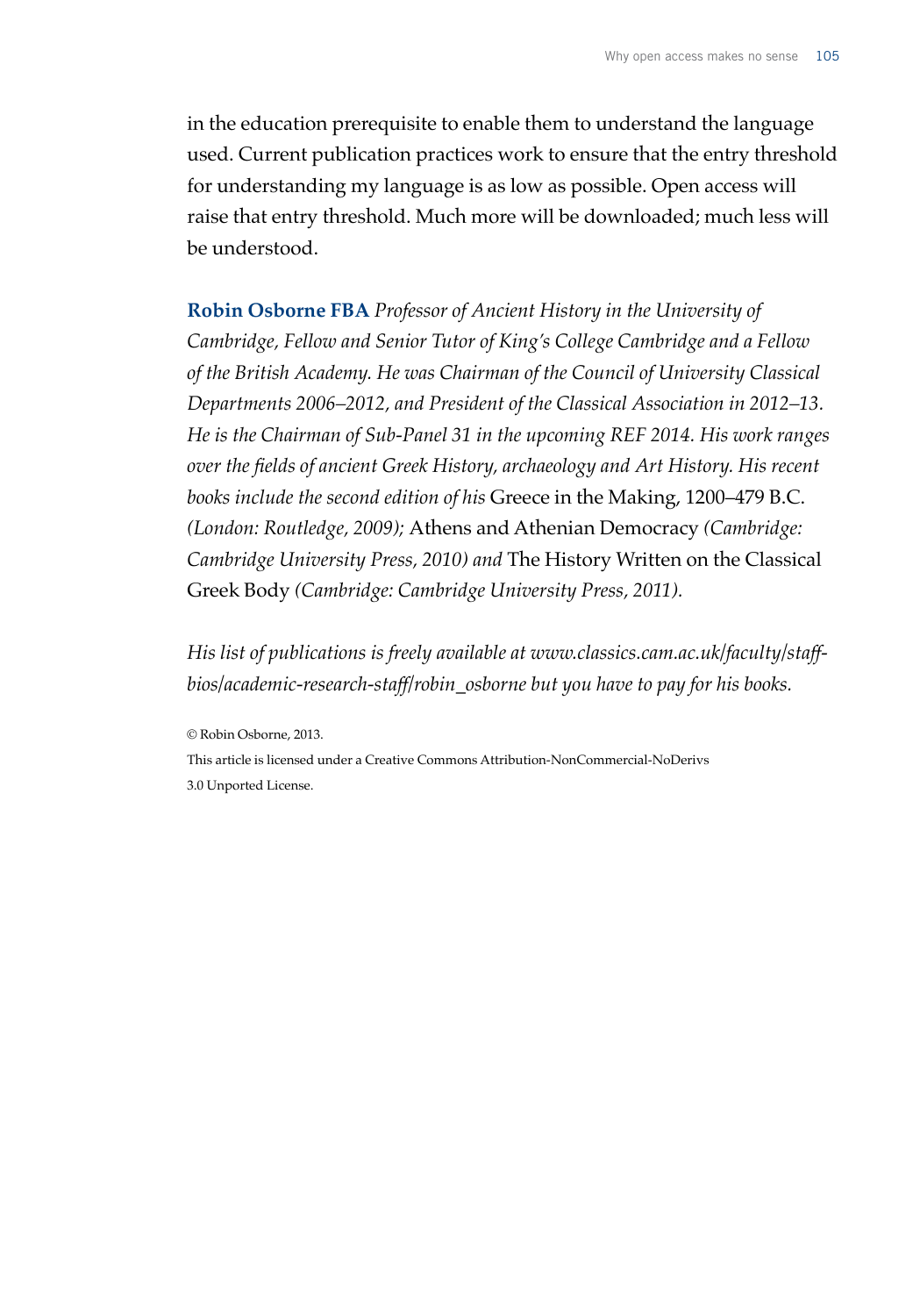in the education prerequisite to enable them to understand the language used. Current publication practices work to ensure that the entry threshold for understanding my language is as low as possible. Open access will raise that entry threshold. Much more will be downloaded; much less will be understood.

**Robin Osborne FBA** *Professor of Ancient History in the University of Cambridge, Fellow and Senior Tutor of King's College Cambridge and a Fellow of the British Academy. He was Chairman of the Council of University Classical Departments 2006–2012, and President of the Classical Association in 2012–13. He is the Chairman of Sub-Panel 31 in the upcoming REF 2014. His work ranges over the fields of ancient Greek History, archaeology and Art History. His recent books include the second edition of his* Greece in the Making, 1200–479 B.C. *(London: Routledge, 2009);* Athens and Athenian Democracy *(Cambridge: Cambridge University Press, 2010) and* The History Written on the Classical Greek Body *(Cambridge: Cambridge University Press, 2011).*

*His list of publications is freely available at www.classics.cam.ac.uk/faculty/staff-bios/academic-research-staff/robin_osborne but you have to pay for his books.*

© Robin Osborne, 2013.

This article is licensed under a Creative Commons Attribution-NonCommercial-NoDerivs 3.0 Unported License.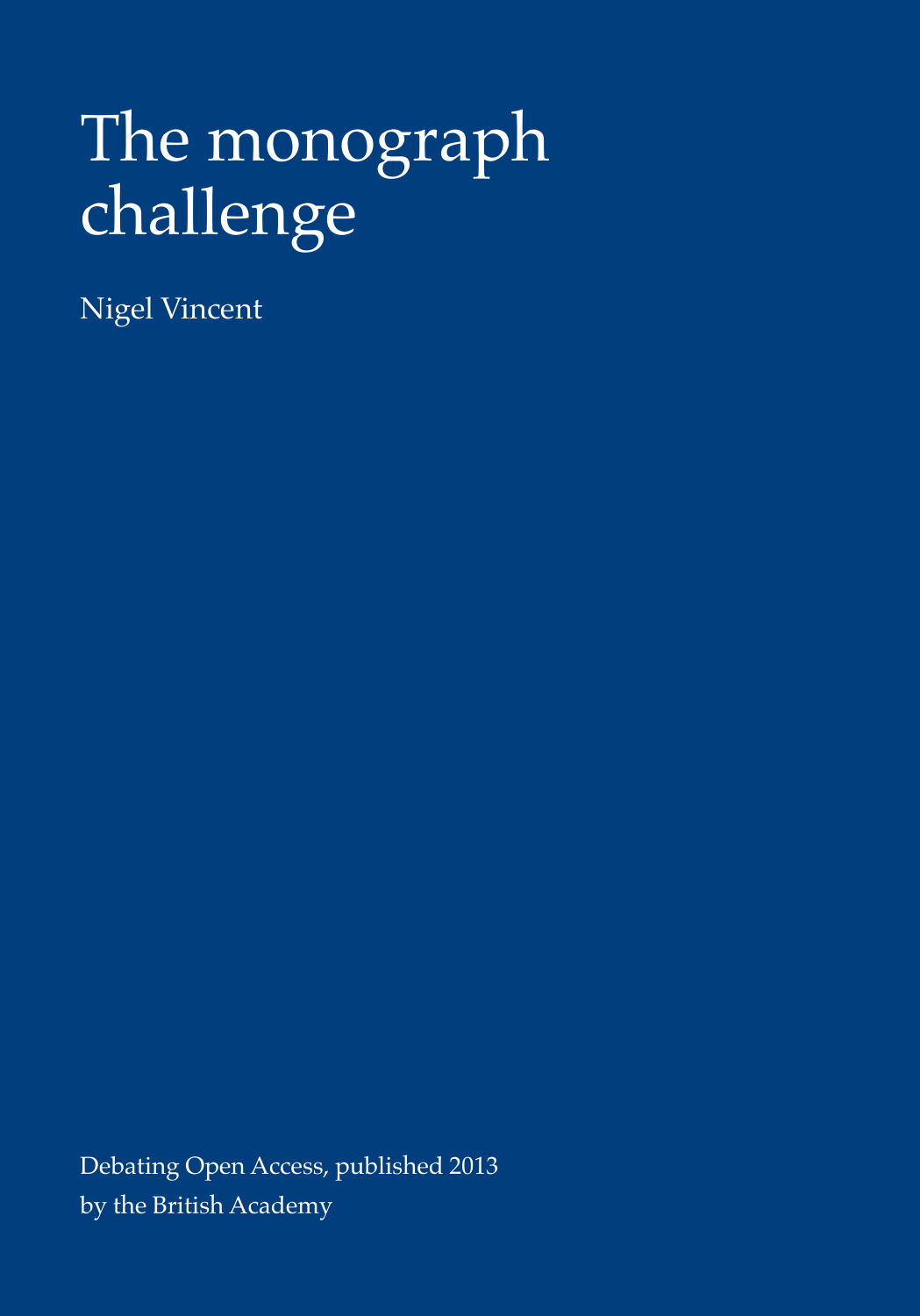# The monograph challenge

Nigel Vincent

Debating Open Access, published 2013
by the British Academy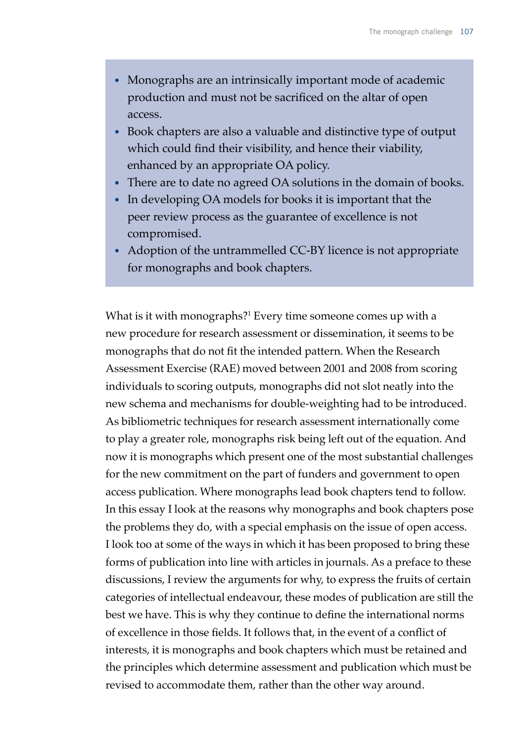- Monographs are an intrinsically important mode of academic production and must not be sacrificed on the altar of open access.
- Book chapters are also a valuable and distinctive type of output which could find their visibility, and hence their viability, enhanced by an appropriate OA policy.
- There are to date no agreed OA solutions in the domain of books.
- In developing OA models for books it is important that the peer review process as the guarantee of excellence is not compromised.
- Adoption of the untrammelled CC-BY licence is not appropriate for monographs and book chapters.

What is it with monographs?[1] Every time someone comes up with a new procedure for research assessment or dissemination, it seems to be monographs that do not fit the intended pattern. When the Research Assessment Exercise (RAE) moved between 2001 and 2008 from scoring individuals to scoring outputs, monographs did not slot neatly into the new schema and mechanisms for double-weighting had to be introduced. As bibliometric techniques for research assessment internationally come to play a greater role, monographs risk being left out of the equation. And now it is monographs which present one of the most substantial challenges for the new commitment on the part of funders and government to open access publication. Where monographs lead book chapters tend to follow. In this essay I look at the reasons why monographs and book chapters pose the problems they do, with a special emphasis on the issue of open access. I look too at some of the ways in which it has been proposed to bring these forms of publication into line with articles in journals. As a preface to these discussions, I review the arguments for why, to express the fruits of certain categories of intellectual endeavour, these modes of publication are still the best we have. This is why they continue to define the international norms of excellence in those fields. It follows that, in the event of a conflict of interests, it is monographs and book chapters which must be retained and the principles which determine assessment and publication which must be revised to accommodate them, rather than the other way around.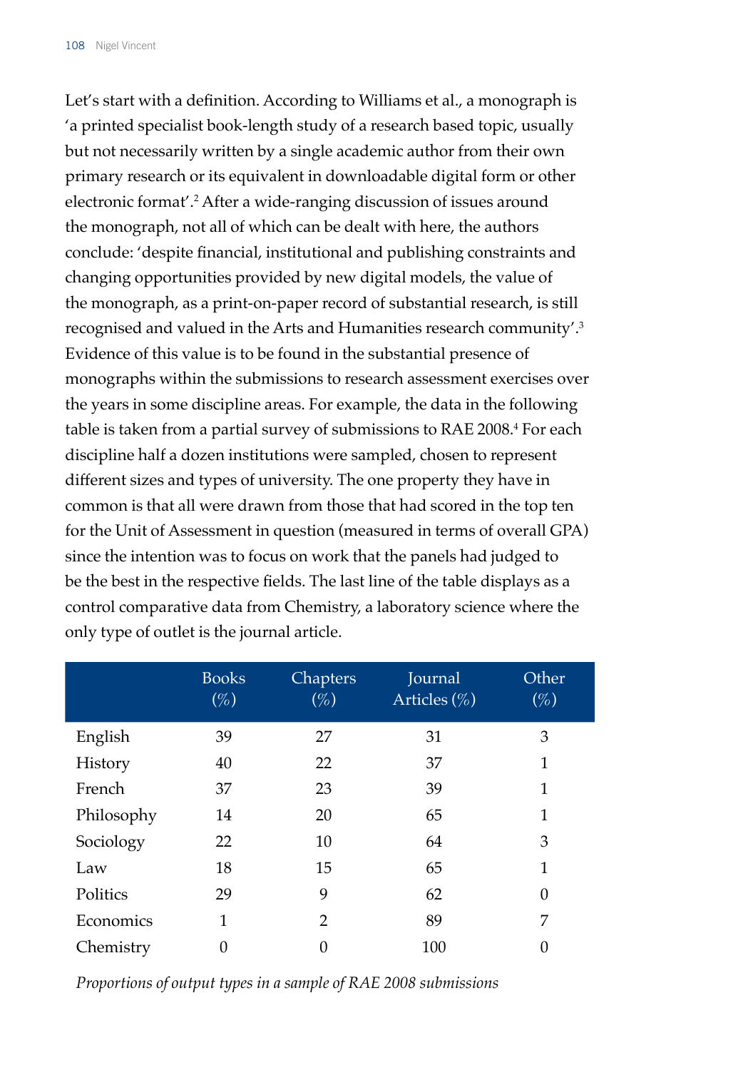Let's start with a definition. According to Williams et al., a monograph is 'a printed specialist book-length study of a research based topic, usually but not necessarily written by a single academic author from their own primary research or its equivalent in downloadable digital form or other electronic format'.[2] After a wide-ranging discussion of issues around the monograph, not all of which can be dealt with here, the authors conclude: 'despite financial, institutional and publishing constraints and changing opportunities provided by new digital models, the value of the monograph, as a print-on-paper record of substantial research, is still recognised and valued in the Arts and Humanities research community'.[3] Evidence of this value is to be found in the substantial presence of monographs within the submissions to research assessment exercises over the years in some discipline areas. For example, the data in the following table is taken from a partial survey of submissions to RAE 2008.[4] For each discipline half a dozen institutions were sampled, chosen to represent different sizes and types of university. The one property they have in common is that all were drawn from those that had scored in the top ten for the Unit of Assessment in question (measured in terms of overall GPA) since the intention was to focus on work that the panels had judged to be the best in the respective fields. The last line of the table displays as a control comparative data from Chemistry, a laboratory science where the only type of outlet is the journal article.

| | Books (%) | Chapters (%) | Journal Articles (%) | Other (%) |
|---|---|---|---|---|
| English | 39 | 27 | 31 | 3 |
| History | 40 | 22 | 37 | 1 |
| French | 37 | 23 | 39 | 1 |
| Philosophy | 14 | 20 | 65 | 1 |
| Sociology | 22 | 10 | 64 | 3 |
| Law | 18 | 15 | 65 | 1 |
| Politics | 29 | 9 | 62 | 0 |
| Economics | 1 | 2 | 89 | 7 |
| Chemistry | 0 | 0 | 100 | 0 |

*Proportions of output types in a sample of RAE 2008 submissions*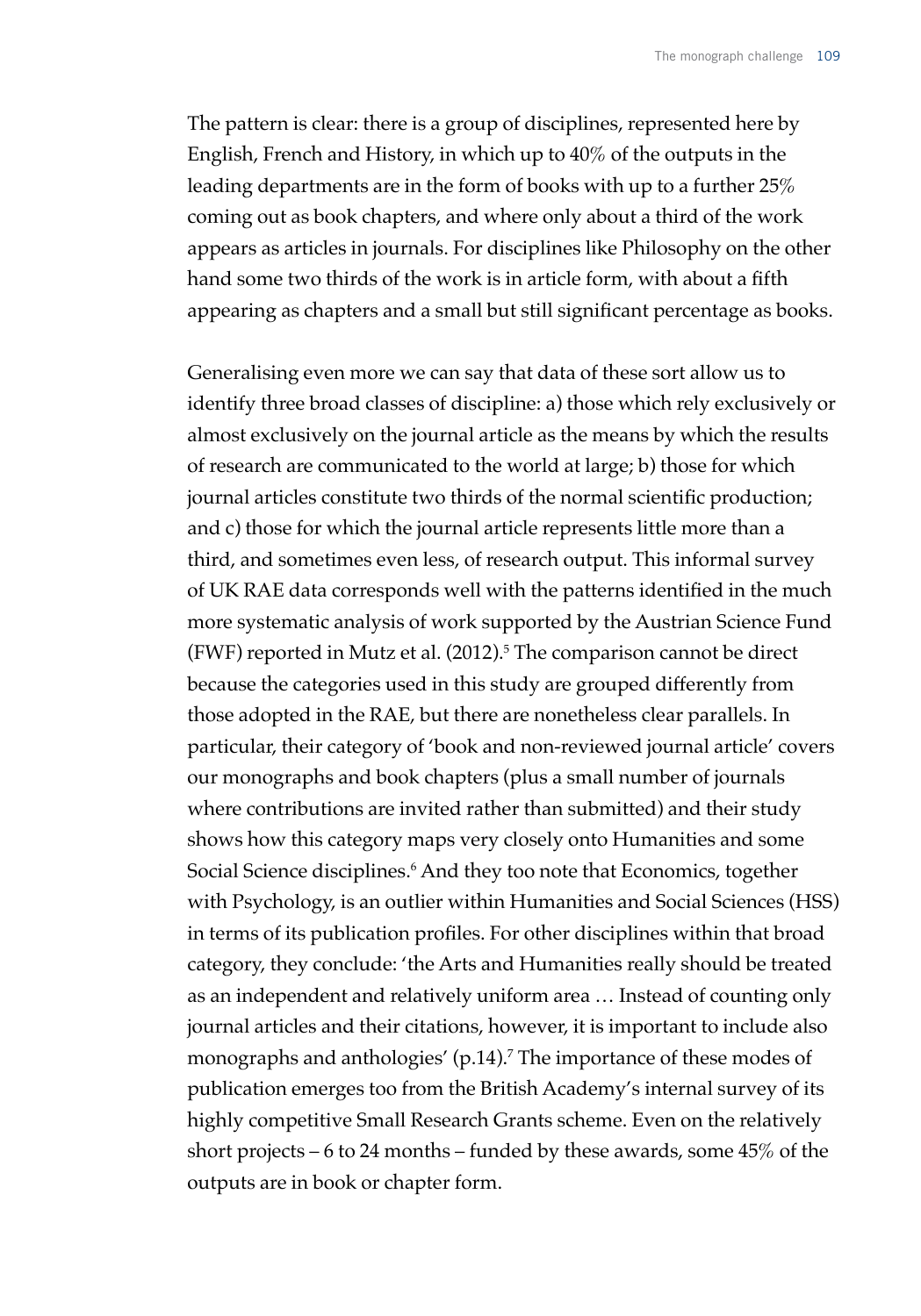The pattern is clear: there is a group of disciplines, represented here by English, French and History, in which up to 40% of the outputs in the leading departments are in the form of books with up to a further 25% coming out as book chapters, and where only about a third of the work appears as articles in journals. For disciplines like Philosophy on the other hand some two thirds of the work is in article form, with about a fifth appearing as chapters and a small but still significant percentage as books.

Generalising even more we can say that data of these sort allow us to identify three broad classes of discipline: a) those which rely exclusively or almost exclusively on the journal article as the means by which the results of research are communicated to the world at large; b) those for which journal articles constitute two thirds of the normal scientific production; and c) those for which the journal article represents little more than a third, and sometimes even less, of research output. This informal survey of UK RAE data corresponds well with the patterns identified in the much more systematic analysis of work supported by the Austrian Science Fund (FWF) reported in Mutz et al. (2012).[5] The comparison cannot be direct because the categories used in this study are grouped differently from those adopted in the RAE, but there are nonetheless clear parallels. In particular, their category of 'book and non-reviewed journal article' covers our monographs and book chapters (plus a small number of journals where contributions are invited rather than submitted) and their study shows how this category maps very closely onto Humanities and some Social Science disciplines.[6] And they too note that Economics, together with Psychology, is an outlier within Humanities and Social Sciences (HSS) in terms of its publication profiles. For other disciplines within that broad category, they conclude: 'the Arts and Humanities really should be treated as an independent and relatively uniform area … Instead of counting only journal articles and their citations, however, it is important to include also monographs and anthologies' (p.14).[7] The importance of these modes of publication emerges too from the British Academy's internal survey of its highly competitive Small Research Grants scheme. Even on the relatively short projects – 6 to 24 months – funded by these awards, some 45% of the outputs are in book or chapter form.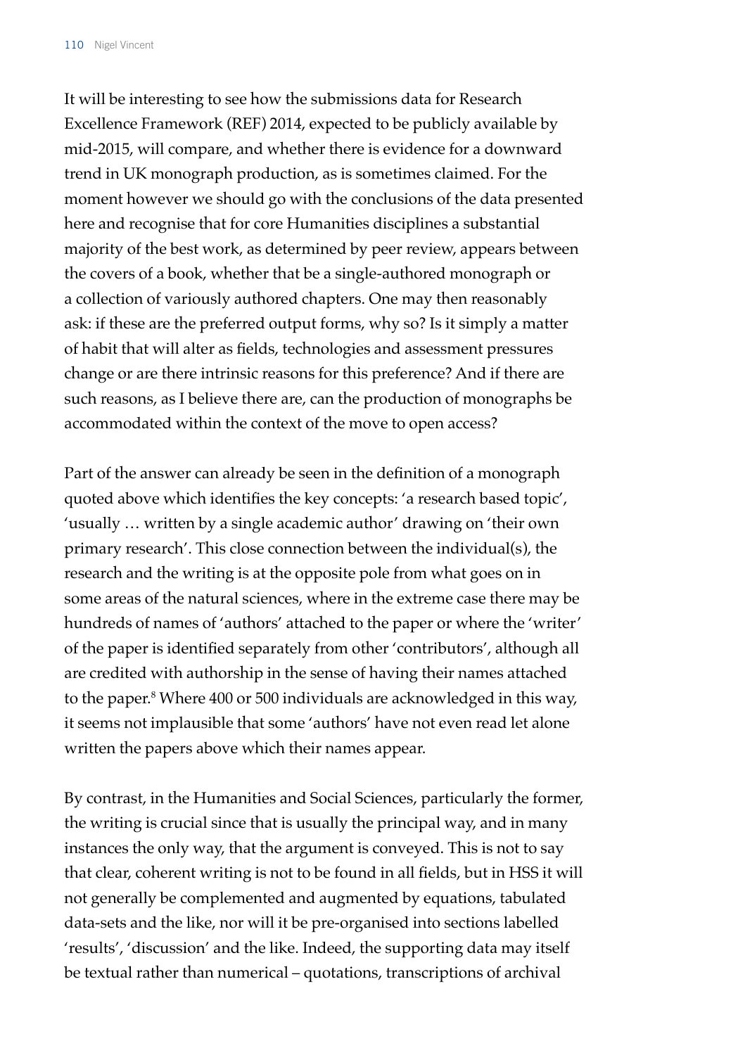It will be interesting to see how the submissions data for Research Excellence Framework (REF) 2014, expected to be publicly available by mid-2015, will compare, and whether there is evidence for a downward trend in UK monograph production, as is sometimes claimed. For the moment however we should go with the conclusions of the data presented here and recognise that for core Humanities disciplines a substantial majority of the best work, as determined by peer review, appears between the covers of a book, whether that be a single-authored monograph or a collection of variously authored chapters. One may then reasonably ask: if these are the preferred output forms, why so? Is it simply a matter of habit that will alter as fields, technologies and assessment pressures change or are there intrinsic reasons for this preference? And if there are such reasons, as I believe there are, can the production of monographs be accommodated within the context of the move to open access?

Part of the answer can already be seen in the definition of a monograph quoted above which identifies the key concepts: 'a research based topic', 'usually … written by a single academic author' drawing on 'their own primary research'. This close connection between the individual(s), the research and the writing is at the opposite pole from what goes on in some areas of the natural sciences, where in the extreme case there may be hundreds of names of 'authors' attached to the paper or where the 'writer' of the paper is identified separately from other 'contributors', although all are credited with authorship in the sense of having their names attached to the paper.[8] Where 400 or 500 individuals are acknowledged in this way, it seems not implausible that some 'authors' have not even read let alone written the papers above which their names appear.

By contrast, in the Humanities and Social Sciences, particularly the former, the writing is crucial since that is usually the principal way, and in many instances the only way, that the argument is conveyed. This is not to say that clear, coherent writing is not to be found in all fields, but in HSS it will not generally be complemented and augmented by equations, tabulated data-sets and the like, nor will it be pre-organised into sections labelled 'results', 'discussion' and the like. Indeed, the supporting data may itself be textual rather than numerical – quotations, transcriptions of archival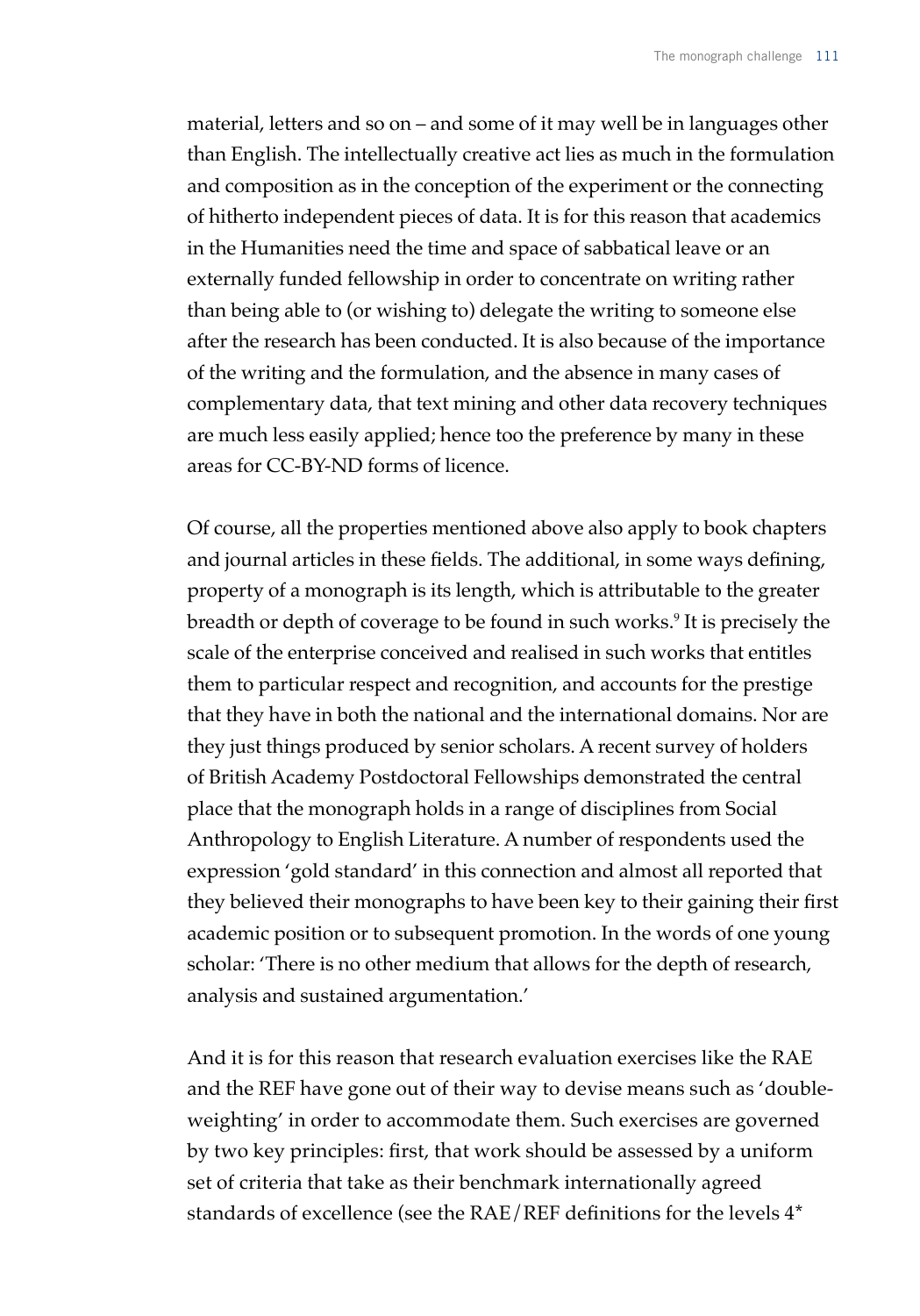material, letters and so on – and some of it may well be in languages other than English. The intellectually creative act lies as much in the formulation and composition as in the conception of the experiment or the connecting of hitherto independent pieces of data. It is for this reason that academics in the Humanities need the time and space of sabbatical leave or an externally funded fellowship in order to concentrate on writing rather than being able to (or wishing to) delegate the writing to someone else after the research has been conducted. It is also because of the importance of the writing and the formulation, and the absence in many cases of complementary data, that text mining and other data recovery techniques are much less easily applied; hence too the preference by many in these areas for CC-BY-ND forms of licence.

Of course, all the properties mentioned above also apply to book chapters and journal articles in these fields. The additional, in some ways defining, property of a monograph is its length, which is attributable to the greater breadth or depth of coverage to be found in such works.[9] It is precisely the scale of the enterprise conceived and realised in such works that entitles them to particular respect and recognition, and accounts for the prestige that they have in both the national and the international domains. Nor are they just things produced by senior scholars. A recent survey of holders of British Academy Postdoctoral Fellowships demonstrated the central place that the monograph holds in a range of disciplines from Social Anthropology to English Literature. A number of respondents used the expression 'gold standard' in this connection and almost all reported that they believed their monographs to have been key to their gaining their first academic position or to subsequent promotion. In the words of one young scholar: 'There is no other medium that allows for the depth of research, analysis and sustained argumentation.'

And it is for this reason that research evaluation exercises like the RAE and the REF have gone out of their way to devise means such as 'double-weighting' in order to accommodate them. Such exercises are governed by two key principles: first, that work should be assessed by a uniform set of criteria that take as their benchmark internationally agreed standards of excellence (see the RAE/REF definitions for the levels 4*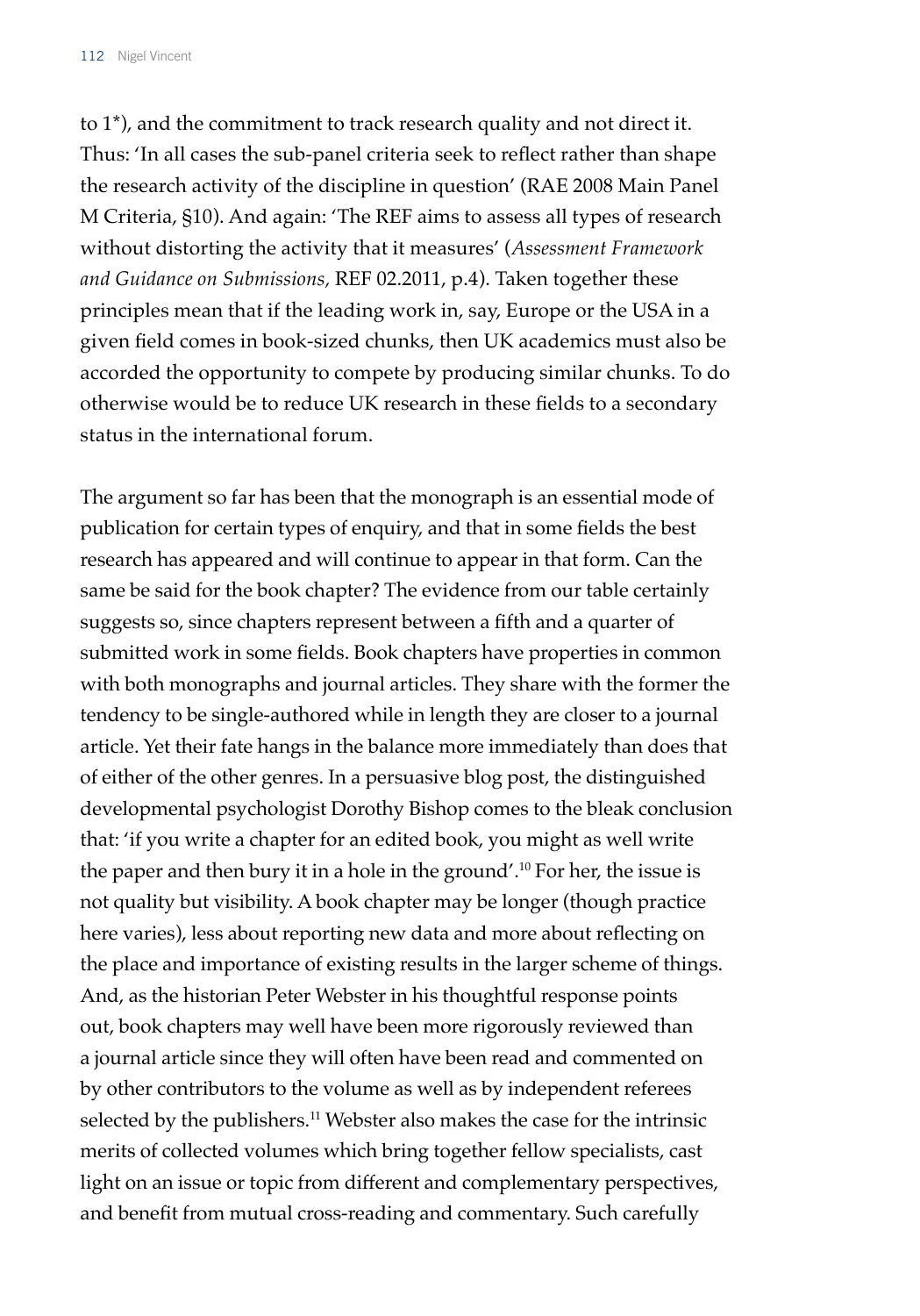to 1*), and the commitment to track research quality and not direct it. Thus: 'In all cases the sub-panel criteria seek to reflect rather than shape the research activity of the discipline in question' (RAE 2008 Main Panel M Criteria, §10). And again: 'The REF aims to assess all types of research without distorting the activity that it measures' (*Assessment Framework and Guidance on Submissions,* REF 02.2011, p.4). Taken together these principles mean that if the leading work in, say, Europe or the USA in a given field comes in book-sized chunks, then UK academics must also be accorded the opportunity to compete by producing similar chunks. To do otherwise would be to reduce UK research in these fields to a secondary status in the international forum.

The argument so far has been that the monograph is an essential mode of publication for certain types of enquiry, and that in some fields the best research has appeared and will continue to appear in that form. Can the same be said for the book chapter? The evidence from our table certainly suggests so, since chapters represent between a fifth and a quarter of submitted work in some fields. Book chapters have properties in common with both monographs and journal articles. They share with the former the tendency to be single-authored while in length they are closer to a journal article. Yet their fate hangs in the balance more immediately than does that of either of the other genres. In a persuasive blog post, the distinguished developmental psychologist Dorothy Bishop comes to the bleak conclusion that: 'if you write a chapter for an edited book, you might as well write the paper and then bury it in a hole in the ground'.[10] For her, the issue is not quality but visibility. A book chapter may be longer (though practice here varies), less about reporting new data and more about reflecting on the place and importance of existing results in the larger scheme of things. And, as the historian Peter Webster in his thoughtful response points out, book chapters may well have been more rigorously reviewed than a journal article since they will often have been read and commented on by other contributors to the volume as well as by independent referees selected by the publishers.[11] Webster also makes the case for the intrinsic merits of collected volumes which bring together fellow specialists, cast light on an issue or topic from different and complementary perspectives, and benefit from mutual cross-reading and commentary. Such carefully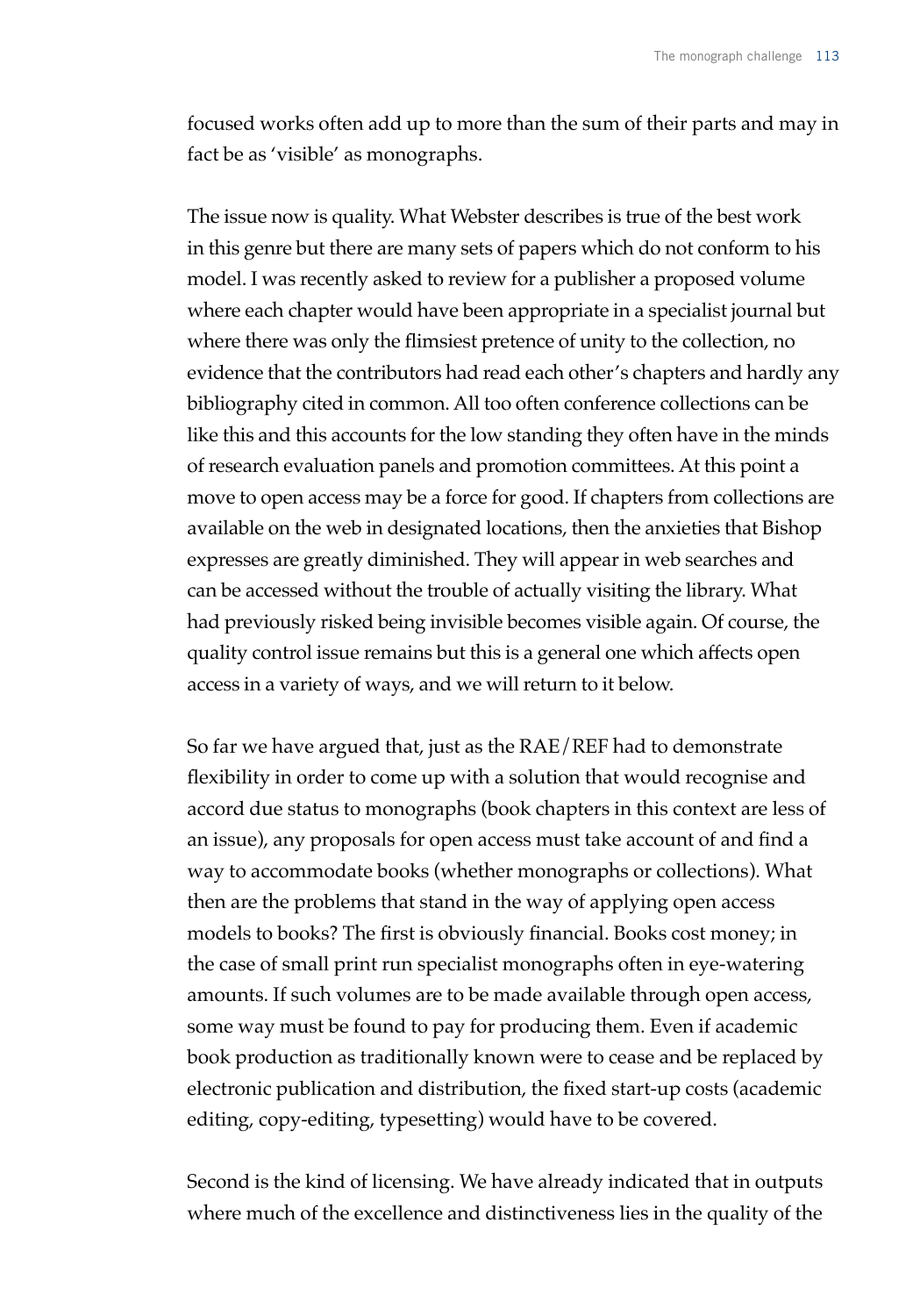focused works often add up to more than the sum of their parts and may in fact be as 'visible' as monographs.

The issue now is quality. What Webster describes is true of the best work in this genre but there are many sets of papers which do not conform to his model. I was recently asked to review for a publisher a proposed volume where each chapter would have been appropriate in a specialist journal but where there was only the flimsiest pretence of unity to the collection, no evidence that the contributors had read each other's chapters and hardly any bibliography cited in common. All too often conference collections can be like this and this accounts for the low standing they often have in the minds of research evaluation panels and promotion committees. At this point a move to open access may be a force for good. If chapters from collections are available on the web in designated locations, then the anxieties that Bishop expresses are greatly diminished. They will appear in web searches and can be accessed without the trouble of actually visiting the library. What had previously risked being invisible becomes visible again. Of course, the quality control issue remains but this is a general one which affects open access in a variety of ways, and we will return to it below.

So far we have argued that, just as the RAE/REF had to demonstrate flexibility in order to come up with a solution that would recognise and accord due status to monographs (book chapters in this context are less of an issue), any proposals for open access must take account of and find a way to accommodate books (whether monographs or collections). What then are the problems that stand in the way of applying open access models to books? The first is obviously financial. Books cost money; in the case of small print run specialist monographs often in eye-watering amounts. If such volumes are to be made available through open access, some way must be found to pay for producing them. Even if academic book production as traditionally known were to cease and be replaced by electronic publication and distribution, the fixed start-up costs (academic editing, copy-editing, typesetting) would have to be covered.

Second is the kind of licensing. We have already indicated that in outputs where much of the excellence and distinctiveness lies in the quality of the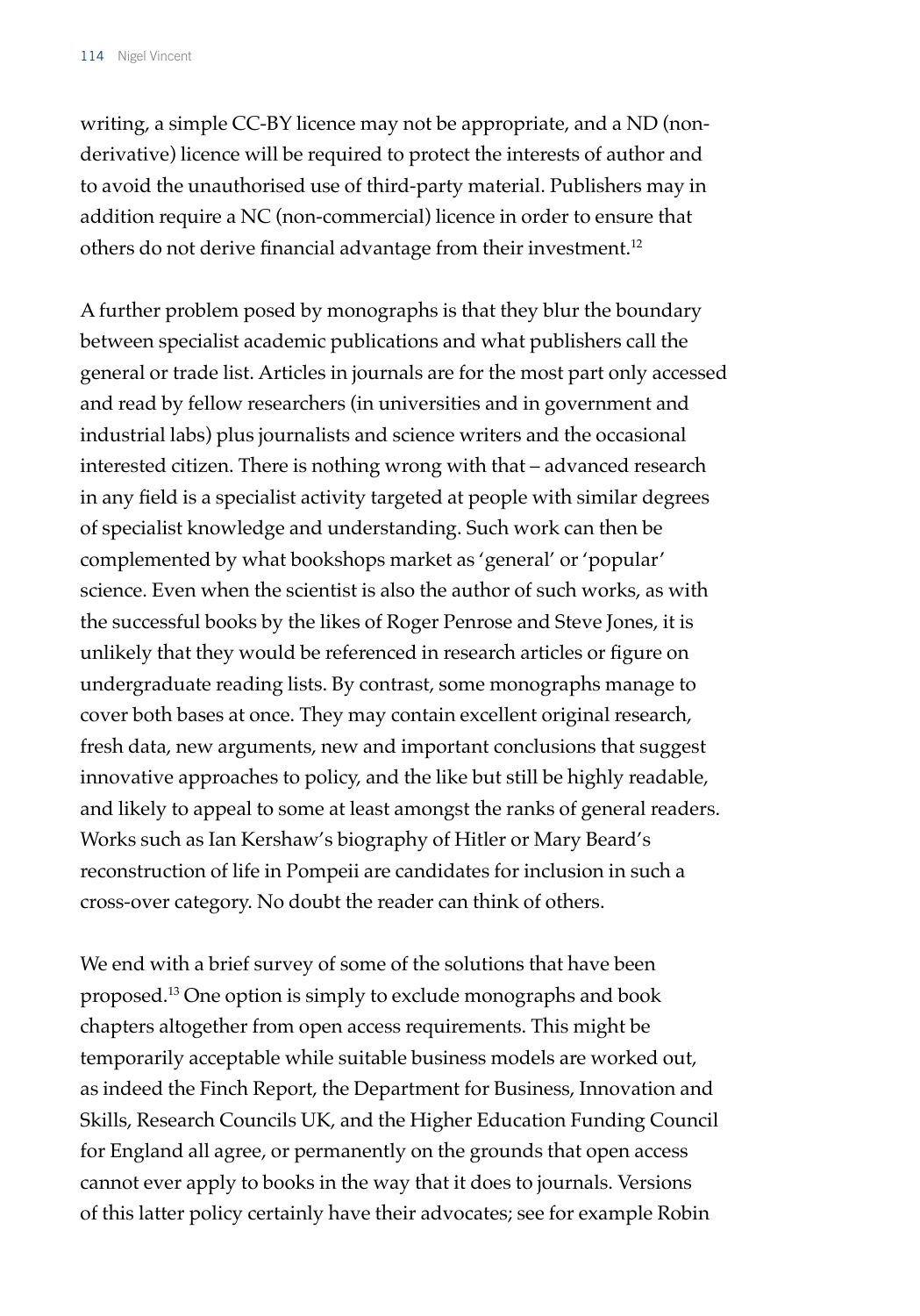writing, a simple CC-BY licence may not be appropriate, and a ND (non-derivative) licence will be required to protect the interests of author and to avoid the unauthorised use of third-party material. Publishers may in addition require a NC (non-commercial) licence in order to ensure that others do not derive financial advantage from their investment.[12]

A further problem posed by monographs is that they blur the boundary between specialist academic publications and what publishers call the general or trade list. Articles in journals are for the most part only accessed and read by fellow researchers (in universities and in government and industrial labs) plus journalists and science writers and the occasional interested citizen. There is nothing wrong with that – advanced research in any field is a specialist activity targeted at people with similar degrees of specialist knowledge and understanding. Such work can then be complemented by what bookshops market as 'general' or 'popular' science. Even when the scientist is also the author of such works, as with the successful books by the likes of Roger Penrose and Steve Jones, it is unlikely that they would be referenced in research articles or figure on undergraduate reading lists. By contrast, some monographs manage to cover both bases at once. They may contain excellent original research, fresh data, new arguments, new and important conclusions that suggest innovative approaches to policy, and the like but still be highly readable, and likely to appeal to some at least amongst the ranks of general readers. Works such as Ian Kershaw's biography of Hitler or Mary Beard's reconstruction of life in Pompeii are candidates for inclusion in such a cross-over category. No doubt the reader can think of others.

We end with a brief survey of some of the solutions that have been proposed.[13] One option is simply to exclude monographs and book chapters altogether from open access requirements. This might be temporarily acceptable while suitable business models are worked out, as indeed the Finch Report, the Department for Business, Innovation and Skills, Research Councils UK, and the Higher Education Funding Council for England all agree, or permanently on the grounds that open access cannot ever apply to books in the way that it does to journals. Versions of this latter policy certainly have their advocates; see for example Robin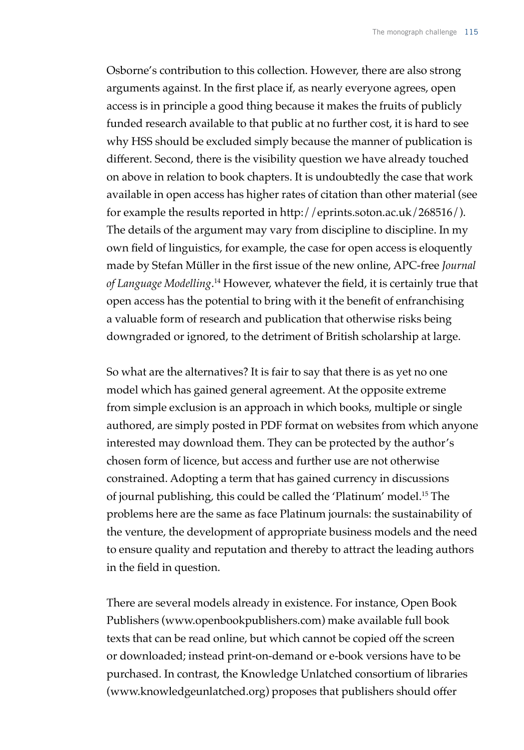Osborne's contribution to this collection. However, there are also strong arguments against. In the first place if, as nearly everyone agrees, open access is in principle a good thing because it makes the fruits of publicly funded research available to that public at no further cost, it is hard to see why HSS should be excluded simply because the manner of publication is different. Second, there is the visibility question we have already touched on above in relation to book chapters. It is undoubtedly the case that work available in open access has higher rates of citation than other material (see for example the results reported in http://eprints.soton.ac.uk/268516/). The details of the argument may vary from discipline to discipline. In my own field of linguistics, for example, the case for open access is eloquently made by Stefan Müller in the first issue of the new online, APC-free *Journal of Language Modelling*.[14] However, whatever the field, it is certainly true that open access has the potential to bring with it the benefit of enfranchising a valuable form of research and publication that otherwise risks being downgraded or ignored, to the detriment of British scholarship at large.

So what are the alternatives? It is fair to say that there is as yet no one model which has gained general agreement. At the opposite extreme from simple exclusion is an approach in which books, multiple or single authored, are simply posted in PDF format on websites from which anyone interested may download them. They can be protected by the author's chosen form of licence, but access and further use are not otherwise constrained. Adopting a term that has gained currency in discussions of journal publishing, this could be called the 'Platinum' model.[15] The problems here are the same as face Platinum journals: the sustainability of the venture, the development of appropriate business models and the need to ensure quality and reputation and thereby to attract the leading authors in the field in question.

There are several models already in existence. For instance, Open Book Publishers (www.openbookpublishers.com) make available full book texts that can be read online, but which cannot be copied off the screen or downloaded; instead print-on-demand or e-book versions have to be purchased. In contrast, the Knowledge Unlatched consortium of libraries (www.knowledgeunlatched.org) proposes that publishers should offer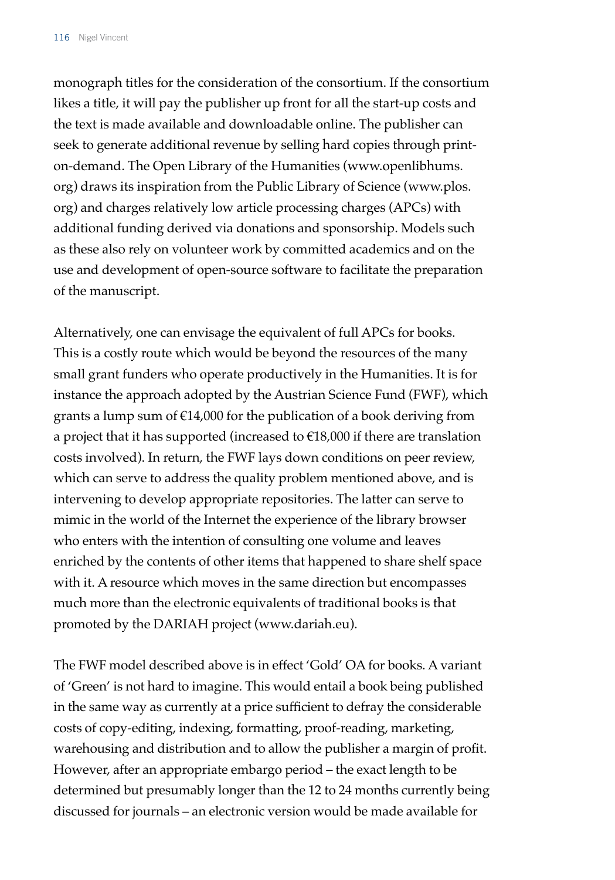monograph titles for the consideration of the consortium. If the consortium likes a title, it will pay the publisher up front for all the start-up costs and the text is made available and downloadable online. The publisher can seek to generate additional revenue by selling hard copies through print-on-demand. The Open Library of the Humanities (www.openlibhums.org) draws its inspiration from the Public Library of Science (www.plos.org) and charges relatively low article processing charges (APCs) with additional funding derived via donations and sponsorship. Models such as these also rely on volunteer work by committed academics and on the use and development of open-source software to facilitate the preparation of the manuscript.

Alternatively, one can envisage the equivalent of full APCs for books. This is a costly route which would be beyond the resources of the many small grant funders who operate productively in the Humanities. It is for instance the approach adopted by the Austrian Science Fund (FWF), which grants a lump sum of €14,000 for the publication of a book deriving from a project that it has supported (increased to €18,000 if there are translation costs involved). In return, the FWF lays down conditions on peer review, which can serve to address the quality problem mentioned above, and is intervening to develop appropriate repositories. The latter can serve to mimic in the world of the Internet the experience of the library browser who enters with the intention of consulting one volume and leaves enriched by the contents of other items that happened to share shelf space with it. A resource which moves in the same direction but encompasses much more than the electronic equivalents of traditional books is that promoted by the DARIAH project (www.dariah.eu).

The FWF model described above is in effect 'Gold' OA for books. A variant of 'Green' is not hard to imagine. This would entail a book being published in the same way as currently at a price sufficient to defray the considerable costs of copy-editing, indexing, formatting, proof-reading, marketing, warehousing and distribution and to allow the publisher a margin of profit. However, after an appropriate embargo period – the exact length to be determined but presumably longer than the 12 to 24 months currently being discussed for journals – an electronic version would be made available for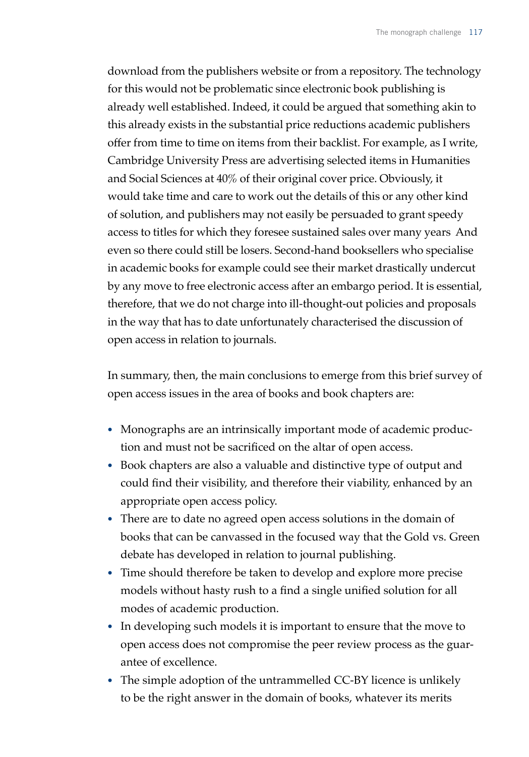download from the publishers website or from a repository. The technology for this would not be problematic since electronic book publishing is already well established. Indeed, it could be argued that something akin to this already exists in the substantial price reductions academic publishers offer from time to time on items from their backlist. For example, as I write, Cambridge University Press are advertising selected items in Humanities and Social Sciences at 40% of their original cover price. Obviously, it would take time and care to work out the details of this or any other kind of solution, and publishers may not easily be persuaded to grant speedy access to titles for which they foresee sustained sales over many years  And even so there could still be losers. Second-hand booksellers who specialise in academic books for example could see their market drastically undercut by any move to free electronic access after an embargo period. It is essential, therefore, that we do not charge into ill-thought-out policies and proposals in the way that has to date unfortunately characterised the discussion of open access in relation to journals.

In summary, then, the main conclusions to emerge from this brief survey of open access issues in the area of books and book chapters are:

- Monographs are an intrinsically important mode of academic production and must not be sacrificed on the altar of open access.
- Book chapters are also a valuable and distinctive type of output and could find their visibility, and therefore their viability, enhanced by an appropriate open access policy.
- There are to date no agreed open access solutions in the domain of books that can be canvassed in the focused way that the Gold vs. Green debate has developed in relation to journal publishing.
- Time should therefore be taken to develop and explore more precise models without hasty rush to a find a single unified solution for all modes of academic production.
- In developing such models it is important to ensure that the move to open access does not compromise the peer review process as the guarantee of excellence.
- The simple adoption of the untrammelled CC-BY licence is unlikely to be the right answer in the domain of books, whatever its merits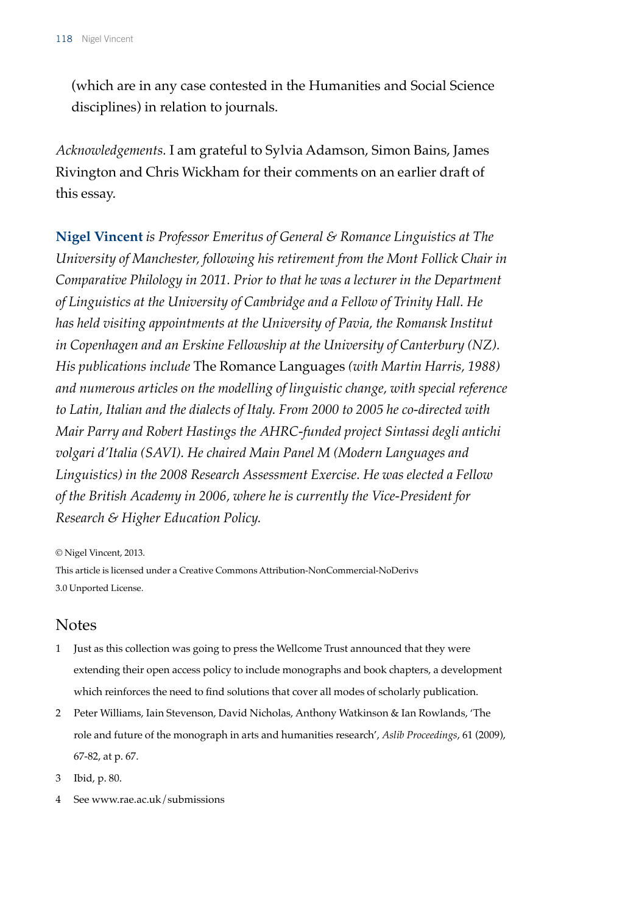(which are in any case contested in the Humanities and Social Science disciplines) in relation to journals.

*Acknowledgements*. I am grateful to Sylvia Adamson, Simon Bains, James Rivington and Chris Wickham for their comments on an earlier draft of this essay.

**Nigel Vincent** *is Professor Emeritus of General & Romance Linguistics at The University of Manchester, following his retirement from the Mont Follick Chair in Comparative Philology in 2011. Prior to that he was a lecturer in the Department of Linguistics at the University of Cambridge and a Fellow of Trinity Hall. He has held visiting appointments at the University of Pavia, the Romansk Institut in Copenhagen and an Erskine Fellowship at the University of Canterbury (NZ). His publications include* The Romance Languages *(with Martin Harris, 1988) and numerous articles on the modelling of linguistic change, with special reference to Latin, Italian and the dialects of Italy. From 2000 to 2005 he co-directed with Mair Parry and Robert Hastings the AHRC-funded project Sintassi degli antichi volgari d'Italia (SAVI). He chaired Main Panel M (Modern Languages and Linguistics) in the 2008 Research Assessment Exercise. He was elected a Fellow of the British Academy in 2006, where he is currently the Vice-President for Research & Higher Education Policy.*

© Nigel Vincent, 2013.

This article is licensed under a Creative Commons Attribution-NonCommercial-NoDerivs 3.0 Unported License.

## Notes

1. Just as this collection was going to press the Wellcome Trust announced that they were extending their open access policy to include monographs and book chapters, a development which reinforces the need to find solutions that cover all modes of scholarly publication.
2. Peter Williams, Iain Stevenson, David Nicholas, Anthony Watkinson & Ian Rowlands, 'The role and future of the monograph in arts and humanities research', *Aslib Proceedings*, 61 (2009), 67-82, at p. 67.
3. Ibid, p. 80.
4. See www.rae.ac.uk/submissions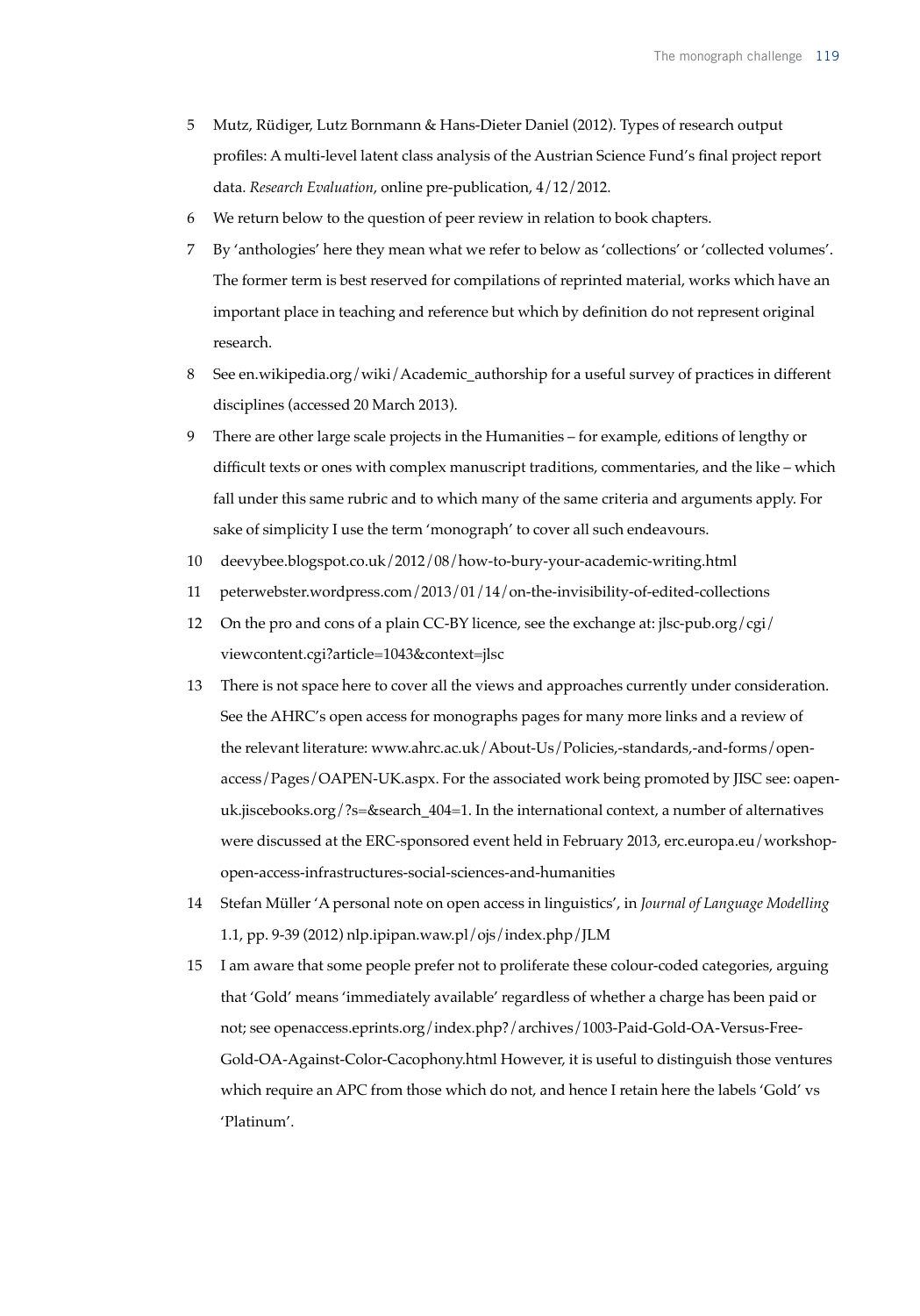5 Mutz, Rüdiger, Lutz Bornmann & Hans-Dieter Daniel (2012). Types of research output profiles: A multi-level latent class analysis of the Austrian Science Fund's final project report data. *Research Evaluation*, online pre-publication, 4/12/2012.

6 We return below to the question of peer review in relation to book chapters.

7 By 'anthologies' here they mean what we refer to below as 'collections' or 'collected volumes'. The former term is best reserved for compilations of reprinted material, works which have an important place in teaching and reference but which by definition do not represent original research.

8 See en.wikipedia.org/wiki/Academic_authorship for a useful survey of practices in different disciplines (accessed 20 March 2013).

9 There are other large scale projects in the Humanities – for example, editions of lengthy or difficult texts or ones with complex manuscript traditions, commentaries, and the like – which fall under this same rubric and to which many of the same criteria and arguments apply. For sake of simplicity I use the term 'monograph' to cover all such endeavours.

10 deevybee.blogspot.co.uk/2012/08/how-to-bury-your-academic-writing.html

11 peterwebster.wordpress.com/2013/01/14/on-the-invisibility-of-edited-collections

12 On the pro and cons of a plain CC-BY licence, see the exchange at: jlsc-pub.org/cgi/viewcontent.cgi?article=1043&context=jlsc

13 There is not space here to cover all the views and approaches currently under consideration. See the AHRC's open access for monographs pages for many more links and a review of the relevant literature: www.ahrc.ac.uk/About-Us/Policies,-standards,-and-forms/open-access/Pages/OAPEN-UK.aspx. For the associated work being promoted by JISC see: oapen-uk.jiscebooks.org/?s=&search_404=1. In the international context, a number of alternatives were discussed at the ERC-sponsored event held in February 2013, erc.europa.eu/workshop-open-access-infrastructures-social-sciences-and-humanities

14 Stefan Müller 'A personal note on open access in linguistics', in *Journal of Language Modelling* 1.1, pp. 9-39 (2012) nlp.ipipan.waw.pl/ojs/index.php/JLM

15 I am aware that some people prefer not to proliferate these colour-coded categories, arguing that 'Gold' means 'immediately available' regardless of whether a charge has been paid or not; see openaccess.eprints.org/index.php?/archives/1003-Paid-Gold-OA-Versus-Free-Gold-OA-Against-Color-Cacophony.html However, it is useful to distinguish those ventures which require an APC from those which do not, and hence I retain here the labels 'Gold' vs 'Platinum'.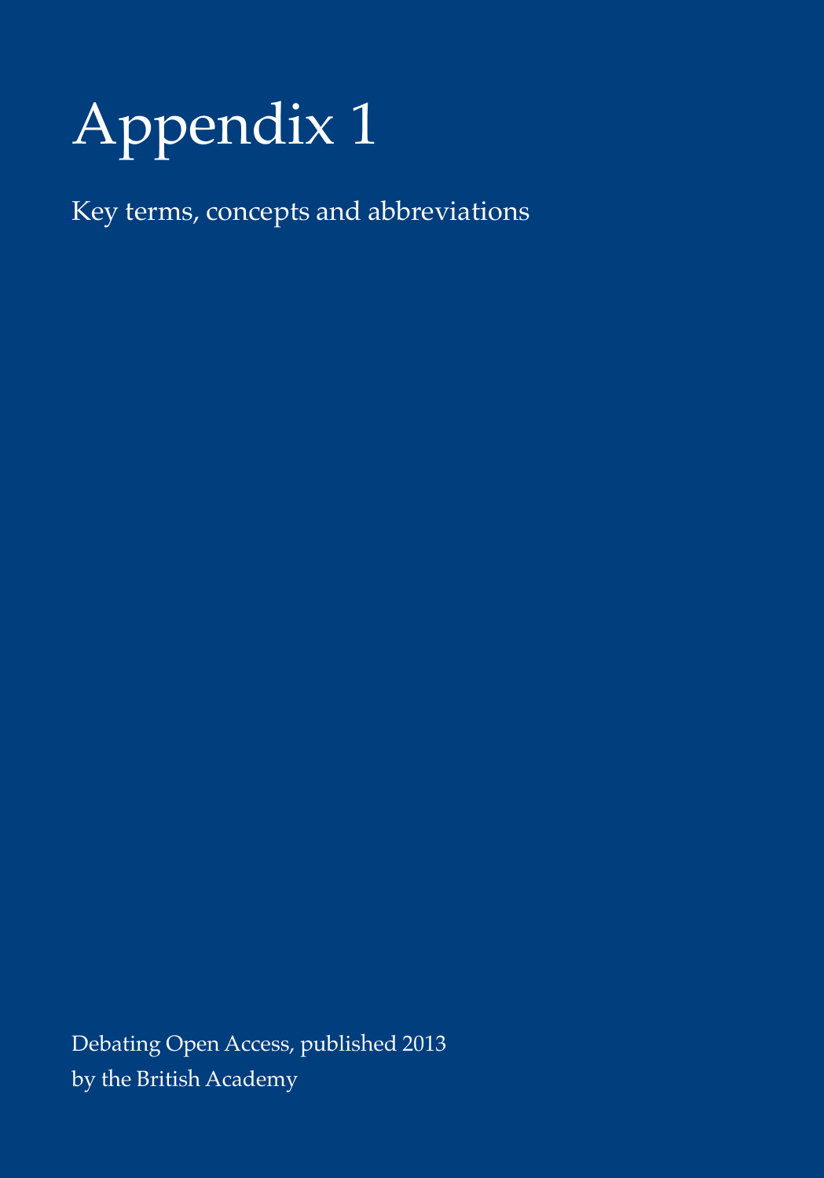# Appendix 1

Key terms, concepts and abbreviations

Debating Open Access, published 2013
by the British Academy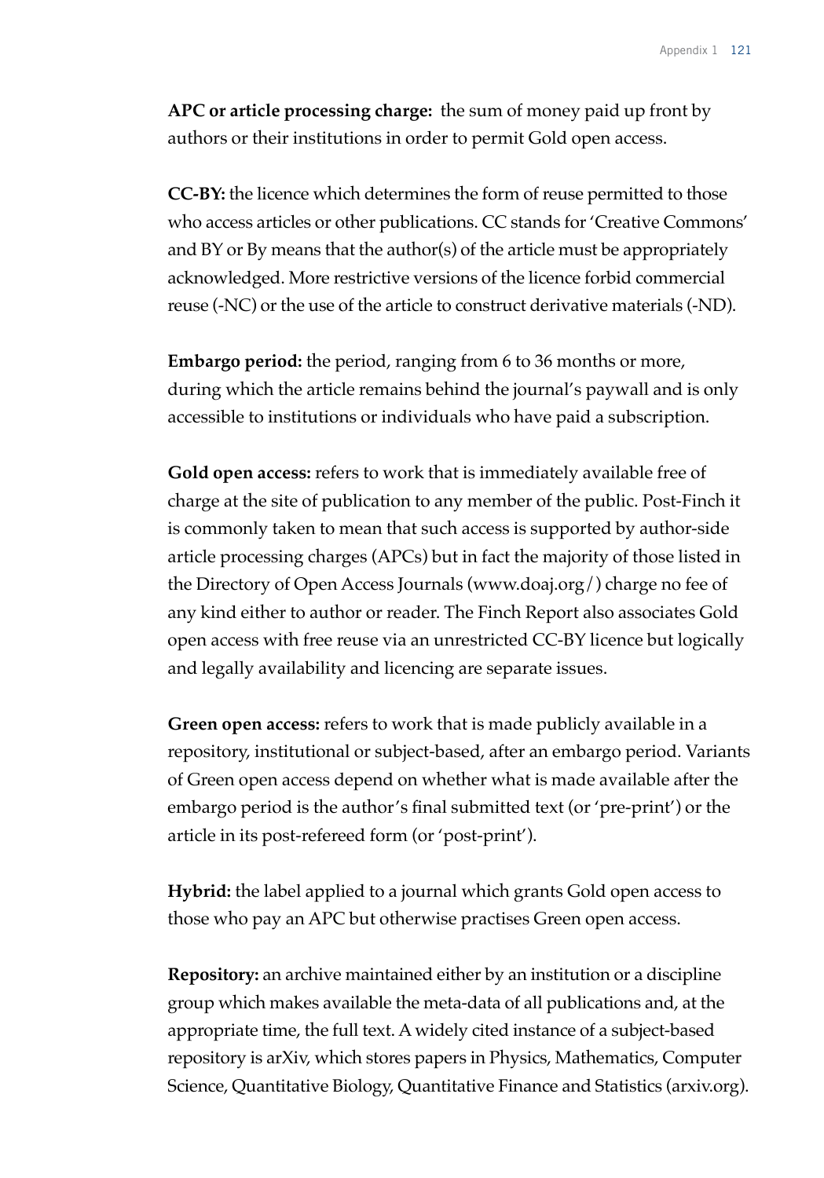**APC or article processing charge:** the sum of money paid up front by authors or their institutions in order to permit Gold open access.

**CC-BY:** the licence which determines the form of reuse permitted to those who access articles or other publications. CC stands for 'Creative Commons' and BY or By means that the author(s) of the article must be appropriately acknowledged. More restrictive versions of the licence forbid commercial reuse (-NC) or the use of the article to construct derivative materials (-ND).

**Embargo period:** the period, ranging from 6 to 36 months or more, during which the article remains behind the journal's paywall and is only accessible to institutions or individuals who have paid a subscription.

**Gold open access:** refers to work that is immediately available free of charge at the site of publication to any member of the public. Post-Finch it is commonly taken to mean that such access is supported by author-side article processing charges (APCs) but in fact the majority of those listed in the Directory of Open Access Journals (www.doaj.org/) charge no fee of any kind either to author or reader. The Finch Report also associates Gold open access with free reuse via an unrestricted CC-BY licence but logically and legally availability and licencing are separate issues.

**Green open access:** refers to work that is made publicly available in a repository, institutional or subject-based, after an embargo period. Variants of Green open access depend on whether what is made available after the embargo period is the author's final submitted text (or 'pre-print') or the article in its post-refereed form (or 'post-print').

**Hybrid:** the label applied to a journal which grants Gold open access to those who pay an APC but otherwise practises Green open access.

**Repository:** an archive maintained either by an institution or a discipline group which makes available the meta-data of all publications and, at the appropriate time, the full text. A widely cited instance of a subject-based repository is arXiv, which stores papers in Physics, Mathematics, Computer Science, Quantitative Biology, Quantitative Finance and Statistics (arxiv.org).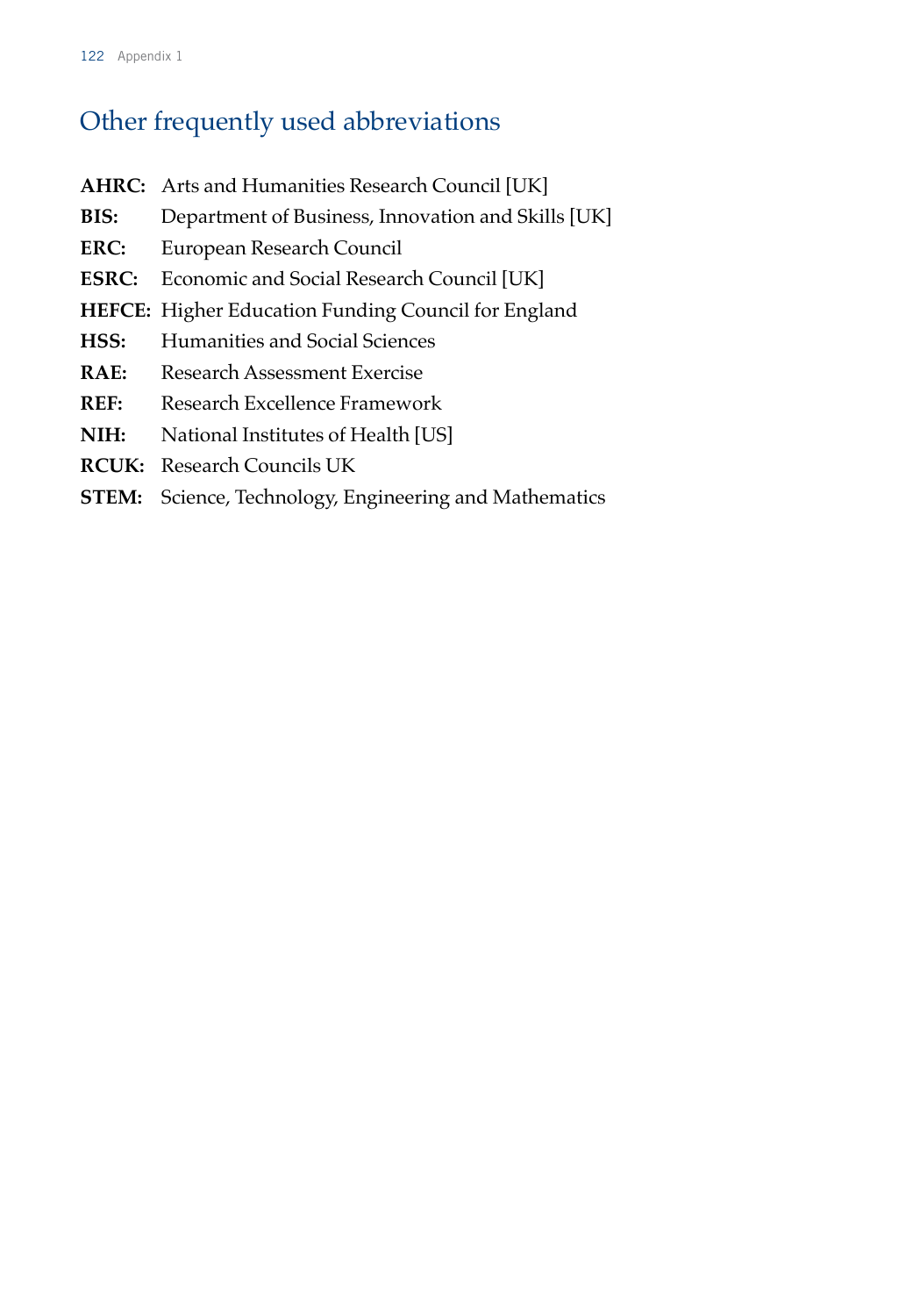## Other frequently used abbreviations

**AHRC:** Arts and Humanities Research Council [UK]

**BIS:** Department of Business, Innovation and Skills [UK]

**ERC:** European Research Council

**ESRC:** Economic and Social Research Council [UK]

**HEFCE:** Higher Education Funding Council for England

**HSS:** Humanities and Social Sciences

**RAE:** Research Assessment Exercise

**REF:** Research Excellence Framework

**NIH:** National Institutes of Health [US]

**RCUK:** Research Councils UK

**STEM:** Science, Technology, Engineering and Mathematics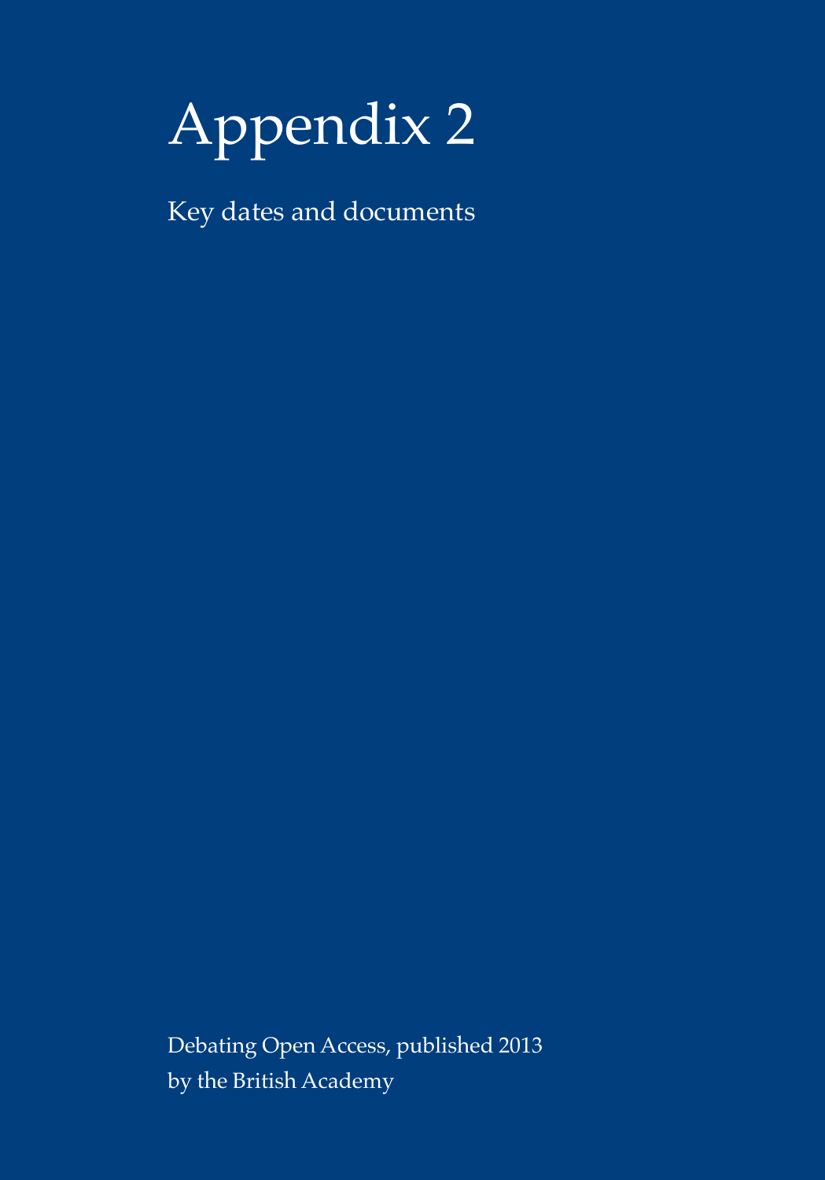# Appendix 2

Key dates and documents

Debating Open Access, published 2013
by the British Academy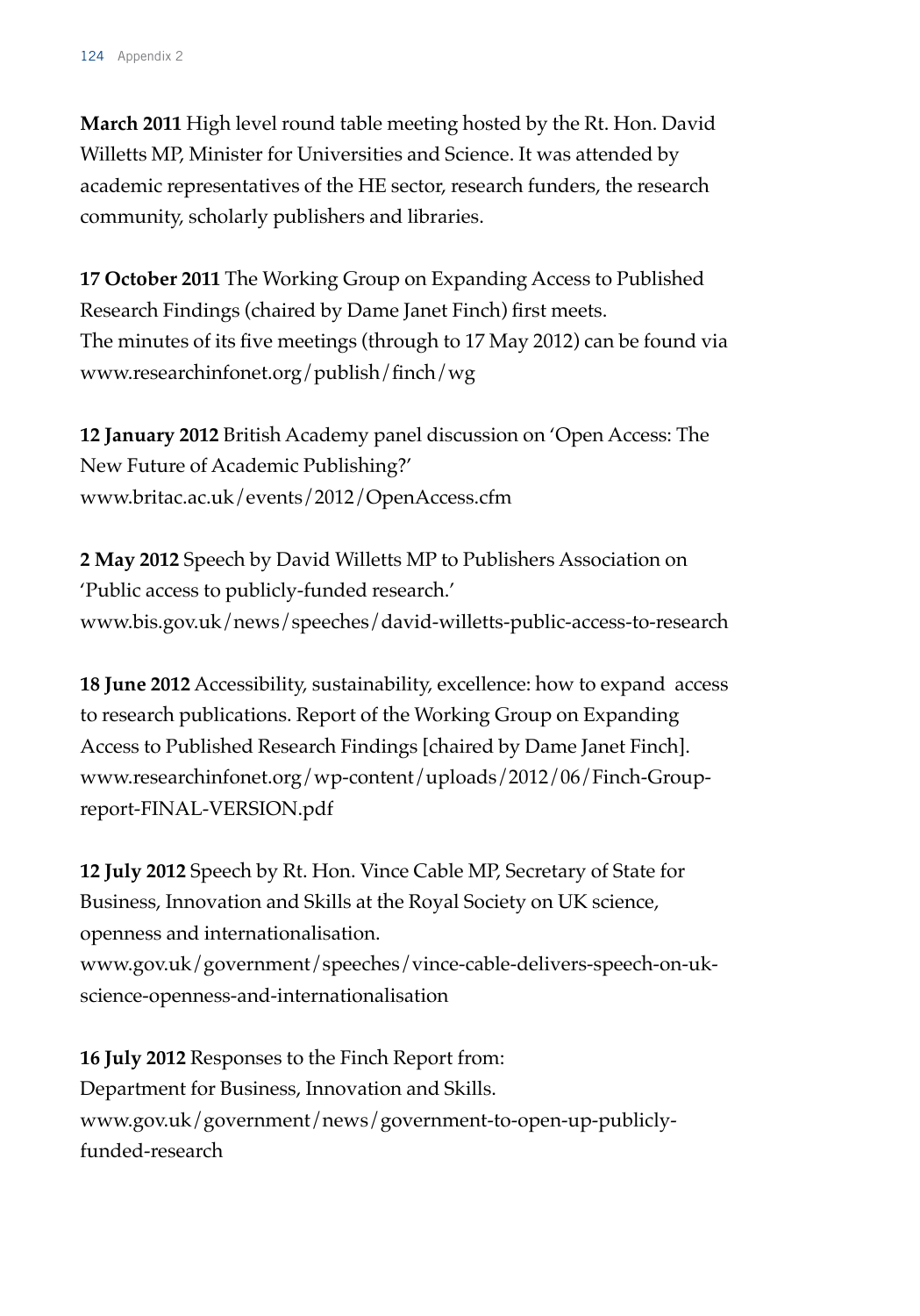**March 2011** High level round table meeting hosted by the Rt. Hon. David Willetts MP, Minister for Universities and Science. It was attended by academic representatives of the HE sector, research funders, the research community, scholarly publishers and libraries.

**17 October 2011** The Working Group on Expanding Access to Published Research Findings (chaired by Dame Janet Finch) first meets. The minutes of its five meetings (through to 17 May 2012) can be found via www.researchinfonet.org/publish/finch/wg

**12 January 2012** British Academy panel discussion on 'Open Access: The New Future of Academic Publishing?' www.britac.ac.uk/events/2012/OpenAccess.cfm

**2 May 2012** Speech by David Willetts MP to Publishers Association on 'Public access to publicly-funded research.' www.bis.gov.uk/news/speeches/david-willetts-public-access-to-research

**18 June 2012** Accessibility, sustainability, excellence: how to expand access to research publications. Report of the Working Group on Expanding Access to Published Research Findings [chaired by Dame Janet Finch]. www.researchinfonet.org/wp-content/uploads/2012/06/Finch-Group-report-FINAL-VERSION.pdf

**12 July 2012** Speech by Rt. Hon. Vince Cable MP, Secretary of State for Business, Innovation and Skills at the Royal Society on UK science, openness and internationalisation. www.gov.uk/government/speeches/vince-cable-delivers-speech-on-uk-science-openness-and-internationalisation

**16 July 2012** Responses to the Finch Report from:
Department for Business, Innovation and Skills.
www.gov.uk/government/news/government-to-open-up-publicly-funded-research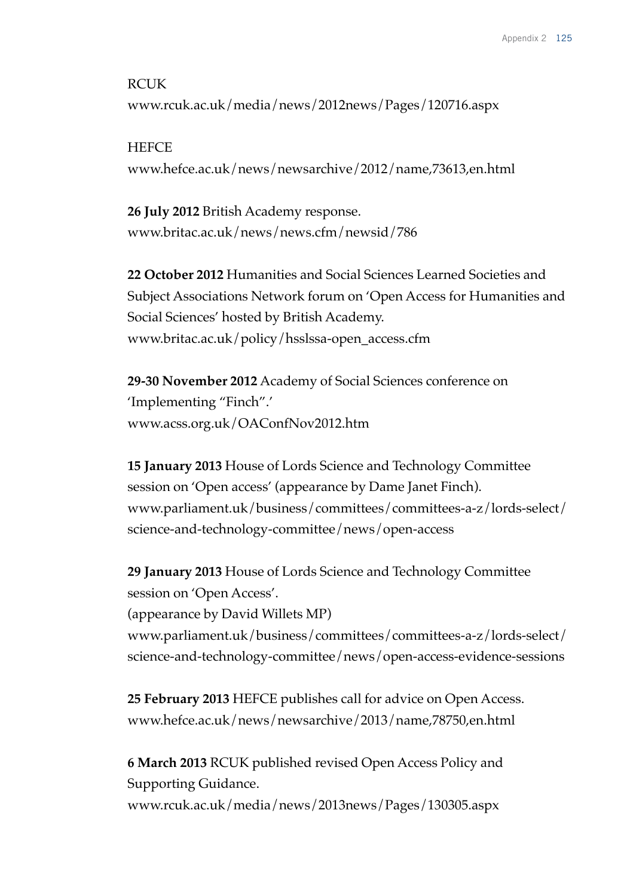RCUK
www.rcuk.ac.uk/media/news/2012news/Pages/120716.aspx

HEFCE
www.hefce.ac.uk/news/newsarchive/2012/name,73613,en.html

**26 July 2012** British Academy response.
www.britac.ac.uk/news/news.cfm/newsid/786

**22 October 2012** Humanities and Social Sciences Learned Societies and Subject Associations Network forum on 'Open Access for Humanities and Social Sciences' hosted by British Academy.
www.britac.ac.uk/policy/hsslssa-open_access.cfm

**29-30 November 2012** Academy of Social Sciences conference on 'Implementing "Finch".'
www.acss.org.uk/OAConfNov2012.htm

**15 January 2013** House of Lords Science and Technology Committee session on 'Open access' (appearance by Dame Janet Finch).
www.parliament.uk/business/committees/committees-a-z/lords-select/science-and-technology-committee/news/open-access

**29 January 2013** House of Lords Science and Technology Committee session on 'Open Access'.
(appearance by David Willets MP)
www.parliament.uk/business/committees/committees-a-z/lords-select/science-and-technology-committee/news/open-access-evidence-sessions

**25 February 2013** HEFCE publishes call for advice on Open Access.
www.hefce.ac.uk/news/newsarchive/2013/name,78750,en.html

**6 March 2013** RCUK published revised Open Access Policy and Supporting Guidance.
www.rcuk.ac.uk/media/news/2013news/Pages/130305.aspx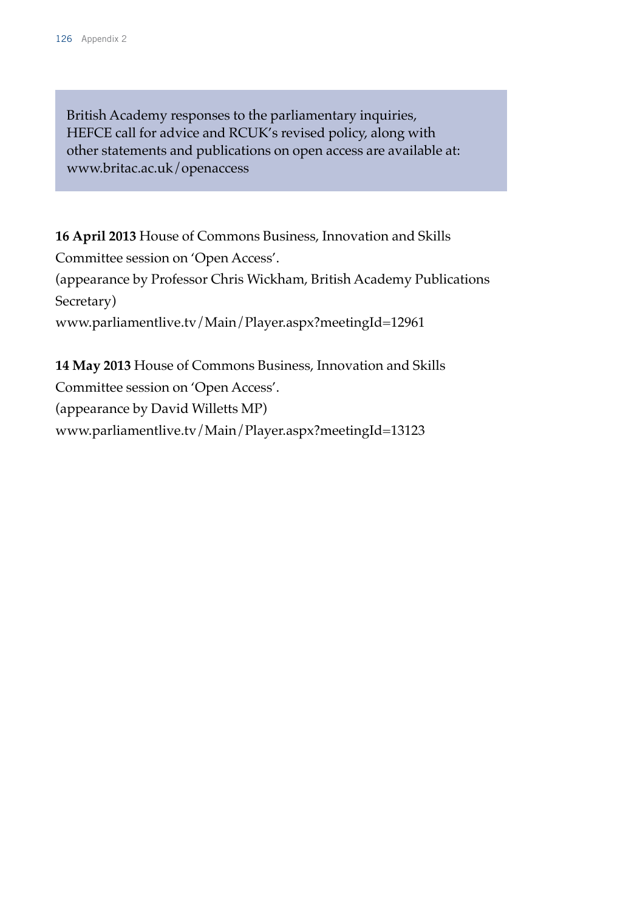British Academy responses to the parliamentary inquiries, HEFCE call for advice and RCUK's revised policy, along with other statements and publications on open access are available at: www.britac.ac.uk/openaccess

**16 April 2013** House of Commons Business, Innovation and Skills Committee session on 'Open Access'.
(appearance by Professor Chris Wickham, British Academy Publications Secretary)
www.parliamentlive.tv/Main/Player.aspx?meetingId=12961

**14 May 2013** House of Commons Business, Innovation and Skills Committee session on 'Open Access'.
(appearance by David Willetts MP)
www.parliamentlive.tv/Main/Player.aspx?meetingId=13123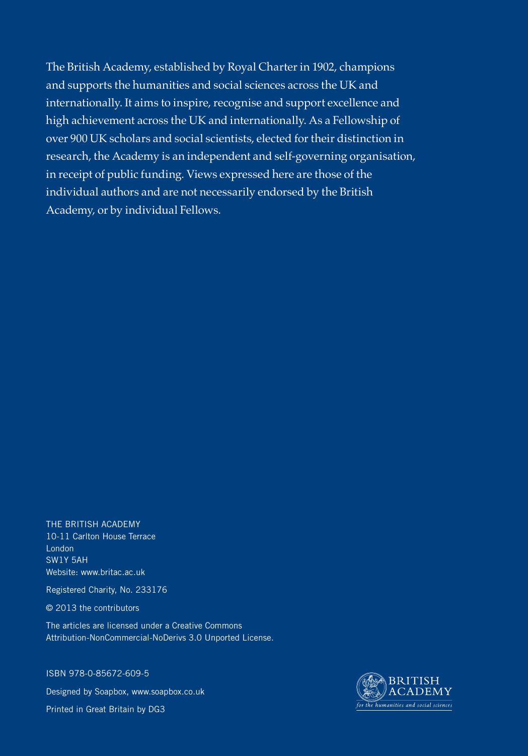The British Academy, established by Royal Charter in 1902, champions and supports the humanities and social sciences across the UK and internationally. It aims to inspire, recognise and support excellence and high achievement across the UK and internationally. As a Fellowship of over 900 UK scholars and social scientists, elected for their distinction in research, the Academy is an independent and self-governing organisation, in receipt of public funding. Views expressed here are those of the individual authors and are not necessarily endorsed by the British Academy, or by individual Fellows.

THE BRITISH ACADEMY
10-11 Carlton House Terrace
London
SW1Y 5AH
Website: www.britac.ac.uk

Registered Charity, No. 233176

© 2013 the contributors

The articles are licensed under a Creative Commons Attribution-NonCommercial-NoDerivs 3.0 Unported License.

ISBN 978-0-85672-609-5

Designed by Soapbox, www.soapbox.co.uk

Printed in Great Britain by DG3

BRITISH ACADEMY
*for the humanities and social sciences*